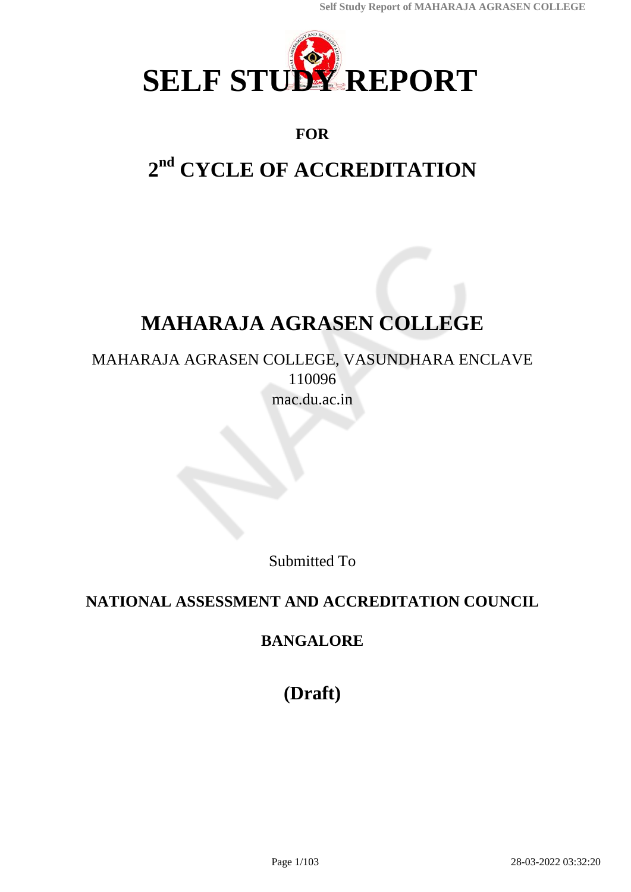# SELF STUDY REPORT

**FOR**

## 2nd CYCLE OF ACCREDITATION

# MAHARAJA AGRASEN COLLEGE

MAHARAJA AGRASEN COLLEGE, VASUNDHARA ENCLAVE
110096
mac.du.ac.in

Submitted To

**NATIONAL ASSESSMENT AND ACCREDITATION COUNCIL**

**BANGALORE**

**(Draft)**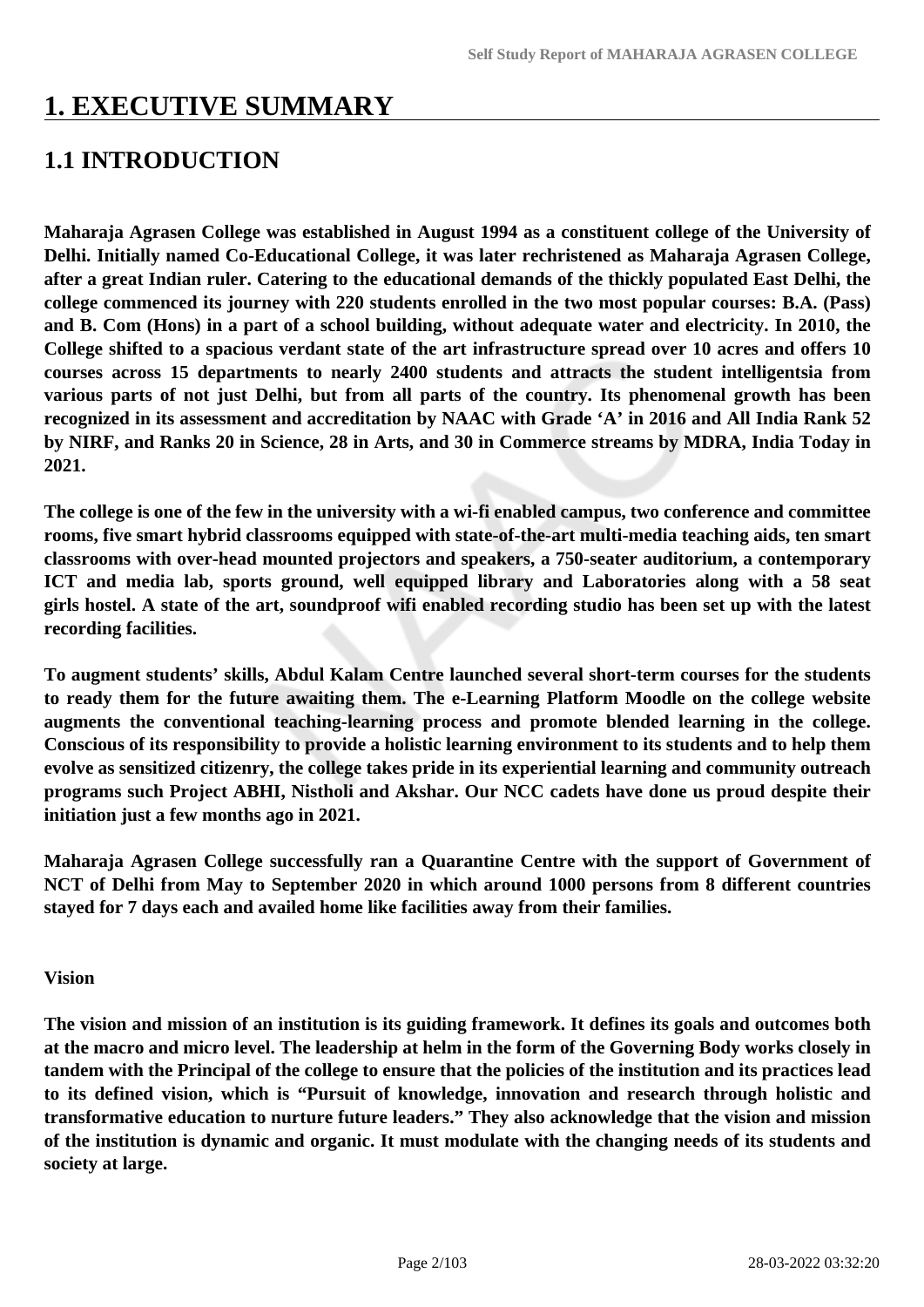# 1. EXECUTIVE SUMMARY

## 1.1 INTRODUCTION

**Maharaja Agrasen College was established in August 1994 as a constituent college of the University of Delhi. Initially named Co-Educational College, it was later rechristened as Maharaja Agrasen College, after a great Indian ruler. Catering to the educational demands of the thickly populated East Delhi, the college commenced its journey with 220 students enrolled in the two most popular courses: B.A. (Pass) and B. Com (Hons) in a part of a school building, without adequate water and electricity. In 2010, the College shifted to a spacious verdant state of the art infrastructure spread over 10 acres and offers 10 courses across 15 departments to nearly 2400 students and attracts the student intelligentsia from various parts of not just Delhi, but from all parts of the country. Its phenomenal growth has been recognized in its assessment and accreditation by NAAC with Grade 'A' in 2016 and All India Rank 52 by NIRF, and Ranks 20 in Science, 28 in Arts, and 30 in Commerce streams by MDRA, India Today in 2021.**

**The college is one of the few in the university with a wi-fi enabled campus, two conference and committee rooms, five smart hybrid classrooms equipped with state-of-the-art multi-media teaching aids, ten smart classrooms with over-head mounted projectors and speakers, a 750-seater auditorium, a contemporary ICT and media lab, sports ground, well equipped library and Laboratories along with a 58 seat girls hostel. A state of the art, soundproof wifi enabled recording studio has been set up with the latest recording facilities.**

**To augment students' skills, Abdul Kalam Centre launched several short-term courses for the students to ready them for the future awaiting them. The e-Learning Platform Moodle on the college website augments the conventional teaching-learning process and promote blended learning in the college. Conscious of its responsibility to provide a holistic learning environment to its students and to help them evolve as sensitized citizenry, the college takes pride in its experiential learning and community outreach programs such Project ABHI, Nistholi and Akshar. Our NCC cadets have done us proud despite their initiation just a few months ago in 2021.**

**Maharaja Agrasen College successfully ran a Quarantine Centre with the support of Government of NCT of Delhi from May to September 2020 in which around 1000 persons from 8 different countries stayed for 7 days each and availed home like facilities away from their families.**

**Vision**

**The vision and mission of an institution is its guiding framework. It defines its goals and outcomes both at the macro and micro level. The leadership at helm in the form of the Governing Body works closely in tandem with the Principal of the college to ensure that the policies of the institution and its practices lead to its defined vision, which is "Pursuit of knowledge, innovation and research through holistic and transformative education to nurture future leaders." They also acknowledge that the vision and mission of the institution is dynamic and organic. It must modulate with the changing needs of its students and society at large.**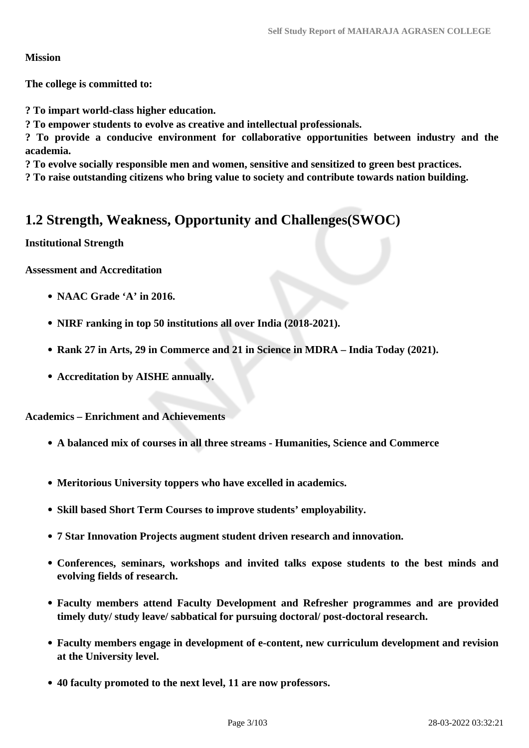**Mission**

**The college is committed to:**

**? To impart world-class higher education.**
**? To empower students to evolve as creative and intellectual professionals.**
**? To provide a conducive environment for collaborative opportunities between industry and the academia.**
**? To evolve socially responsible men and women, sensitive and sensitized to green best practices.**
**? To raise outstanding citizens who bring value to society and contribute towards nation building.**

## 1.2 Strength, Weakness, Opportunity and Challenges(SWOC)

**Institutional Strength**

**Assessment and Accreditation**

- **NAAC Grade 'A' in 2016.**
- **NIRF ranking in top 50 institutions all over India (2018-2021).**
- **Rank 27 in Arts, 29 in Commerce and 21 in Science in MDRA – India Today (2021).**
- **Accreditation by AISHE annually.**

**Academics – Enrichment and Achievements**

- **A balanced mix of courses in all three streams - Humanities, Science and Commerce**
- **Meritorious University toppers who have excelled in academics.**
- **Skill based Short Term Courses to improve students' employability.**
- **7 Star Innovation Projects augment student driven research and innovation.**
- **Conferences, seminars, workshops and invited talks expose students to the best minds and evolving fields of research.**
- **Faculty members attend Faculty Development and Refresher programmes and are provided timely duty/ study leave/ sabbatical for pursuing doctoral/ post-doctoral research.**
- **Faculty members engage in development of e-content, new curriculum development and revision at the University level.**
- **40 faculty promoted to the next level, 11 are now professors.**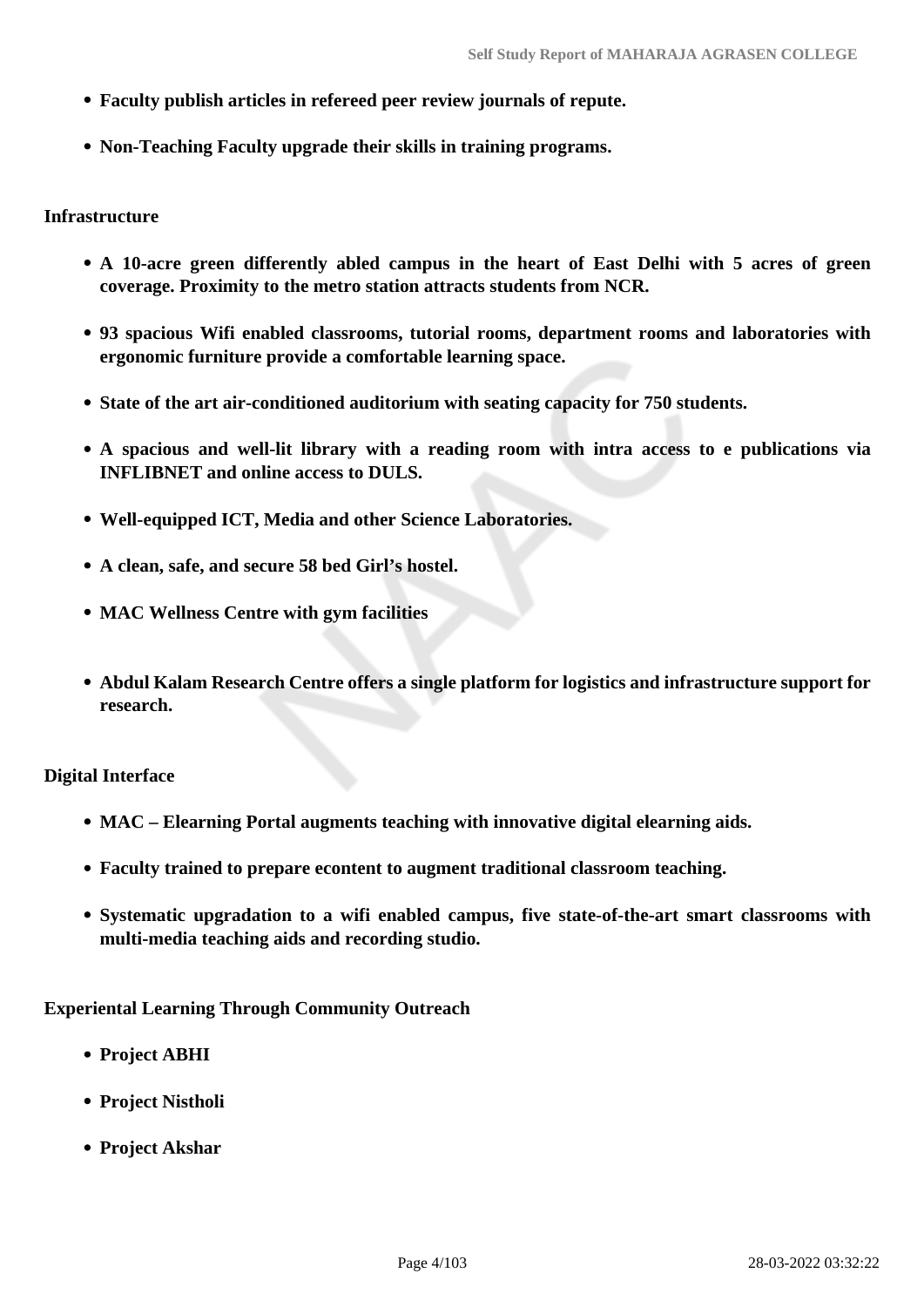- **Faculty publish articles in refereed peer review journals of repute.**
- **Non-Teaching Faculty upgrade their skills in training programs.**

**Infrastructure**

- **A 10-acre green differently abled campus in the heart of East Delhi with 5 acres of green coverage. Proximity to the metro station attracts students from NCR.**
- **93 spacious Wifi enabled classrooms, tutorial rooms, department rooms and laboratories with ergonomic furniture provide a comfortable learning space.**
- **State of the art air-conditioned auditorium with seating capacity for 750 students.**
- **A spacious and well-lit library with a reading room with intra access to e publications via INFLIBNET and online access to DULS.**
- **Well-equipped ICT, Media and other Science Laboratories.**
- **A clean, safe, and secure 58 bed Girl's hostel.**
- **MAC Wellness Centre with gym facilities**
- **Abdul Kalam Research Centre offers a single platform for logistics and infrastructure support for research.**

**Digital Interface**

- **MAC – Elearning Portal augments teaching with innovative digital elearning aids.**
- **Faculty trained to prepare econtent to augment traditional classroom teaching.**
- **Systematic upgradation to a wifi enabled campus, five state-of-the-art smart classrooms with multi-media teaching aids and recording studio.**

**Experiental Learning Through Community Outreach**

- **Project ABHI**
- **Project Nistholi**
- **Project Akshar**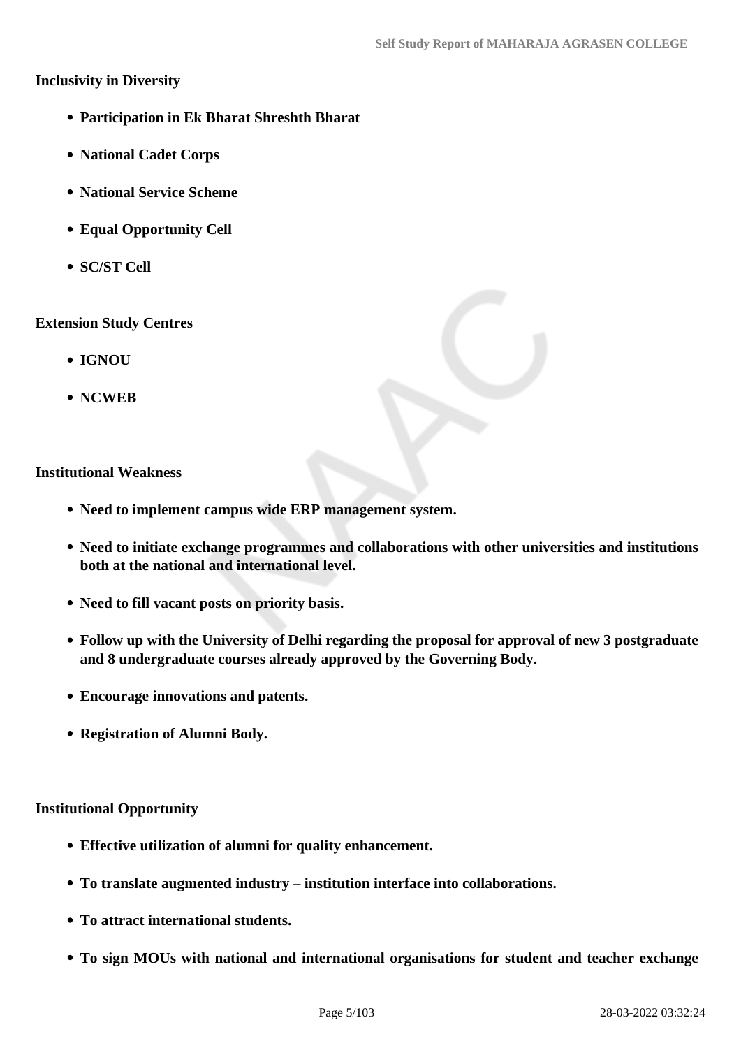**Inclusivity in Diversity**

- **Participation in Ek Bharat Shreshth Bharat**
- **National Cadet Corps**
- **National Service Scheme**
- **Equal Opportunity Cell**
- **SC/ST Cell**

**Extension Study Centres**

- **IGNOU**
- **NCWEB**

**Institutional Weakness**

- **Need to implement campus wide ERP management system.**
- **Need to initiate exchange programmes and collaborations with other universities and institutions both at the national and international level.**
- **Need to fill vacant posts on priority basis.**
- **Follow up with the University of Delhi regarding the proposal for approval of new 3 postgraduate and 8 undergraduate courses already approved by the Governing Body.**
- **Encourage innovations and patents.**
- **Registration of Alumni Body.**

**Institutional Opportunity**

- **Effective utilization of alumni for quality enhancement.**
- **To translate augmented industry – institution interface into collaborations.**
- **To attract international students.**
- **To sign MOUs with national and international organisations for student and teacher exchange**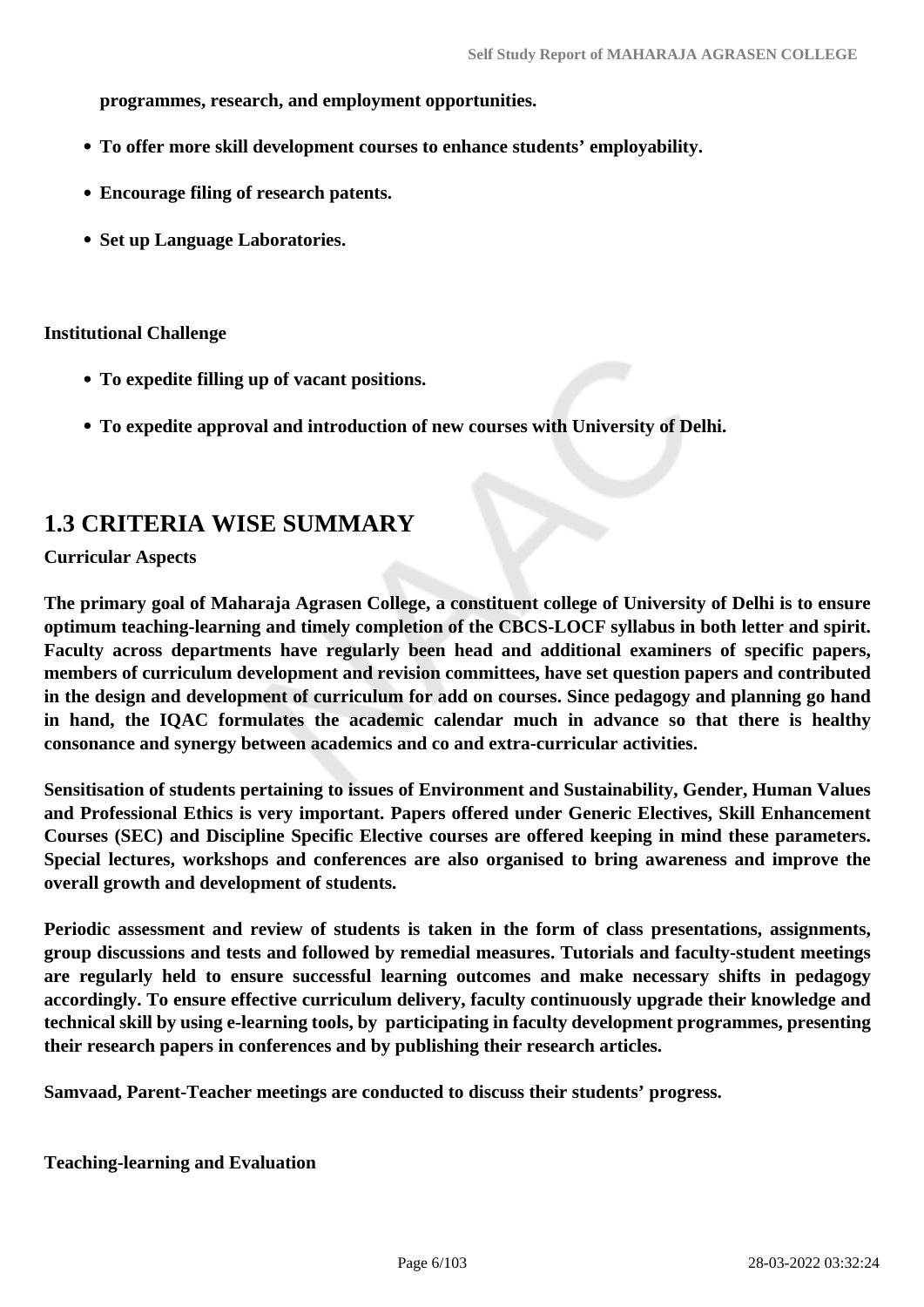**programmes, research, and employment opportunities.**

- **To offer more skill development courses to enhance students' employability.**
- **Encourage filing of research patents.**
- **Set up Language Laboratories.**

**Institutional Challenge**

- **To expedite filling up of vacant positions.**
- **To expedite approval and introduction of new courses with University of Delhi.**

## 1.3 CRITERIA WISE SUMMARY

**Curricular Aspects**

**The primary goal of Maharaja Agrasen College, a constituent college of University of Delhi is to ensure optimum teaching-learning and timely completion of the CBCS-LOCF syllabus in both letter and spirit. Faculty across departments have regularly been head and additional examiners of specific papers, members of curriculum development and revision committees, have set question papers and contributed in the design and development of curriculum for add on courses. Since pedagogy and planning go hand in hand, the IQAC formulates the academic calendar much in advance so that there is healthy consonance and synergy between academics and co and extra-curricular activities.**

**Sensitisation of students pertaining to issues of Environment and Sustainability, Gender, Human Values and Professional Ethics is very important. Papers offered under Generic Electives, Skill Enhancement Courses (SEC) and Discipline Specific Elective courses are offered keeping in mind these parameters. Special lectures, workshops and conferences are also organised to bring awareness and improve the overall growth and development of students.**

**Periodic assessment and review of students is taken in the form of class presentations, assignments, group discussions and tests and followed by remedial measures. Tutorials and faculty-student meetings are regularly held to ensure successful learning outcomes and make necessary shifts in pedagogy accordingly. To ensure effective curriculum delivery, faculty continuously upgrade their knowledge and technical skill by using e-learning tools, by participating in faculty development programmes, presenting their research papers in conferences and by publishing their research articles.**

**Samvaad, Parent-Teacher meetings are conducted to discuss their students' progress.**

**Teaching-learning and Evaluation**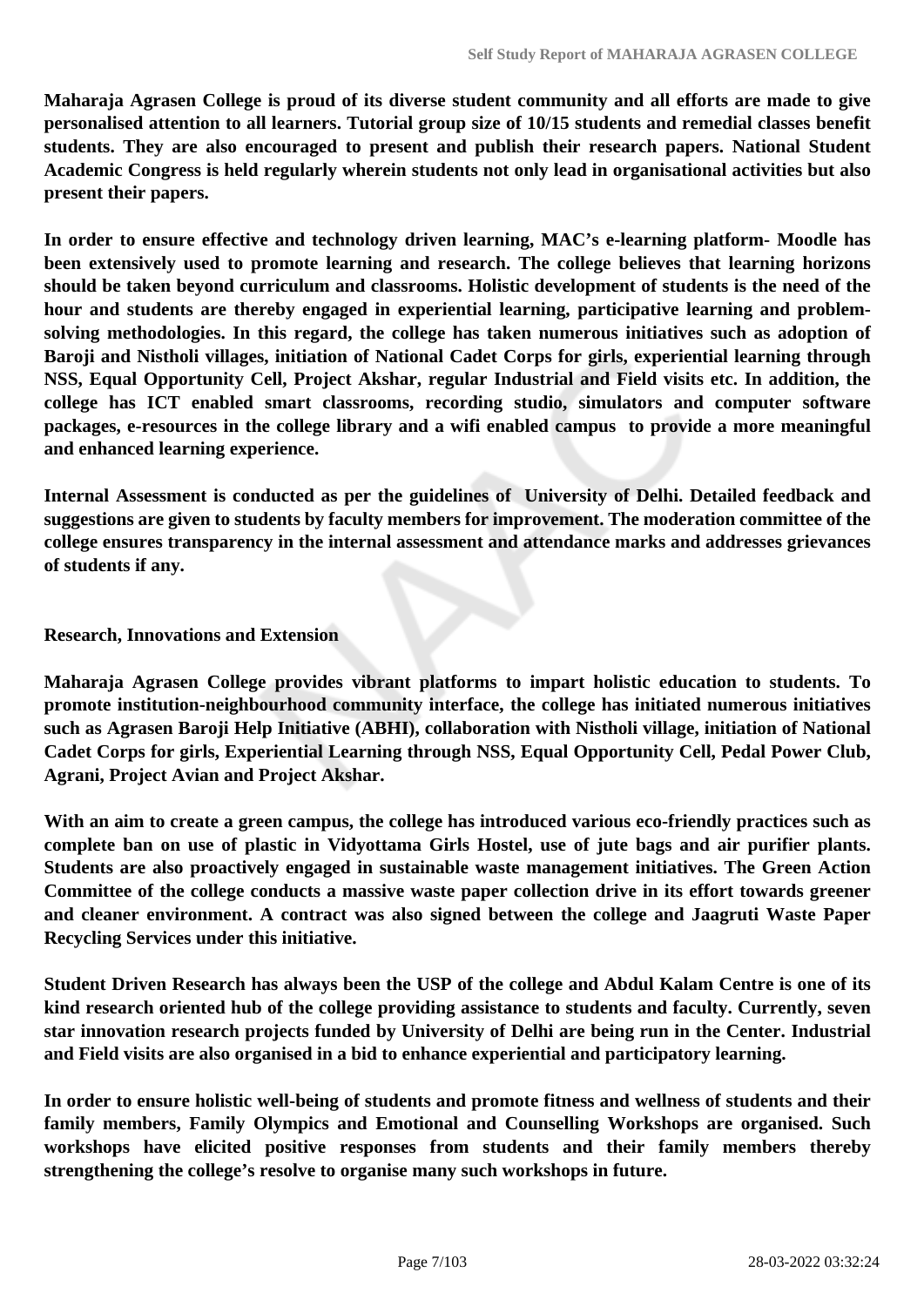**Maharaja Agrasen College is proud of its diverse student community and all efforts are made to give personalised attention to all learners. Tutorial group size of 10/15 students and remedial classes benefit students. They are also encouraged to present and publish their research papers. National Student Academic Congress is held regularly wherein students not only lead in organisational activities but also present their papers.**

**In order to ensure effective and technology driven learning, MAC's e-learning platform- Moodle has been extensively used to promote learning and research. The college believes that learning horizons should be taken beyond curriculum and classrooms. Holistic development of students is the need of the hour and students are thereby engaged in experiential learning, participative learning and problem-solving methodologies. In this regard, the college has taken numerous initiatives such as adoption of Baroji and Nistholi villages, initiation of National Cadet Corps for girls, experiential learning through NSS, Equal Opportunity Cell, Project Akshar, regular Industrial and Field visits etc. In addition, the college has ICT enabled smart classrooms, recording studio, simulators and computer software packages, e-resources in the college library and a wifi enabled campus to provide a more meaningful and enhanced learning experience.**

**Internal Assessment is conducted as per the guidelines of University of Delhi. Detailed feedback and suggestions are given to students by faculty members for improvement. The moderation committee of the college ensures transparency in the internal assessment and attendance marks and addresses grievances of students if any.**

**Research, Innovations and Extension**

**Maharaja Agrasen College provides vibrant platforms to impart holistic education to students. To promote institution-neighbourhood community interface, the college has initiated numerous initiatives such as Agrasen Baroji Help Initiative (ABHI), collaboration with Nistholi village, initiation of National Cadet Corps for girls, Experiential Learning through NSS, Equal Opportunity Cell, Pedal Power Club, Agrani, Project Avian and Project Akshar.**

**With an aim to create a green campus, the college has introduced various eco-friendly practices such as complete ban on use of plastic in Vidyottama Girls Hostel, use of jute bags and air purifier plants. Students are also proactively engaged in sustainable waste management initiatives. The Green Action Committee of the college conducts a massive waste paper collection drive in its effort towards greener and cleaner environment. A contract was also signed between the college and Jaagruti Waste Paper Recycling Services under this initiative.**

**Student Driven Research has always been the USP of the college and Abdul Kalam Centre is one of its kind research oriented hub of the college providing assistance to students and faculty. Currently, seven star innovation research projects funded by University of Delhi are being run in the Center. Industrial and Field visits are also organised in a bid to enhance experiential and participatory learning.**

**In order to ensure holistic well-being of students and promote fitness and wellness of students and their family members, Family Olympics and Emotional and Counselling Workshops are organised. Such workshops have elicited positive responses from students and their family members thereby strengthening the college's resolve to organise many such workshops in future.**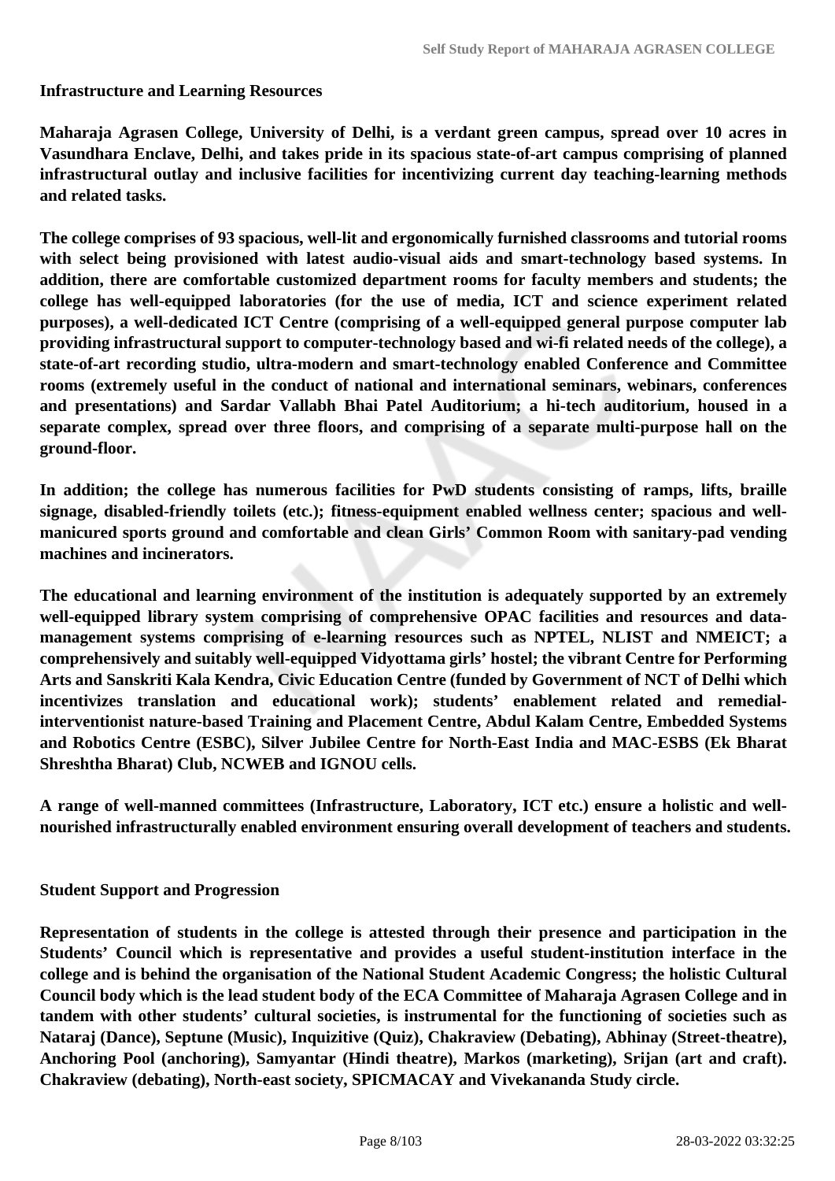**Infrastructure and Learning Resources**

**Maharaja Agrasen College, University of Delhi, is a verdant green campus, spread over 10 acres in Vasundhara Enclave, Delhi, and takes pride in its spacious state-of-art campus comprising of planned infrastructural outlay and inclusive facilities for incentivizing current day teaching-learning methods and related tasks.**

**The college comprises of 93 spacious, well-lit and ergonomically furnished classrooms and tutorial rooms with select being provisioned with latest audio-visual aids and smart-technology based systems. In addition, there are comfortable customized department rooms for faculty members and students; the college has well-equipped laboratories (for the use of media, ICT and science experiment related purposes), a well-dedicated ICT Centre (comprising of a well-equipped general purpose computer lab providing infrastructural support to computer-technology based and wi-fi related needs of the college), a state-of-art recording studio, ultra-modern and smart-technology enabled Conference and Committee rooms (extremely useful in the conduct of national and international seminars, webinars, conferences and presentations) and Sardar Vallabh Bhai Patel Auditorium; a hi-tech auditorium, housed in a separate complex, spread over three floors, and comprising of a separate multi-purpose hall on the ground-floor.**

**In addition; the college has numerous facilities for PwD students consisting of ramps, lifts, braille signage, disabled-friendly toilets (etc.); fitness-equipment enabled wellness center; spacious and well-manicured sports ground and comfortable and clean Girls' Common Room with sanitary-pad vending machines and incinerators.**

**The educational and learning environment of the institution is adequately supported by an extremely well-equipped library system comprising of comprehensive OPAC facilities and resources and data-management systems comprising of e-learning resources such as NPTEL, NLIST and NMEICT; a comprehensively and suitably well-equipped Vidyottama girls' hostel; the vibrant Centre for Performing Arts and Sanskriti Kala Kendra, Civic Education Centre (funded by Government of NCT of Delhi which incentivizes translation and educational work); students' enablement related and remedial-interventionist nature-based Training and Placement Centre, Abdul Kalam Centre, Embedded Systems and Robotics Centre (ESBC), Silver Jubilee Centre for North-East India and MAC-ESBS (Ek Bharat Shreshtha Bharat) Club, NCWEB and IGNOU cells.**

**A range of well-manned committees (Infrastructure, Laboratory, ICT etc.) ensure a holistic and well-nourished infrastructurally enabled environment ensuring overall development of teachers and students.**

**Student Support and Progression**

**Representation of students in the college is attested through their presence and participation in the Students' Council which is representative and provides a useful student-institution interface in the college and is behind the organisation of the National Student Academic Congress; the holistic Cultural Council body which is the lead student body of the ECA Committee of Maharaja Agrasen College and in tandem with other students' cultural societies, is instrumental for the functioning of societies such as Nataraj (Dance), Septune (Music), Inquizitive (Quiz), Chakraview (Debating), Abhinay (Street-theatre), Anchoring Pool (anchoring), Samyantar (Hindi theatre), Markos (marketing), Srijan (art and craft). Chakraview (debating), North-east society, SPICMACAY and Vivekananda Study circle.**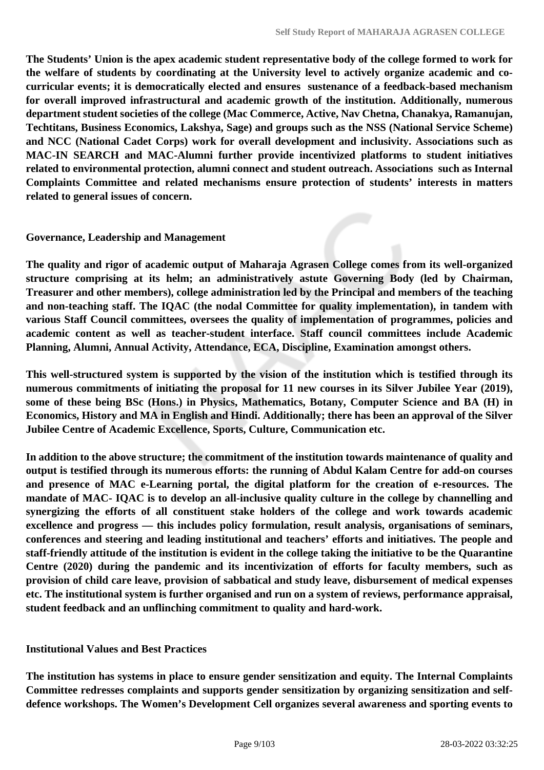**The Students' Union is the apex academic student representative body of the college formed to work for the welfare of students by coordinating at the University level to actively organize academic and co-curricular events; it is democratically elected and ensures sustenance of a feedback-based mechanism for overall improved infrastructural and academic growth of the institution. Additionally, numerous department student societies of the college (Mac Commerce, Active, Nav Chetna, Chanakya, Ramanujan, Techtitans, Business Economics, Lakshya, Sage) and groups such as the NSS (National Service Scheme) and NCC (National Cadet Corps) work for overall development and inclusivity. Associations such as MAC-IN SEARCH and MAC-Alumni further provide incentivized platforms to student initiatives related to environmental protection, alumni connect and student outreach. Associations such as Internal Complaints Committee and related mechanisms ensure protection of students' interests in matters related to general issues of concern.**

### Governance, Leadership and Management

**The quality and rigor of academic output of Maharaja Agrasen College comes from its well-organized structure comprising at its helm; an administratively astute Governing Body (led by Chairman, Treasurer and other members), college administration led by the Principal and members of the teaching and non-teaching staff. The IQAC (the nodal Committee for quality implementation), in tandem with various Staff Council committees, oversees the quality of implementation of programmes, policies and academic content as well as teacher-student interface. Staff council committees include Academic Planning, Alumni, Annual Activity, Attendance, ECA, Discipline, Examination amongst others.**

**This well-structured system is supported by the vision of the institution which is testified through its numerous commitments of initiating the proposal for 11 new courses in its Silver Jubilee Year (2019), some of these being BSc (Hons.) in Physics, Mathematics, Botany, Computer Science and BA (H) in Economics, History and MA in English and Hindi. Additionally; there has been an approval of the Silver Jubilee Centre of Academic Excellence, Sports, Culture, Communication etc.**

**In addition to the above structure; the commitment of the institution towards maintenance of quality and output is testified through its numerous efforts: the running of Abdul Kalam Centre for add-on courses and presence of MAC e-Learning portal, the digital platform for the creation of e-resources. The mandate of MAC- IQAC is to develop an all-inclusive quality culture in the college by channelling and synergizing the efforts of all constituent stake holders of the college and work towards academic excellence and progress — this includes policy formulation, result analysis, organisations of seminars, conferences and steering and leading institutional and teachers' efforts and initiatives. The people and staff-friendly attitude of the institution is evident in the college taking the initiative to be the Quarantine Centre (2020) during the pandemic and its incentivization of efforts for faculty members, such as provision of child care leave, provision of sabbatical and study leave, disbursement of medical expenses etc. The institutional system is further organised and run on a system of reviews, performance appraisal, student feedback and an unflinching commitment to quality and hard-work.**

### Institutional Values and Best Practices

**The institution has systems in place to ensure gender sensitization and equity. The Internal Complaints Committee redresses complaints and supports gender sensitization by organizing sensitization and self-defence workshops. The Women's Development Cell organizes several awareness and sporting events to**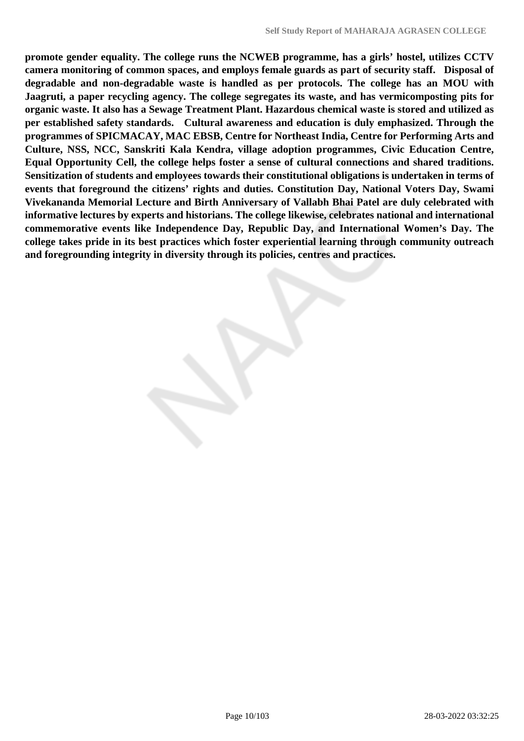**promote gender equality. The college runs the NCWEB programme, has a girls' hostel, utilizes CCTV camera monitoring of common spaces, and employs female guards as part of security staff. Disposal of degradable and non-degradable waste is handled as per protocols. The college has an MOU with Jaagruti, a paper recycling agency. The college segregates its waste, and has vermicomposting pits for organic waste. It also has a Sewage Treatment Plant. Hazardous chemical waste is stored and utilized as per established safety standards. Cultural awareness and education is duly emphasized. Through the programmes of SPICMACAY, MAC EBSB, Centre for Northeast India, Centre for Performing Arts and Culture, NSS, NCC, Sanskriti Kala Kendra, village adoption programmes, Civic Education Centre, Equal Opportunity Cell, the college helps foster a sense of cultural connections and shared traditions. Sensitization of students and employees towards their constitutional obligations is undertaken in terms of events that foreground the citizens' rights and duties. Constitution Day, National Voters Day, Swami Vivekananda Memorial Lecture and Birth Anniversary of Vallabh Bhai Patel are duly celebrated with informative lectures by experts and historians. The college likewise, celebrates national and international commemorative events like Independence Day, Republic Day, and International Women's Day. The college takes pride in its best practices which foster experiential learning through community outreach and foregrounding integrity in diversity through its policies, centres and practices.**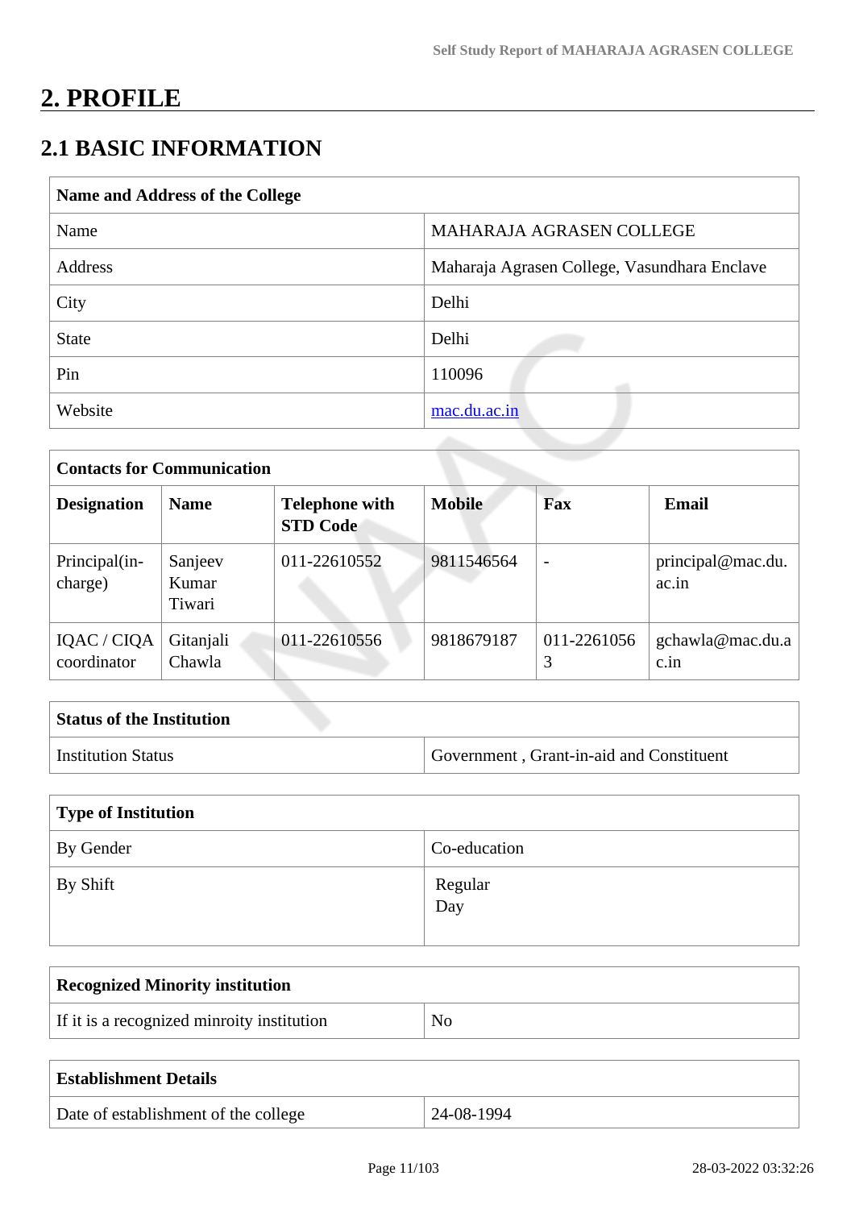# 2. PROFILE

## 2.1 BASIC INFORMATION

| Name and Address of the College | |
|---|---|
| Name | MAHARAJA AGRASEN COLLEGE |
| Address | Maharaja Agrasen College, Vasundhara Enclave |
| City | Delhi |
| State | Delhi |
| Pin | 110096 |
| Website | mac.du.ac.in |

| Contacts for Communication | | | | | |
|---|---|---|---|---|---|
| **Designation** | **Name** | **Telephone with STD Code** | **Mobile** | **Fax** | **Email** |
| Principal(in-charge) | Sanjeev Kumar Tiwari | 011-22610552 | 9811546564 | - | principal@mac.du.ac.in |
| IQAC / CIQA coordinator | Gitanjali Chawla | 011-22610556 | 9818679187 | 011-22610563 | gchawla@mac.du.ac.in |

| Status of the Institution | |
|---|---|
| Institution Status | Government , Grant-in-aid and Constituent |

| Type of Institution | |
|---|---|
| By Gender | Co-education |
| By Shift | Regular<br>Day |

| Recognized Minority institution | |
|---|---|
| If it is a recognized minroity institution | No |

| Establishment Details | |
|---|---|
| Date of establishment of the college | 24-08-1994 |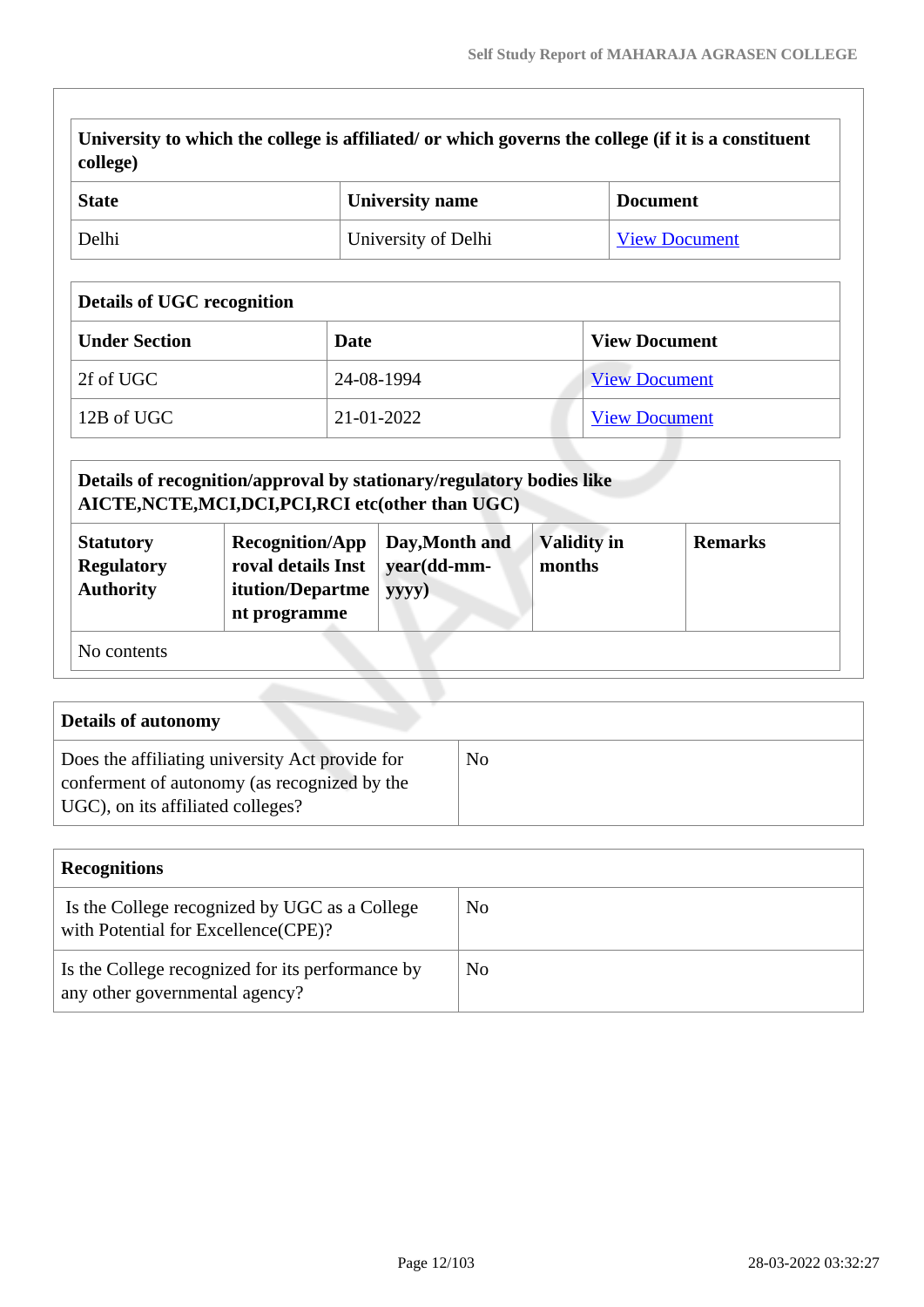| University to which the college is affiliated/ or which governs the college (if it is a constituent college) | | |
|---|---|---|
| **State** | **University name** | **Document** |
| Delhi | University of Delhi | View Document |

| Details of UGC recognition | | |
|---|---|---|
| **Under Section** | **Date** | **View Document** |
| 2f of UGC | 24-08-1994 | View Document |
| 12B of UGC | 21-01-2022 | View Document |

| Details of recognition/approval by stationary/regulatory bodies like AICTE,NCTE,MCI,DCI,PCI,RCI etc(other than UGC) | | | | |
|---|---|---|---|---|
| **Statutory Regulatory Authority** | **Recognition/Approval details Institution/Department programme** | **Day,Month and year(dd-mm-yyyy)** | **Validity in months** | **Remarks** |
| No contents | | | | |

| Details of autonomy | |
|---|---|
| Does the affiliating university Act provide for conferment of autonomy (as recognized by the UGC), on its affiliated colleges? | No |

| Recognitions | |
|---|---|
| Is the College recognized by UGC as a College with Potential for Excellence(CPE)? | No |
| Is the College recognized for its performance by any other governmental agency? | No |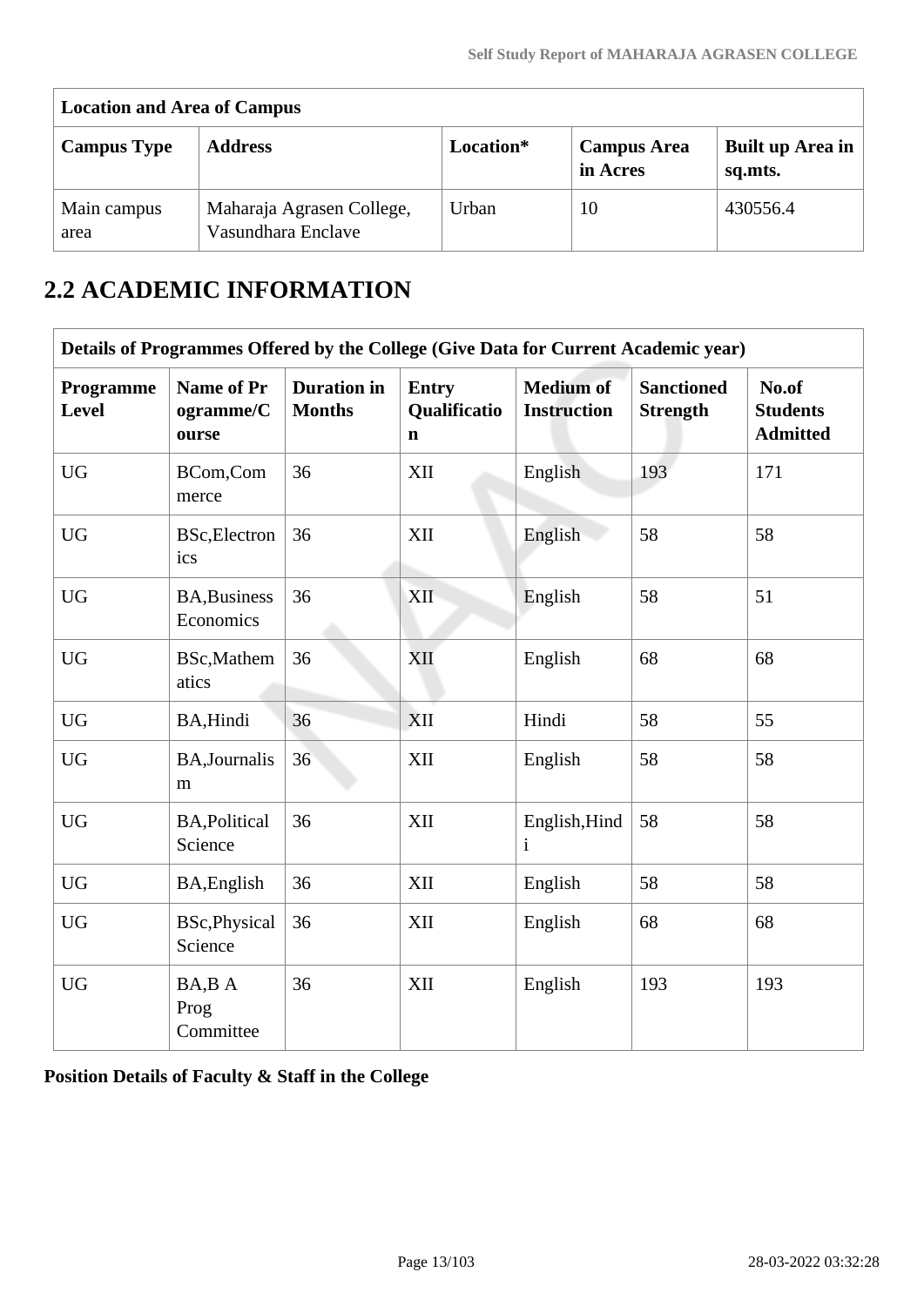| Location and Area of Campus | | | | |
|---|---|---|---|---|
| **Campus Type** | **Address** | **Location*** | **Campus Area in Acres** | **Built up Area in sq.mts.** |
| Main campus area | Maharaja Agrasen College, Vasundhara Enclave | Urban | 10 | 430556.4 |

## 2.2 ACADEMIC INFORMATION

| Details of Programmes Offered by the College (Give Data for Current Academic year) | | | | | | |
|---|---|---|---|---|---|---|
| **Programme Level** | **Name of Programme/Course** | **Duration in Months** | **Entry Qualification** | **Medium of Instruction** | **Sanctioned Strength** | **No.of Students Admitted** |
| UG | BCom,Commerce | 36 | XII | English | 193 | 171 |
| UG | BSc,Electronics | 36 | XII | English | 58 | 58 |
| UG | BA,Business Economics | 36 | XII | English | 58 | 51 |
| UG | BSc,Mathematics | 36 | XII | English | 68 | 68 |
| UG | BA,Hindi | 36 | XII | Hindi | 58 | 55 |
| UG | BA,Journalism | 36 | XII | English | 58 | 58 |
| UG | BA,Political Science | 36 | XII | English,Hindi | 58 | 58 |
| UG | BA,English | 36 | XII | English | 58 | 58 |
| UG | BSc,Physical Science | 36 | XII | English | 68 | 68 |
| UG | BA,B A Prog Committee | 36 | XII | English | 193 | 193 |

**Position Details of Faculty & Staff in the College**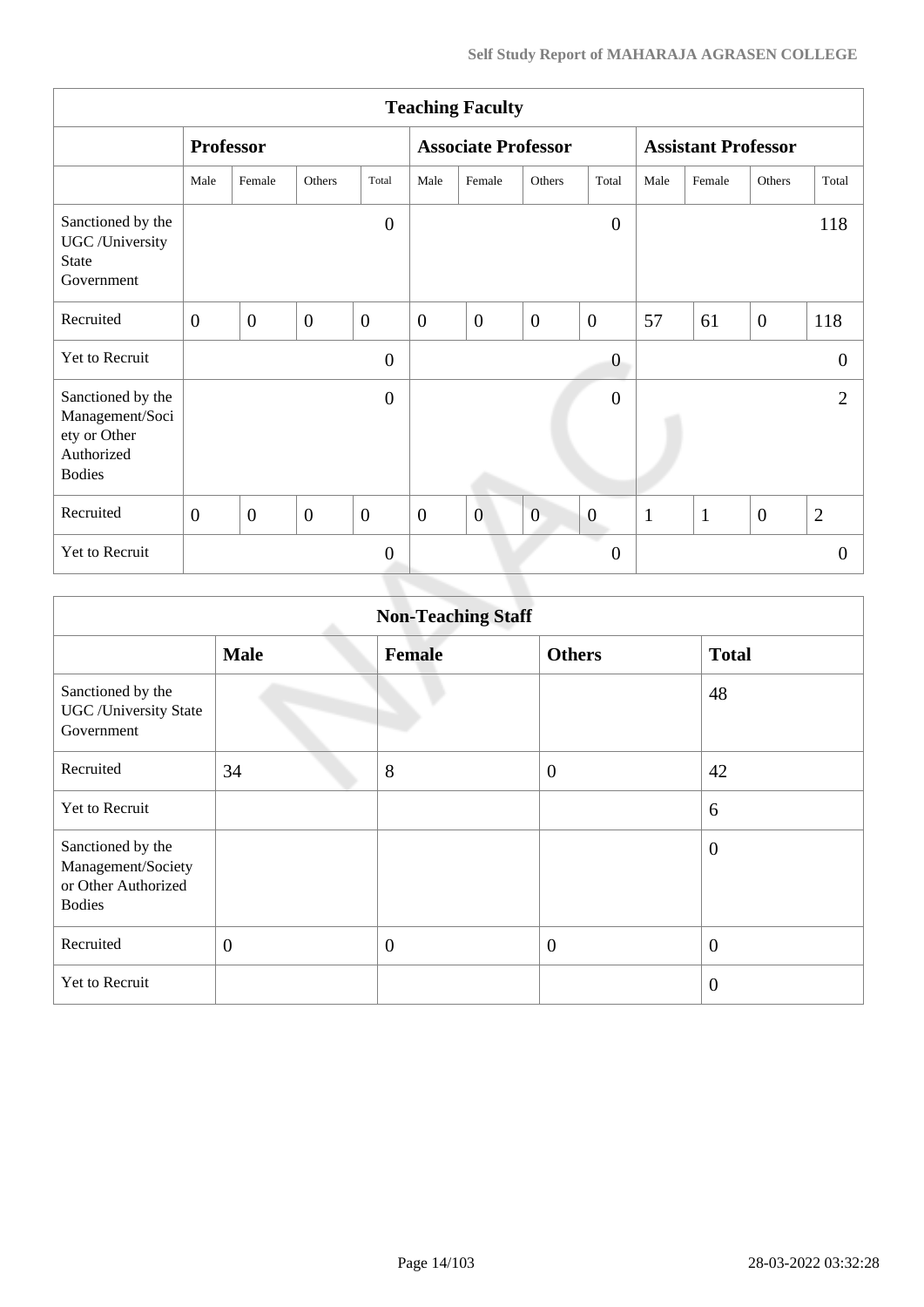| Teaching Faculty | | | | | | | | | | | | |
|---|---|---|---|---|---|---|---|---|---|---|---|---|
| | **Professor** | | | | **Associate Professor** | | | | **Assistant Professor** | | | |
| | Male | Female | Others | Total | Male | Female | Others | Total | Male | Female | Others | Total |
| Sanctioned by the UGC /University State Government | | | | 0 | | | | 0 | | | | 118 |
| Recruited | 0 | 0 | 0 | 0 | 0 | 0 | 0 | 0 | 57 | 61 | 0 | 118 |
| Yet to Recruit | | | | 0 | | | | 0 | | | | 0 |
| Sanctioned by the Management/Society or Other Authorized Bodies | | | | 0 | | | | 0 | | | | 2 |
| Recruited | 0 | 0 | 0 | 0 | 0 | 0 | 0 | 0 | 1 | 1 | 0 | 2 |
| Yet to Recruit | | | | 0 | | | | 0 | | | | 0 |

| Non-Teaching Staff | | | | |
|---|---|---|---|---|
| | **Male** | **Female** | **Others** | **Total** |
| Sanctioned by the UGC /University State Government | | | | 48 |
| Recruited | 34 | 8 | 0 | 42 |
| Yet to Recruit | | | | 6 |
| Sanctioned by the Management/Society or Other Authorized Bodies | | | | 0 |
| Recruited | 0 | 0 | 0 | 0 |
| Yet to Recruit | | | | 0 |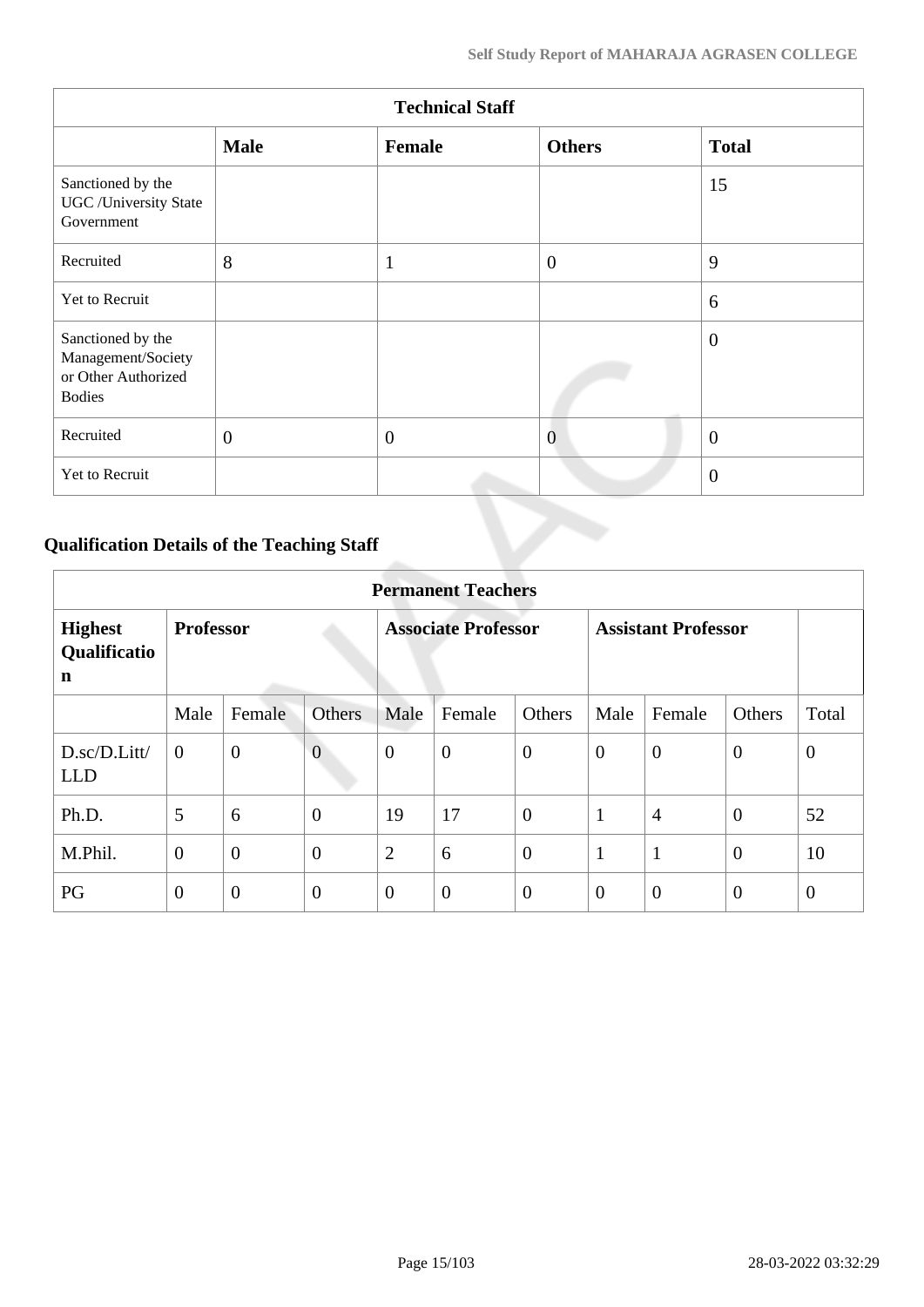| Technical Staff | | | | |
|---|---|---|---|---|
| | **Male** | **Female** | **Others** | **Total** |
| Sanctioned by the UGC /University State Government | | | | 15 |
| Recruited | 8 | 1 | 0 | 9 |
| Yet to Recruit | | | | 6 |
| Sanctioned by the Management/Society or Other Authorized Bodies | | | | 0 |
| Recruited | 0 | 0 | 0 | 0 |
| Yet to Recruit | | | | 0 |

## Qualification Details of the Teaching Staff

| Permanent Teachers | | | | | | | | | | |
|---|---|---|---|---|---|---|---|---|---|---|
| **Highest Qualification** | **Professor** | | | **Associate Professor** | | | **Assistant Professor** | | | |
| | Male | Female | Others | Male | Female | Others | Male | Female | Others | Total |
| D.sc/D.Litt/ LLD | 0 | 0 | 0 | 0 | 0 | 0 | 0 | 0 | 0 | 0 |
| Ph.D. | 5 | 6 | 0 | 19 | 17 | 0 | 1 | 4 | 0 | 52 |
| M.Phil. | 0 | 0 | 0 | 2 | 6 | 0 | 1 | 1 | 0 | 10 |
| PG | 0 | 0 | 0 | 0 | 0 | 0 | 0 | 0 | 0 | 0 |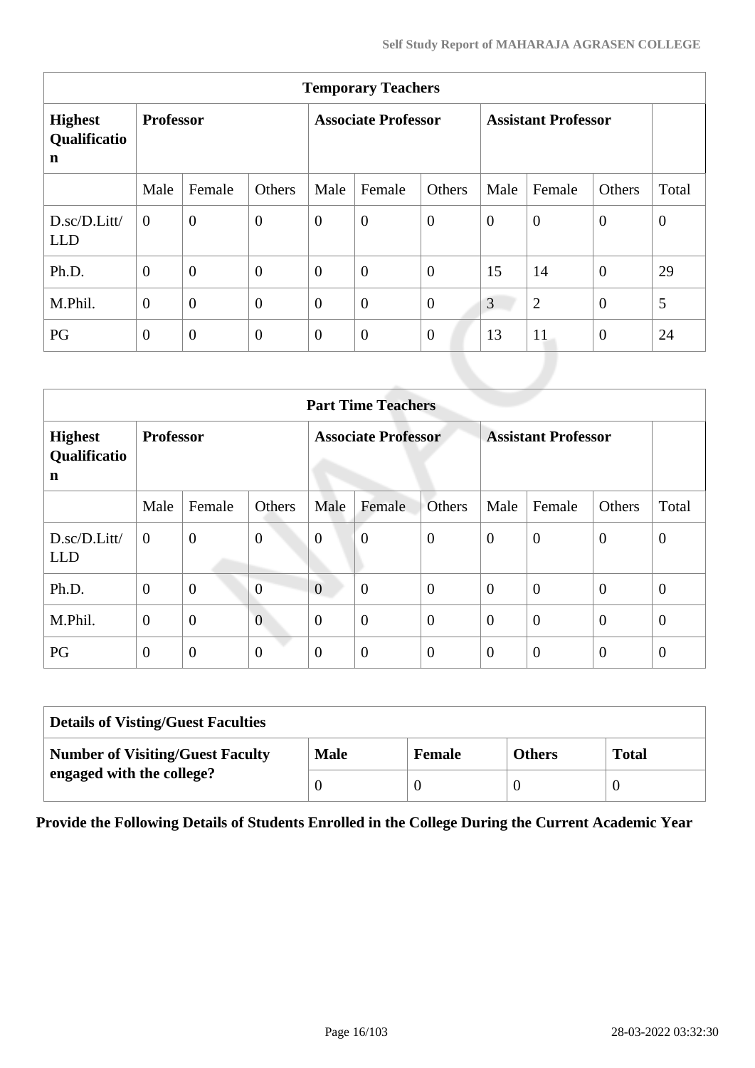| Temporary Teachers | | | | | | | | | | |
|---|---|---|---|---|---|---|---|---|---|---|
| **Highest Qualification** | **Professor** | | | **Associate Professor** | | | **Assistant Professor** | | | |
| | Male | Female | Others | Male | Female | Others | Male | Female | Others | Total |
| D.sc/D.Litt/LLD | 0 | 0 | 0 | 0 | 0 | 0 | 0 | 0 | 0 | 0 |
| Ph.D. | 0 | 0 | 0 | 0 | 0 | 0 | 15 | 14 | 0 | 29 |
| M.Phil. | 0 | 0 | 0 | 0 | 0 | 0 | 3 | 2 | 0 | 5 |
| PG | 0 | 0 | 0 | 0 | 0 | 0 | 13 | 11 | 0 | 24 |

| Part Time Teachers | | | | | | | | | | |
|---|---|---|---|---|---|---|---|---|---|---|
| **Highest Qualification** | **Professor** | | | **Associate Professor** | | | **Assistant Professor** | | | |
| | Male | Female | Others | Male | Female | Others | Male | Female | Others | Total |
| D.sc/D.Litt/LLD | 0 | 0 | 0 | 0 | 0 | 0 | 0 | 0 | 0 | 0 |
| Ph.D. | 0 | 0 | 0 | 0 | 0 | 0 | 0 | 0 | 0 | 0 |
| M.Phil. | 0 | 0 | 0 | 0 | 0 | 0 | 0 | 0 | 0 | 0 |
| PG | 0 | 0 | 0 | 0 | 0 | 0 | 0 | 0 | 0 | 0 |

| Details of Visting/Guest Faculties | | | | |
|---|---|---|---|---|
| **Number of Visiting/Guest Faculty engaged with the college?** | **Male** | **Female** | **Others** | **Total** |
| | 0 | 0 | 0 | 0 |

**Provide the Following Details of Students Enrolled in the College During the Current Academic Year**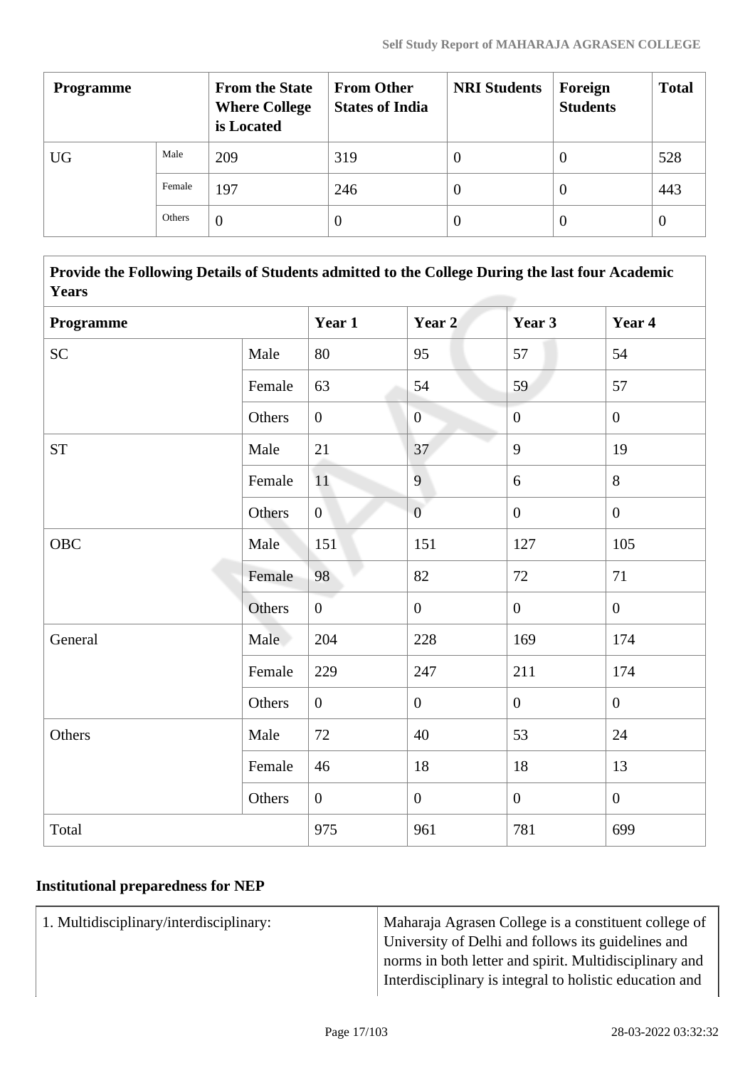| Programme | | From the State Where College is Located | From Other States of India | NRI Students | Foreign Students | Total |
|---|---|---|---|---|---|---|
| UG | Male | 209 | 319 | 0 | 0 | 528 |
| | Female | 197 | 246 | 0 | 0 | 443 |
| | Others | 0 | 0 | 0 | 0 | 0 |

**Provide the Following Details of Students admitted to the College During the last four Academic Years**

| Programme | | Year 1 | Year 2 | Year 3 | Year 4 |
|---|---|---|---|---|---|
| SC | Male | 80 | 95 | 57 | 54 |
| | Female | 63 | 54 | 59 | 57 |
| | Others | 0 | 0 | 0 | 0 |
| ST | Male | 21 | 37 | 9 | 19 |
| | Female | 11 | 9 | 6 | 8 |
| | Others | 0 | 0 | 0 | 0 |
| OBC | Male | 151 | 151 | 127 | 105 |
| | Female | 98 | 82 | 72 | 71 |
| | Others | 0 | 0 | 0 | 0 |
| General | Male | 204 | 228 | 169 | 174 |
| | Female | 229 | 247 | 211 | 174 |
| | Others | 0 | 0 | 0 | 0 |
| Others | Male | 72 | 40 | 53 | 24 |
| | Female | 46 | 18 | 18 | 13 |
| | Others | 0 | 0 | 0 | 0 |
| Total | | 975 | 961 | 781 | 699 |

## Institutional preparedness for NEP

| | |
|---|---|
| 1. Multidisciplinary/interdisciplinary: | Maharaja Agrasen College is a constituent college of University of Delhi and follows its guidelines and norms in both letter and spirit. Multidisciplinary and Interdisciplinary is integral to holistic education and |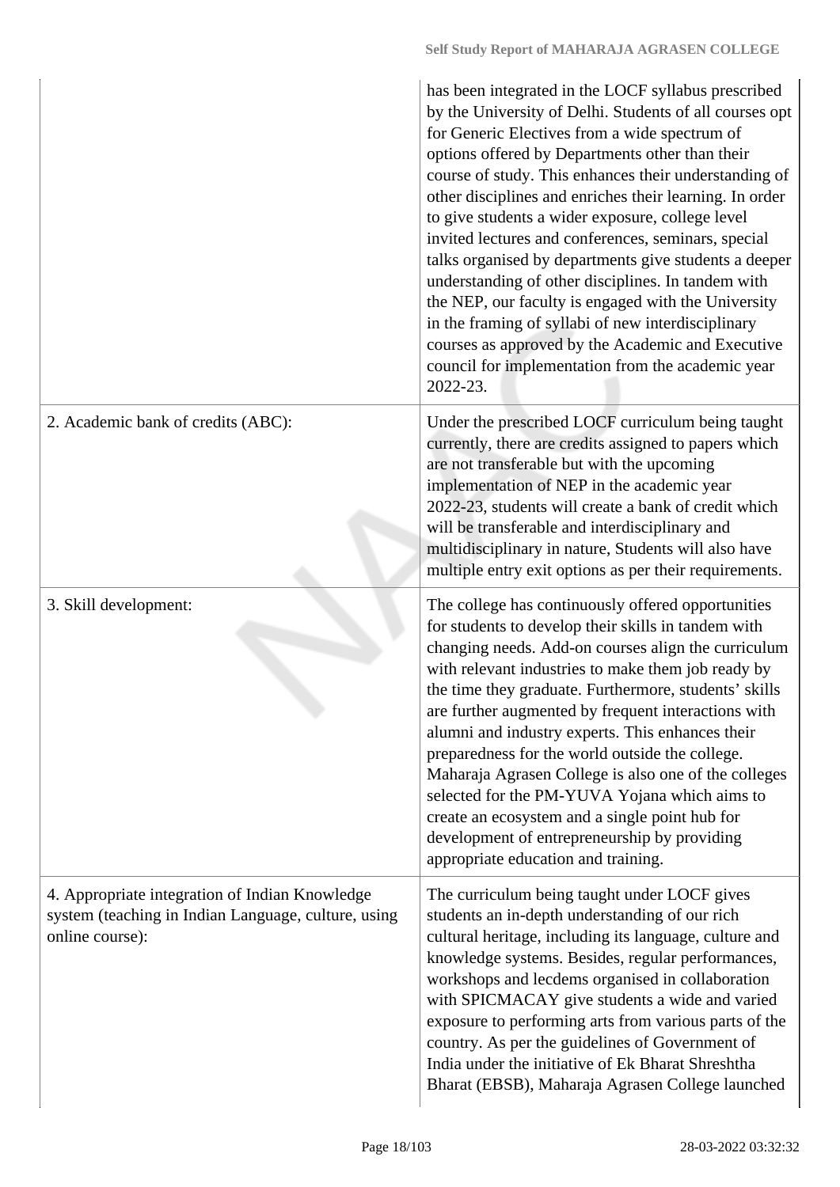| | |
|---|---|
| | has been integrated in the LOCF syllabus prescribed by the University of Delhi. Students of all courses opt for Generic Electives from a wide spectrum of options offered by Departments other than their course of study. This enhances their understanding of other disciplines and enriches their learning. In order to give students a wider exposure, college level invited lectures and conferences, seminars, special talks organised by departments give students a deeper understanding of other disciplines. In tandem with the NEP, our faculty is engaged with the University in the framing of syllabi of new interdisciplinary courses as approved by the Academic and Executive council for implementation from the academic year 2022-23. |
| 2. Academic bank of credits (ABC): | Under the prescribed LOCF curriculum being taught currently, there are credits assigned to papers which are not transferable but with the upcoming implementation of NEP in the academic year 2022-23, students will create a bank of credit which will be transferable and interdisciplinary and multidisciplinary in nature, Students will also have multiple entry exit options as per their requirements. |
| 3. Skill development: | The college has continuously offered opportunities for students to develop their skills in tandem with changing needs. Add-on courses align the curriculum with relevant industries to make them job ready by the time they graduate. Furthermore, students' skills are further augmented by frequent interactions with alumni and industry experts. This enhances their preparedness for the world outside the college. Maharaja Agrasen College is also one of the colleges selected for the PM-YUVA Yojana which aims to create an ecosystem and a single point hub for development of entrepreneurship by providing appropriate education and training. |
| 4. Appropriate integration of Indian Knowledge system (teaching in Indian Language, culture, using online course): | The curriculum being taught under LOCF gives students an in-depth understanding of our rich cultural heritage, including its language, culture and knowledge systems. Besides, regular performances, workshops and lecdems organised in collaboration with SPICMACAY give students a wide and varied exposure to performing arts from various parts of the country. As per the guidelines of Government of India under the initiative of Ek Bharat Shreshtha Bharat (EBSB), Maharaja Agrasen College launched |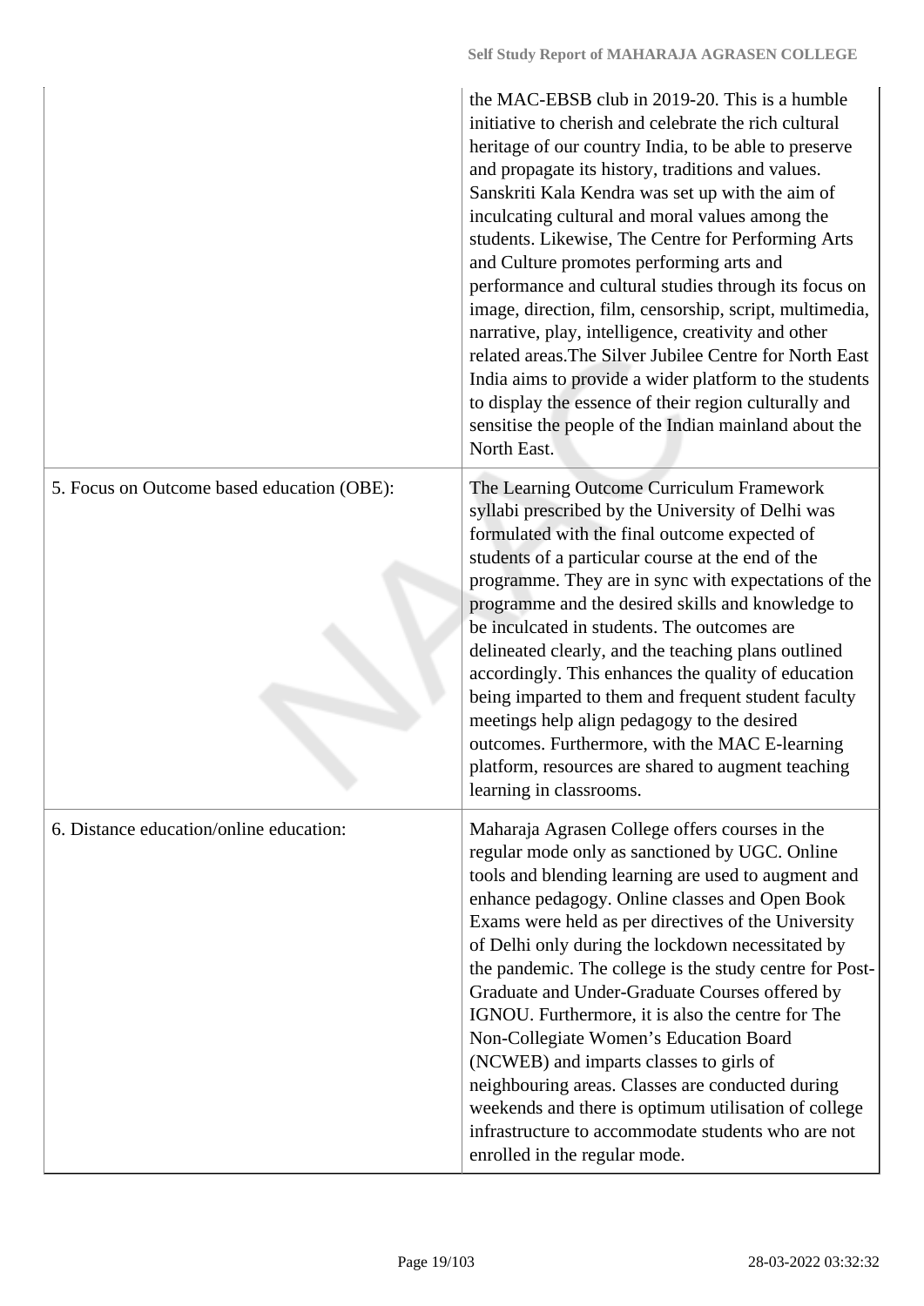| | |
|---|---|
| | the MAC-EBSB club in 2019-20. This is a humble initiative to cherish and celebrate the rich cultural heritage of our country India, to be able to preserve and propagate its history, traditions and values. Sanskriti Kala Kendra was set up with the aim of inculcating cultural and moral values among the students. Likewise, The Centre for Performing Arts and Culture promotes performing arts and performance and cultural studies through its focus on image, direction, film, censorship, script, multimedia, narrative, play, intelligence, creativity and other related areas.The Silver Jubilee Centre for North East India aims to provide a wider platform to the students to display the essence of their region culturally and sensitise the people of the Indian mainland about the North East. |
| 5. Focus on Outcome based education (OBE): | The Learning Outcome Curriculum Framework syllabi prescribed by the University of Delhi was formulated with the final outcome expected of students of a particular course at the end of the programme. They are in sync with expectations of the programme and the desired skills and knowledge to be inculcated in students. The outcomes are delineated clearly, and the teaching plans outlined accordingly. This enhances the quality of education being imparted to them and frequent student faculty meetings help align pedagogy to the desired outcomes. Furthermore, with the MAC E-learning platform, resources are shared to augment teaching learning in classrooms. |
| 6. Distance education/online education: | Maharaja Agrasen College offers courses in the regular mode only as sanctioned by UGC. Online tools and blending learning are used to augment and enhance pedagogy. Online classes and Open Book Exams were held as per directives of the University of Delhi only during the lockdown necessitated by the pandemic. The college is the study centre for Post-Graduate and Under-Graduate Courses offered by IGNOU. Furthermore, it is also the centre for The Non-Collegiate Women's Education Board (NCWEB) and imparts classes to girls of neighbouring areas. Classes are conducted during weekends and there is optimum utilisation of college infrastructure to accommodate students who are not enrolled in the regular mode. |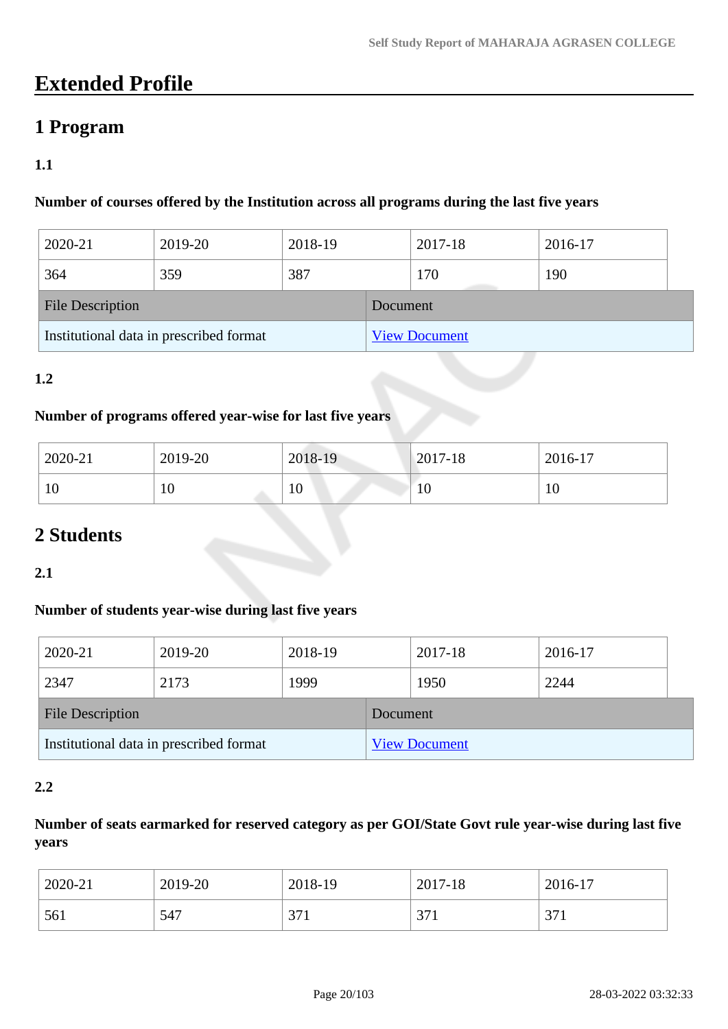# Extended Profile

## 1 Program

### 1.1

**Number of courses offered by the Institution across all programs during the last five years**

| 2020-21 | 2019-20 | 2018-19 | 2017-18 | 2016-17 |
|---|---|---|---|---|
| 364 | 359 | 387 | 170 | 190 |

| File Description | Document |
|---|---|
| Institutional data in prescribed format | View Document |

### 1.2

**Number of programs offered year-wise for last five years**

| 2020-21 | 2019-20 | 2018-19 | 2017-18 | 2016-17 |
|---|---|---|---|---|
| 10 | 10 | 10 | 10 | 10 |

## 2 Students

### 2.1

**Number of students year-wise during last five years**

| 2020-21 | 2019-20 | 2018-19 | 2017-18 | 2016-17 |
|---|---|---|---|---|
| 2347 | 2173 | 1999 | 1950 | 2244 |

| File Description | Document |
|---|---|
| Institutional data in prescribed format | View Document |

### 2.2

**Number of seats earmarked for reserved category as per GOI/State Govt rule year-wise during last five years**

| 2020-21 | 2019-20 | 2018-19 | 2017-18 | 2016-17 |
|---|---|---|---|---|
| 561 | 547 | 371 | 371 | 371 |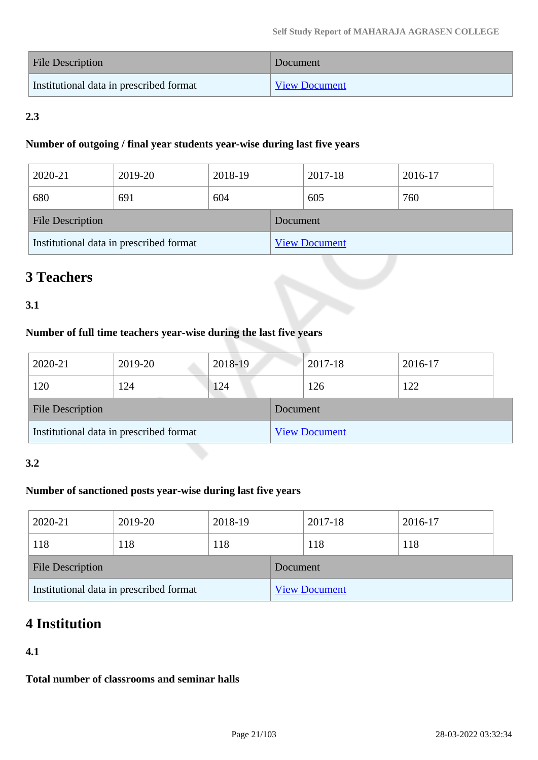| File Description | Document |
|---|---|
| Institutional data in prescribed format | View Document |

**2.3**

**Number of outgoing / final year students year-wise during last five years**

| 2020-21 | 2019-20 | 2018-19 | 2017-18 | 2016-17 |
|---|---|---|---|---|
| 680 | 691 | 604 | 605 | 760 |

| File Description | Document |
|---|---|
| Institutional data in prescribed format | View Document |

# 3 Teachers

**3.1**

**Number of full time teachers year-wise during the last five years**

| 2020-21 | 2019-20 | 2018-19 | 2017-18 | 2016-17 |
|---|---|---|---|---|
| 120 | 124 | 124 | 126 | 122 |

| File Description | Document |
|---|---|
| Institutional data in prescribed format | View Document |

**3.2**

**Number of sanctioned posts year-wise during last five years**

| 2020-21 | 2019-20 | 2018-19 | 2017-18 | 2016-17 |
|---|---|---|---|---|
| 118 | 118 | 118 | 118 | 118 |

| File Description | Document |
|---|---|
| Institutional data in prescribed format | View Document |

# 4 Institution

**4.1**

**Total number of classrooms and seminar halls**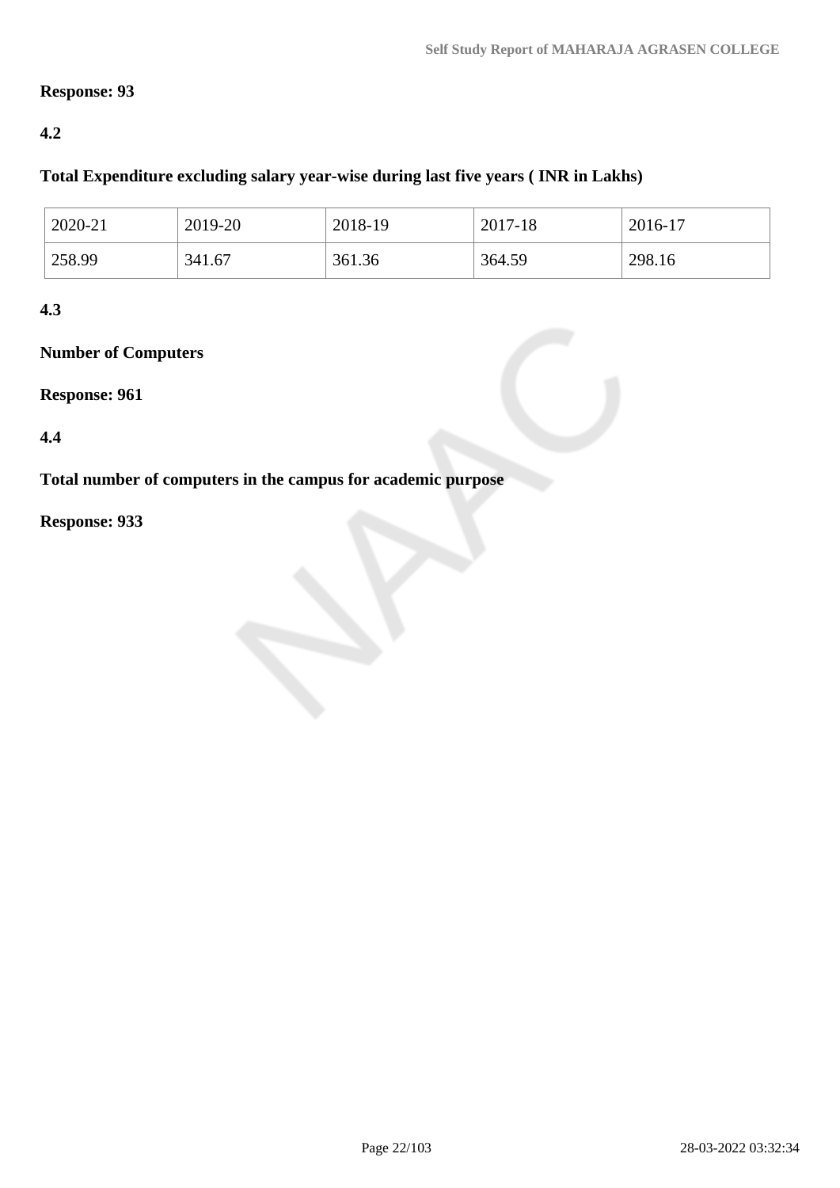**Response: 93**

**4.2**

**Total Expenditure excluding salary year-wise during last five years ( INR in Lakhs)**

| 2020-21 | 2019-20 | 2018-19 | 2017-18 | 2016-17 |
|---|---|---|---|---|
| 258.99 | 341.67 | 361.36 | 364.59 | 298.16 |

**4.3**

**Number of Computers**

**Response: 961**

**4.4**

**Total number of computers in the campus for academic purpose**

**Response: 933**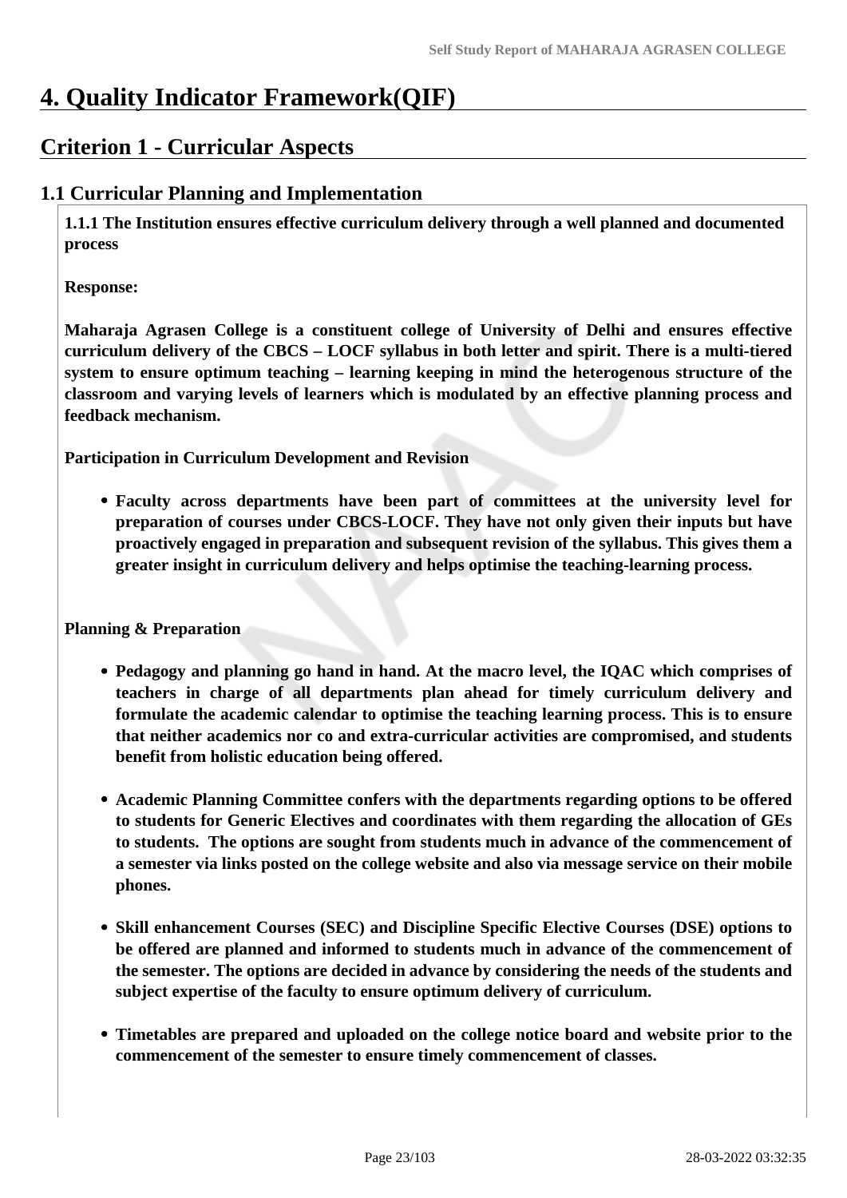# 4. Quality Indicator Framework(QIF)

## Criterion 1 - Curricular Aspects

### 1.1 Curricular Planning and Implementation

**1.1.1 The Institution ensures effective curriculum delivery through a well planned and documented process**

**Response:**

**Maharaja Agrasen College is a constituent college of University of Delhi and ensures effective curriculum delivery of the CBCS – LOCF syllabus in both letter and spirit. There is a multi-tiered system to ensure optimum teaching – learning keeping in mind the heterogenous structure of the classroom and varying levels of learners which is modulated by an effective planning process and feedback mechanism.**

**Participation in Curriculum Development and Revision**

- **Faculty across departments have been part of committees at the university level for preparation of courses under CBCS-LOCF. They have not only given their inputs but have proactively engaged in preparation and subsequent revision of the syllabus. This gives them a greater insight in curriculum delivery and helps optimise the teaching-learning process.**

**Planning & Preparation**

- **Pedagogy and planning go hand in hand. At the macro level, the IQAC which comprises of teachers in charge of all departments plan ahead for timely curriculum delivery and formulate the academic calendar to optimise the teaching learning process. This is to ensure that neither academics nor co and extra-curricular activities are compromised, and students benefit from holistic education being offered.**
- **Academic Planning Committee confers with the departments regarding options to be offered to students for Generic Electives and coordinates with them regarding the allocation of GEs to students. The options are sought from students much in advance of the commencement of a semester via links posted on the college website and also via message service on their mobile phones.**
- **Skill enhancement Courses (SEC) and Discipline Specific Elective Courses (DSE) options to be offered are planned and informed to students much in advance of the commencement of the semester. The options are decided in advance by considering the needs of the students and subject expertise of the faculty to ensure optimum delivery of curriculum.**
- **Timetables are prepared and uploaded on the college notice board and website prior to the commencement of the semester to ensure timely commencement of classes.**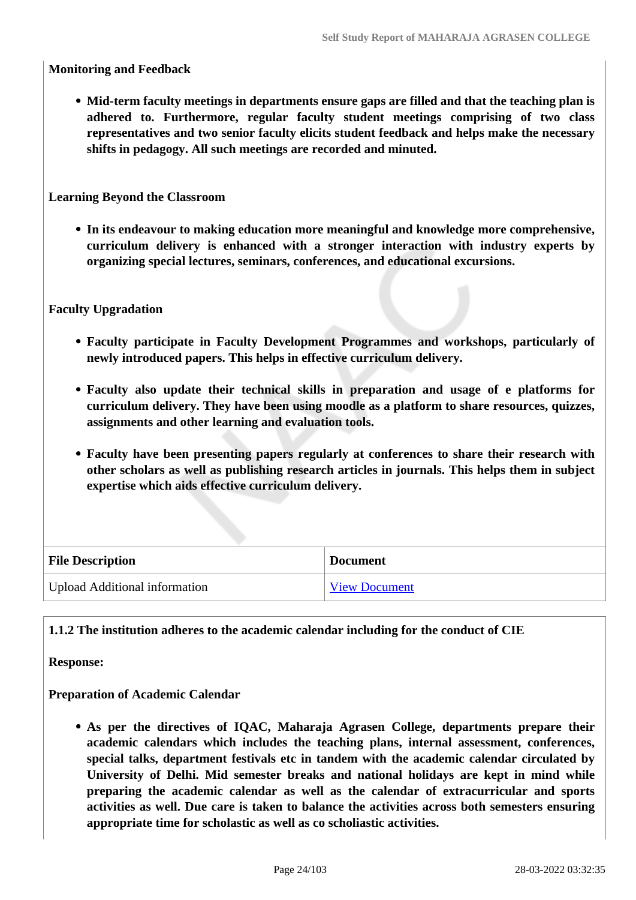**Monitoring and Feedback**

- **Mid-term faculty meetings in departments ensure gaps are filled and that the teaching plan is adhered to. Furthermore, regular faculty student meetings comprising of two class representatives and two senior faculty elicits student feedback and helps make the necessary shifts in pedagogy. All such meetings are recorded and minuted.**

**Learning Beyond the Classroom**

- **In its endeavour to making education more meaningful and knowledge more comprehensive, curriculum delivery is enhanced with a stronger interaction with industry experts by organizing special lectures, seminars, conferences, and educational excursions.**

**Faculty Upgradation**

- **Faculty participate in Faculty Development Programmes and workshops, particularly of newly introduced papers. This helps in effective curriculum delivery.**
- **Faculty also update their technical skills in preparation and usage of e platforms for curriculum delivery. They have been using moodle as a platform to share resources, quizzes, assignments and other learning and evaluation tools.**
- **Faculty have been presenting papers regularly at conferences to share their research with other scholars as well as publishing research articles in journals. This helps them in subject expertise which aids effective curriculum delivery.**

| File Description | Document |
|---|---|
| Upload Additional information | View Document |

**1.1.2 The institution adheres to the academic calendar including for the conduct of CIE**

**Response:**

**Preparation of Academic Calendar**

- **As per the directives of IQAC, Maharaja Agrasen College, departments prepare their academic calendars which includes the teaching plans, internal assessment, conferences, special talks, department festivals etc in tandem with the academic calendar circulated by University of Delhi. Mid semester breaks and national holidays are kept in mind while preparing the academic calendar as well as the calendar of extracurricular and sports activities as well. Due care is taken to balance the activities across both semesters ensuring appropriate time for scholastic as well as co scholiastic activities.**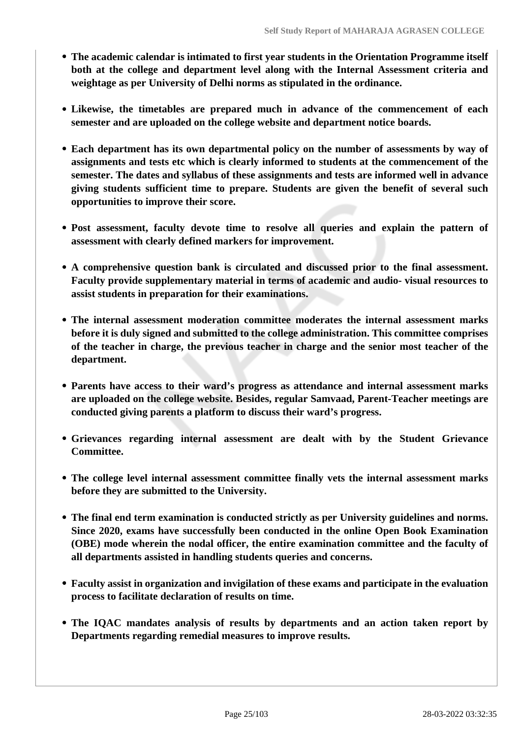- **The academic calendar is intimated to first year students in the Orientation Programme itself both at the college and department level along with the Internal Assessment criteria and weightage as per University of Delhi norms as stipulated in the ordinance.**

- **Likewise, the timetables are prepared much in advance of the commencement of each semester and are uploaded on the college website and department notice boards.**

- **Each department has its own departmental policy on the number of assessments by way of assignments and tests etc which is clearly informed to students at the commencement of the semester. The dates and syllabus of these assignments and tests are informed well in advance giving students sufficient time to prepare. Students are given the benefit of several such opportunities to improve their score.**

- **Post assessment, faculty devote time to resolve all queries and explain the pattern of assessment with clearly defined markers for improvement.**

- **A comprehensive question bank is circulated and discussed prior to the final assessment. Faculty provide supplementary material in terms of academic and audio- visual resources to assist students in preparation for their examinations.**

- **The internal assessment moderation committee moderates the internal assessment marks before it is duly signed and submitted to the college administration. This committee comprises of the teacher in charge, the previous teacher in charge and the senior most teacher of the department.**

- **Parents have access to their ward's progress as attendance and internal assessment marks are uploaded on the college website. Besides, regular Samvaad, Parent-Teacher meetings are conducted giving parents a platform to discuss their ward's progress.**

- **Grievances regarding internal assessment are dealt with by the Student Grievance Committee.**

- **The college level internal assessment committee finally vets the internal assessment marks before they are submitted to the University.**

- **The final end term examination is conducted strictly as per University guidelines and norms. Since 2020, exams have successfully been conducted in the online Open Book Examination (OBE) mode wherein the nodal officer, the entire examination committee and the faculty of all departments assisted in handling students queries and concerns.**

- **Faculty assist in organization and invigilation of these exams and participate in the evaluation process to facilitate declaration of results on time.**

- **The IQAC mandates analysis of results by departments and an action taken report by Departments regarding remedial measures to improve results.**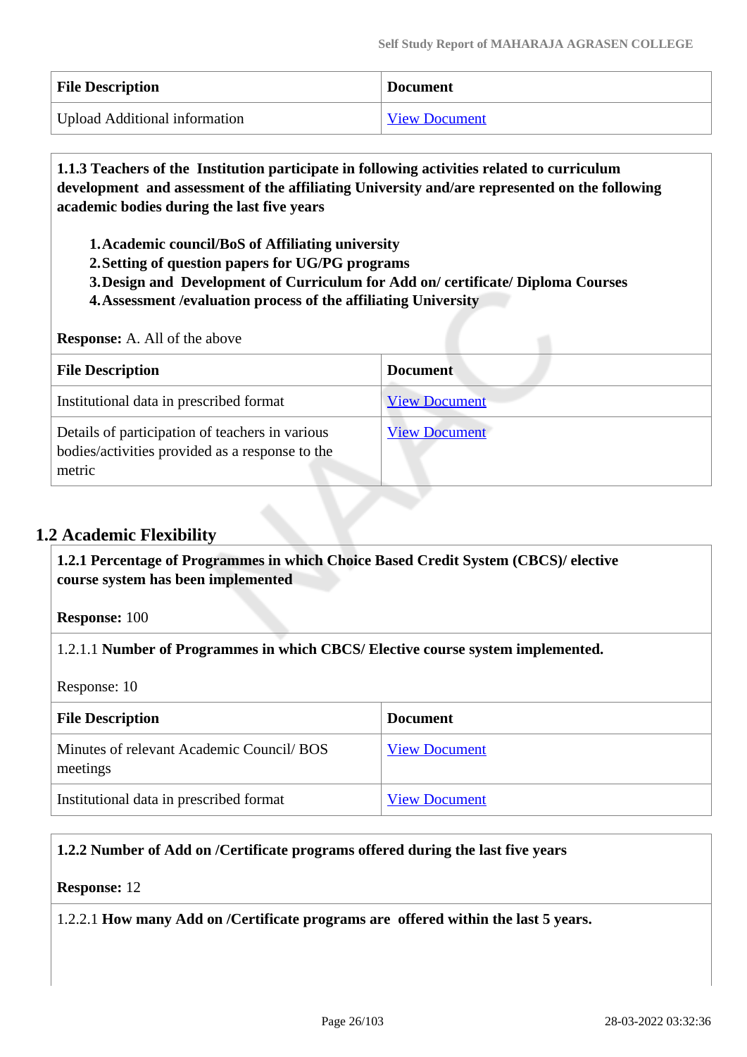| File Description | Document |
|---|---|
| Upload Additional information | View Document |

**1.1.3 Teachers of the Institution participate in following activities related to curriculum development and assessment of the affiliating University and/are represented on the following academic bodies during the last five years**

1. **Academic council/BoS of Affiliating university**
2. **Setting of question papers for UG/PG programs**
3. **Design and Development of Curriculum for Add on/ certificate/ Diploma Courses**
4. **Assessment /evaluation process of the affiliating University**

**Response:** A. All of the above

| File Description | Document |
|---|---|
| Institutional data in prescribed format | View Document |
| Details of participation of teachers in various bodies/activities provided as a response to the metric | View Document |

## 1.2 Academic Flexibility

**1.2.1 Percentage of Programmes in which Choice Based Credit System (CBCS)/ elective course system has been implemented**

**Response:** 100

1.2.1.1 **Number of Programmes in which CBCS/ Elective course system implemented.**

Response: 10

| File Description | Document |
|---|---|
| Minutes of relevant Academic Council/ BOS meetings | View Document |
| Institutional data in prescribed format | View Document |

**1.2.2 Number of Add on /Certificate programs offered during the last five years**

**Response:** 12

1.2.2.1 **How many Add on /Certificate programs are offered within the last 5 years.**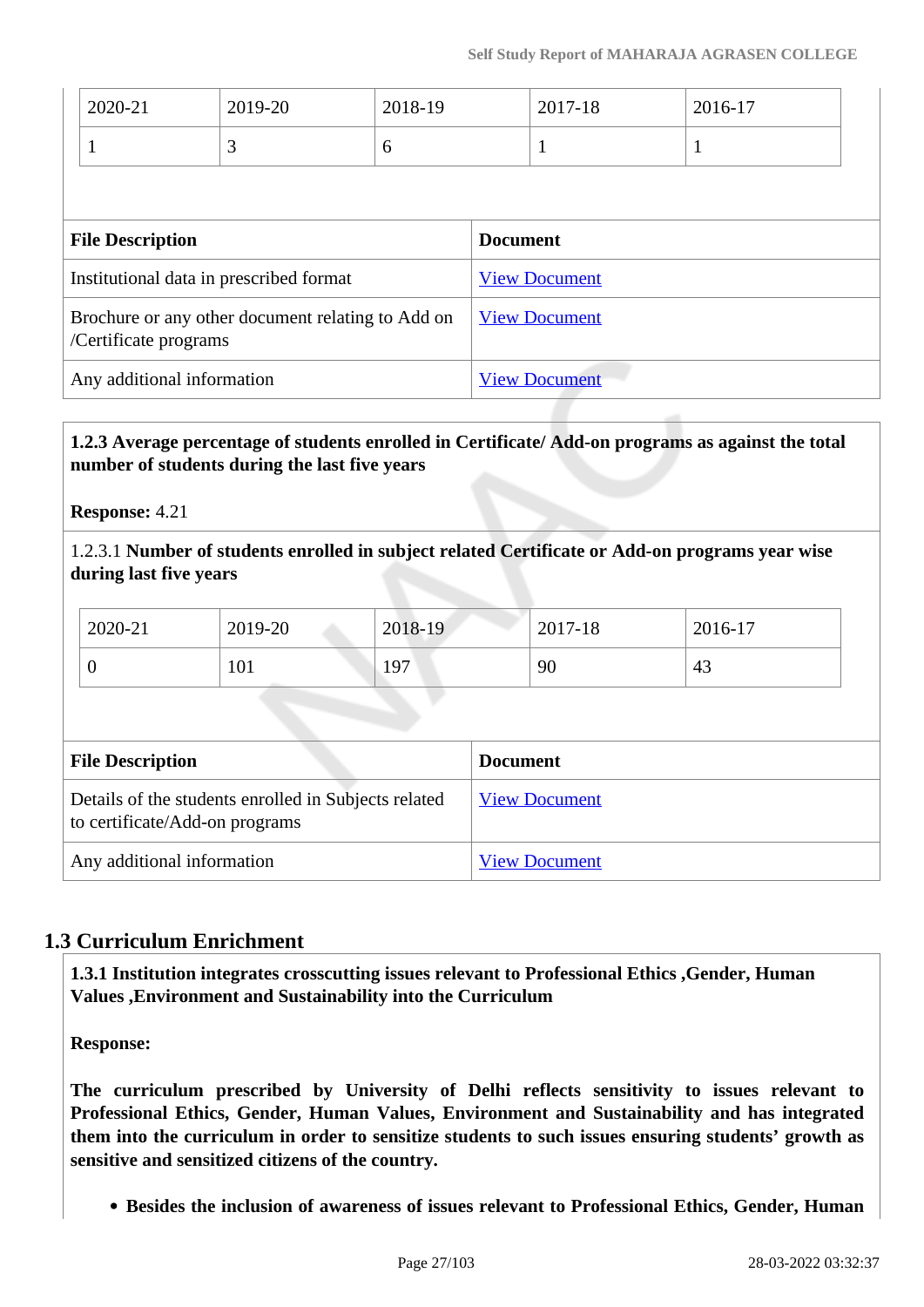| 2020-21 | 2019-20 | 2018-19 | 2017-18 | 2016-17 |
|---|---|---|---|---|
| 1 | 3 | 6 | 1 | 1 |

| File Description | Document |
|---|---|
| Institutional data in prescribed format | View Document |
| Brochure or any other document relating to Add on /Certificate programs | View Document |
| Any additional information | View Document |

**1.2.3 Average percentage of students enrolled in Certificate/ Add-on programs as against the total number of students during the last five years**

**Response:** 4.21

1.2.3.1 **Number of students enrolled in subject related Certificate or Add-on programs year wise during last five years**

| 2020-21 | 2019-20 | 2018-19 | 2017-18 | 2016-17 |
|---|---|---|---|---|
| 0 | 101 | 197 | 90 | 43 |

| File Description | Document |
|---|---|
| Details of the students enrolled in Subjects related to certificate/Add-on programs | View Document |
| Any additional information | View Document |

## 1.3 Curriculum Enrichment

**1.3.1 Institution integrates crosscutting issues relevant to Professional Ethics ,Gender, Human Values ,Environment and Sustainability into the Curriculum**

**Response:**

**The curriculum prescribed by University of Delhi reflects sensitivity to issues relevant to Professional Ethics, Gender, Human Values, Environment and Sustainability and has integrated them into the curriculum in order to sensitize students to such issues ensuring students' growth as sensitive and sensitized citizens of the country.**

- **Besides the inclusion of awareness of issues relevant to Professional Ethics, Gender, Human**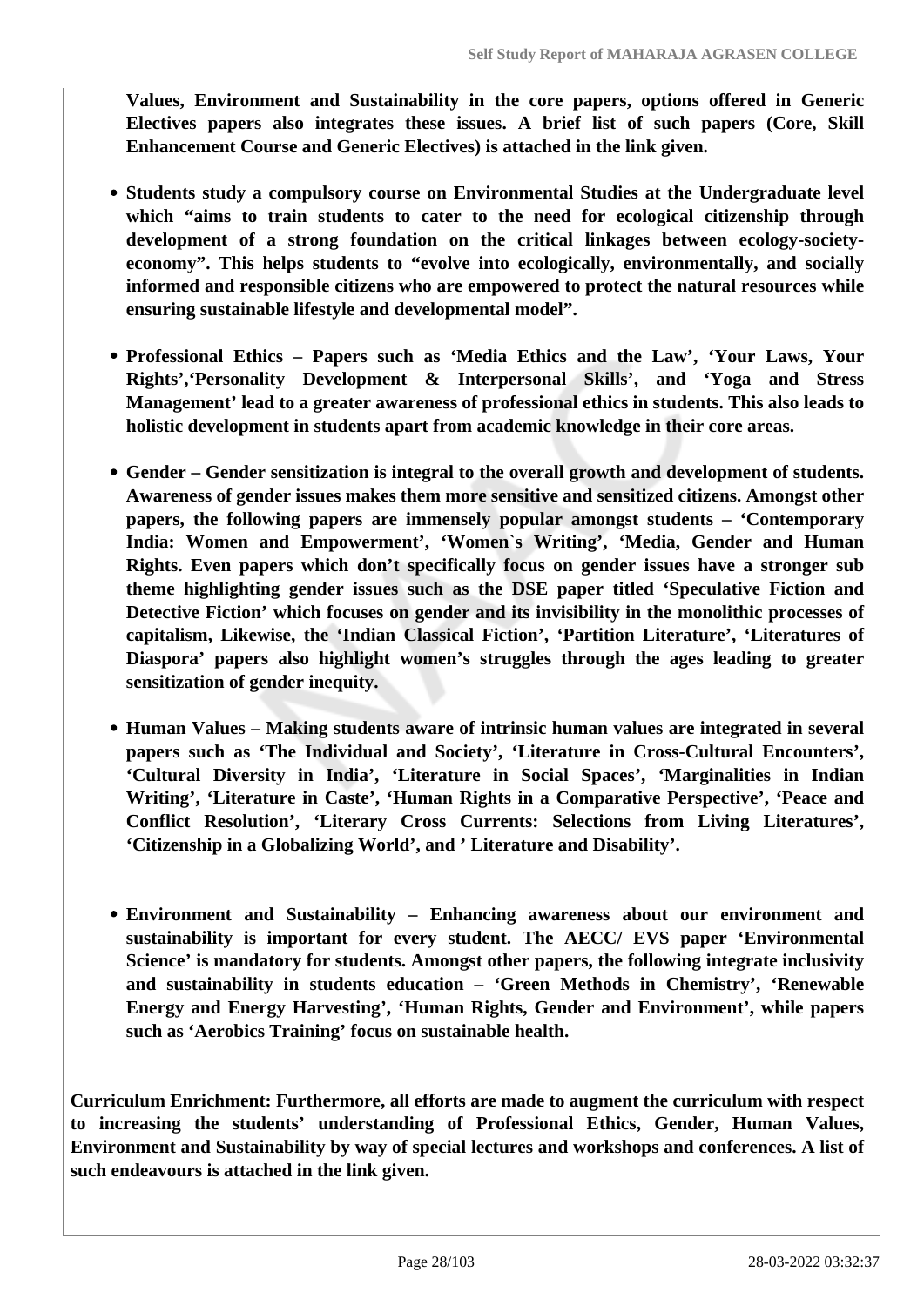**Values, Environment and Sustainability in the core papers, options offered in Generic Electives papers also integrates these issues. A brief list of such papers (Core, Skill Enhancement Course and Generic Electives) is attached in the link given.**

- **Students study a compulsory course on Environmental Studies at the Undergraduate level which "aims to train students to cater to the need for ecological citizenship through development of a strong foundation on the critical linkages between ecology-society-economy". This helps students to "evolve into ecologically, environmentally, and socially informed and responsible citizens who are empowered to protect the natural resources while ensuring sustainable lifestyle and developmental model".**

- **Professional Ethics – Papers such as 'Media Ethics and the Law', 'Your Laws, Your Rights','Personality Development & Interpersonal Skills', and 'Yoga and Stress Management' lead to a greater awareness of professional ethics in students. This also leads to holistic development in students apart from academic knowledge in their core areas.**

- **Gender – Gender sensitization is integral to the overall growth and development of students. Awareness of gender issues makes them more sensitive and sensitized citizens. Amongst other papers, the following papers are immensely popular amongst students – 'Contemporary India: Women and Empowerment', 'Women`s Writing', 'Media, Gender and Human Rights. Even papers which don't specifically focus on gender issues have a stronger sub theme highlighting gender issues such as the DSE paper titled 'Speculative Fiction and Detective Fiction' which focuses on gender and its invisibility in the monolithic processes of capitalism, Likewise, the 'Indian Classical Fiction', 'Partition Literature', 'Literatures of Diaspora' papers also highlight women's struggles through the ages leading to greater sensitization of gender inequity.**

- **Human Values – Making students aware of intrinsic human values are integrated in several papers such as 'The Individual and Society', 'Literature in Cross-Cultural Encounters', 'Cultural Diversity in India', 'Literature in Social Spaces', 'Marginalities in Indian Writing', 'Literature in Caste', 'Human Rights in a Comparative Perspective', 'Peace and Conflict Resolution', 'Literary Cross Currents: Selections from Living Literatures', 'Citizenship in a Globalizing World', and ' Literature and Disability'.**

- **Environment and Sustainability – Enhancing awareness about our environment and sustainability is important for every student. The AECC/ EVS paper 'Environmental Science' is mandatory for students. Amongst other papers, the following integrate inclusivity and sustainability in students education – 'Green Methods in Chemistry', 'Renewable Energy and Energy Harvesting', 'Human Rights, Gender and Environment', while papers such as 'Aerobics Training' focus on sustainable health.**

**Curriculum Enrichment: Furthermore, all efforts are made to augment the curriculum with respect to increasing the students' understanding of Professional Ethics, Gender, Human Values, Environment and Sustainability by way of special lectures and workshops and conferences. A list of such endeavours is attached in the link given.**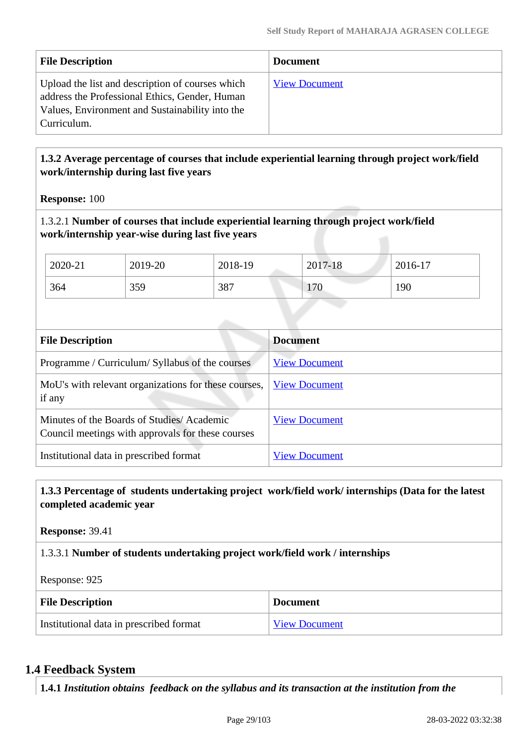| File Description | Document |
|---|---|
| Upload the list and description of courses which address the Professional Ethics, Gender, Human Values, Environment and Sustainability into the Curriculum. | View Document |

**1.3.2 Average percentage of courses that include experiential learning through project work/field work/internship during last five years**

**Response:** 100

1.3.2.1 **Number of courses that include experiential learning through project work/field work/internship year-wise during last five years**

| 2020-21 | 2019-20 | 2018-19 | 2017-18 | 2016-17 |
|---|---|---|---|---|
| 364 | 359 | 387 | 170 | 190 |

| File Description | Document |
|---|---|
| Programme / Curriculum/ Syllabus of the courses | View Document |
| MoU's with relevant organizations for these courses, if any | View Document |
| Minutes of the Boards of Studies/ Academic Council meetings with approvals for these courses | View Document |
| Institutional data in prescribed format | View Document |

**1.3.3 Percentage of students undertaking project work/field work/ internships (Data for the latest completed academic year**

**Response:** 39.41

1.3.3.1 **Number of students undertaking project work/field work / internships**

Response: 925

| File Description | Document |
|---|---|
| Institutional data in prescribed format | View Document |

## 1.4 Feedback System

**1.4.1** ***Institution obtains feedback on the syllabus and its transaction at the institution from the***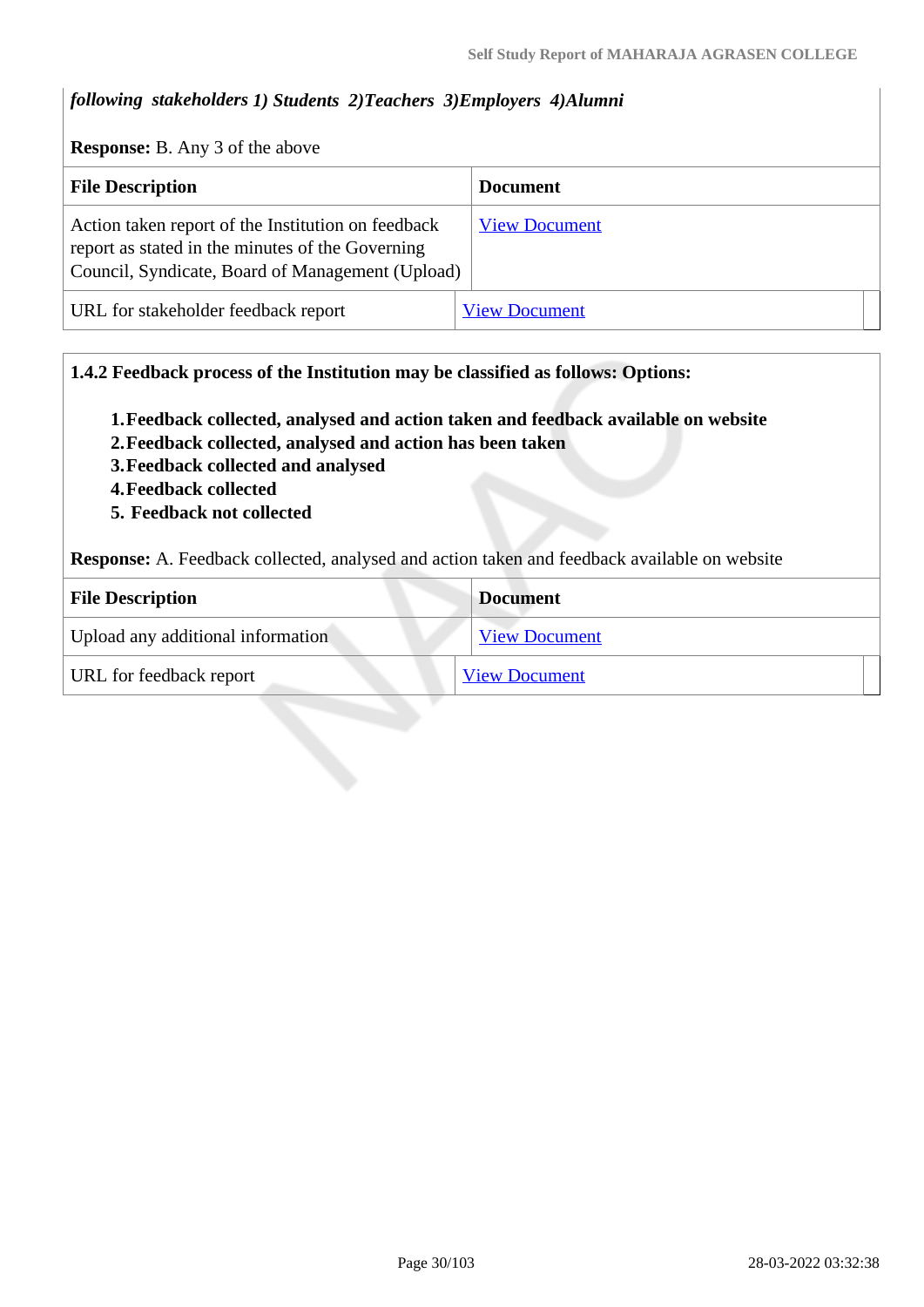*following stakeholders 1) Students 2)Teachers 3)Employers 4)Alumni*

**Response:** B. Any 3 of the above

| File Description | Document |
|---|---|
| Action taken report of the Institution on feedback report as stated in the minutes of the Governing Council, Syndicate, Board of Management (Upload) | View Document |
| URL for stakeholder feedback report | View Document |

**1.4.2 Feedback process of the Institution may be classified as follows: Options:**

1. **Feedback collected, analysed and action taken and feedback available on website**
2. **Feedback collected, analysed and action has been taken**
3. **Feedback collected and analysed**
4. **Feedback collected**
5. **Feedback not collected**

**Response:** A. Feedback collected, analysed and action taken and feedback available on website

| File Description | Document |
|---|---|
| Upload any additional information | View Document |
| URL for feedback report | View Document |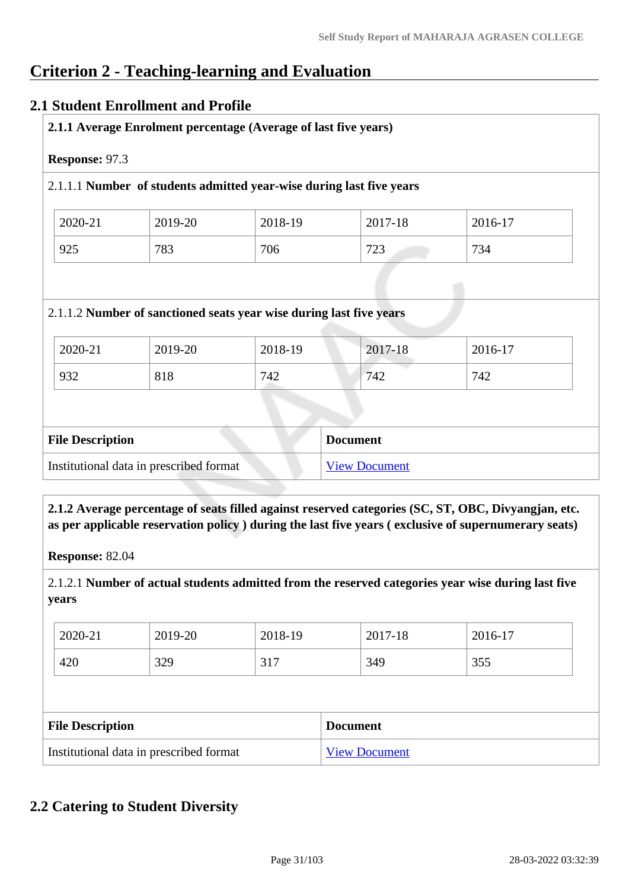# Criterion 2 - Teaching-learning and Evaluation

## 2.1 Student Enrollment and Profile

**2.1.1 Average Enrolment percentage (Average of last five years)**

**Response:** 97.3

2.1.1.1 **Number of students admitted year-wise during last five years**

| 2020-21 | 2019-20 | 2018-19 | 2017-18 | 2016-17 |
|---|---|---|---|---|
| 925 | 783 | 706 | 723 | 734 |

2.1.1.2 **Number of sanctioned seats year wise during last five years**

| 2020-21 | 2019-20 | 2018-19 | 2017-18 | 2016-17 |
|---|---|---|---|---|
| 932 | 818 | 742 | 742 | 742 |

| File Description | Document |
|---|---|
| Institutional data in prescribed format | View Document |

**2.1.2 Average percentage of seats filled against reserved categories (SC, ST, OBC, Divyangjan, etc. as per applicable reservation policy ) during the last five years ( exclusive of supernumerary seats)**

**Response:** 82.04

2.1.2.1 **Number of actual students admitted from the reserved categories year wise during last five years**

| 2020-21 | 2019-20 | 2018-19 | 2017-18 | 2016-17 |
|---|---|---|---|---|
| 420 | 329 | 317 | 349 | 355 |

| File Description | Document |
|---|---|
| Institutional data in prescribed format | View Document |

## 2.2 Catering to Student Diversity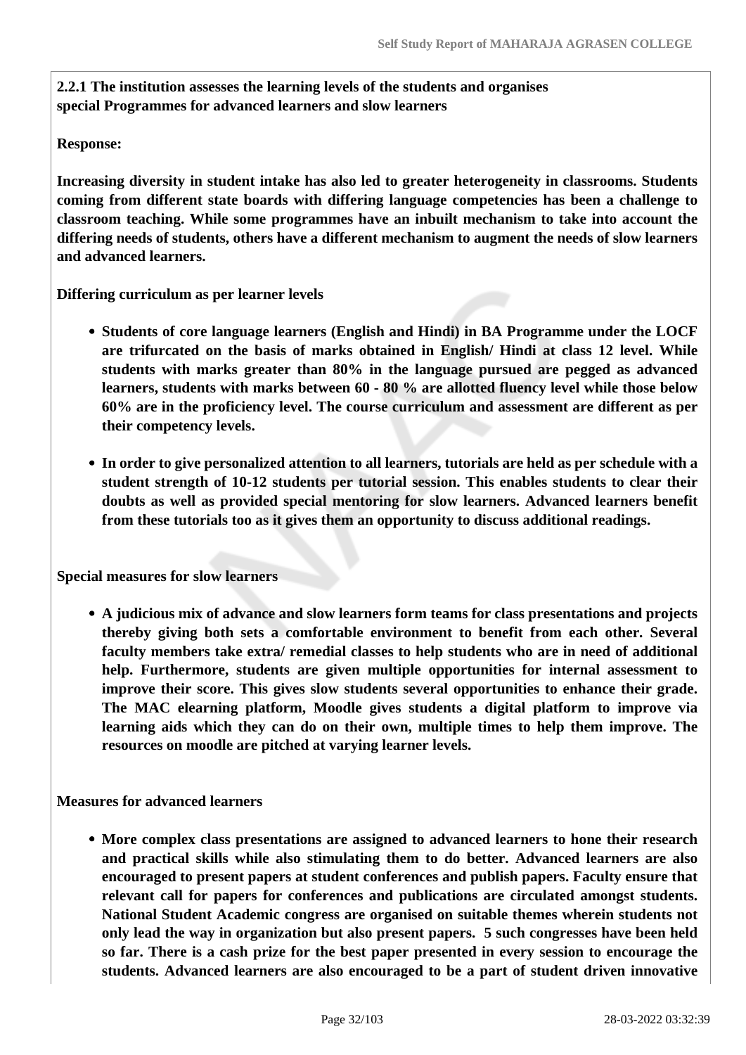**2.2.1 The institution assesses the learning levels of the students and organises special Programmes for advanced learners and slow learners**

**Response:**

**Increasing diversity in student intake has also led to greater heterogeneity in classrooms. Students coming from different state boards with differing language competencies has been a challenge to classroom teaching. While some programmes have an inbuilt mechanism to take into account the differing needs of students, others have a different mechanism to augment the needs of slow learners and advanced learners.**

**Differing curriculum as per learner levels**

- **Students of core language learners (English and Hindi) in BA Programme under the LOCF are trifurcated on the basis of marks obtained in English/ Hindi at class 12 level. While students with marks greater than 80% in the language pursued are pegged as advanced learners, students with marks between 60 - 80 % are allotted fluency level while those below 60% are in the proficiency level. The course curriculum and assessment are different as per their competency levels.**
- **In order to give personalized attention to all learners, tutorials are held as per schedule with a student strength of 10-12 students per tutorial session. This enables students to clear their doubts as well as provided special mentoring for slow learners. Advanced learners benefit from these tutorials too as it gives them an opportunity to discuss additional readings.**

**Special measures for slow learners**

- **A judicious mix of advance and slow learners form teams for class presentations and projects thereby giving both sets a comfortable environment to benefit from each other. Several faculty members take extra/ remedial classes to help students who are in need of additional help. Furthermore, students are given multiple opportunities for internal assessment to improve their score. This gives slow students several opportunities to enhance their grade. The MAC elearning platform, Moodle gives students a digital platform to improve via learning aids which they can do on their own, multiple times to help them improve. The resources on moodle are pitched at varying learner levels.**

**Measures for advanced learners**

- **More complex class presentations are assigned to advanced learners to hone their research and practical skills while also stimulating them to do better. Advanced learners are also encouraged to present papers at student conferences and publish papers. Faculty ensure that relevant call for papers for conferences and publications are circulated amongst students. National Student Academic congress are organised on suitable themes wherein students not only lead the way in organization but also present papers. 5 such congresses have been held so far. There is a cash prize for the best paper presented in every session to encourage the students. Advanced learners are also encouraged to be a part of student driven innovative**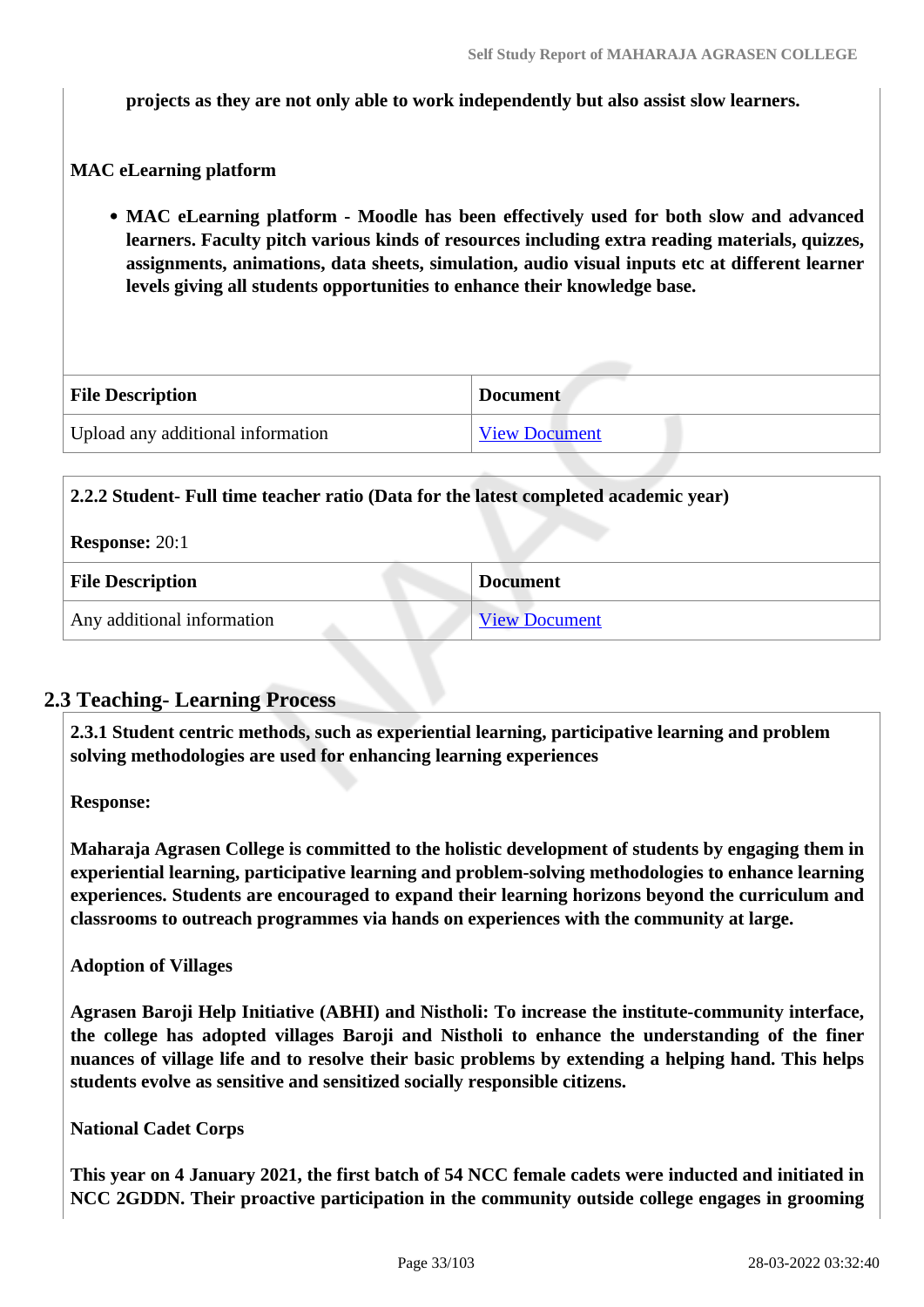**projects as they are not only able to work independently but also assist slow learners.**

**MAC eLearning platform**

- **MAC eLearning platform - Moodle has been effectively used for both slow and advanced learners. Faculty pitch various kinds of resources including extra reading materials, quizzes, assignments, animations, data sheets, simulation, audio visual inputs etc at different learner levels giving all students opportunities to enhance their knowledge base.**

| File Description | Document |
|---|---|
| Upload any additional information | View Document |

**2.2.2 Student- Full time teacher ratio (Data for the latest completed academic year)**

**Response:** 20:1

| File Description | Document |
|---|---|
| Any additional information | View Document |

## 2.3 Teaching- Learning Process

**2.3.1 Student centric methods, such as experiential learning, participative learning and problem solving methodologies are used for enhancing learning experiences**

**Response:**

**Maharaja Agrasen College is committed to the holistic development of students by engaging them in experiential learning, participative learning and problem-solving methodologies to enhance learning experiences. Students are encouraged to expand their learning horizons beyond the curriculum and classrooms to outreach programmes via hands on experiences with the community at large.**

**Adoption of Villages**

**Agrasen Baroji Help Initiative (ABHI) and Nistholi: To increase the institute-community interface, the college has adopted villages Baroji and Nistholi to enhance the understanding of the finer nuances of village life and to resolve their basic problems by extending a helping hand. This helps students evolve as sensitive and sensitized socially responsible citizens.**

**National Cadet Corps**

**This year on 4 January 2021, the first batch of 54 NCC female cadets were inducted and initiated in NCC 2GDDN. Their proactive participation in the community outside college engages in grooming**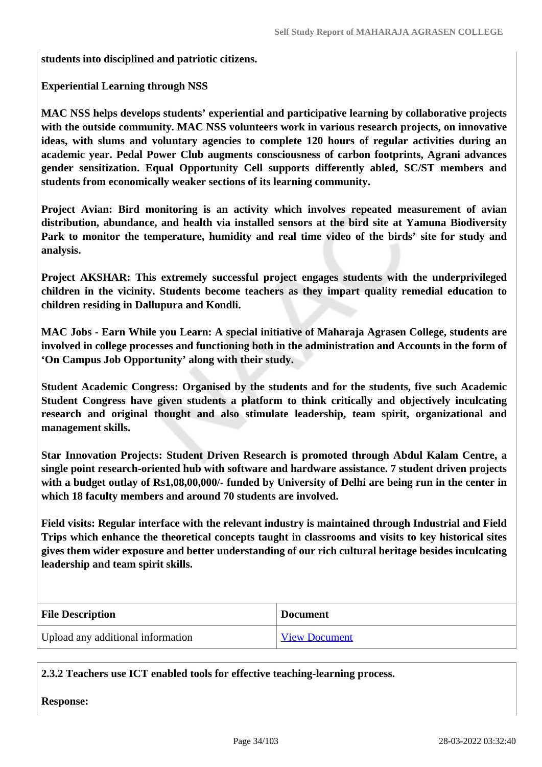**students into disciplined and patriotic citizens.**

**Experiential Learning through NSS**

**MAC NSS helps develops students' experiential and participative learning by collaborative projects with the outside community. MAC NSS volunteers work in various research projects, on innovative ideas, with slums and voluntary agencies to complete 120 hours of regular activities during an academic year. Pedal Power Club augments consciousness of carbon footprints, Agrani advances gender sensitization. Equal Opportunity Cell supports differently abled, SC/ST members and students from economically weaker sections of its learning community.**

**Project Avian: Bird monitoring is an activity which involves repeated measurement of avian distribution, abundance, and health via installed sensors at the bird site at Yamuna Biodiversity Park to monitor the temperature, humidity and real time video of the birds' site for study and analysis.**

**Project AKSHAR: This extremely successful project engages students with the underprivileged children in the vicinity. Students become teachers as they impart quality remedial education to children residing in Dallupura and Kondli.**

**MAC Jobs - Earn While you Learn: A special initiative of Maharaja Agrasen College, students are involved in college processes and functioning both in the administration and Accounts in the form of 'On Campus Job Opportunity' along with their study.**

**Student Academic Congress: Organised by the students and for the students, five such Academic Student Congress have given students a platform to think critically and objectively inculcating research and original thought and also stimulate leadership, team spirit, organizational and management skills.**

**Star Innovation Projects: Student Driven Research is promoted through Abdul Kalam Centre, a single point research-oriented hub with software and hardware assistance. 7 student driven projects with a budget outlay of Rs1,08,00,000/- funded by University of Delhi are being run in the center in which 18 faculty members and around 70 students are involved.**

**Field visits: Regular interface with the relevant industry is maintained through Industrial and Field Trips which enhance the theoretical concepts taught in classrooms and visits to key historical sites gives them wider exposure and better understanding of our rich cultural heritage besides inculcating leadership and team spirit skills.**

| File Description | Document |
|---|---|
| Upload any additional information | View Document |

**2.3.2 Teachers use ICT enabled tools for effective teaching-learning process.**

**Response:**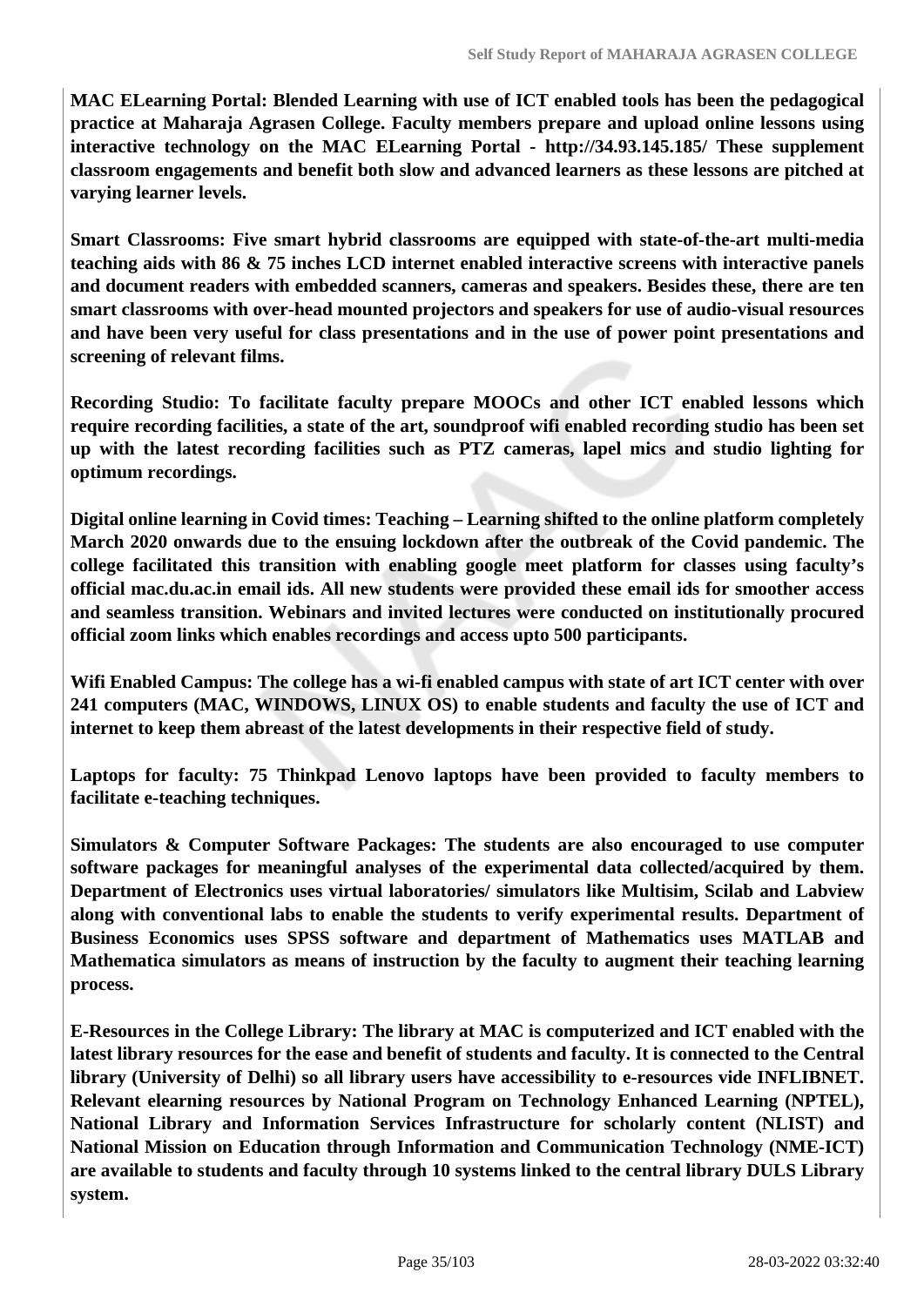**MAC ELearning Portal: Blended Learning with use of ICT enabled tools has been the pedagogical practice at Maharaja Agrasen College. Faculty members prepare and upload online lessons using interactive technology on the MAC ELearning Portal - http://34.93.145.185/ These supplement classroom engagements and benefit both slow and advanced learners as these lessons are pitched at varying learner levels.**

**Smart Classrooms: Five smart hybrid classrooms are equipped with state-of-the-art multi-media teaching aids with 86 & 75 inches LCD internet enabled interactive screens with interactive panels and document readers with embedded scanners, cameras and speakers. Besides these, there are ten smart classrooms with over-head mounted projectors and speakers for use of audio-visual resources and have been very useful for class presentations and in the use of power point presentations and screening of relevant films.**

**Recording Studio: To facilitate faculty prepare MOOCs and other ICT enabled lessons which require recording facilities, a state of the art, soundproof wifi enabled recording studio has been set up with the latest recording facilities such as PTZ cameras, lapel mics and studio lighting for optimum recordings.**

**Digital online learning in Covid times: Teaching – Learning shifted to the online platform completely March 2020 onwards due to the ensuing lockdown after the outbreak of the Covid pandemic. The college facilitated this transition with enabling google meet platform for classes using faculty's official mac.du.ac.in email ids. All new students were provided these email ids for smoother access and seamless transition. Webinars and invited lectures were conducted on institutionally procured official zoom links which enables recordings and access upto 500 participants.**

**Wifi Enabled Campus: The college has a wi-fi enabled campus with state of art ICT center with over 241 computers (MAC, WINDOWS, LINUX OS) to enable students and faculty the use of ICT and internet to keep them abreast of the latest developments in their respective field of study.**

**Laptops for faculty: 75 Thinkpad Lenovo laptops have been provided to faculty members to facilitate e-teaching techniques.**

**Simulators & Computer Software Packages: The students are also encouraged to use computer software packages for meaningful analyses of the experimental data collected/acquired by them. Department of Electronics uses virtual laboratories/ simulators like Multisim, Scilab and Labview along with conventional labs to enable the students to verify experimental results. Department of Business Economics uses SPSS software and department of Mathematics uses MATLAB and Mathematica simulators as means of instruction by the faculty to augment their teaching learning process.**

**E-Resources in the College Library: The library at MAC is computerized and ICT enabled with the latest library resources for the ease and benefit of students and faculty. It is connected to the Central library (University of Delhi) so all library users have accessibility to e-resources vide INFLIBNET. Relevant elearning resources by National Program on Technology Enhanced Learning (NPTEL), National Library and Information Services Infrastructure for scholarly content (NLIST) and National Mission on Education through Information and Communication Technology (NME-ICT) are available to students and faculty through 10 systems linked to the central library DULS Library system.**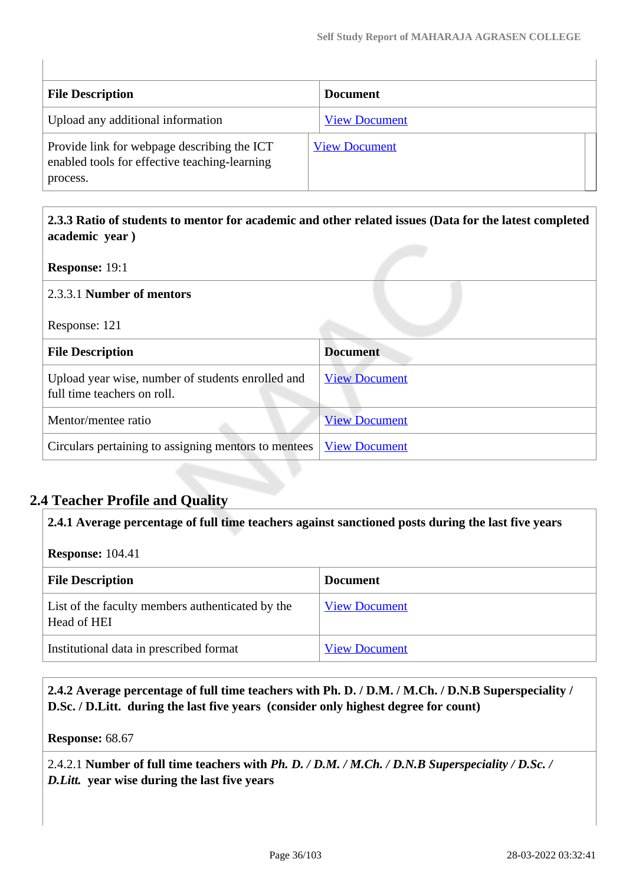| File Description | Document |
|---|---|
| Upload any additional information | View Document |
| Provide link for webpage describing the ICT enabled tools for effective teaching-learning process. | View Document |

**2.3.3 Ratio of students to mentor for academic and other related issues (Data for the latest completed academic year )**

**Response:** 19:1

2.3.3.1 **Number of mentors**

Response: 121

| File Description | Document |
|---|---|
| Upload year wise, number of students enrolled and full time teachers on roll. | View Document |
| Mentor/mentee ratio | View Document |
| Circulars pertaining to assigning mentors to mentees | View Document |

## 2.4 Teacher Profile and Quality

**2.4.1 Average percentage of full time teachers against sanctioned posts during the last five years**

**Response:** 104.41

| File Description | Document |
|---|---|
| List of the faculty members authenticated by the Head of HEI | View Document |
| Institutional data in prescribed format | View Document |

**2.4.2 Average percentage of full time teachers with Ph. D. / D.M. / M.Ch. / D.N.B Superspeciality / D.Sc. / D.Litt. during the last five years (consider only highest degree for count)**

**Response:** 68.67

2.4.2.1 **Number of full time teachers with *Ph. D. / D.M. / M.Ch. / D.N.B Superspeciality / D.Sc. / D.Litt.* year wise during the last five years**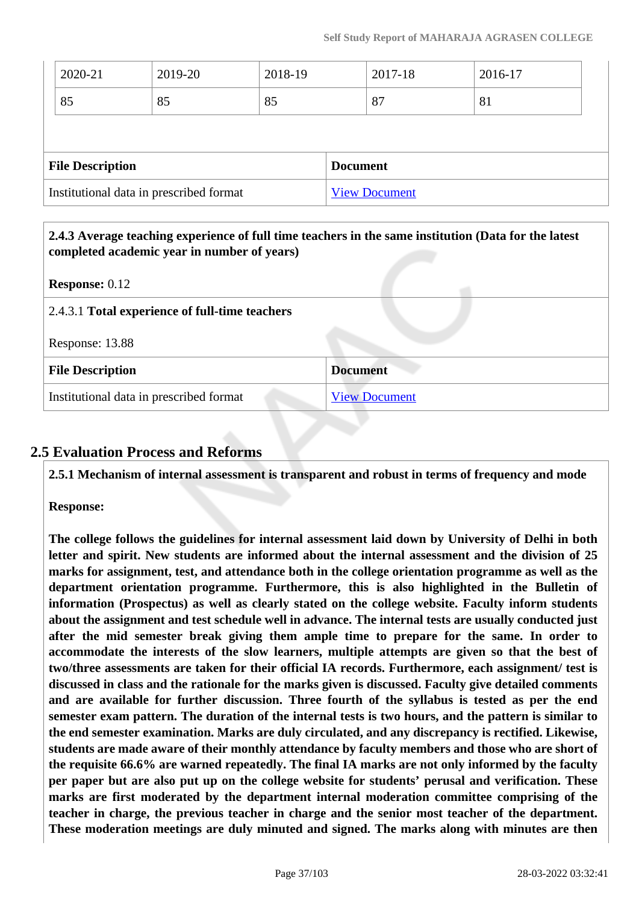| 2020-21 | 2019-20 | 2018-19 | 2017-18 | 2016-17 |
|---|---|---|---|---|
| 85 | 85 | 85 | 87 | 81 |

| File Description | Document |
|---|---|
| Institutional data in prescribed format | View Document |

**2.4.3 Average teaching experience of full time teachers in the same institution (Data for the latest completed academic year in number of years)**

**Response:** 0.12

2.4.3.1 **Total experience of full-time teachers**

Response: 13.88

| File Description | Document |
|---|---|
| Institutional data in prescribed format | View Document |

## 2.5 Evaluation Process and Reforms

**2.5.1 Mechanism of internal assessment is transparent and robust in terms of frequency and mode**

**Response:**

**The college follows the guidelines for internal assessment laid down by University of Delhi in both letter and spirit. New students are informed about the internal assessment and the division of 25 marks for assignment, test, and attendance both in the college orientation programme as well as the department orientation programme. Furthermore, this is also highlighted in the Bulletin of information (Prospectus) as well as clearly stated on the college website. Faculty inform students about the assignment and test schedule well in advance. The internal tests are usually conducted just after the mid semester break giving them ample time to prepare for the same. In order to accommodate the interests of the slow learners, multiple attempts are given so that the best of two/three assessments are taken for their official IA records. Furthermore, each assignment/ test is discussed in class and the rationale for the marks given is discussed. Faculty give detailed comments and are available for further discussion. Three fourth of the syllabus is tested as per the end semester exam pattern. The duration of the internal tests is two hours, and the pattern is similar to the end semester examination. Marks are duly circulated, and any discrepancy is rectified. Likewise, students are made aware of their monthly attendance by faculty members and those who are short of the requisite 66.6% are warned repeatedly. The final IA marks are not only informed by the faculty per paper but are also put up on the college website for students' perusal and verification. These marks are first moderated by the department internal moderation committee comprising of the teacher in charge, the previous teacher in charge and the senior most teacher of the department. These moderation meetings are duly minuted and signed. The marks along with minutes are then**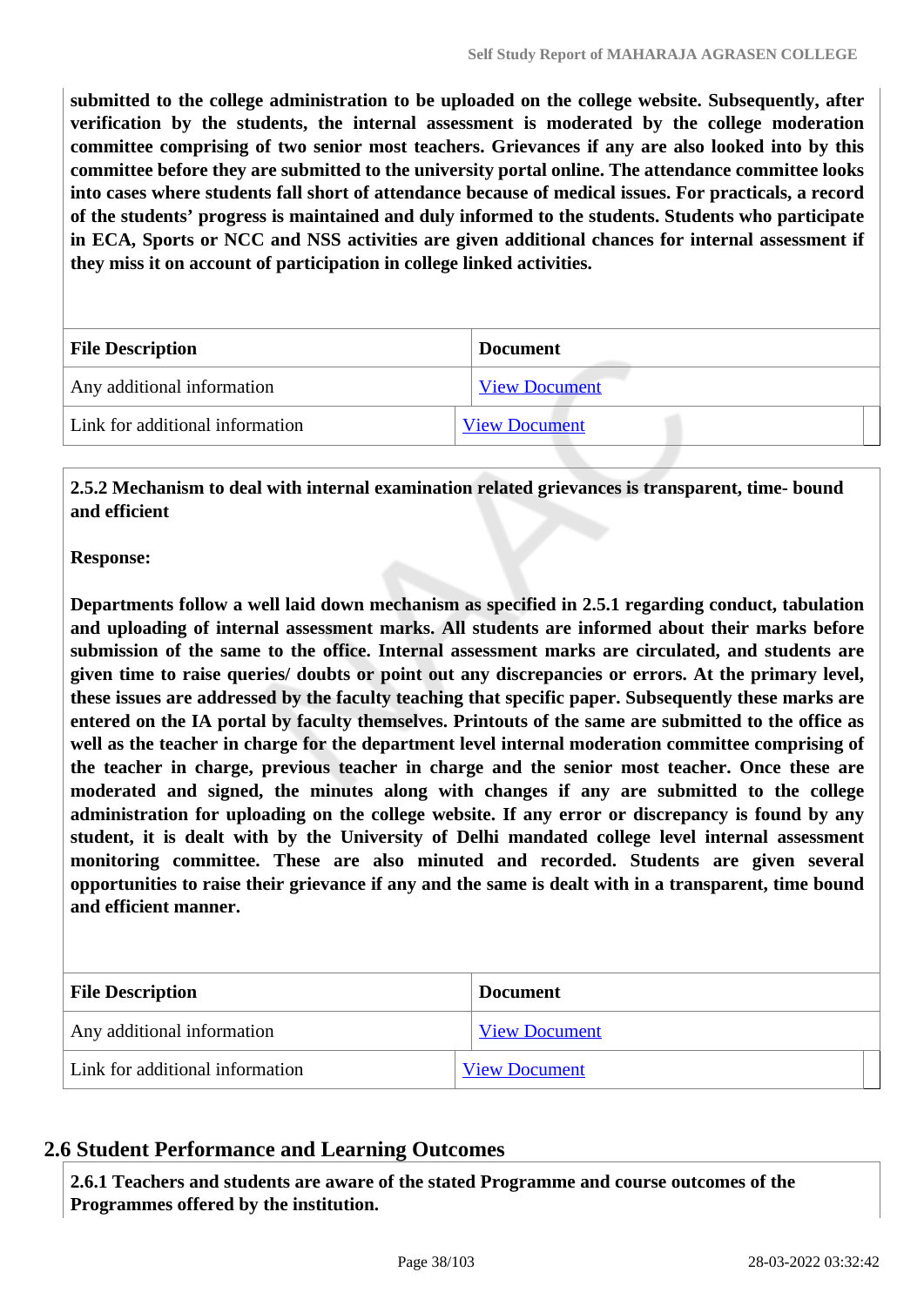**submitted to the college administration to be uploaded on the college website. Subsequently, after verification by the students, the internal assessment is moderated by the college moderation committee comprising of two senior most teachers. Grievances if any are also looked into by this committee before they are submitted to the university portal online. The attendance committee looks into cases where students fall short of attendance because of medical issues. For practicals, a record of the students' progress is maintained and duly informed to the students. Students who participate in ECA, Sports or NCC and NSS activities are given additional chances for internal assessment if they miss it on account of participation in college linked activities.**

| File Description | Document |
|---|---|
| Any additional information | View Document |
| Link for additional information | View Document |

**2.5.2 Mechanism to deal with internal examination related grievances is transparent, time- bound and efficient**

**Response:**

**Departments follow a well laid down mechanism as specified in 2.5.1 regarding conduct, tabulation and uploading of internal assessment marks. All students are informed about their marks before submission of the same to the office. Internal assessment marks are circulated, and students are given time to raise queries/ doubts or point out any discrepancies or errors. At the primary level, these issues are addressed by the faculty teaching that specific paper. Subsequently these marks are entered on the IA portal by faculty themselves. Printouts of the same are submitted to the office as well as the teacher in charge for the department level internal moderation committee comprising of the teacher in charge, previous teacher in charge and the senior most teacher. Once these are moderated and signed, the minutes along with changes if any are submitted to the college administration for uploading on the college website. If any error or discrepancy is found by any student, it is dealt with by the University of Delhi mandated college level internal assessment monitoring committee. These are also minuted and recorded. Students are given several opportunities to raise their grievance if any and the same is dealt with in a transparent, time bound and efficient manner.**

| File Description | Document |
|---|---|
| Any additional information | View Document |
| Link for additional information | View Document |

## 2.6 Student Performance and Learning Outcomes

**2.6.1 Teachers and students are aware of the stated Programme and course outcomes of the Programmes offered by the institution.**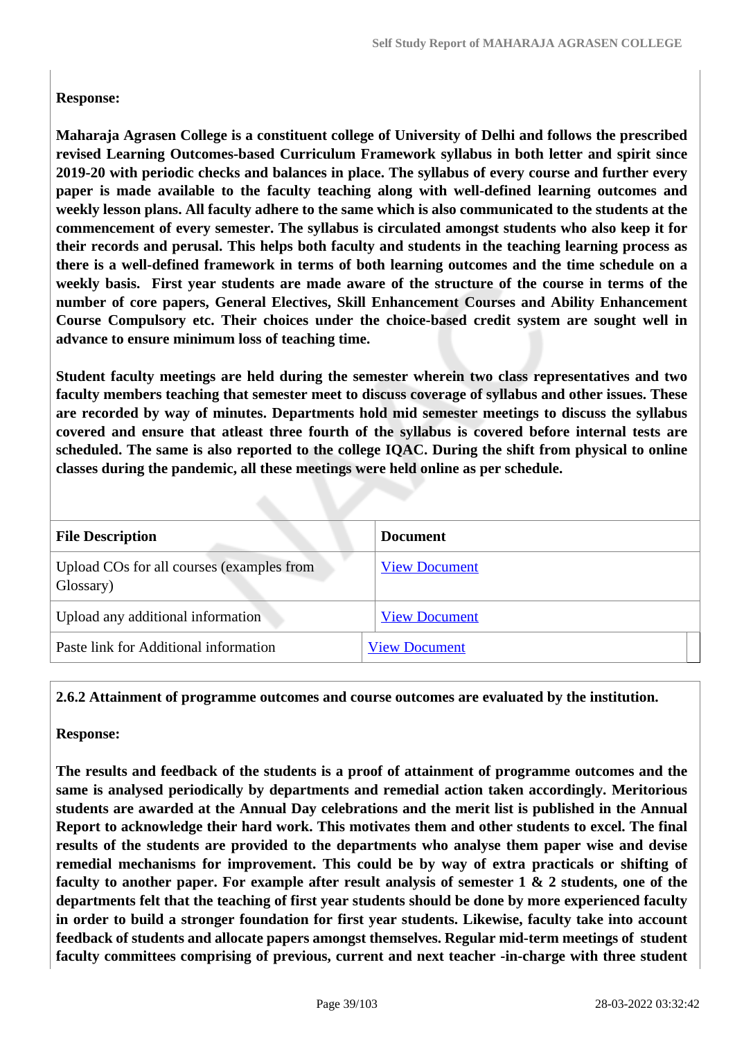**Response:**

**Maharaja Agrasen College is a constituent college of University of Delhi and follows the prescribed revised Learning Outcomes-based Curriculum Framework syllabus in both letter and spirit since 2019-20 with periodic checks and balances in place. The syllabus of every course and further every paper is made available to the faculty teaching along with well-defined learning outcomes and weekly lesson plans. All faculty adhere to the same which is also communicated to the students at the commencement of every semester. The syllabus is circulated amongst students who also keep it for their records and perusal. This helps both faculty and students in the teaching learning process as there is a well-defined framework in terms of both learning outcomes and the time schedule on a weekly basis. First year students are made aware of the structure of the course in terms of the number of core papers, General Electives, Skill Enhancement Courses and Ability Enhancement Course Compulsory etc. Their choices under the choice-based credit system are sought well in advance to ensure minimum loss of teaching time.**

**Student faculty meetings are held during the semester wherein two class representatives and two faculty members teaching that semester meet to discuss coverage of syllabus and other issues. These are recorded by way of minutes. Departments hold mid semester meetings to discuss the syllabus covered and ensure that atleast three fourth of the syllabus is covered before internal tests are scheduled. The same is also reported to the college IQAC. During the shift from physical to online classes during the pandemic, all these meetings were held online as per schedule.**

| File Description | Document |
|---|---|
| Upload COs for all courses (examples from Glossary) | View Document |
| Upload any additional information | View Document |
| Paste link for Additional information | View Document |

**2.6.2 Attainment of programme outcomes and course outcomes are evaluated by the institution.**

**Response:**

**The results and feedback of the students is a proof of attainment of programme outcomes and the same is analysed periodically by departments and remedial action taken accordingly. Meritorious students are awarded at the Annual Day celebrations and the merit list is published in the Annual Report to acknowledge their hard work. This motivates them and other students to excel. The final results of the students are provided to the departments who analyse them paper wise and devise remedial mechanisms for improvement. This could be by way of extra practicals or shifting of faculty to another paper. For example after result analysis of semester 1 & 2 students, one of the departments felt that the teaching of first year students should be done by more experienced faculty in order to build a stronger foundation for first year students. Likewise, faculty take into account feedback of students and allocate papers amongst themselves. Regular mid-term meetings of student faculty committees comprising of previous, current and next teacher -in-charge with three student**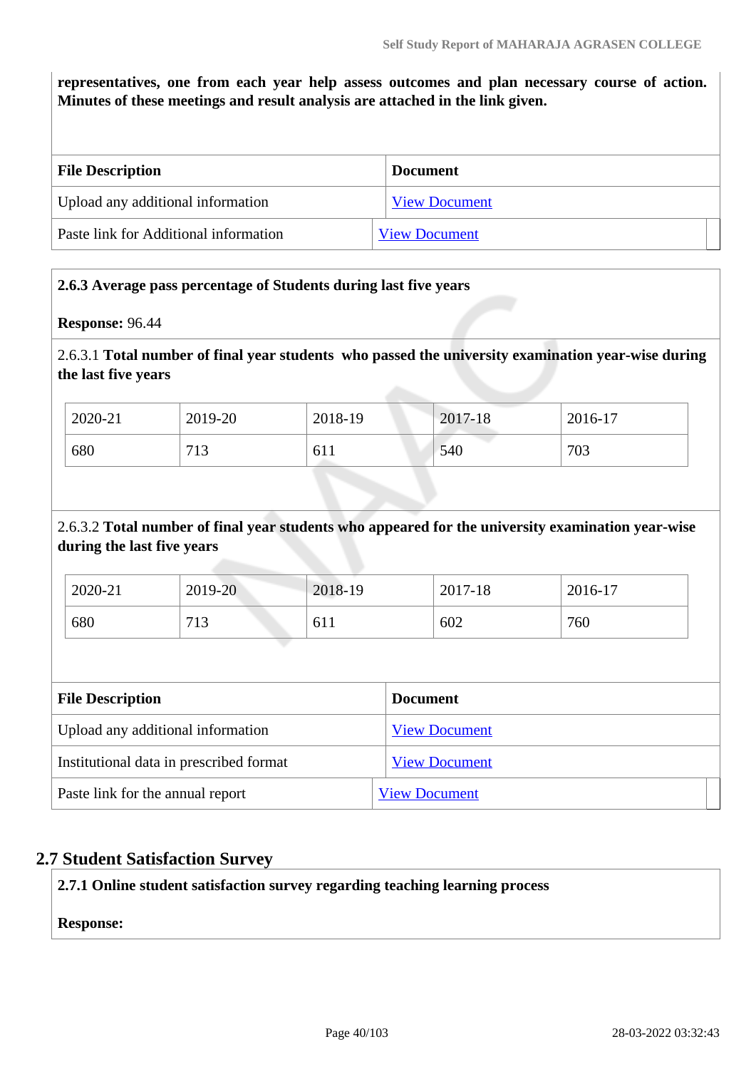**representatives, one from each year help assess outcomes and plan necessary course of action. Minutes of these meetings and result analysis are attached in the link given.**

| File Description | Document |
|---|---|
| Upload any additional information | View Document |
| Paste link for Additional information | View Document |

**2.6.3 Average pass percentage of Students during last five years**

**Response:** 96.44

2.6.3.1 **Total number of final year students who passed the university examination year-wise during the last five years**

| 2020-21 | 2019-20 | 2018-19 | 2017-18 | 2016-17 |
|---|---|---|---|---|
| 680 | 713 | 611 | 540 | 703 |

2.6.3.2 **Total number of final year students who appeared for the university examination year-wise during the last five years**

| 2020-21 | 2019-20 | 2018-19 | 2017-18 | 2016-17 |
|---|---|---|---|---|
| 680 | 713 | 611 | 602 | 760 |

| File Description | Document |
|---|---|
| Upload any additional information | View Document |
| Institutional data in prescribed format | View Document |
| Paste link for the annual report | View Document |

## 2.7 Student Satisfaction Survey

**2.7.1 Online student satisfaction survey regarding teaching learning process**

**Response:**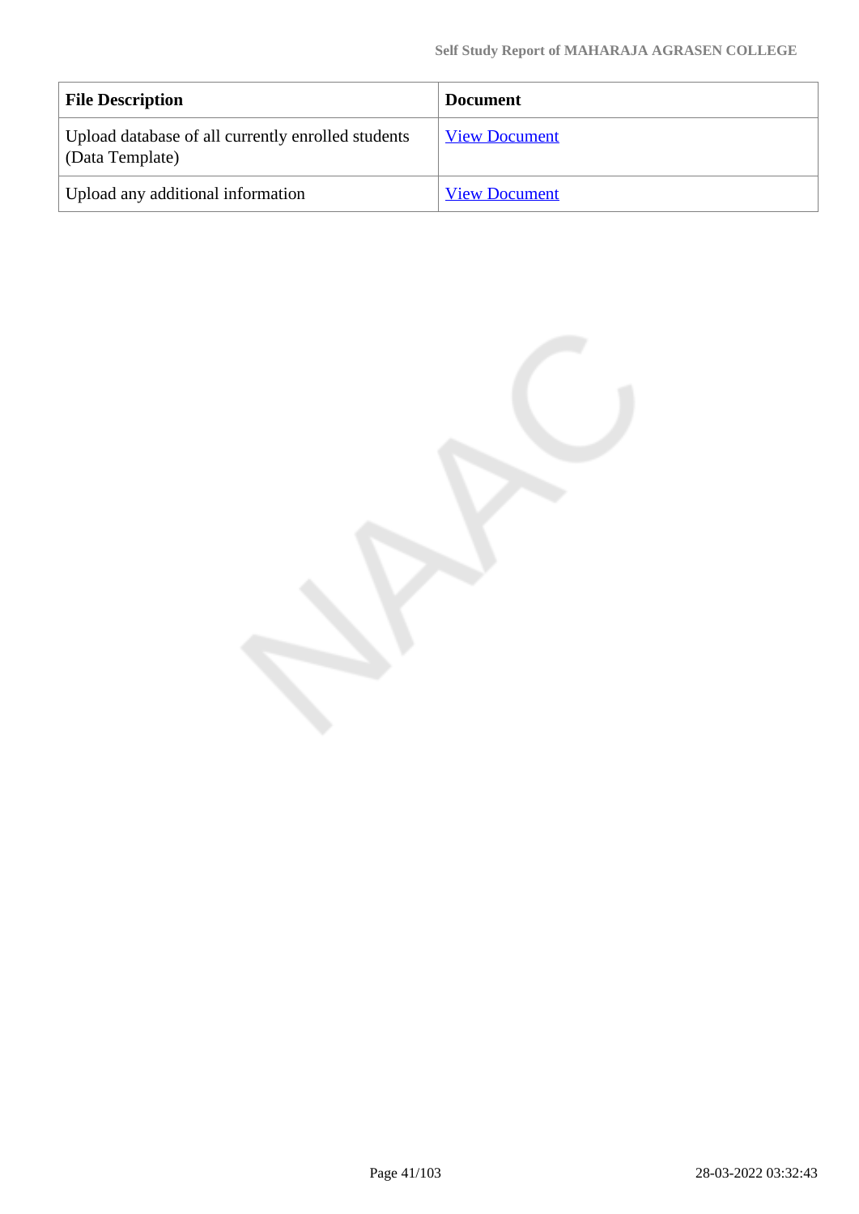| File Description | Document |
|---|---|
| Upload database of all currently enrolled students (Data Template) | View Document |
| Upload any additional information | View Document |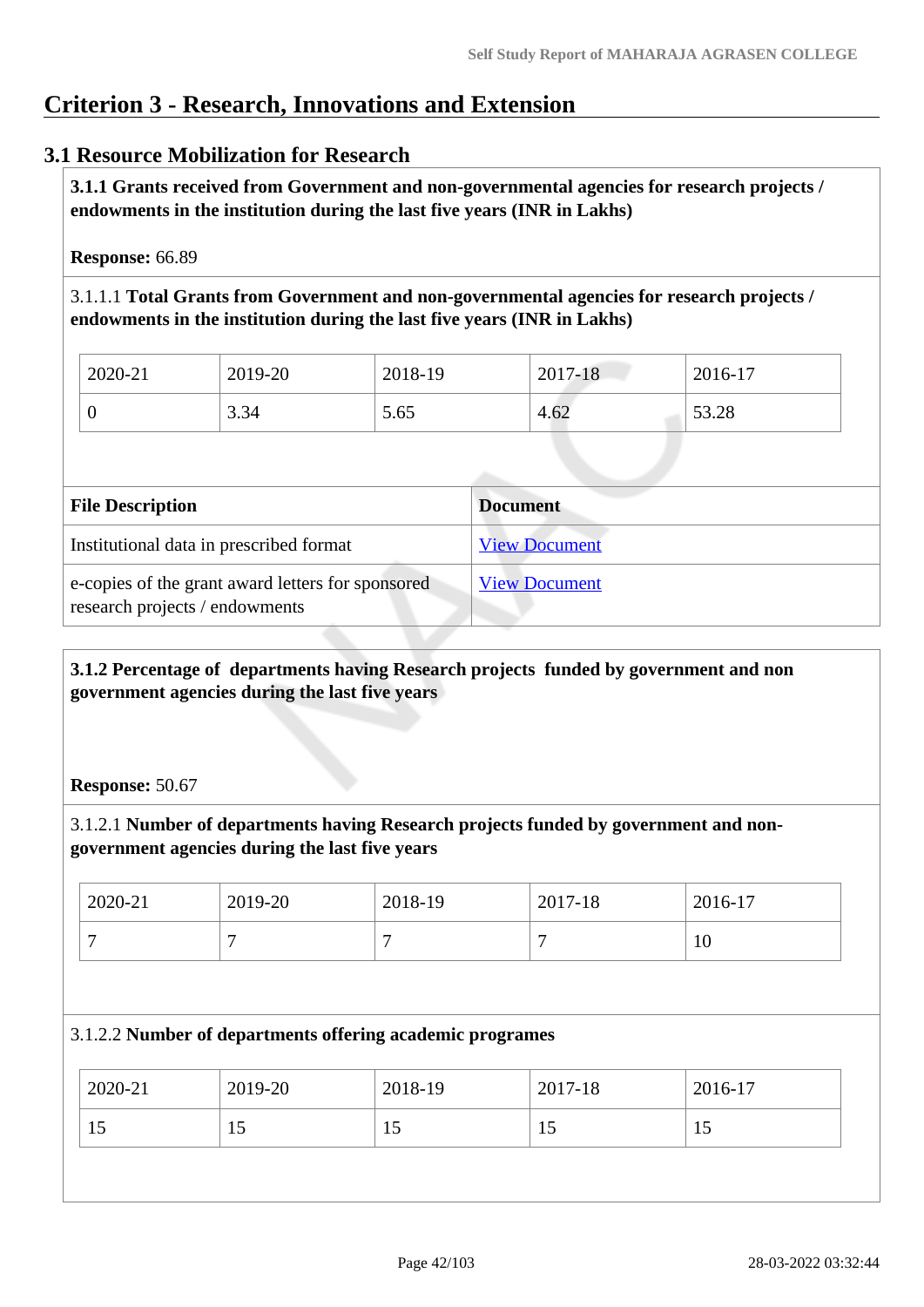# Criterion 3 - Research, Innovations and Extension

## 3.1 Resource Mobilization for Research

**3.1.1 Grants received from Government and non-governmental agencies for research projects / endowments in the institution during the last five years (INR in Lakhs)**

**Response:** 66.89

3.1.1.1 **Total Grants from Government and non-governmental agencies for research projects / endowments in the institution during the last five years (INR in Lakhs)**

| 2020-21 | 2019-20 | 2018-19 | 2017-18 | 2016-17 |
|---|---|---|---|---|
| 0 | 3.34 | 5.65 | 4.62 | 53.28 |

| File Description | Document |
|---|---|
| Institutional data in prescribed format | View Document |
| e-copies of the grant award letters for sponsored research projects / endowments | View Document |

**3.1.2 Percentage of departments having Research projects funded by government and non government agencies during the last five years**

**Response:** 50.67

3.1.2.1 **Number of departments having Research projects funded by government and non-government agencies during the last five years**

| 2020-21 | 2019-20 | 2018-19 | 2017-18 | 2016-17 |
|---|---|---|---|---|
| 7 | 7 | 7 | 7 | 10 |

3.1.2.2 **Number of departments offering academic programes**

| 2020-21 | 2019-20 | 2018-19 | 2017-18 | 2016-17 |
|---|---|---|---|---|
| 15 | 15 | 15 | 15 | 15 |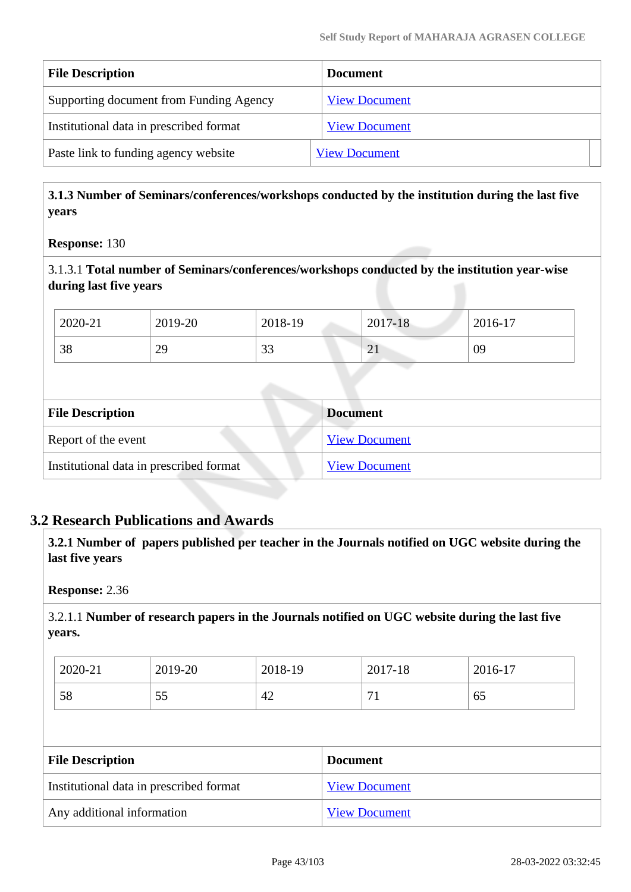| File Description | Document |
|---|---|
| Supporting document from Funding Agency | View Document |
| Institutional data in prescribed format | View Document |
| Paste link to funding agency website | View Document |

**3.1.3 Number of Seminars/conferences/workshops conducted by the institution during the last five years**

**Response:** 130

3.1.3.1 **Total number of Seminars/conferences/workshops conducted by the institution year-wise during last five years**

| 2020-21 | 2019-20 | 2018-19 | 2017-18 | 2016-17 |
|---|---|---|---|---|
| 38 | 29 | 33 | 21 | 09 |

| File Description | Document |
|---|---|
| Report of the event | View Document |
| Institutional data in prescribed format | View Document |

## 3.2 Research Publications and Awards

**3.2.1 Number of papers published per teacher in the Journals notified on UGC website during the last five years**

**Response:** 2.36

3.2.1.1 **Number of research papers in the Journals notified on UGC website during the last five years.**

| 2020-21 | 2019-20 | 2018-19 | 2017-18 | 2016-17 |
|---|---|---|---|---|
| 58 | 55 | 42 | 71 | 65 |

| File Description | Document |
|---|---|
| Institutional data in prescribed format | View Document |
| Any additional information | View Document |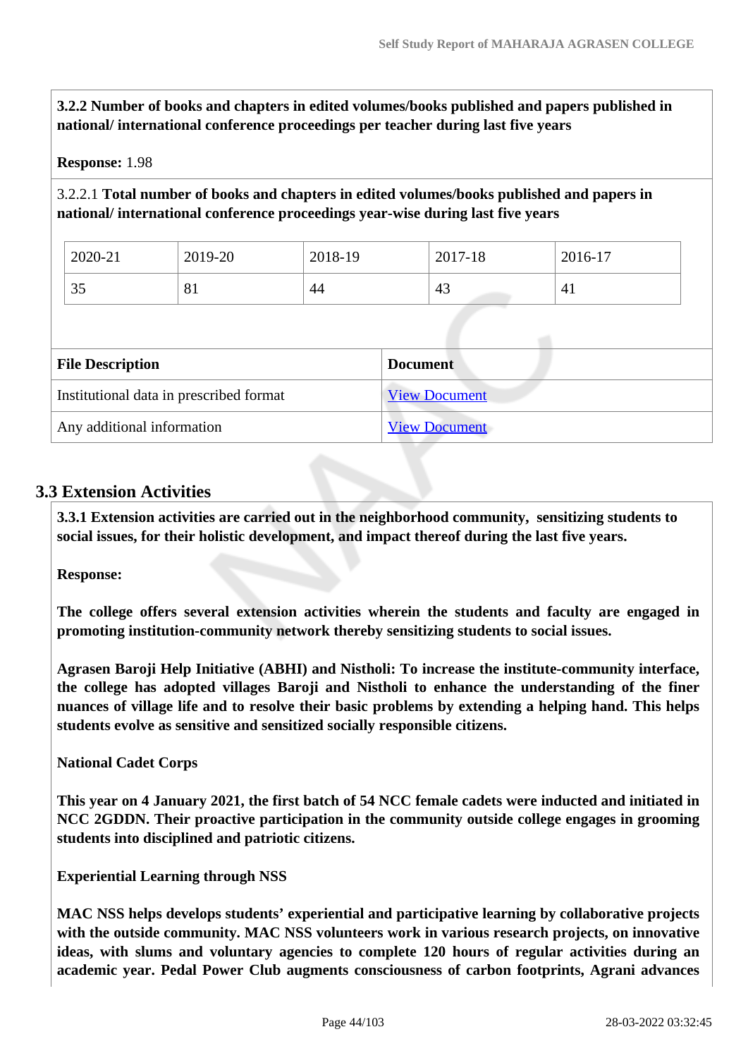**3.2.2 Number of books and chapters in edited volumes/books published and papers published in national/ international conference proceedings per teacher during last five years**

**Response:** 1.98

3.2.2.1 **Total number of books and chapters in edited volumes/books published and papers in national/ international conference proceedings year-wise during last five years**

| 2020-21 | 2019-20 | 2018-19 | 2017-18 | 2016-17 |
|---|---|---|---|---|
| 35 | 81 | 44 | 43 | 41 |

| File Description | Document |
|---|---|
| Institutional data in prescribed format | View Document |
| Any additional information | View Document |

## 3.3 Extension Activities

**3.3.1 Extension activities are carried out in the neighborhood community, sensitizing students to social issues, for their holistic development, and impact thereof during the last five years.**

**Response:**

**The college offers several extension activities wherein the students and faculty are engaged in promoting institution-community network thereby sensitizing students to social issues.**

**Agrasen Baroji Help Initiative (ABHI) and Nistholi: To increase the institute-community interface, the college has adopted villages Baroji and Nistholi to enhance the understanding of the finer nuances of village life and to resolve their basic problems by extending a helping hand. This helps students evolve as sensitive and sensitized socially responsible citizens.**

**National Cadet Corps**

**This year on 4 January 2021, the first batch of 54 NCC female cadets were inducted and initiated in NCC 2GDDN. Their proactive participation in the community outside college engages in grooming students into disciplined and patriotic citizens.**

**Experiential Learning through NSS**

**MAC NSS helps develops students' experiential and participative learning by collaborative projects with the outside community. MAC NSS volunteers work in various research projects, on innovative ideas, with slums and voluntary agencies to complete 120 hours of regular activities during an academic year. Pedal Power Club augments consciousness of carbon footprints, Agrani advances**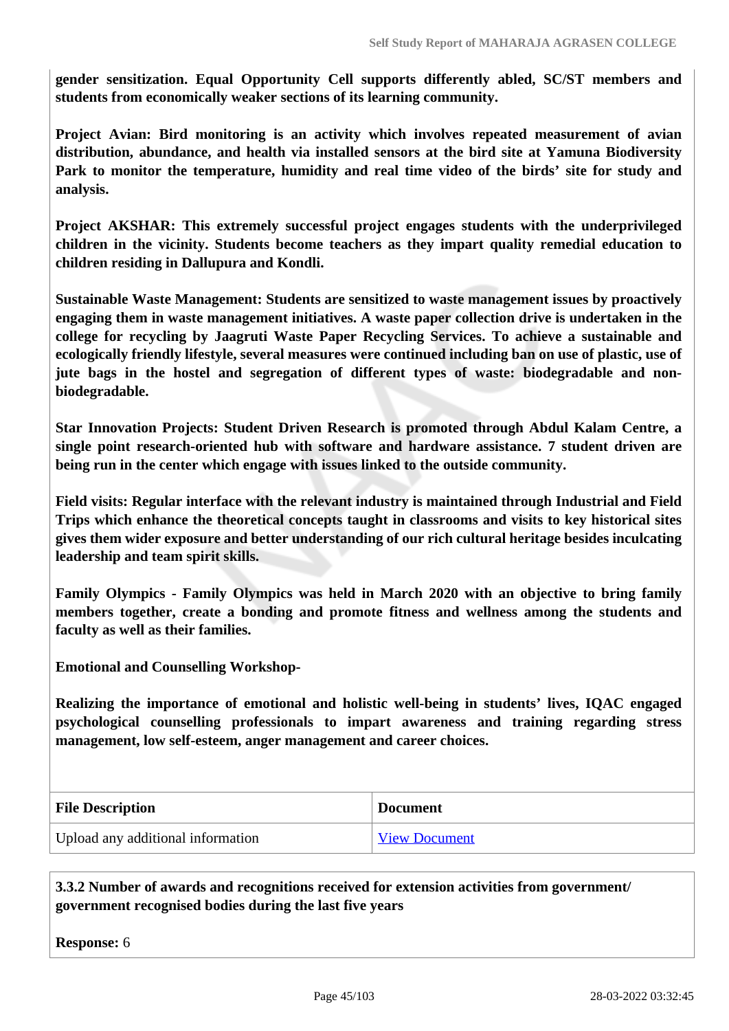**gender sensitization. Equal Opportunity Cell supports differently abled, SC/ST members and students from economically weaker sections of its learning community.**

**Project Avian: Bird monitoring is an activity which involves repeated measurement of avian distribution, abundance, and health via installed sensors at the bird site at Yamuna Biodiversity Park to monitor the temperature, humidity and real time video of the birds' site for study and analysis.**

**Project AKSHAR: This extremely successful project engages students with the underprivileged children in the vicinity. Students become teachers as they impart quality remedial education to children residing in Dallupura and Kondli.**

**Sustainable Waste Management: Students are sensitized to waste management issues by proactively engaging them in waste management initiatives. A waste paper collection drive is undertaken in the college for recycling by Jaagruti Waste Paper Recycling Services. To achieve a sustainable and ecologically friendly lifestyle, several measures were continued including ban on use of plastic, use of jute bags in the hostel and segregation of different types of waste: biodegradable and non-biodegradable.**

**Star Innovation Projects: Student Driven Research is promoted through Abdul Kalam Centre, a single point research-oriented hub with software and hardware assistance. 7 student driven are being run in the center which engage with issues linked to the outside community.**

**Field visits: Regular interface with the relevant industry is maintained through Industrial and Field Trips which enhance the theoretical concepts taught in classrooms and visits to key historical sites gives them wider exposure and better understanding of our rich cultural heritage besides inculcating leadership and team spirit skills.**

**Family Olympics - Family Olympics was held in March 2020 with an objective to bring family members together, create a bonding and promote fitness and wellness among the students and faculty as well as their families.**

**Emotional and Counselling Workshop-**

**Realizing the importance of emotional and holistic well-being in students' lives, IQAC engaged psychological counselling professionals to impart awareness and training regarding stress management, low self-esteem, anger management and career choices.**

| **File Description** | **Document** |
|---|---|
| Upload any additional information | View Document |

**3.3.2 Number of awards and recognitions received for extension activities from government/ government recognised bodies during the last five years**

**Response:** 6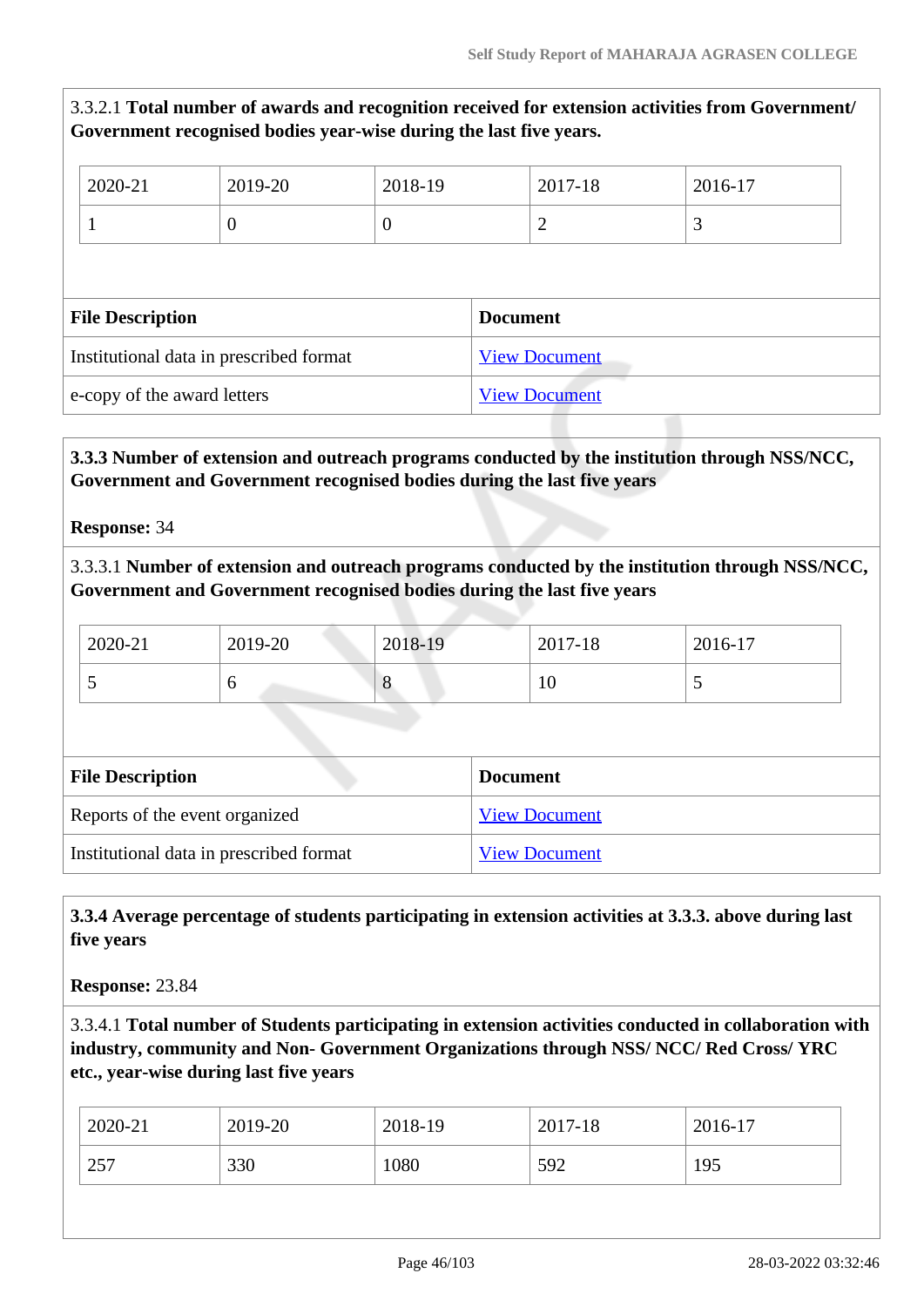3.3.2.1 **Total number of awards and recognition received for extension activities from Government/ Government recognised bodies year-wise during the last five years.**

| 2020-21 | 2019-20 | 2018-19 | 2017-18 | 2016-17 |
|---|---|---|---|---|
| 1 | 0 | 0 | 2 | 3 |

| File Description | Document |
|---|---|
| Institutional data in prescribed format | View Document |
| e-copy of the award letters | View Document |

**3.3.3 Number of extension and outreach programs conducted by the institution through NSS/NCC, Government and Government recognised bodies during the last five years**

**Response:** 34

3.3.3.1 **Number of extension and outreach programs conducted by the institution through NSS/NCC, Government and Government recognised bodies during the last five years**

| 2020-21 | 2019-20 | 2018-19 | 2017-18 | 2016-17 |
|---|---|---|---|---|
| 5 | 6 | 8 | 10 | 5 |

| File Description | Document |
|---|---|
| Reports of the event organized | View Document |
| Institutional data in prescribed format | View Document |

**3.3.4 Average percentage of students participating in extension activities at 3.3.3. above during last five years**

**Response:** 23.84

3.3.4.1 **Total number of Students participating in extension activities conducted in collaboration with industry, community and Non- Government Organizations through NSS/ NCC/ Red Cross/ YRC etc., year-wise during last five years**

| 2020-21 | 2019-20 | 2018-19 | 2017-18 | 2016-17 |
|---|---|---|---|---|
| 257 | 330 | 1080 | 592 | 195 |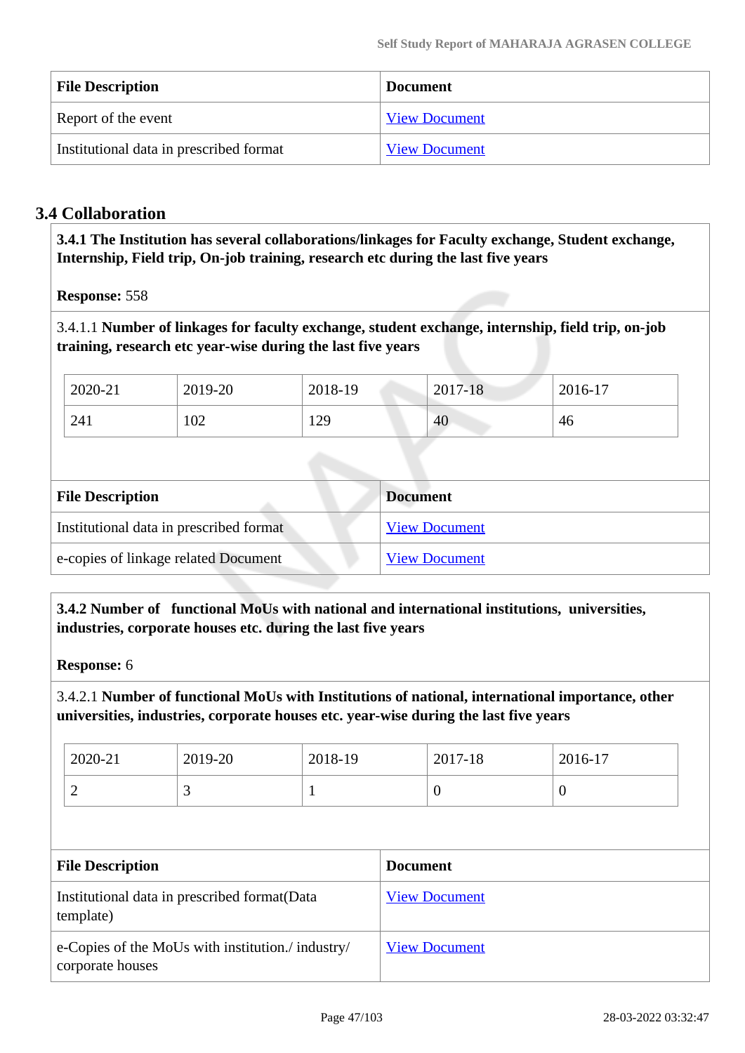| File Description | Document |
|---|---|
| Report of the event | View Document |
| Institutional data in prescribed format | View Document |

## 3.4 Collaboration

**3.4.1 The Institution has several collaborations/linkages for Faculty exchange, Student exchange, Internship, Field trip, On-job training, research etc during the last five years**

**Response:** 558

3.4.1.1 **Number of linkages for faculty exchange, student exchange, internship, field trip, on-job training, research etc year-wise during the last five years**

| 2020-21 | 2019-20 | 2018-19 | 2017-18 | 2016-17 |
|---|---|---|---|---|
| 241 | 102 | 129 | 40 | 46 |

| File Description | Document |
|---|---|
| Institutional data in prescribed format | View Document |
| e-copies of linkage related Document | View Document |

**3.4.2 Number of functional MoUs with national and international institutions, universities, industries, corporate houses etc. during the last five years**

**Response:** 6

3.4.2.1 **Number of functional MoUs with Institutions of national, international importance, other universities, industries, corporate houses etc. year-wise during the last five years**

| 2020-21 | 2019-20 | 2018-19 | 2017-18 | 2016-17 |
|---|---|---|---|---|
| 2 | 3 | 1 | 0 | 0 |

| File Description | Document |
|---|---|
| Institutional data in prescribed format(Data template) | View Document |
| e-Copies of the MoUs with institution./ industry/ corporate houses | View Document |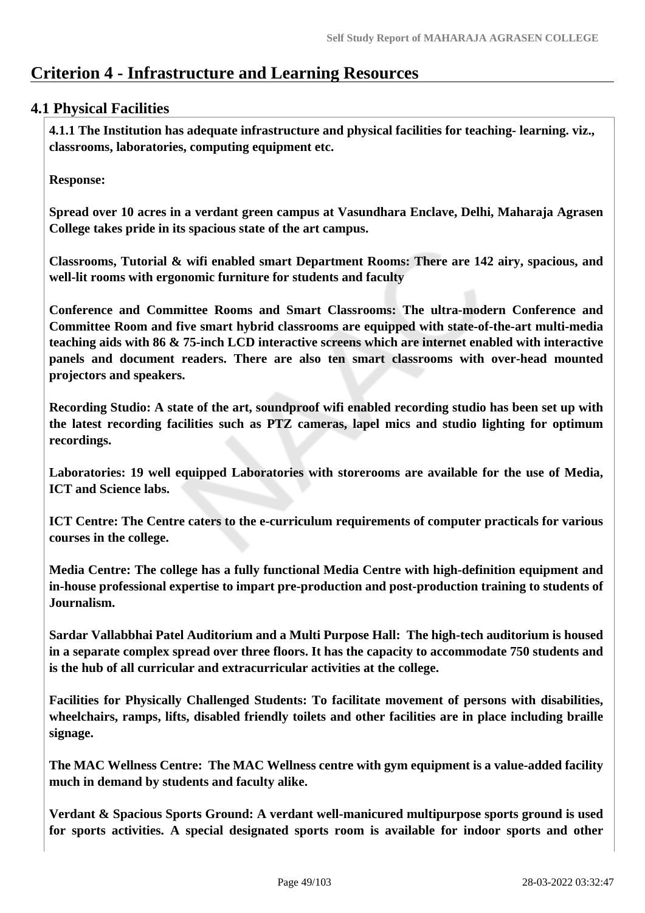# Criterion 4 - Infrastructure and Learning Resources

## 4.1 Physical Facilities

**4.1.1 The Institution has adequate infrastructure and physical facilities for teaching- learning. viz., classrooms, laboratories, computing equipment etc.**

**Response:**

**Spread over 10 acres in a verdant green campus at Vasundhara Enclave, Delhi, Maharaja Agrasen College takes pride in its spacious state of the art campus.**

**Classrooms, Tutorial & wifi enabled smart Department Rooms: There are 142 airy, spacious, and well-lit rooms with ergonomic furniture for students and faculty**

**Conference and Committee Rooms and Smart Classrooms: The ultra-modern Conference and Committee Room and five smart hybrid classrooms are equipped with state-of-the-art multi-media teaching aids with 86 & 75-inch LCD interactive screens which are internet enabled with interactive panels and document readers. There are also ten smart classrooms with over-head mounted projectors and speakers.**

**Recording Studio: A state of the art, soundproof wifi enabled recording studio has been set up with the latest recording facilities such as PTZ cameras, lapel mics and studio lighting for optimum recordings.**

**Laboratories: 19 well equipped Laboratories with storerooms are available for the use of Media, ICT and Science labs.**

**ICT Centre: The Centre caters to the e-curriculum requirements of computer practicals for various courses in the college.**

**Media Centre: The college has a fully functional Media Centre with high-definition equipment and in-house professional expertise to impart pre-production and post-production training to students of Journalism.**

**Sardar Vallabbhai Patel Auditorium and a Multi Purpose Hall: The high-tech auditorium is housed in a separate complex spread over three floors. It has the capacity to accommodate 750 students and is the hub of all curricular and extracurricular activities at the college.**

**Facilities for Physically Challenged Students: To facilitate movement of persons with disabilities, wheelchairs, ramps, lifts, disabled friendly toilets and other facilities are in place including braille signage.**

**The MAC Wellness Centre: The MAC Wellness centre with gym equipment is a value-added facility much in demand by students and faculty alike.**

**Verdant & Spacious Sports Ground: A verdant well-manicured multipurpose sports ground is used for sports activities. A special designated sports room is available for indoor sports and other**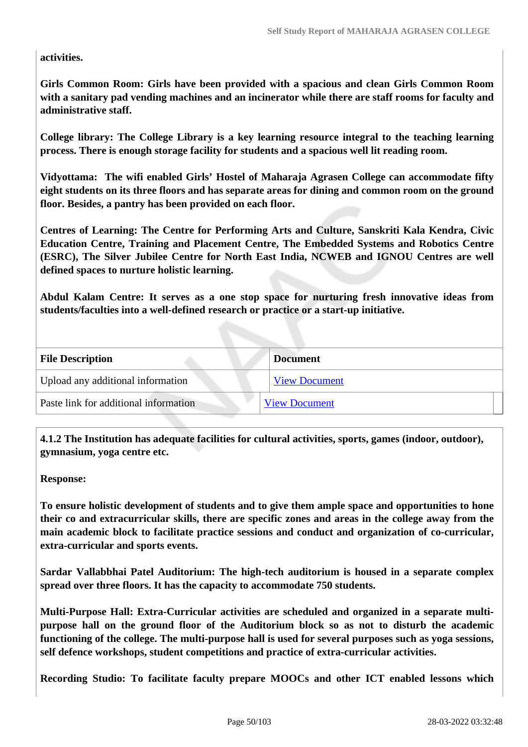**activities.**

**Girls Common Room: Girls have been provided with a spacious and clean Girls Common Room with a sanitary pad vending machines and an incinerator while there are staff rooms for faculty and administrative staff.**

**College library: The College Library is a key learning resource integral to the teaching learning process. There is enough storage facility for students and a spacious well lit reading room.**

**Vidyottama: The wifi enabled Girls' Hostel of Maharaja Agrasen College can accommodate fifty eight students on its three floors and has separate areas for dining and common room on the ground floor. Besides, a pantry has been provided on each floor.**

**Centres of Learning: The Centre for Performing Arts and Culture, Sanskriti Kala Kendra, Civic Education Centre, Training and Placement Centre, The Embedded Systems and Robotics Centre (ESRC), The Silver Jubilee Centre for North East India, NCWEB and IGNOU Centres are well defined spaces to nurture holistic learning.**

**Abdul Kalam Centre: It serves as a one stop space for nurturing fresh innovative ideas from students/faculties into a well-defined research or practice or a start-up initiative.**

| File Description | Document |
|---|---|
| Upload any additional information | View Document |
| Paste link for additional information | View Document |

**4.1.2 The Institution has adequate facilities for cultural activities, sports, games (indoor, outdoor), gymnasium, yoga centre etc.**

**Response:**

**To ensure holistic development of students and to give them ample space and opportunities to hone their co and extracurricular skills, there are specific zones and areas in the college away from the main academic block to facilitate practice sessions and conduct and organization of co-curricular, extra-curricular and sports events.**

**Sardar Vallabbhai Patel Auditorium: The high-tech auditorium is housed in a separate complex spread over three floors. It has the capacity to accommodate 750 students.**

**Multi-Purpose Hall: Extra-Curricular activities are scheduled and organized in a separate multi-purpose hall on the ground floor of the Auditorium block so as not to disturb the academic functioning of the college. The multi-purpose hall is used for several purposes such as yoga sessions, self defence workshops, student competitions and practice of extra-curricular activities.**

**Recording Studio: To facilitate faculty prepare MOOCs and other ICT enabled lessons which**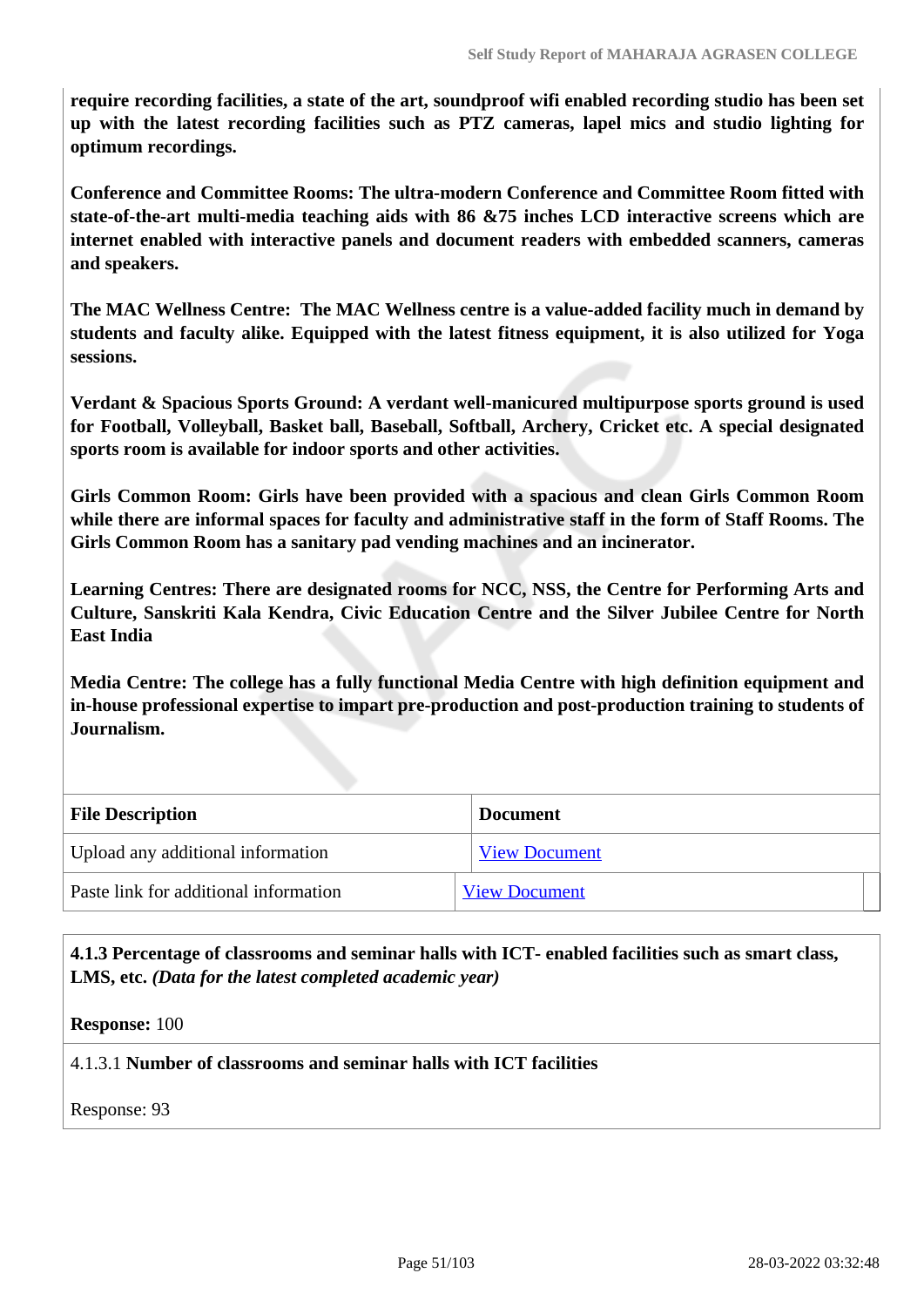**require recording facilities, a state of the art, soundproof wifi enabled recording studio has been set up with the latest recording facilities such as PTZ cameras, lapel mics and studio lighting for optimum recordings.**

**Conference and Committee Rooms: The ultra-modern Conference and Committee Room fitted with state-of-the-art multi-media teaching aids with 86 &75 inches LCD interactive screens which are internet enabled with interactive panels and document readers with embedded scanners, cameras and speakers.**

**The MAC Wellness Centre: The MAC Wellness centre is a value-added facility much in demand by students and faculty alike. Equipped with the latest fitness equipment, it is also utilized for Yoga sessions.**

**Verdant & Spacious Sports Ground: A verdant well-manicured multipurpose sports ground is used for Football, Volleyball, Basket ball, Baseball, Softball, Archery, Cricket etc. A special designated sports room is available for indoor sports and other activities.**

**Girls Common Room: Girls have been provided with a spacious and clean Girls Common Room while there are informal spaces for faculty and administrative staff in the form of Staff Rooms. The Girls Common Room has a sanitary pad vending machines and an incinerator.**

**Learning Centres: There are designated rooms for NCC, NSS, the Centre for Performing Arts and Culture, Sanskriti Kala Kendra, Civic Education Centre and the Silver Jubilee Centre for North East India**

**Media Centre: The college has a fully functional Media Centre with high definition equipment and in-house professional expertise to impart pre-production and post-production training to students of Journalism.**

| File Description | Document |
|---|---|
| Upload any additional information | View Document |
| Paste link for additional information | View Document |

**4.1.3 Percentage of classrooms and seminar halls with ICT- enabled facilities such as smart class, LMS, etc.** ***(Data for the latest completed academic year)***

**Response:** 100

4.1.3.1 **Number of classrooms and seminar halls with ICT facilities**

Response: 93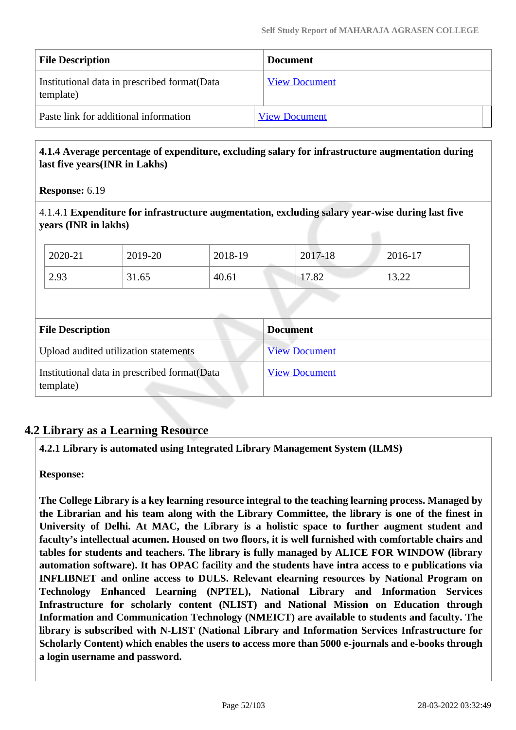| File Description | Document |
|---|---|
| Institutional data in prescribed format(Data template) | View Document |
| Paste link for additional information | View Document |

**4.1.4 Average percentage of expenditure, excluding salary for infrastructure augmentation during last five years(INR in Lakhs)**

**Response:** 6.19

4.1.4.1 **Expenditure for infrastructure augmentation, excluding salary year-wise during last five years (INR in lakhs)**

| 2020-21 | 2019-20 | 2018-19 | 2017-18 | 2016-17 |
|---|---|---|---|---|
| 2.93 | 31.65 | 40.61 | 17.82 | 13.22 |

| File Description | Document |
|---|---|
| Upload audited utilization statements | View Document |
| Institutional data in prescribed format(Data template) | View Document |

## 4.2 Library as a Learning Resource

**4.2.1 Library is automated using Integrated Library Management System (ILMS)**

**Response:**

**The College Library is a key learning resource integral to the teaching learning process. Managed by the Librarian and his team along with the Library Committee, the library is one of the finest in University of Delhi. At MAC, the Library is a holistic space to further augment student and faculty's intellectual acumen. Housed on two floors, it is well furnished with comfortable chairs and tables for students and teachers. The library is fully managed by ALICE FOR WINDOW (library automation software). It has OPAC facility and the students have intra access to e publications via INFLIBNET and online access to DULS. Relevant elearning resources by National Program on Technology Enhanced Learning (NPTEL), National Library and Information Services Infrastructure for scholarly content (NLIST) and National Mission on Education through Information and Communication Technology (NMEICT) are available to students and faculty. The library is subscribed with N-LIST (National Library and Information Services Infrastructure for Scholarly Content) which enables the users to access more than 5000 e-journals and e-books through a login username and password.**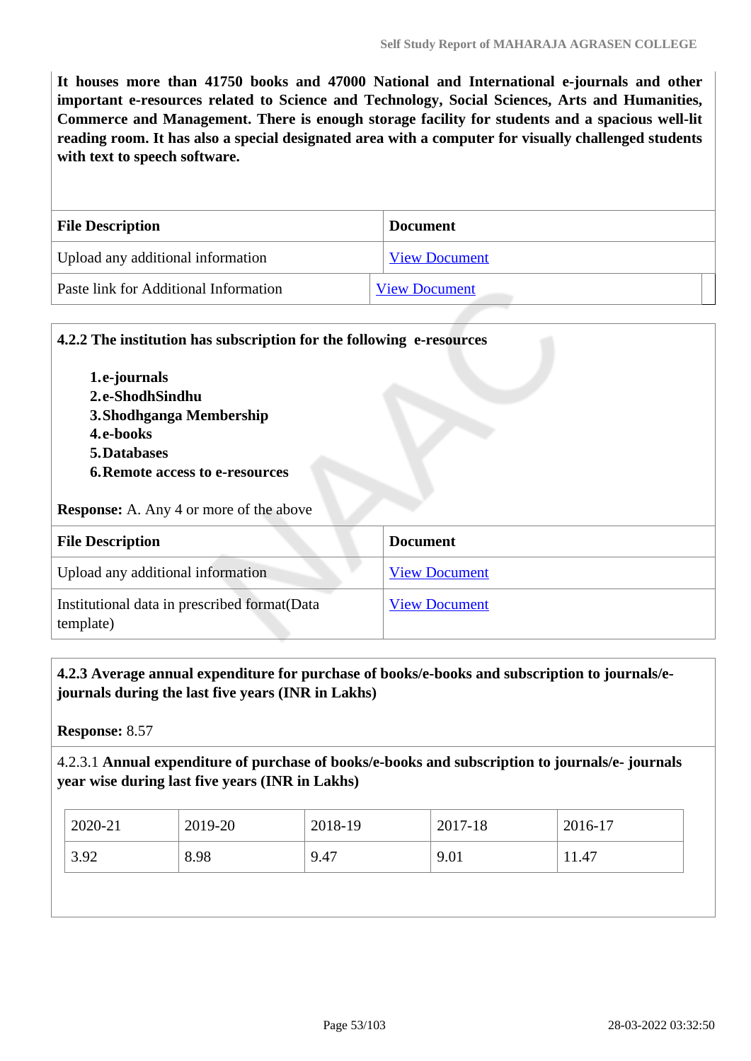**It houses more than 41750 books and 47000 National and International e-journals and other important e-resources related to Science and Technology, Social Sciences, Arts and Humanities, Commerce and Management. There is enough storage facility for students and a spacious well-lit reading room. It has also a special designated area with a computer for visually challenged students with text to speech software.**

| File Description | Document |
|---|---|
| Upload any additional information | View Document |
| Paste link for Additional Information | View Document |

**4.2.2 The institution has subscription for the following e-resources**

1. **e-journals**
2. **e-ShodhSindhu**
3. **Shodhganga Membership**
4. **e-books**
5. **Databases**
6. **Remote access to e-resources**

**Response:** A. Any 4 or more of the above

| File Description | Document |
|---|---|
| Upload any additional information | View Document |
| Institutional data in prescribed format(Data template) | View Document |

**4.2.3 Average annual expenditure for purchase of books/e-books and subscription to journals/e-journals during the last five years (INR in Lakhs)**

**Response:** 8.57

4.2.3.1 **Annual expenditure of purchase of books/e-books and subscription to journals/e- journals year wise during last five years (INR in Lakhs)**

| 2020-21 | 2019-20 | 2018-19 | 2017-18 | 2016-17 |
|---|---|---|---|---|
| 3.92 | 8.98 | 9.47 | 9.01 | 11.47 |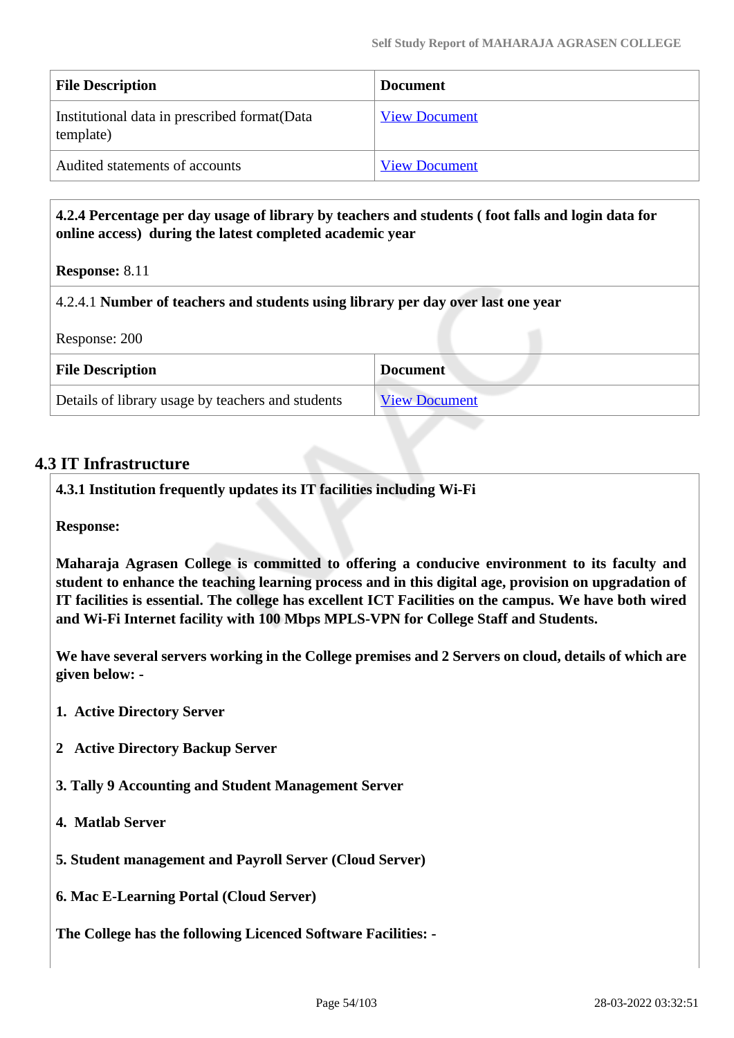| File Description | Document |
|---|---|
| Institutional data in prescribed format(Data template) | View Document |
| Audited statements of accounts | View Document |

**4.2.4 Percentage per day usage of library by teachers and students ( foot falls and login data for online access) during the latest completed academic year**

**Response:** 8.11

4.2.4.1 **Number of teachers and students using library per day over last one year**

Response: 200

| File Description | Document |
|---|---|
| Details of library usage by teachers and students | View Document |

## 4.3 IT Infrastructure

**4.3.1 Institution frequently updates its IT facilities including Wi-Fi**

**Response:**

**Maharaja Agrasen College is committed to offering a conducive environment to its faculty and student to enhance the teaching learning process and in this digital age, provision on upgradation of IT facilities is essential. The college has excellent ICT Facilities on the campus. We have both wired and Wi-Fi Internet facility with 100 Mbps MPLS-VPN for College Staff and Students.**

**We have several servers working in the College premises and 2 Servers on cloud, details of which are given below: -**

**1. Active Directory Server**

**2 Active Directory Backup Server**

**3. Tally 9 Accounting and Student Management Server**

**4. Matlab Server**

**5. Student management and Payroll Server (Cloud Server)**

**6. Mac E-Learning Portal (Cloud Server)**

**The College has the following Licenced Software Facilities: -**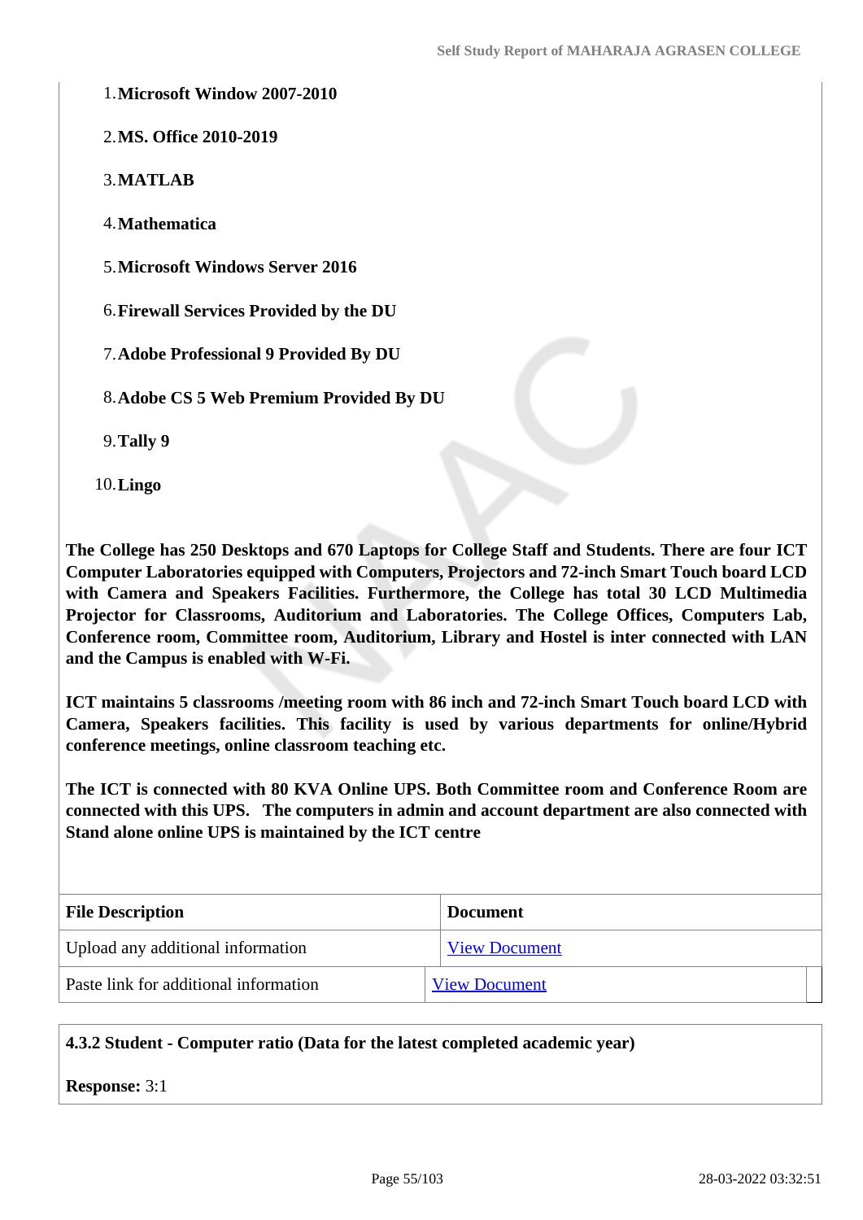1. **Microsoft Window 2007-2010**
2. **MS. Office 2010-2019**
3. **MATLAB**
4. **Mathematica**
5. **Microsoft Windows Server 2016**
6. **Firewall Services Provided by the DU**
7. **Adobe Professional 9 Provided By DU**
8. **Adobe CS 5 Web Premium Provided By DU**
9. **Tally 9**
10. **Lingo**

**The College has 250 Desktops and 670 Laptops for College Staff and Students. There are four ICT Computer Laboratories equipped with Computers, Projectors and 72-inch Smart Touch board LCD with Camera and Speakers Facilities. Furthermore, the College has total 30 LCD Multimedia Projector for Classrooms, Auditorium and Laboratories. The College Offices, Computers Lab, Conference room, Committee room, Auditorium, Library and Hostel is inter connected with LAN and the Campus is enabled with W-Fi.**

**ICT maintains 5 classrooms /meeting room with 86 inch and 72-inch Smart Touch board LCD with Camera, Speakers facilities. This facility is used by various departments for online/Hybrid conference meetings, online classroom teaching etc.**

**The ICT is connected with 80 KVA Online UPS. Both Committee room and Conference Room are connected with this UPS. The computers in admin and account department are also connected with Stand alone online UPS is maintained by the ICT centre**

| File Description | Document |
|---|---|
| Upload any additional information | View Document |
| Paste link for additional information | View Document |

**4.3.2 Student - Computer ratio (Data for the latest completed academic year)**

**Response:** 3:1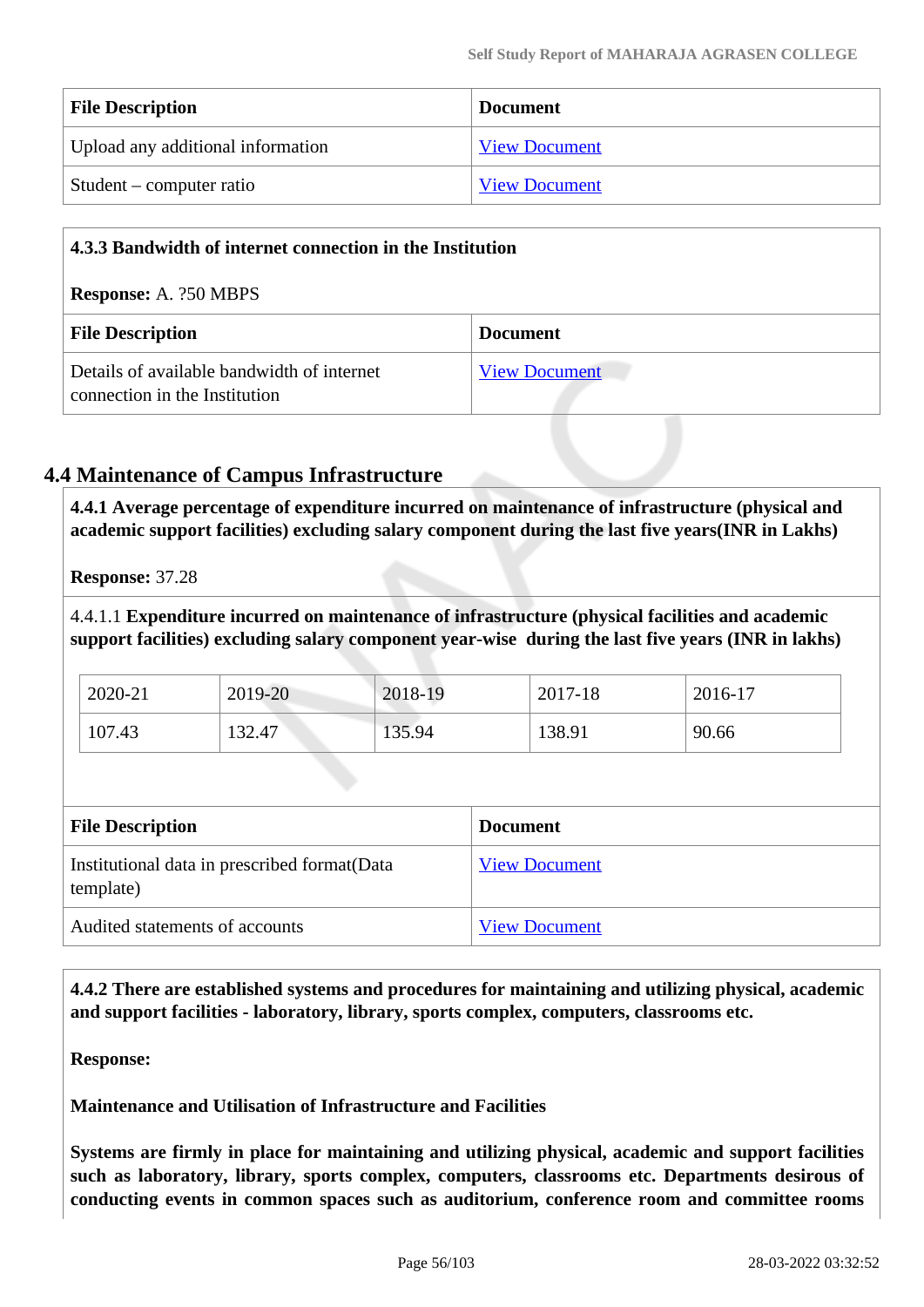| File Description | Document |
|---|---|
| Upload any additional information | View Document |
| Student – computer ratio | View Document |

**4.3.3 Bandwidth of internet connection in the Institution**

**Response:** A. ?50 MBPS

| File Description | Document |
|---|---|
| Details of available bandwidth of internet connection in the Institution | View Document |

## 4.4 Maintenance of Campus Infrastructure

**4.4.1 Average percentage of expenditure incurred on maintenance of infrastructure (physical and academic support facilities) excluding salary component during the last five years(INR in Lakhs)**

**Response:** 37.28

4.4.1.1 **Expenditure incurred on maintenance of infrastructure (physical facilities and academic support facilities) excluding salary component year-wise during the last five years (INR in lakhs)**

| 2020-21 | 2019-20 | 2018-19 | 2017-18 | 2016-17 |
|---|---|---|---|---|
| 107.43 | 132.47 | 135.94 | 138.91 | 90.66 |

| File Description | Document |
|---|---|
| Institutional data in prescribed format(Data template) | View Document |
| Audited statements of accounts | View Document |

**4.4.2 There are established systems and procedures for maintaining and utilizing physical, academic and support facilities - laboratory, library, sports complex, computers, classrooms etc.**

**Response:**

**Maintenance and Utilisation of Infrastructure and Facilities**

**Systems are firmly in place for maintaining and utilizing physical, academic and support facilities such as laboratory, library, sports complex, computers, classrooms etc. Departments desirous of conducting events in common spaces such as auditorium, conference room and committee rooms**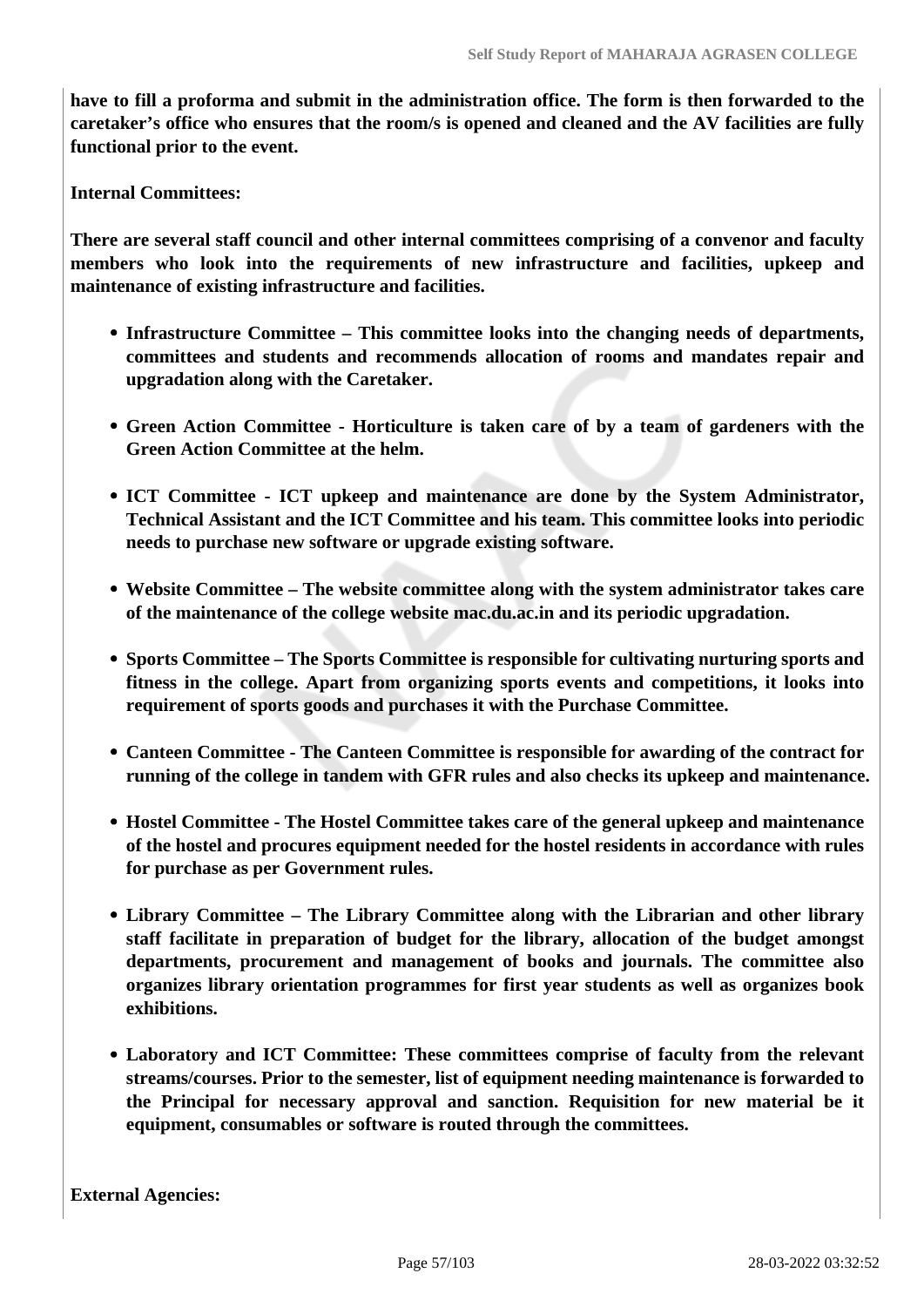**have to fill a proforma and submit in the administration office. The form is then forwarded to the caretaker's office who ensures that the room/s is opened and cleaned and the AV facilities are fully functional prior to the event.**

**Internal Committees:**

**There are several staff council and other internal committees comprising of a convenor and faculty members who look into the requirements of new infrastructure and facilities, upkeep and maintenance of existing infrastructure and facilities.**

- **Infrastructure Committee – This committee looks into the changing needs of departments, committees and students and recommends allocation of rooms and mandates repair and upgradation along with the Caretaker.**
- **Green Action Committee - Horticulture is taken care of by a team of gardeners with the Green Action Committee at the helm.**
- **ICT Committee - ICT upkeep and maintenance are done by the System Administrator, Technical Assistant and the ICT Committee and his team. This committee looks into periodic needs to purchase new software or upgrade existing software.**
- **Website Committee – The website committee along with the system administrator takes care of the maintenance of the college website mac.du.ac.in and its periodic upgradation.**
- **Sports Committee – The Sports Committee is responsible for cultivating nurturing sports and fitness in the college. Apart from organizing sports events and competitions, it looks into requirement of sports goods and purchases it with the Purchase Committee.**
- **Canteen Committee - The Canteen Committee is responsible for awarding of the contract for running of the college in tandem with GFR rules and also checks its upkeep and maintenance.**
- **Hostel Committee - The Hostel Committee takes care of the general upkeep and maintenance of the hostel and procures equipment needed for the hostel residents in accordance with rules for purchase as per Government rules.**
- **Library Committee – The Library Committee along with the Librarian and other library staff facilitate in preparation of budget for the library, allocation of the budget amongst departments, procurement and management of books and journals. The committee also organizes library orientation programmes for first year students as well as organizes book exhibitions.**
- **Laboratory and ICT Committee: These committees comprise of faculty from the relevant streams/courses. Prior to the semester, list of equipment needing maintenance is forwarded to the Principal for necessary approval and sanction. Requisition for new material be it equipment, consumables or software is routed through the committees.**

**External Agencies:**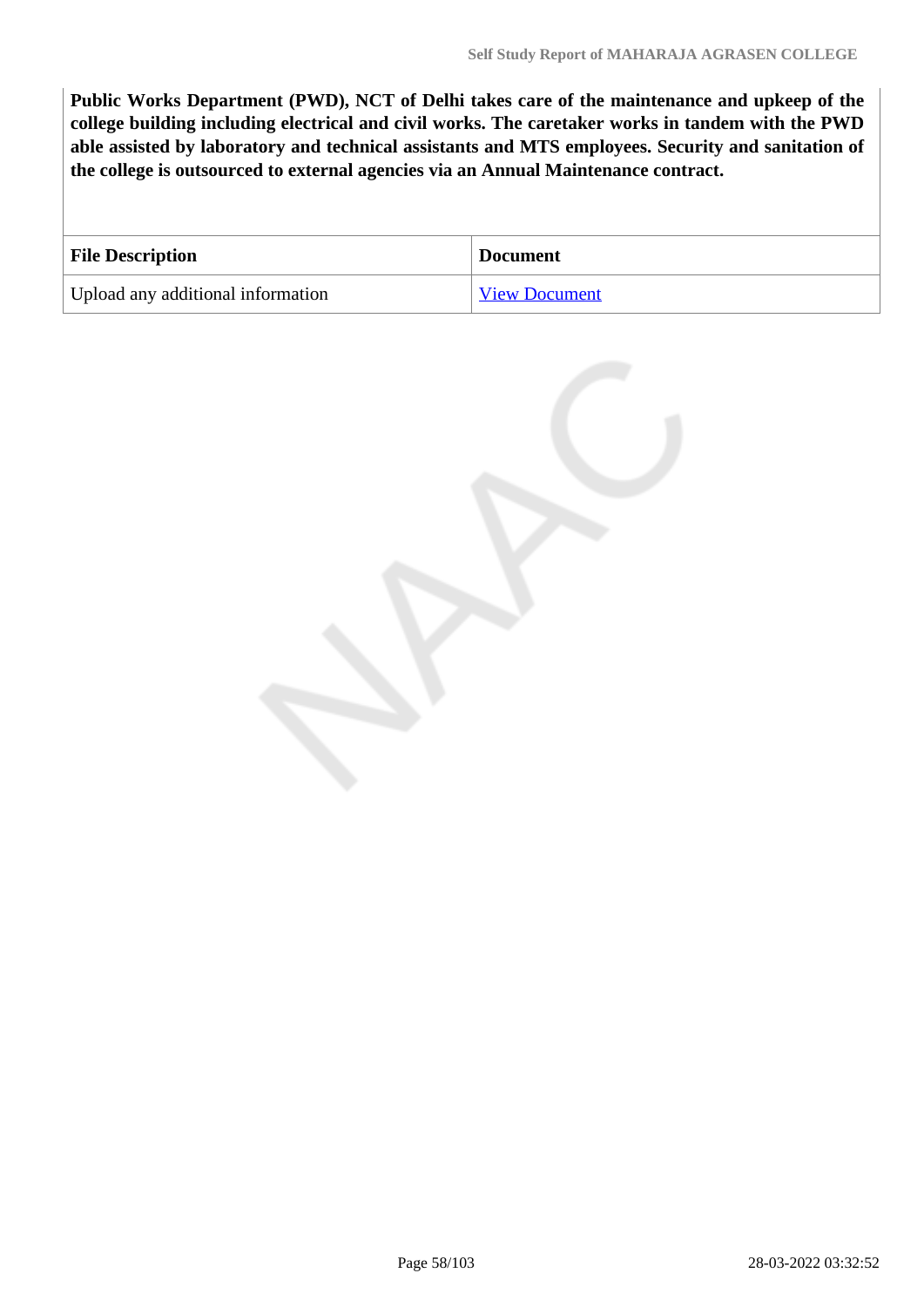**Public Works Department (PWD), NCT of Delhi takes care of the maintenance and upkeep of the college building including electrical and civil works. The caretaker works in tandem with the PWD able assisted by laboratory and technical assistants and MTS employees. Security and sanitation of the college is outsourced to external agencies via an Annual Maintenance contract.**

| File Description | Document |
|---|---|
| Upload any additional information | View Document |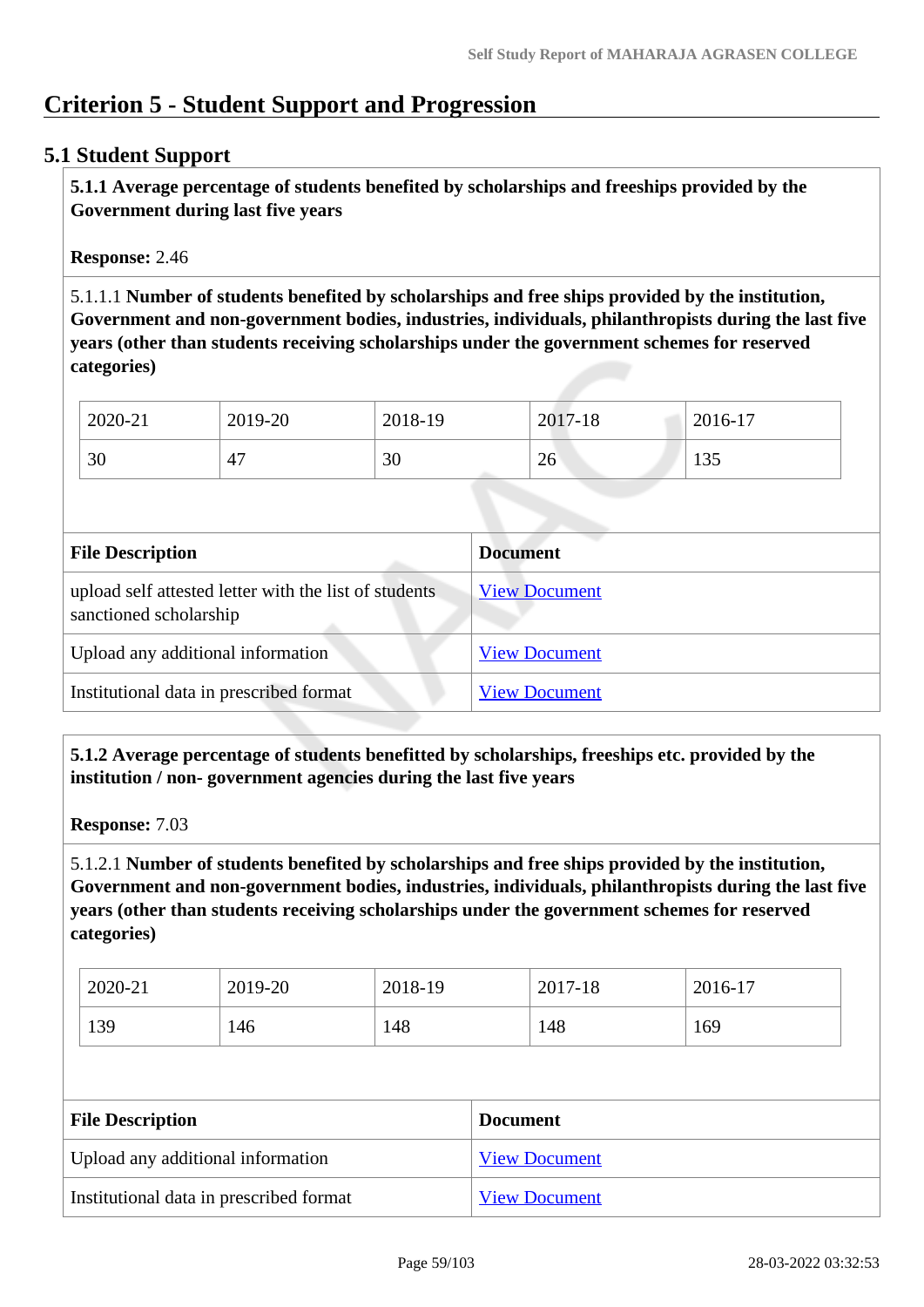# Criterion 5 - Student Support and Progression

## 5.1 Student Support

**5.1.1 Average percentage of students benefited by scholarships and freeships provided by the Government during last five years**

**Response:** 2.46

5.1.1.1 **Number of students benefited by scholarships and free ships provided by the institution, Government and non-government bodies, industries, individuals, philanthropists during the last five years (other than students receiving scholarships under the government schemes for reserved categories)**

| 2020-21 | 2019-20 | 2018-19 | 2017-18 | 2016-17 |
|---|---|---|---|---|
| 30 | 47 | 30 | 26 | 135 |

| File Description | Document |
|---|---|
| upload self attested letter with the list of students sanctioned scholarship | View Document |
| Upload any additional information | View Document |
| Institutional data in prescribed format | View Document |

**5.1.2 Average percentage of students benefitted by scholarships, freeships etc. provided by the institution / non- government agencies during the last five years**

**Response:** 7.03

5.1.2.1 **Number of students benefited by scholarships and free ships provided by the institution, Government and non-government bodies, industries, individuals, philanthropists during the last five years (other than students receiving scholarships under the government schemes for reserved categories)**

| 2020-21 | 2019-20 | 2018-19 | 2017-18 | 2016-17 |
|---|---|---|---|---|
| 139 | 146 | 148 | 148 | 169 |

| File Description | Document |
|---|---|
| Upload any additional information | View Document |
| Institutional data in prescribed format | View Document |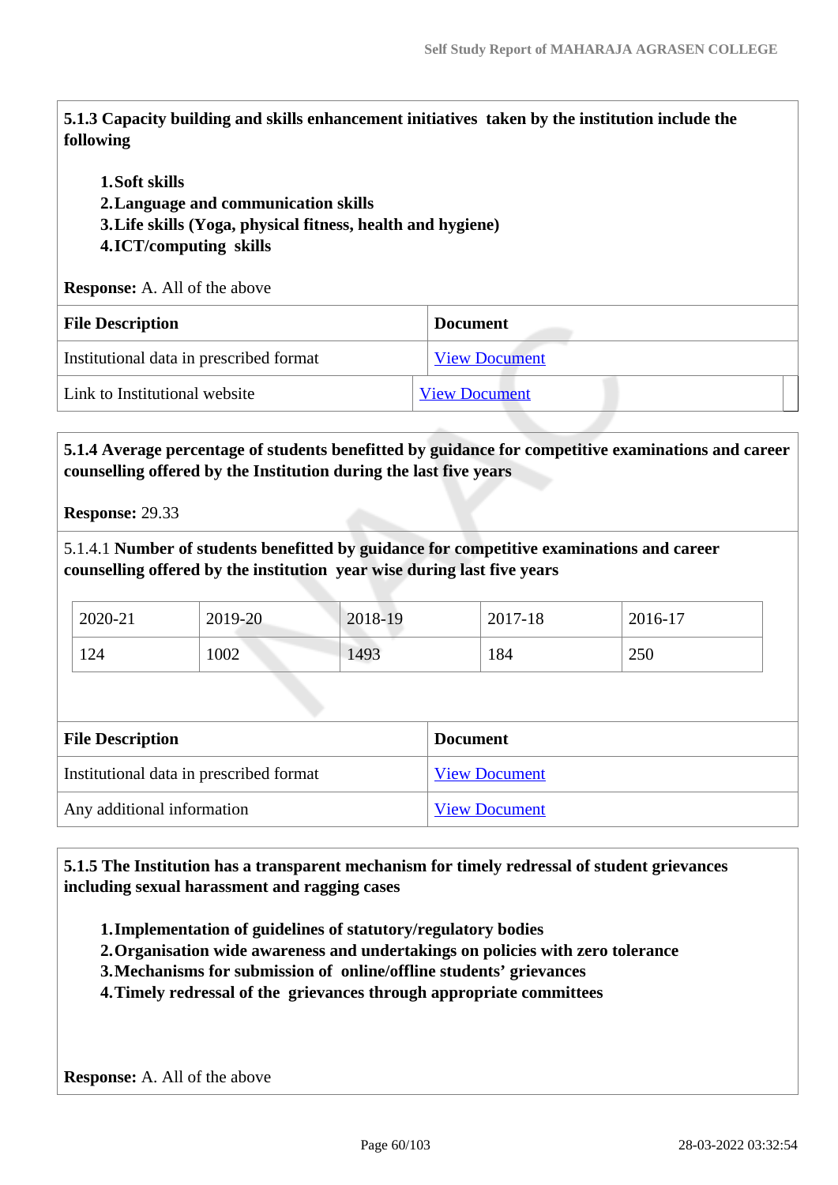**5.1.3 Capacity building and skills enhancement initiatives taken by the institution include the following**

1. **Soft skills**
2. **Language and communication skills**
3. **Life skills (Yoga, physical fitness, health and hygiene)**
4. **ICT/computing skills**

**Response:** A. All of the above

| File Description | Document |
|---|---|
| Institutional data in prescribed format | View Document |
| Link to Institutional website | View Document |

**5.1.4 Average percentage of students benefitted by guidance for competitive examinations and career counselling offered by the Institution during the last five years**

**Response:** 29.33

5.1.4.1 **Number of students benefitted by guidance for competitive examinations and career counselling offered by the institution year wise during last five years**

| 2020-21 | 2019-20 | 2018-19 | 2017-18 | 2016-17 |
|---|---|---|---|---|
| 124 | 1002 | 1493 | 184 | 250 |

| File Description | Document |
|---|---|
| Institutional data in prescribed format | View Document |
| Any additional information | View Document |

**5.1.5 The Institution has a transparent mechanism for timely redressal of student grievances including sexual harassment and ragging cases**

1. **Implementation of guidelines of statutory/regulatory bodies**
2. **Organisation wide awareness and undertakings on policies with zero tolerance**
3. **Mechanisms for submission of online/offline students' grievances**
4. **Timely redressal of the grievances through appropriate committees**

**Response:** A. All of the above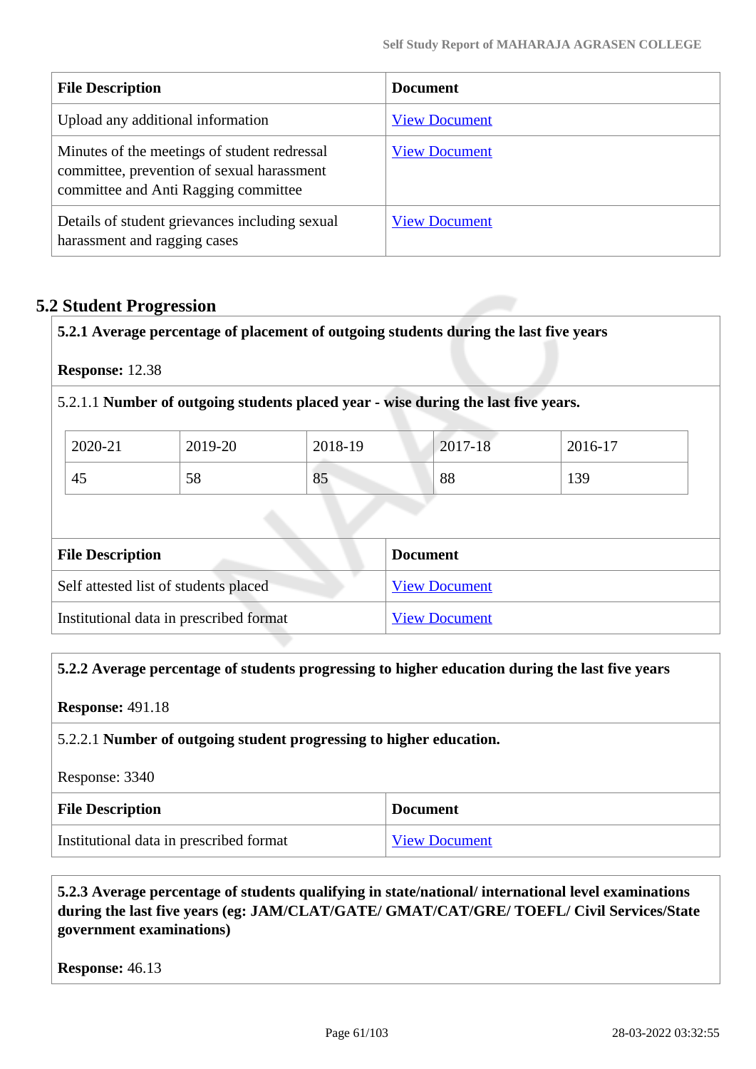| File Description | Document |
|---|---|
| Upload any additional information | View Document |
| Minutes of the meetings of student redressal committee, prevention of sexual harassment committee and Anti Ragging committee | View Document |
| Details of student grievances including sexual harassment and ragging cases | View Document |

## 5.2 Student Progression

**5.2.1 Average percentage of placement of outgoing students during the last five years**

**Response:** 12.38

5.2.1.1 **Number of outgoing students placed year - wise during the last five years.**

| 2020-21 | 2019-20 | 2018-19 | 2017-18 | 2016-17 |
|---|---|---|---|---|
| 45 | 58 | 85 | 88 | 139 |

| File Description | Document |
|---|---|
| Self attested list of students placed | View Document |
| Institutional data in prescribed format | View Document |

**5.2.2 Average percentage of students progressing to higher education during the last five years**

**Response:** 491.18

5.2.2.1 **Number of outgoing student progressing to higher education.**

Response: 3340

| File Description | Document |
|---|---|
| Institutional data in prescribed format | View Document |

**5.2.3 Average percentage of students qualifying in state/national/ international level examinations during the last five years (eg: JAM/CLAT/GATE/ GMAT/CAT/GRE/ TOEFL/ Civil Services/State government examinations)**

**Response:** 46.13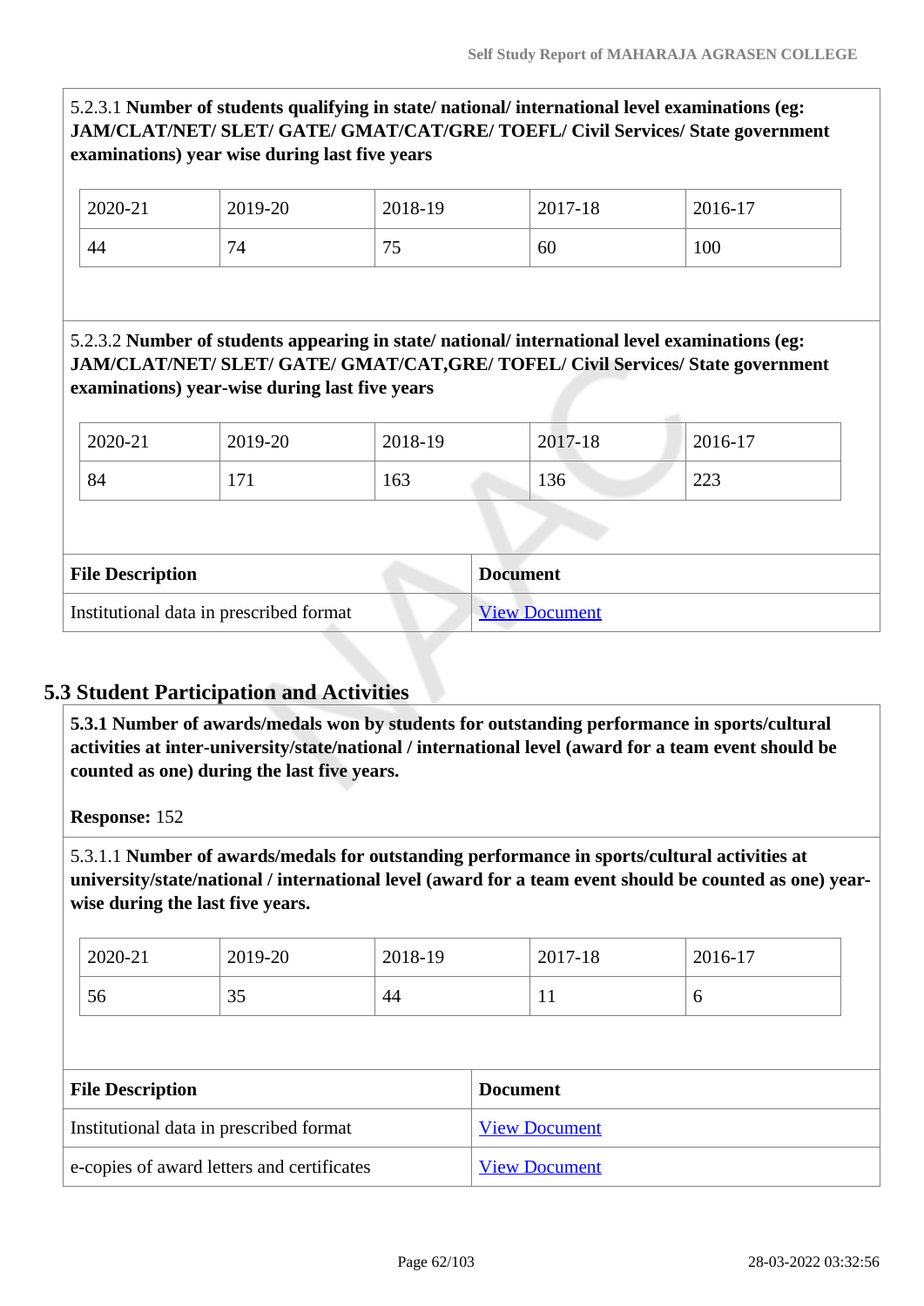5.2.3.1 **Number of students qualifying in state/ national/ international level examinations (eg: JAM/CLAT/NET/ SLET/ GATE/ GMAT/CAT/GRE/ TOEFL/ Civil Services/ State government examinations) year wise during last five years**

| 2020-21 | 2019-20 | 2018-19 | 2017-18 | 2016-17 |
|---|---|---|---|---|
| 44 | 74 | 75 | 60 | 100 |

5.2.3.2 **Number of students appearing in state/ national/ international level examinations (eg: JAM/CLAT/NET/ SLET/ GATE/ GMAT/CAT,GRE/ TOEFL/ Civil Services/ State government examinations) year-wise during last five years**

| 2020-21 | 2019-20 | 2018-19 | 2017-18 | 2016-17 |
|---|---|---|---|---|
| 84 | 171 | 163 | 136 | 223 |

| File Description | Document |
|---|---|
| Institutional data in prescribed format | View Document |

## 5.3 Student Participation and Activities

**5.3.1 Number of awards/medals won by students for outstanding performance in sports/cultural activities at inter-university/state/national / international level (award for a team event should be counted as one) during the last five years.**

**Response:** 152

5.3.1.1 **Number of awards/medals for outstanding performance in sports/cultural activities at university/state/national / international level (award for a team event should be counted as one) year-wise during the last five years.**

| 2020-21 | 2019-20 | 2018-19 | 2017-18 | 2016-17 |
|---|---|---|---|---|
| 56 | 35 | 44 | 11 | 6 |

| File Description | Document |
|---|---|
| Institutional data in prescribed format | View Document |
| e-copies of award letters and certificates | View Document |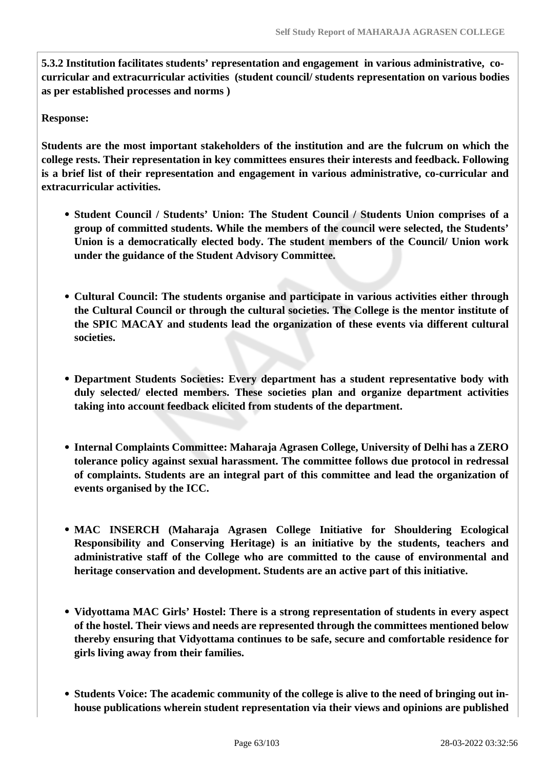**5.3.2 Institution facilitates students' representation and engagement in various administrative, co-curricular and extracurricular activities (student council/ students representation on various bodies as per established processes and norms )**

**Response:**

**Students are the most important stakeholders of the institution and are the fulcrum on which the college rests. Their representation in key committees ensures their interests and feedback. Following is a brief list of their representation and engagement in various administrative, co-curricular and extracurricular activities.**

- **Student Council / Students' Union: The Student Council / Students Union comprises of a group of committed students. While the members of the council were selected, the Students' Union is a democratically elected body. The student members of the Council/ Union work under the guidance of the Student Advisory Committee.**

- **Cultural Council: The students organise and participate in various activities either through the Cultural Council or through the cultural societies. The College is the mentor institute of the SPIC MACAY and students lead the organization of these events via different cultural societies.**

- **Department Students Societies: Every department has a student representative body with duly selected/ elected members. These societies plan and organize department activities taking into account feedback elicited from students of the department.**

- **Internal Complaints Committee: Maharaja Agrasen College, University of Delhi has a ZERO tolerance policy against sexual harassment. The committee follows due protocol in redressal of complaints. Students are an integral part of this committee and lead the organization of events organised by the ICC.**

- **MAC INSERCH (Maharaja Agrasen College Initiative for Shouldering Ecological Responsibility and Conserving Heritage) is an initiative by the students, teachers and administrative staff of the College who are committed to the cause of environmental and heritage conservation and development. Students are an active part of this initiative.**

- **Vidyottama MAC Girls' Hostel: There is a strong representation of students in every aspect of the hostel. Their views and needs are represented through the committees mentioned below thereby ensuring that Vidyottama continues to be safe, secure and comfortable residence for girls living away from their families.**

- **Students Voice: The academic community of the college is alive to the need of bringing out in-house publications wherein student representation via their views and opinions are published**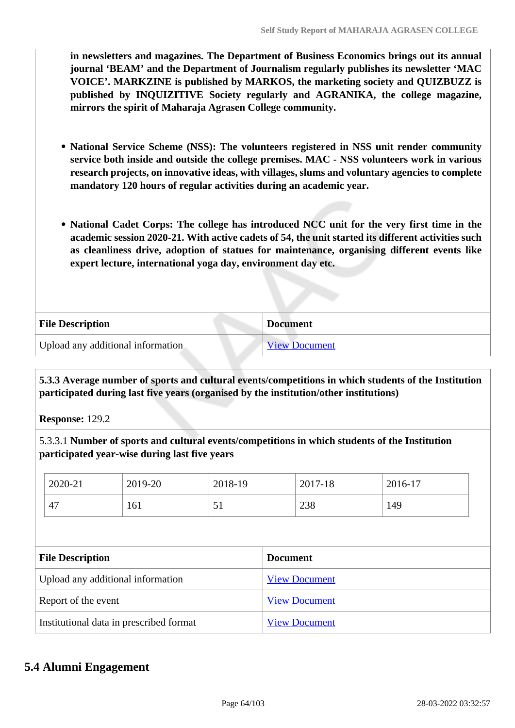**in newsletters and magazines. The Department of Business Economics brings out its annual journal 'BEAM' and the Department of Journalism regularly publishes its newsletter 'MAC VOICE'. MARKZINE is published by MARKOS, the marketing society and QUIZBUZZ is published by INQUIZITIVE Society regularly and AGRANIKA, the college magazine, mirrors the spirit of Maharaja Agrasen College community.**

- **National Service Scheme (NSS): The volunteers registered in NSS unit render community service both inside and outside the college premises. MAC - NSS volunteers work in various research projects, on innovative ideas, with villages, slums and voluntary agencies to complete mandatory 120 hours of regular activities during an academic year.**

- **National Cadet Corps: The college has introduced NCC unit for the very first time in the academic session 2020-21. With active cadets of 54, the unit started its different activities such as cleanliness drive, adoption of statues for maintenance, organising different events like expert lecture, international yoga day, environment day etc.**

| File Description | Document |
|---|---|
| Upload any additional information | View Document |

**5.3.3 Average number of sports and cultural events/competitions in which students of the Institution participated during last five years (organised by the institution/other institutions)**

**Response:** 129.2

5.3.3.1 **Number of sports and cultural events/competitions in which students of the Institution participated year-wise during last five years**

| 2020-21 | 2019-20 | 2018-19 | 2017-18 | 2016-17 |
|---|---|---|---|---|
| 47 | 161 | 51 | 238 | 149 |

| File Description | Document |
|---|---|
| Upload any additional information | View Document |
| Report of the event | View Document |
| Institutional data in prescribed format | View Document |

## 5.4 Alumni Engagement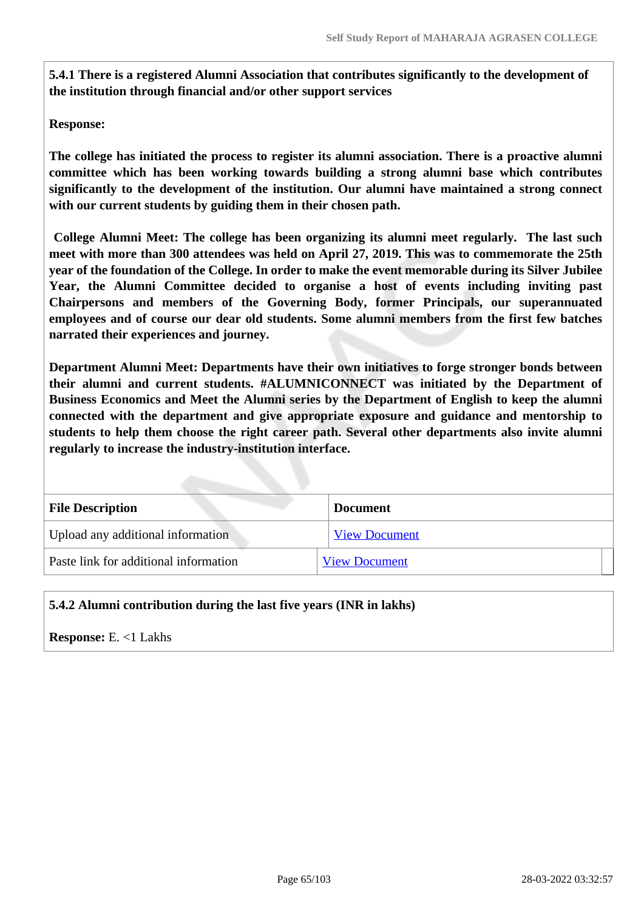**5.4.1 There is a registered Alumni Association that contributes significantly to the development of the institution through financial and/or other support services**

**Response:**

**The college has initiated the process to register its alumni association. There is a proactive alumni committee which has been working towards building a strong alumni base which contributes significantly to the development of the institution. Our alumni have maintained a strong connect with our current students by guiding them in their chosen path.**

**College Alumni Meet: The college has been organizing its alumni meet regularly. The last such meet with more than 300 attendees was held on April 27, 2019. This was to commemorate the 25th year of the foundation of the College. In order to make the event memorable during its Silver Jubilee Year, the Alumni Committee decided to organise a host of events including inviting past Chairpersons and members of the Governing Body, former Principals, our superannuated employees and of course our dear old students. Some alumni members from the first few batches narrated their experiences and journey.**

**Department Alumni Meet: Departments have their own initiatives to forge stronger bonds between their alumni and current students. #ALUMNICONNECT was initiated by the Department of Business Economics and Meet the Alumni series by the Department of English to keep the alumni connected with the department and give appropriate exposure and guidance and mentorship to students to help them choose the right career path. Several other departments also invite alumni regularly to increase the industry-institution interface.**

| File Description | Document |
|---|---|
| Upload any additional information | View Document |
| Paste link for additional information | View Document |

**5.4.2 Alumni contribution during the last five years (INR in lakhs)**

**Response:** E. <1 Lakhs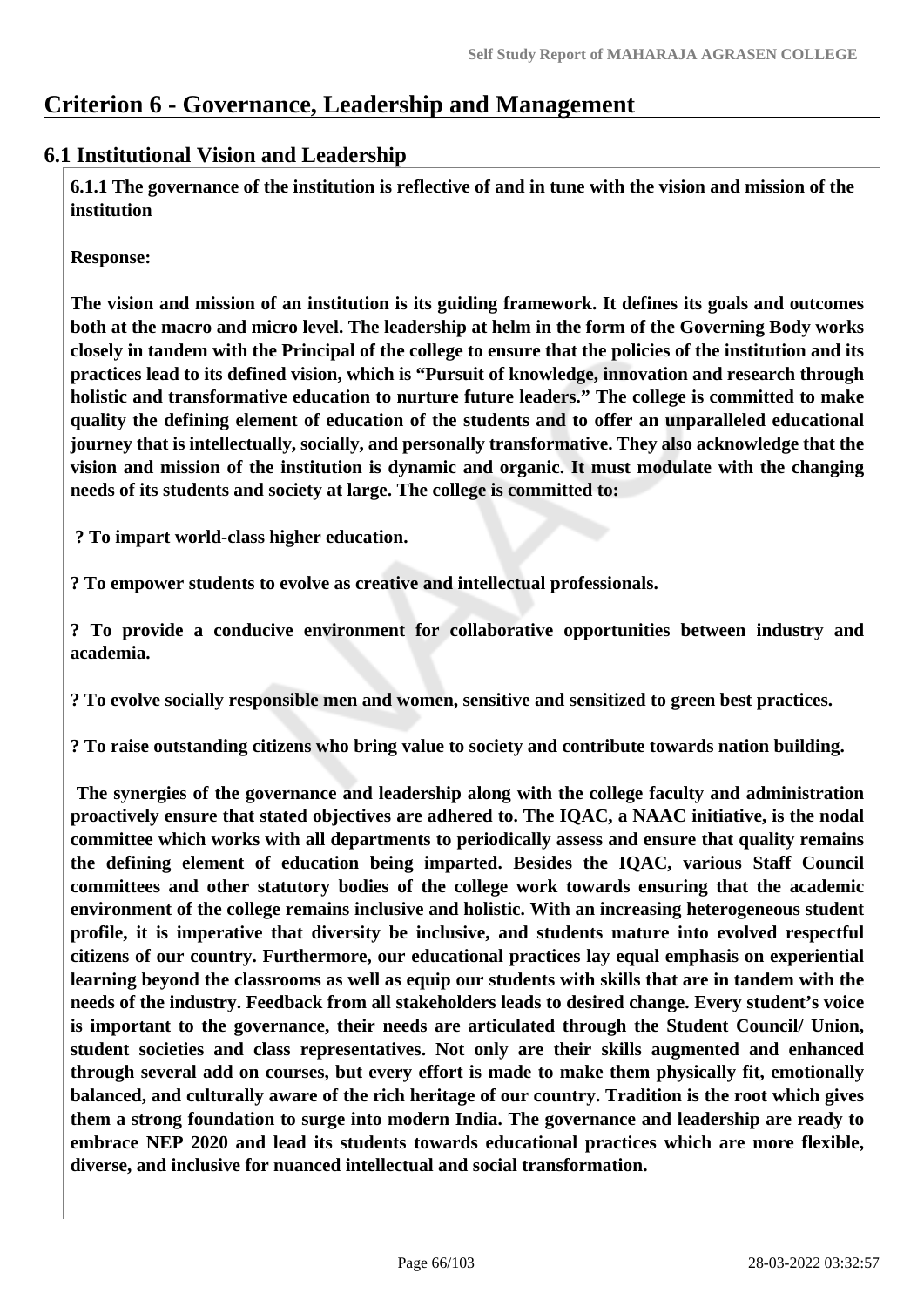# Criterion 6 - Governance, Leadership and Management

## 6.1 Institutional Vision and Leadership

**6.1.1 The governance of the institution is reflective of and in tune with the vision and mission of the institution**

**Response:**

**The vision and mission of an institution is its guiding framework. It defines its goals and outcomes both at the macro and micro level. The leadership at helm in the form of the Governing Body works closely in tandem with the Principal of the college to ensure that the policies of the institution and its practices lead to its defined vision, which is "Pursuit of knowledge, innovation and research through holistic and transformative education to nurture future leaders." The college is committed to make quality the defining element of education of the students and to offer an unparalleled educational journey that is intellectually, socially, and personally transformative. They also acknowledge that the vision and mission of the institution is dynamic and organic. It must modulate with the changing needs of its students and society at large. The college is committed to:**

**? To impart world-class higher education.**

**? To empower students to evolve as creative and intellectual professionals.**

**? To provide a conducive environment for collaborative opportunities between industry and academia.**

**? To evolve socially responsible men and women, sensitive and sensitized to green best practices.**

**? To raise outstanding citizens who bring value to society and contribute towards nation building.**

**The synergies of the governance and leadership along with the college faculty and administration proactively ensure that stated objectives are adhered to. The IQAC, a NAAC initiative, is the nodal committee which works with all departments to periodically assess and ensure that quality remains the defining element of education being imparted. Besides the IQAC, various Staff Council committees and other statutory bodies of the college work towards ensuring that the academic environment of the college remains inclusive and holistic. With an increasing heterogeneous student profile, it is imperative that diversity be inclusive, and students mature into evolved respectful citizens of our country. Furthermore, our educational practices lay equal emphasis on experiential learning beyond the classrooms as well as equip our students with skills that are in tandem with the needs of the industry. Feedback from all stakeholders leads to desired change. Every student's voice is important to the governance, their needs are articulated through the Student Council/ Union, student societies and class representatives. Not only are their skills augmented and enhanced through several add on courses, but every effort is made to make them physically fit, emotionally balanced, and culturally aware of the rich heritage of our country. Tradition is the root which gives them a strong foundation to surge into modern India. The governance and leadership are ready to embrace NEP 2020 and lead its students towards educational practices which are more flexible, diverse, and inclusive for nuanced intellectual and social transformation.**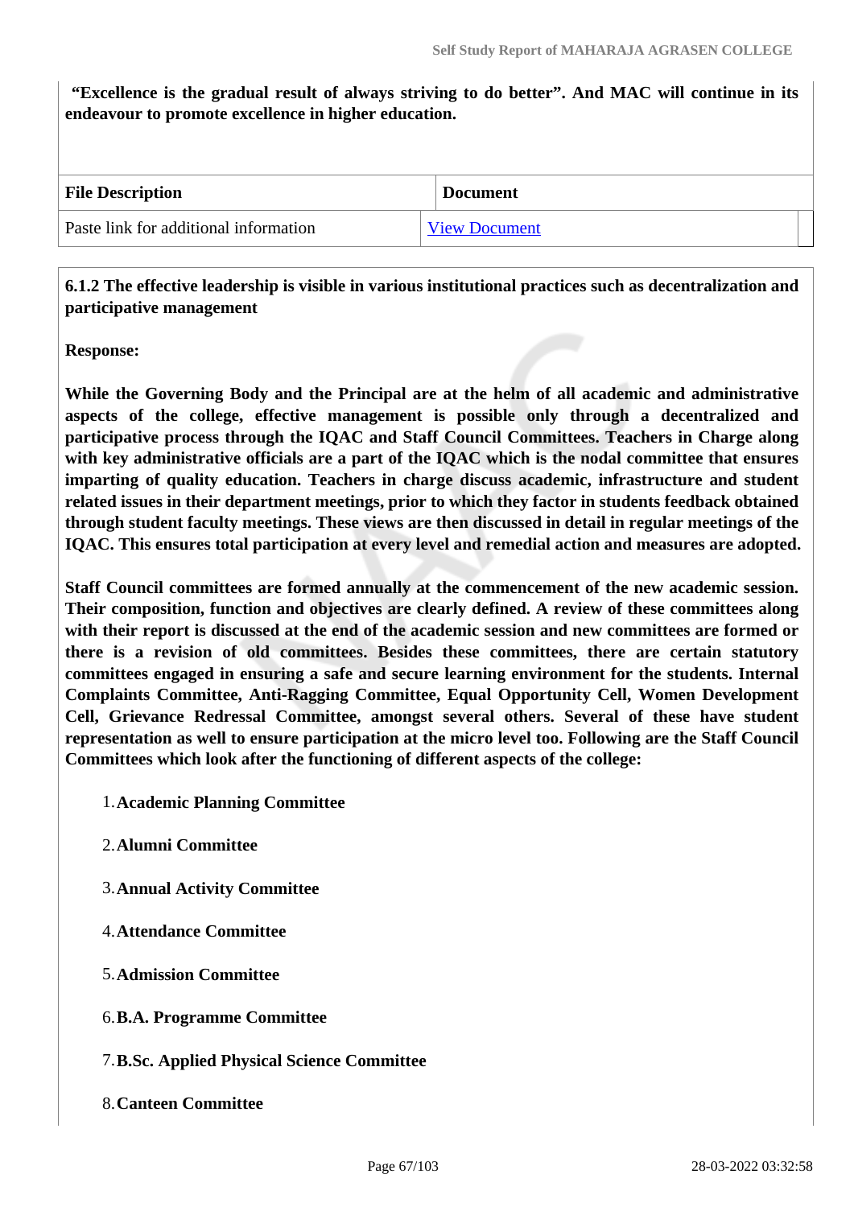**"Excellence is the gradual result of always striving to do better". And MAC will continue in its endeavour to promote excellence in higher education.**

| File Description | Document |
|---|---|
| Paste link for additional information | View Document |

**6.1.2 The effective leadership is visible in various institutional practices such as decentralization and participative management**

**Response:**

**While the Governing Body and the Principal are at the helm of all academic and administrative aspects of the college, effective management is possible only through a decentralized and participative process through the IQAC and Staff Council Committees. Teachers in Charge along with key administrative officials are a part of the IQAC which is the nodal committee that ensures imparting of quality education. Teachers in charge discuss academic, infrastructure and student related issues in their department meetings, prior to which they factor in students feedback obtained through student faculty meetings. These views are then discussed in detail in regular meetings of the IQAC. This ensures total participation at every level and remedial action and measures are adopted.**

**Staff Council committees are formed annually at the commencement of the new academic session. Their composition, function and objectives are clearly defined. A review of these committees along with their report is discussed at the end of the academic session and new committees are formed or there is a revision of old committees. Besides these committees, there are certain statutory committees engaged in ensuring a safe and secure learning environment for the students. Internal Complaints Committee, Anti-Ragging Committee, Equal Opportunity Cell, Women Development Cell, Grievance Redressal Committee, amongst several others. Several of these have student representation as well to ensure participation at the micro level too. Following are the Staff Council Committees which look after the functioning of different aspects of the college:**

1. **Academic Planning Committee**
2. **Alumni Committee**
3. **Annual Activity Committee**
4. **Attendance Committee**
5. **Admission Committee**
6. **B.A. Programme Committee**
7. **B.Sc. Applied Physical Science Committee**
8. **Canteen Committee**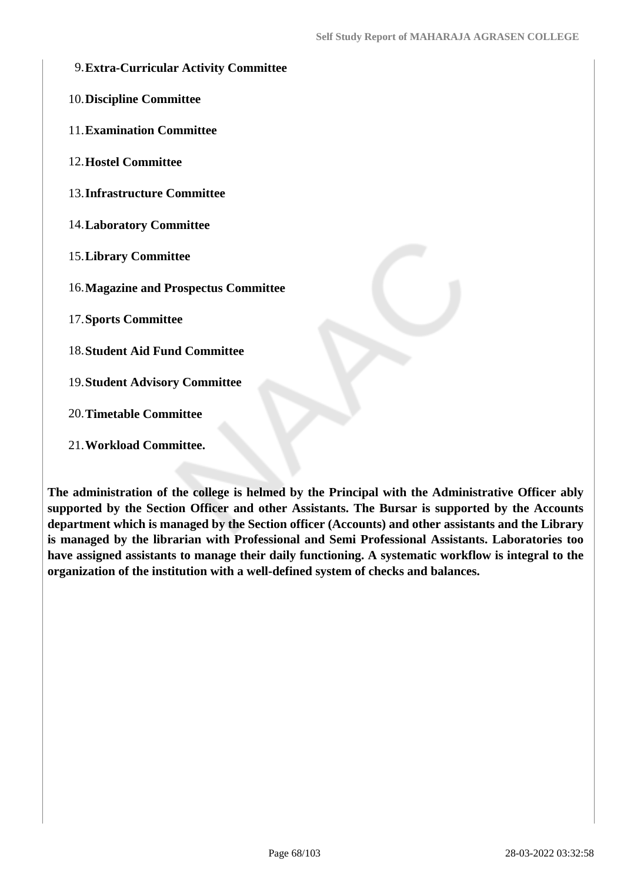9. **Extra-Curricular Activity Committee**
10. **Discipline Committee**
11. **Examination Committee**
12. **Hostel Committee**
13. **Infrastructure Committee**
14. **Laboratory Committee**
15. **Library Committee**
16. **Magazine and Prospectus Committee**
17. **Sports Committee**
18. **Student Aid Fund Committee**
19. **Student Advisory Committee**
20. **Timetable Committee**
21. **Workload Committee.**

**The administration of the college is helmed by the Principal with the Administrative Officer ably supported by the Section Officer and other Assistants. The Bursar is supported by the Accounts department which is managed by the Section officer (Accounts) and other assistants and the Library is managed by the librarian with Professional and Semi Professional Assistants. Laboratories too have assigned assistants to manage their daily functioning. A systematic workflow is integral to the organization of the institution with a well-defined system of checks and balances.**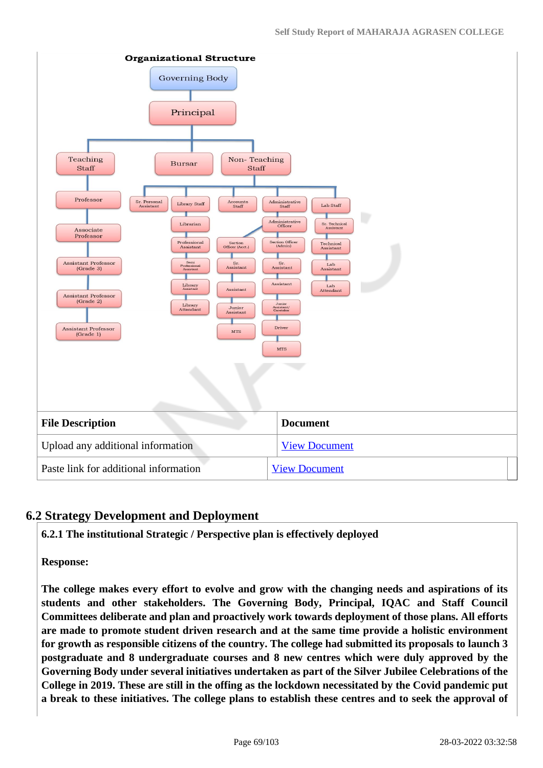**Organizational Structure**

- Governing Body
  - Principal
    - Teaching Staff
      - Professor
      - Associate Professor
      - Assistant Professor (Grade 3)
      - Assistant Professor (Grade 2)
      - Assistant Professor (Grade 1)
    - Bursar
    - Non- Teaching Staff
      - Sr. Personal Assistant
      - Library Staff
        - Librarian
        - Professional Assistant
        - Semi Professional Assistant
        - Library Assistant
        - Library Attendant
      - Accounts Staff
        - Section Officer (Acct.)
        - Sr. Assistant
        - Assistant
        - Junior Assistant
        - MTS
      - Administrative Staff
        - Administrative Officer
        - Section Officer (Admin)
        - Sr. Assistant
        - Assistant
        - Junior Assistant/ Caretaker
        - Driver
        - MTS
      - Lab Staff
        - Sr. Technical Assistant
        - Technical Assistant
        - Lab Assistant
        - Lab Attendant

| File Description | Document |
|---|---|
| Upload any additional information | View Document |
| Paste link for additional information | View Document |

## 6.2 Strategy Development and Deployment

**6.2.1 The institutional Strategic / Perspective plan is effectively deployed**

**Response:**

**The college makes every effort to evolve and grow with the changing needs and aspirations of its students and other stakeholders. The Governing Body, Principal, IQAC and Staff Council Committees deliberate and plan and proactively work towards deployment of those plans. All efforts are made to promote student driven research and at the same time provide a holistic environment for growth as responsible citizens of the country. The college had submitted its proposals to launch 3 postgraduate and 8 undergraduate courses and 8 new centres which were duly approved by the Governing Body under several initiatives undertaken as part of the Silver Jubilee Celebrations of the College in 2019. These are still in the offing as the lockdown necessitated by the Covid pandemic put a break to these initiatives. The college plans to establish these centres and to seek the approval of**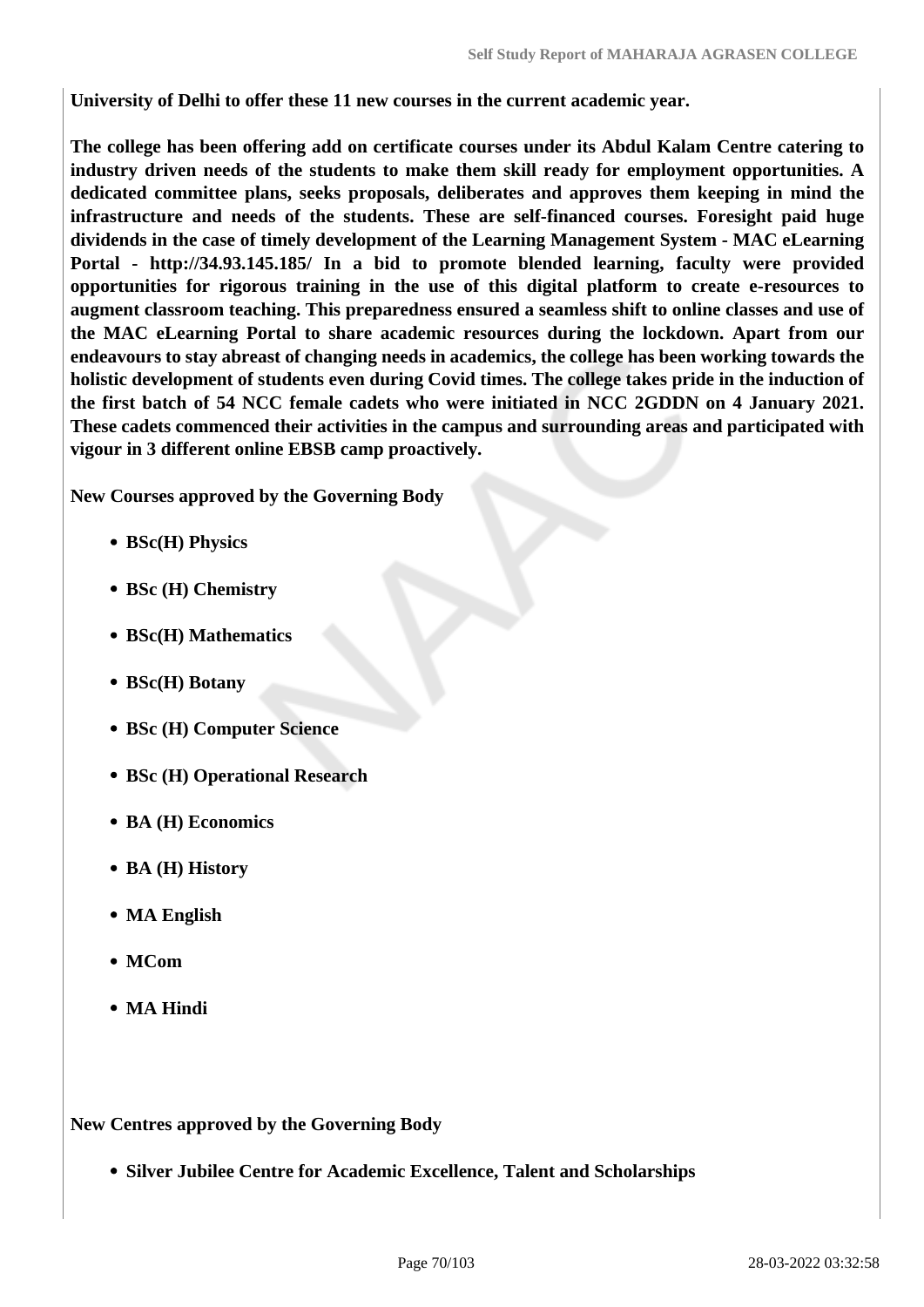**University of Delhi to offer these 11 new courses in the current academic year.**

**The college has been offering add on certificate courses under its Abdul Kalam Centre catering to industry driven needs of the students to make them skill ready for employment opportunities. A dedicated committee plans, seeks proposals, deliberates and approves them keeping in mind the infrastructure and needs of the students. These are self-financed courses. Foresight paid huge dividends in the case of timely development of the Learning Management System - MAC eLearning Portal - http://34.93.145.185/ In a bid to promote blended learning, faculty were provided opportunities for rigorous training in the use of this digital platform to create e-resources to augment classroom teaching. This preparedness ensured a seamless shift to online classes and use of the MAC eLearning Portal to share academic resources during the lockdown. Apart from our endeavours to stay abreast of changing needs in academics, the college has been working towards the holistic development of students even during Covid times. The college takes pride in the induction of the first batch of 54 NCC female cadets who were initiated in NCC 2GDDN on 4 January 2021. These cadets commenced their activities in the campus and surrounding areas and participated with vigour in 3 different online EBSB camp proactively.**

**New Courses approved by the Governing Body**

- **BSc(H) Physics**
- **BSc (H) Chemistry**
- **BSc(H) Mathematics**
- **BSc(H) Botany**
- **BSc (H) Computer Science**
- **BSc (H) Operational Research**
- **BA (H) Economics**
- **BA (H) History**
- **MA English**
- **MCom**
- **MA Hindi**

**New Centres approved by the Governing Body**

- **Silver Jubilee Centre for Academic Excellence, Talent and Scholarships**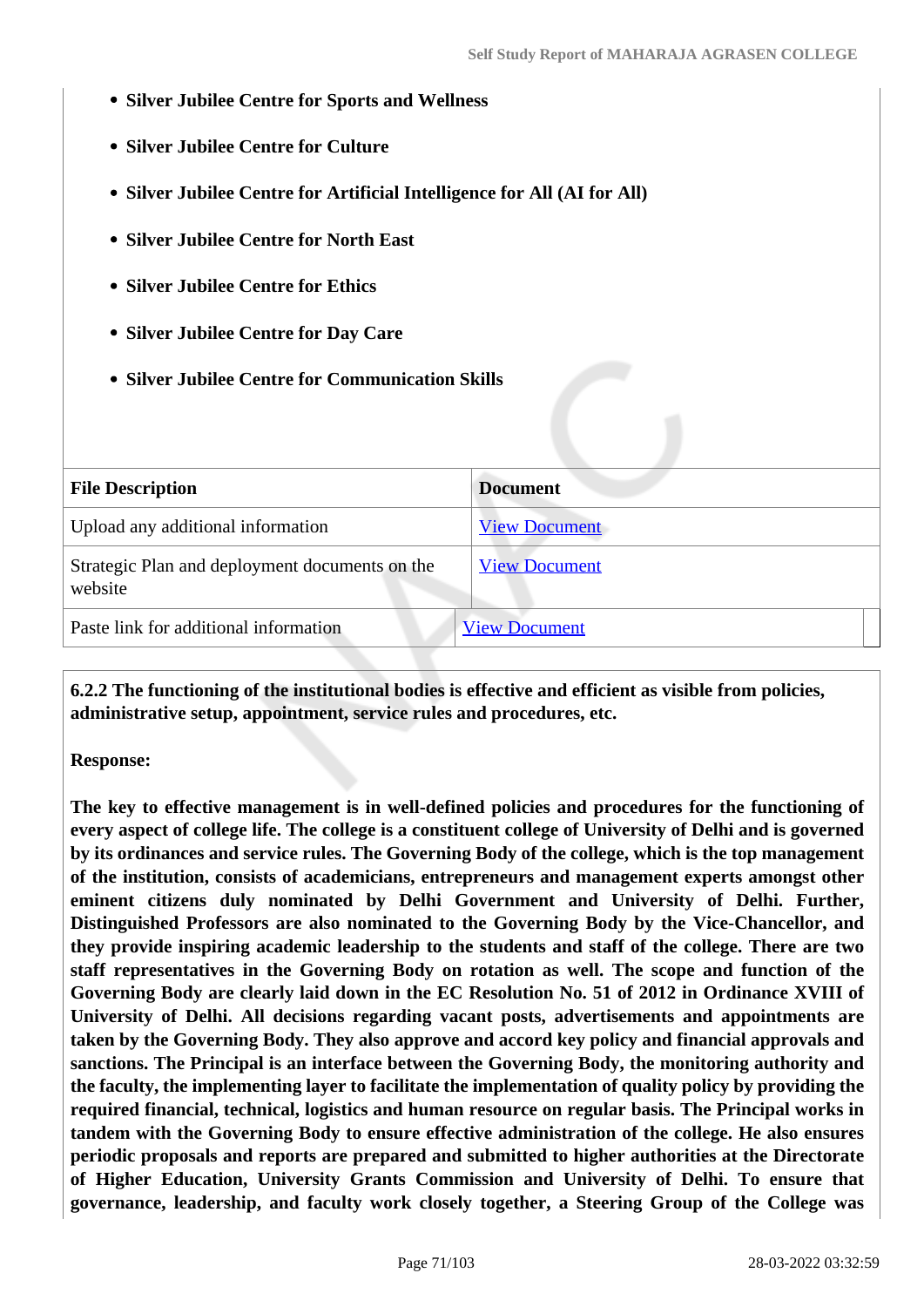- **Silver Jubilee Centre for Sports and Wellness**
- **Silver Jubilee Centre for Culture**
- **Silver Jubilee Centre for Artificial Intelligence for All (AI for All)**
- **Silver Jubilee Centre for North East**
- **Silver Jubilee Centre for Ethics**
- **Silver Jubilee Centre for Day Care**
- **Silver Jubilee Centre for Communication Skills**

| File Description | Document |
|---|---|
| Upload any additional information | View Document |
| Strategic Plan and deployment documents on the website | View Document |
| Paste link for additional information | View Document |

**6.2.2 The functioning of the institutional bodies is effective and efficient as visible from policies, administrative setup, appointment, service rules and procedures, etc.**

**Response:**

**The key to effective management is in well-defined policies and procedures for the functioning of every aspect of college life. The college is a constituent college of University of Delhi and is governed by its ordinances and service rules. The Governing Body of the college, which is the top management of the institution, consists of academicians, entrepreneurs and management experts amongst other eminent citizens duly nominated by Delhi Government and University of Delhi. Further, Distinguished Professors are also nominated to the Governing Body by the Vice-Chancellor, and they provide inspiring academic leadership to the students and staff of the college. There are two staff representatives in the Governing Body on rotation as well. The scope and function of the Governing Body are clearly laid down in the EC Resolution No. 51 of 2012 in Ordinance XVIII of University of Delhi. All decisions regarding vacant posts, advertisements and appointments are taken by the Governing Body. They also approve and accord key policy and financial approvals and sanctions. The Principal is an interface between the Governing Body, the monitoring authority and the faculty, the implementing layer to facilitate the implementation of quality policy by providing the required financial, technical, logistics and human resource on regular basis. The Principal works in tandem with the Governing Body to ensure effective administration of the college. He also ensures periodic proposals and reports are prepared and submitted to higher authorities at the Directorate of Higher Education, University Grants Commission and University of Delhi. To ensure that governance, leadership, and faculty work closely together, a Steering Group of the College was**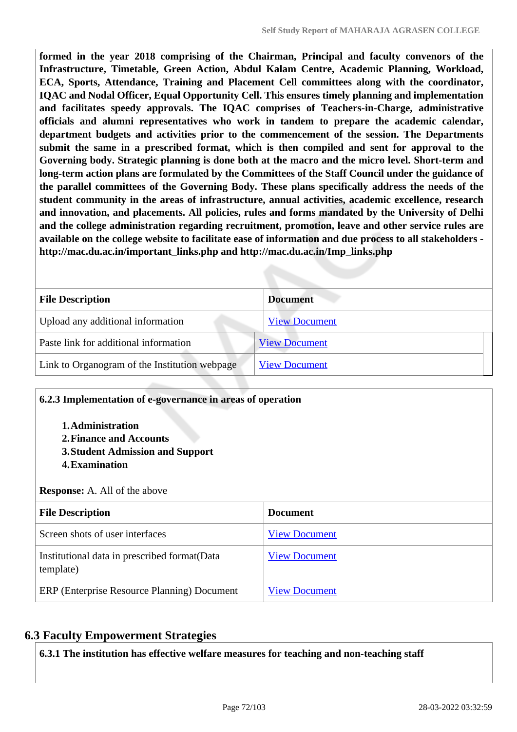**formed in the year 2018 comprising of the Chairman, Principal and faculty convenors of the Infrastructure, Timetable, Green Action, Abdul Kalam Centre, Academic Planning, Workload, ECA, Sports, Attendance, Training and Placement Cell committees along with the coordinator, IQAC and Nodal Officer, Equal Opportunity Cell. This ensures timely planning and implementation and facilitates speedy approvals. The IQAC comprises of Teachers-in-Charge, administrative officials and alumni representatives who work in tandem to prepare the academic calendar, department budgets and activities prior to the commencement of the session. The Departments submit the same in a prescribed format, which is then compiled and sent for approval to the Governing body. Strategic planning is done both at the macro and the micro level. Short-term and long-term action plans are formulated by the Committees of the Staff Council under the guidance of the parallel committees of the Governing Body. These plans specifically address the needs of the student community in the areas of infrastructure, annual activities, academic excellence, research and innovation, and placements. All policies, rules and forms mandated by the University of Delhi and the college administration regarding recruitment, promotion, leave and other service rules are available on the college website to facilitate ease of information and due process to all stakeholders - http://mac.du.ac.in/important_links.php and http://mac.du.ac.in/Imp_links.php**

| File Description | Document |
|---|---|
| Upload any additional information | View Document |
| Paste link for additional information | View Document |
| Link to Organogram of the Institution webpage | View Document |

**6.2.3 Implementation of e-governance in areas of operation**

1. **Administration**
2. **Finance and Accounts**
3. **Student Admission and Support**
4. **Examination**

**Response:** A. All of the above

| File Description | Document |
|---|---|
| Screen shots of user interfaces | View Document |
| Institutional data in prescribed format(Data template) | View Document |
| ERP (Enterprise Resource Planning) Document | View Document |

## 6.3 Faculty Empowerment Strategies

**6.3.1 The institution has effective welfare measures for teaching and non-teaching staff**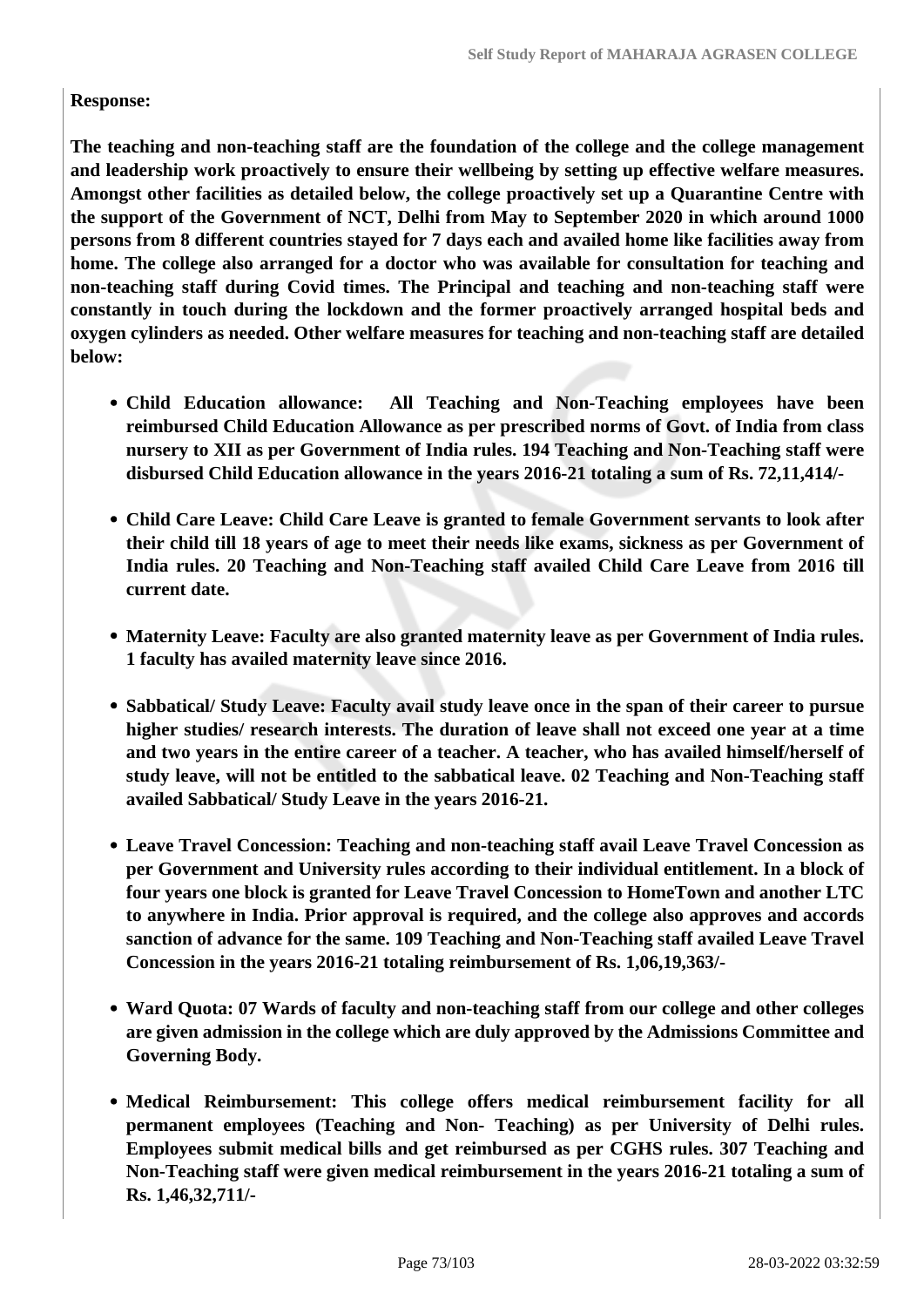**Response:**

**The teaching and non-teaching staff are the foundation of the college and the college management and leadership work proactively to ensure their wellbeing by setting up effective welfare measures. Amongst other facilities as detailed below, the college proactively set up a Quarantine Centre with the support of the Government of NCT, Delhi from May to September 2020 in which around 1000 persons from 8 different countries stayed for 7 days each and availed home like facilities away from home. The college also arranged for a doctor who was available for consultation for teaching and non-teaching staff during Covid times. The Principal and teaching and non-teaching staff were constantly in touch during the lockdown and the former proactively arranged hospital beds and oxygen cylinders as needed. Other welfare measures for teaching and non-teaching staff are detailed below:**

- **Child Education allowance: All Teaching and Non-Teaching employees have been reimbursed Child Education Allowance as per prescribed norms of Govt. of India from class nursery to XII as per Government of India rules. 194 Teaching and Non-Teaching staff were disbursed Child Education allowance in the years 2016-21 totaling a sum of Rs. 72,11,414/-**
- **Child Care Leave: Child Care Leave is granted to female Government servants to look after their child till 18 years of age to meet their needs like exams, sickness as per Government of India rules. 20 Teaching and Non-Teaching staff availed Child Care Leave from 2016 till current date.**
- **Maternity Leave: Faculty are also granted maternity leave as per Government of India rules. 1 faculty has availed maternity leave since 2016.**
- **Sabbatical/ Study Leave: Faculty avail study leave once in the span of their career to pursue higher studies/ research interests. The duration of leave shall not exceed one year at a time and two years in the entire career of a teacher. A teacher, who has availed himself/herself of study leave, will not be entitled to the sabbatical leave. 02 Teaching and Non-Teaching staff availed Sabbatical/ Study Leave in the years 2016-21.**
- **Leave Travel Concession: Teaching and non-teaching staff avail Leave Travel Concession as per Government and University rules according to their individual entitlement. In a block of four years one block is granted for Leave Travel Concession to HomeTown and another LTC to anywhere in India. Prior approval is required, and the college also approves and accords sanction of advance for the same. 109 Teaching and Non-Teaching staff availed Leave Travel Concession in the years 2016-21 totaling reimbursement of Rs. 1,06,19,363/-**
- **Ward Quota: 07 Wards of faculty and non-teaching staff from our college and other colleges are given admission in the college which are duly approved by the Admissions Committee and Governing Body.**
- **Medical Reimbursement: This college offers medical reimbursement facility for all permanent employees (Teaching and Non- Teaching) as per University of Delhi rules. Employees submit medical bills and get reimbursed as per CGHS rules. 307 Teaching and Non-Teaching staff were given medical reimbursement in the years 2016-21 totaling a sum of Rs. 1,46,32,711/-**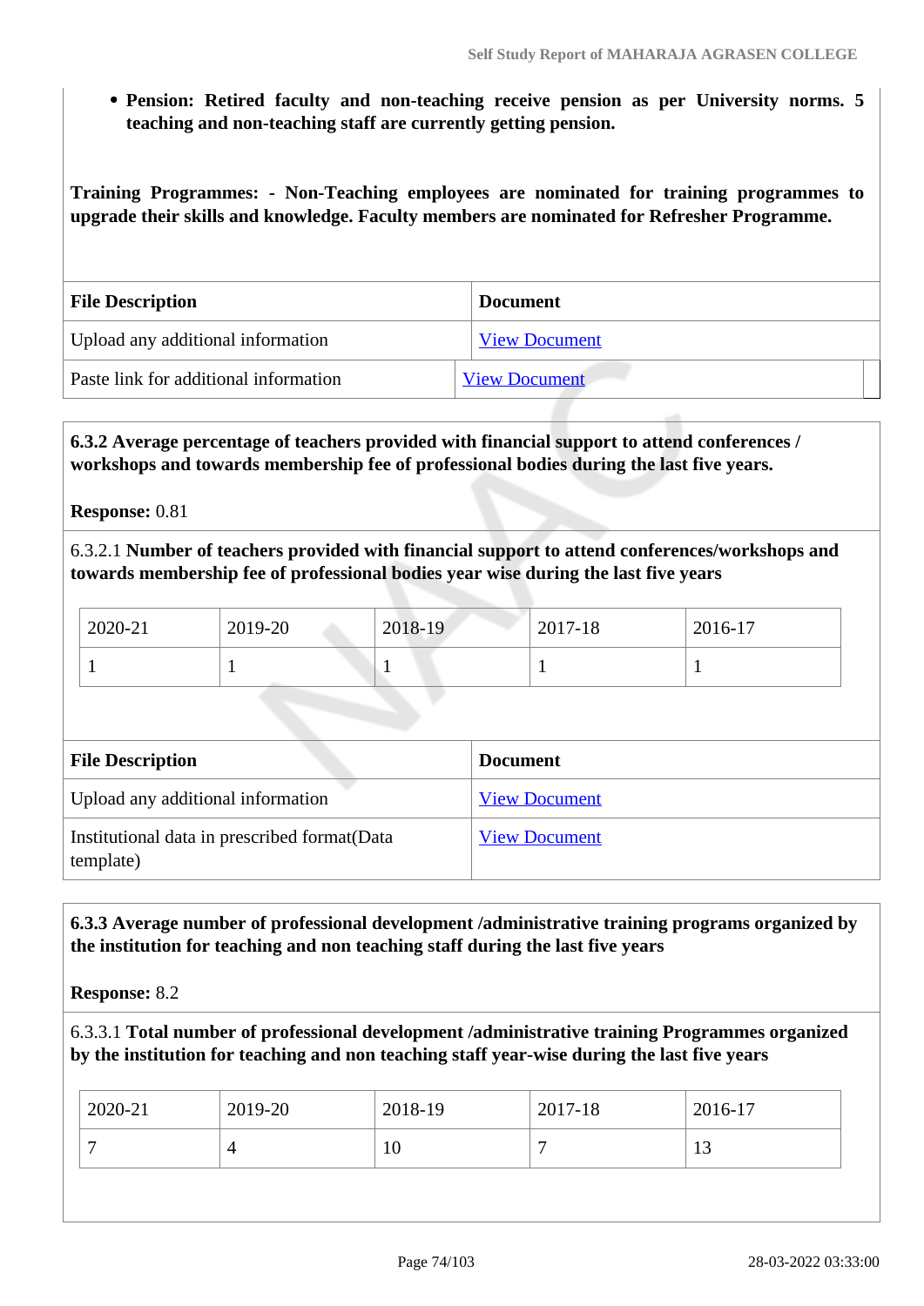- **Pension: Retired faculty and non-teaching receive pension as per University norms. 5 teaching and non-teaching staff are currently getting pension.**

**Training Programmes: - Non-Teaching employees are nominated for training programmes to upgrade their skills and knowledge. Faculty members are nominated for Refresher Programme.**

| File Description | Document |
|---|---|
| Upload any additional information | View Document |
| Paste link for additional information | View Document |

**6.3.2 Average percentage of teachers provided with financial support to attend conferences / workshops and towards membership fee of professional bodies during the last five years.**

**Response:** 0.81

6.3.2.1 **Number of teachers provided with financial support to attend conferences/workshops and towards membership fee of professional bodies year wise during the last five years**

| 2020-21 | 2019-20 | 2018-19 | 2017-18 | 2016-17 |
|---|---|---|---|---|
| 1 | 1 | 1 | 1 | 1 |

| File Description | Document |
|---|---|
| Upload any additional information | View Document |
| Institutional data in prescribed format(Data template) | View Document |

**6.3.3 Average number of professional development /administrative training programs organized by the institution for teaching and non teaching staff during the last five years**

**Response:** 8.2

6.3.3.1 **Total number of professional development /administrative training Programmes organized by the institution for teaching and non teaching staff year-wise during the last five years**

| 2020-21 | 2019-20 | 2018-19 | 2017-18 | 2016-17 |
|---|---|---|---|---|
| 7 | 4 | 10 | 7 | 13 |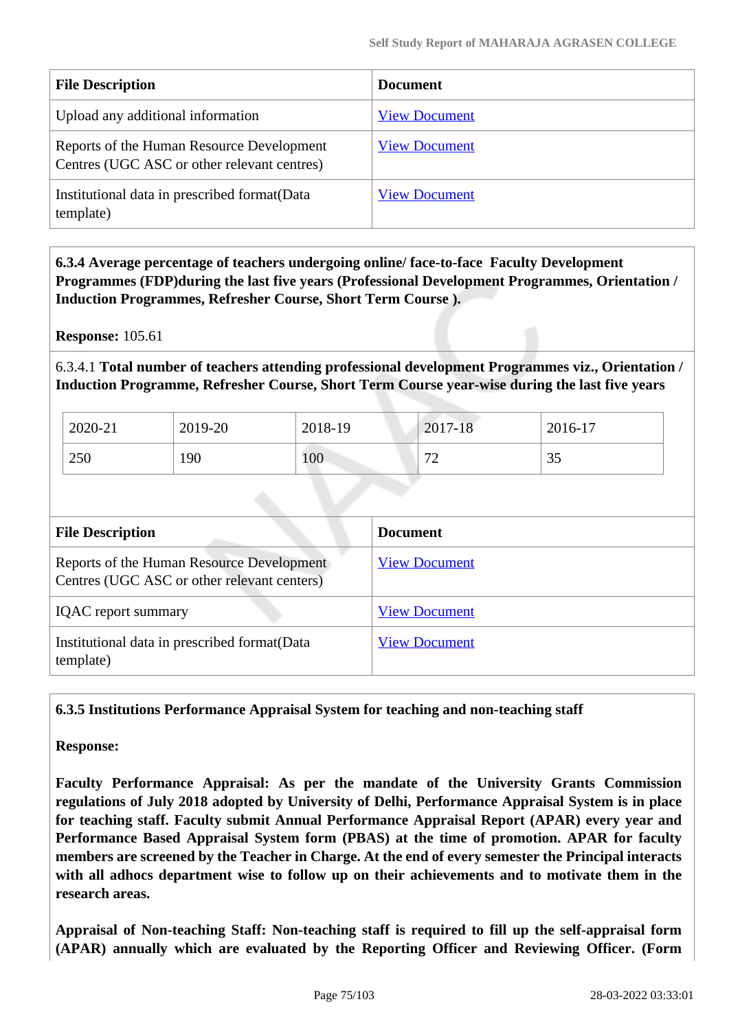| File Description | Document |
|---|---|
| Upload any additional information | View Document |
| Reports of the Human Resource Development Centres (UGC ASC or other relevant centres) | View Document |
| Institutional data in prescribed format(Data template) | View Document |

**6.3.4 Average percentage of teachers undergoing online/ face-to-face Faculty Development Programmes (FDP)during the last five years (Professional Development Programmes, Orientation / Induction Programmes, Refresher Course, Short Term Course ).**

**Response:** 105.61

6.3.4.1 **Total number of teachers attending professional development Programmes viz., Orientation / Induction Programme, Refresher Course, Short Term Course year-wise during the last five years**

| 2020-21 | 2019-20 | 2018-19 | 2017-18 | 2016-17 |
|---|---|---|---|---|
| 250 | 190 | 100 | 72 | 35 |

| File Description | Document |
|---|---|
| Reports of the Human Resource Development Centres (UGC ASC or other relevant centers) | View Document |
| IQAC report summary | View Document |
| Institutional data in prescribed format(Data template) | View Document |

**6.3.5 Institutions Performance Appraisal System for teaching and non-teaching staff**

**Response:**

**Faculty Performance Appraisal: As per the mandate of the University Grants Commission regulations of July 2018 adopted by University of Delhi, Performance Appraisal System is in place for teaching staff. Faculty submit Annual Performance Appraisal Report (APAR) every year and Performance Based Appraisal System form (PBAS) at the time of promotion. APAR for faculty members are screened by the Teacher in Charge. At the end of every semester the Principal interacts with all adhocs department wise to follow up on their achievements and to motivate them in the research areas.**

**Appraisal of Non-teaching Staff: Non-teaching staff is required to fill up the self-appraisal form (APAR) annually which are evaluated by the Reporting Officer and Reviewing Officer. (Form**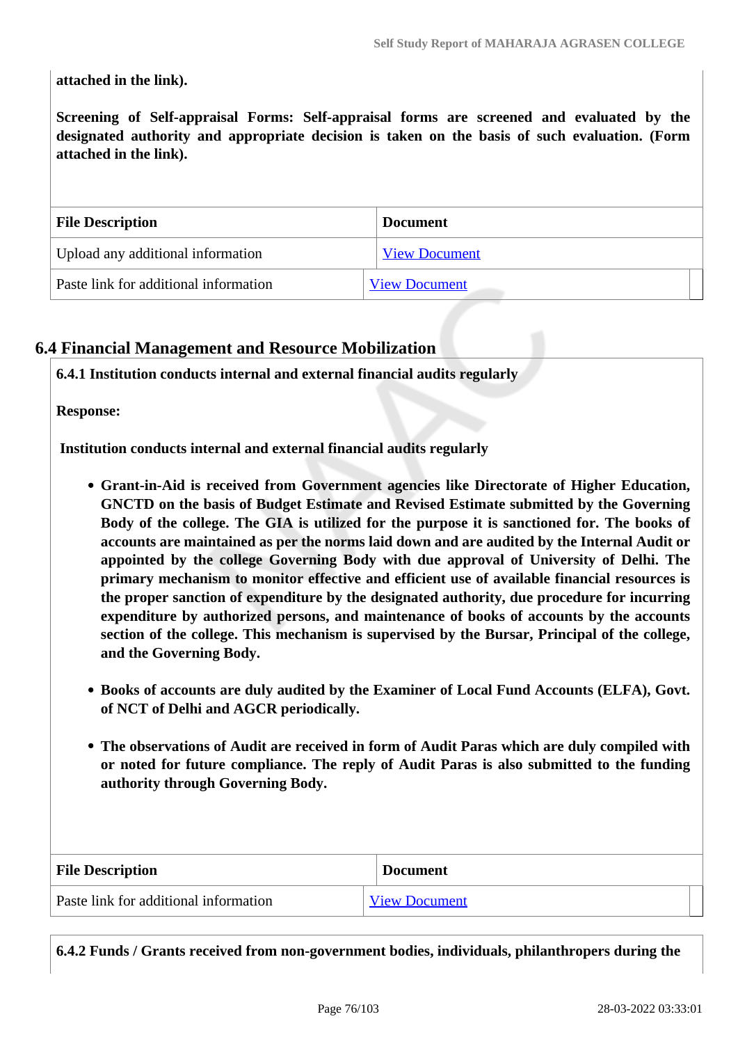**attached in the link).**

**Screening of Self-appraisal Forms: Self-appraisal forms are screened and evaluated by the designated authority and appropriate decision is taken on the basis of such evaluation. (Form attached in the link).**

| File Description | Document |
|---|---|
| Upload any additional information | View Document |
| Paste link for additional information | View Document |

## 6.4 Financial Management and Resource Mobilization

**6.4.1 Institution conducts internal and external financial audits regularly**

**Response:**

**Institution conducts internal and external financial audits regularly**

- **Grant-in-Aid is received from Government agencies like Directorate of Higher Education, GNCTD on the basis of Budget Estimate and Revised Estimate submitted by the Governing Body of the college. The GIA is utilized for the purpose it is sanctioned for. The books of accounts are maintained as per the norms laid down and are audited by the Internal Audit or appointed by the college Governing Body with due approval of University of Delhi. The primary mechanism to monitor effective and efficient use of available financial resources is the proper sanction of expenditure by the designated authority, due procedure for incurring expenditure by authorized persons, and maintenance of books of accounts by the accounts section of the college. This mechanism is supervised by the Bursar, Principal of the college, and the Governing Body.**

- **Books of accounts are duly audited by the Examiner of Local Fund Accounts (ELFA), Govt. of NCT of Delhi and AGCR periodically.**

- **The observations of Audit are received in form of Audit Paras which are duly compiled with or noted for future compliance. The reply of Audit Paras is also submitted to the funding authority through Governing Body.**

| File Description | Document |
|---|---|
| Paste link for additional information | View Document |

**6.4.2 Funds / Grants received from non-government bodies, individuals, philanthropers during the**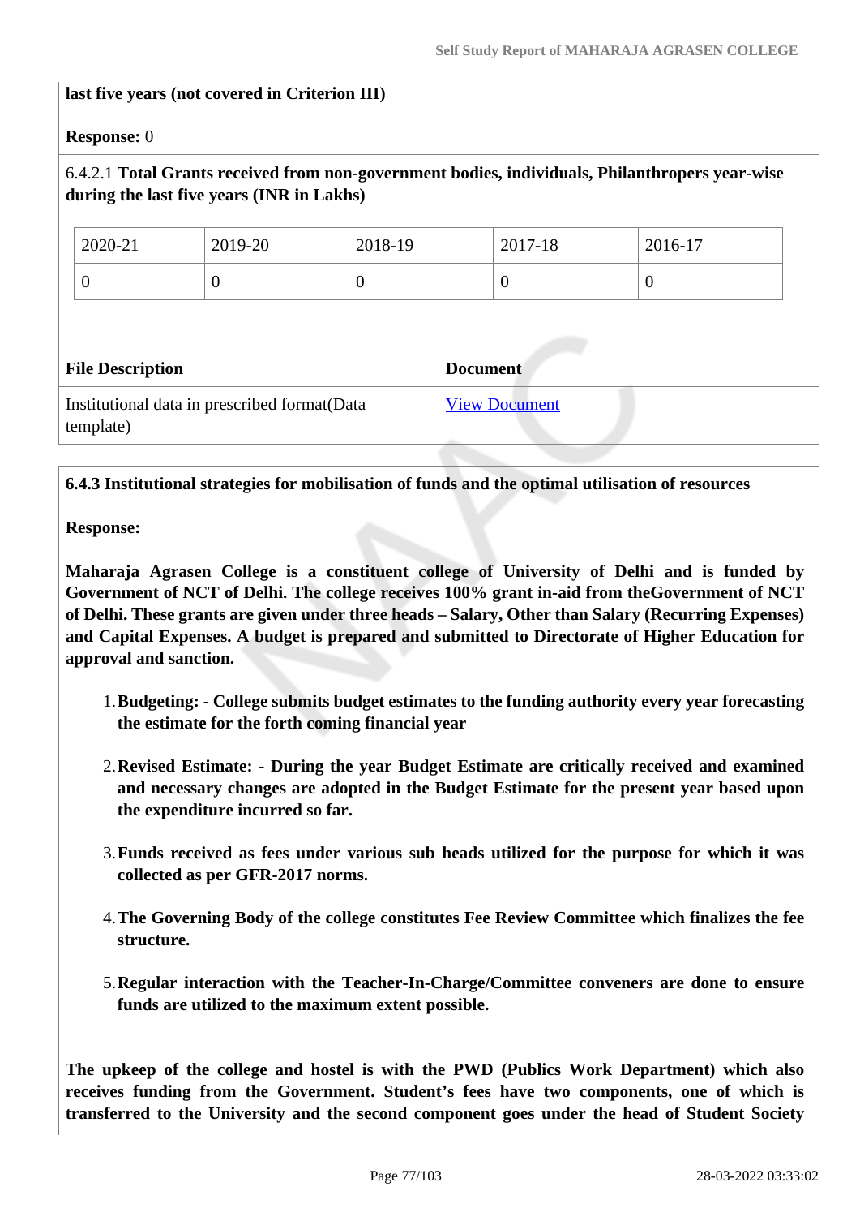**last five years (not covered in Criterion III)**

**Response:** 0

6.4.2.1 **Total Grants received from non-government bodies, individuals, Philanthropers year-wise during the last five years (INR in Lakhs)**

| 2020-21 | 2019-20 | 2018-19 | 2017-18 | 2016-17 |
|---|---|---|---|---|
| 0 | 0 | 0 | 0 | 0 |

| File Description | Document |
|---|---|
| Institutional data in prescribed format(Data template) | View Document |

**6.4.3 Institutional strategies for mobilisation of funds and the optimal utilisation of resources**

**Response:**

**Maharaja Agrasen College is a constituent college of University of Delhi and is funded by Government of NCT of Delhi. The college receives 100% grant in-aid from theGovernment of NCT of Delhi. These grants are given under three heads – Salary, Other than Salary (Recurring Expenses) and Capital Expenses. A budget is prepared and submitted to Directorate of Higher Education for approval and sanction.**

1. **Budgeting: - College submits budget estimates to the funding authority every year forecasting the estimate for the forth coming financial year**
2. **Revised Estimate: - During the year Budget Estimate are critically received and examined and necessary changes are adopted in the Budget Estimate for the present year based upon the expenditure incurred so far.**
3. **Funds received as fees under various sub heads utilized for the purpose for which it was collected as per GFR-2017 norms.**
4. **The Governing Body of the college constitutes Fee Review Committee which finalizes the fee structure.**
5. **Regular interaction with the Teacher-In-Charge/Committee conveners are done to ensure funds are utilized to the maximum extent possible.**

**The upkeep of the college and hostel is with the PWD (Publics Work Department) which also receives funding from the Government. Student's fees have two components, one of which is transferred to the University and the second component goes under the head of Student Society**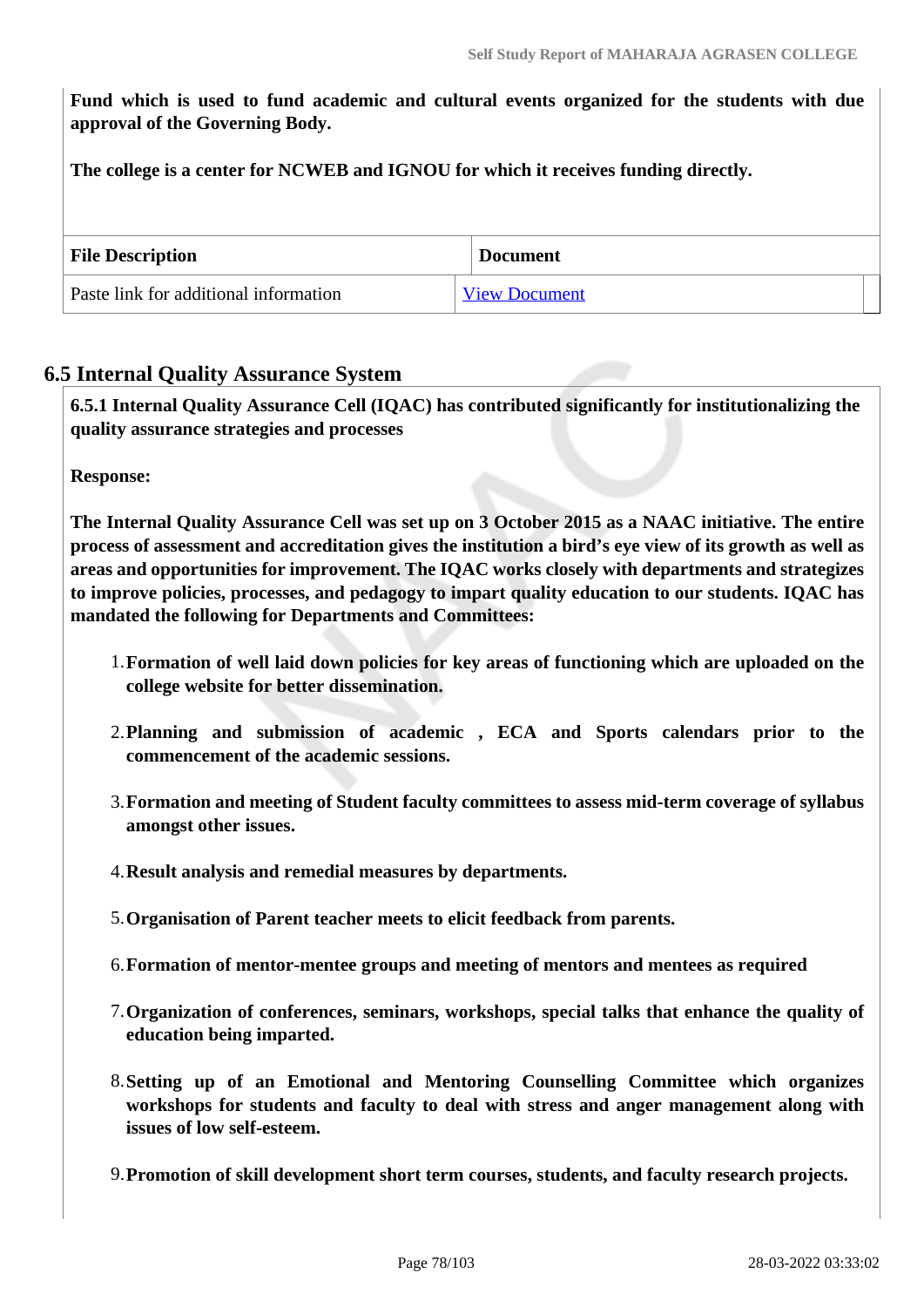**Fund which is used to fund academic and cultural events organized for the students with due approval of the Governing Body.**

**The college is a center for NCWEB and IGNOU for which it receives funding directly.**

| File Description | Document |
|---|---|
| Paste link for additional information | View Document |

## 6.5 Internal Quality Assurance System

**6.5.1 Internal Quality Assurance Cell (IQAC) has contributed significantly for institutionalizing the quality assurance strategies and processes**

**Response:**

**The Internal Quality Assurance Cell was set up on 3 October 2015 as a NAAC initiative. The entire process of assessment and accreditation gives the institution a bird's eye view of its growth as well as areas and opportunities for improvement. The IQAC works closely with departments and strategizes to improve policies, processes, and pedagogy to impart quality education to our students. IQAC has mandated the following for Departments and Committees:**

1. **Formation of well laid down policies for key areas of functioning which are uploaded on the college website for better dissemination.**
2. **Planning and submission of academic , ECA and Sports calendars prior to the commencement of the academic sessions.**
3. **Formation and meeting of Student faculty committees to assess mid-term coverage of syllabus amongst other issues.**
4. **Result analysis and remedial measures by departments.**
5. **Organisation of Parent teacher meets to elicit feedback from parents.**
6. **Formation of mentor-mentee groups and meeting of mentors and mentees as required**
7. **Organization of conferences, seminars, workshops, special talks that enhance the quality of education being imparted.**
8. **Setting up of an Emotional and Mentoring Counselling Committee which organizes workshops for students and faculty to deal with stress and anger management along with issues of low self-esteem.**
9. **Promotion of skill development short term courses, students, and faculty research projects.**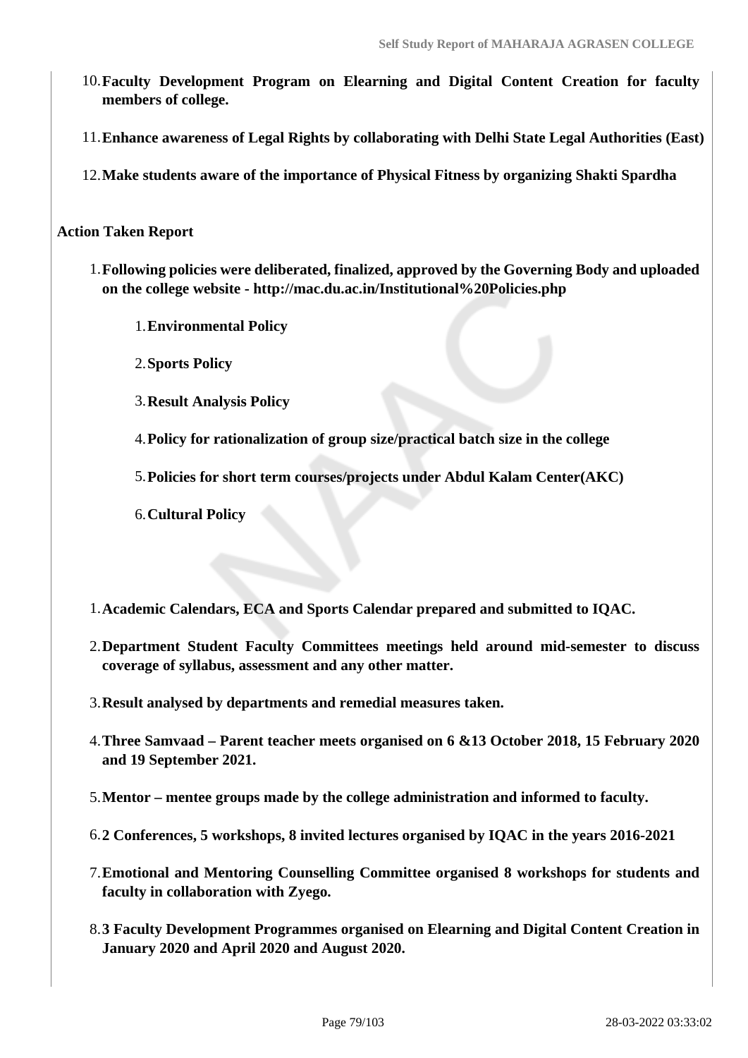10. **Faculty Development Program on Elearning and Digital Content Creation for faculty members of college.**
11. **Enhance awareness of Legal Rights by collaborating with Delhi State Legal Authorities (East)**
12. **Make students aware of the importance of Physical Fitness by organizing Shakti Spardha**

**Action Taken Report**

1. **Following policies were deliberated, finalized, approved by the Governing Body and uploaded on the college website - http://mac.du.ac.in/Institutional%20Policies.php**
    1. **Environmental Policy**
    2. **Sports Policy**
    3. **Result Analysis Policy**
    4. **Policy for rationalization of group size/practical batch size in the college**
    5. **Policies for short term courses/projects under Abdul Kalam Center(AKC)**
    6. **Cultural Policy**

1. **Academic Calendars, ECA and Sports Calendar prepared and submitted to IQAC.**
2. **Department Student Faculty Committees meetings held around mid-semester to discuss coverage of syllabus, assessment and any other matter.**
3. **Result analysed by departments and remedial measures taken.**
4. **Three Samvaad – Parent teacher meets organised on 6 &13 October 2018, 15 February 2020 and 19 September 2021.**
5. **Mentor – mentee groups made by the college administration and informed to faculty.**
6. **2 Conferences, 5 workshops, 8 invited lectures organised by IQAC in the years 2016-2021**
7. **Emotional and Mentoring Counselling Committee organised 8 workshops for students and faculty in collaboration with Zyego.**
8. **3 Faculty Development Programmes organised on Elearning and Digital Content Creation in January 2020 and April 2020 and August 2020.**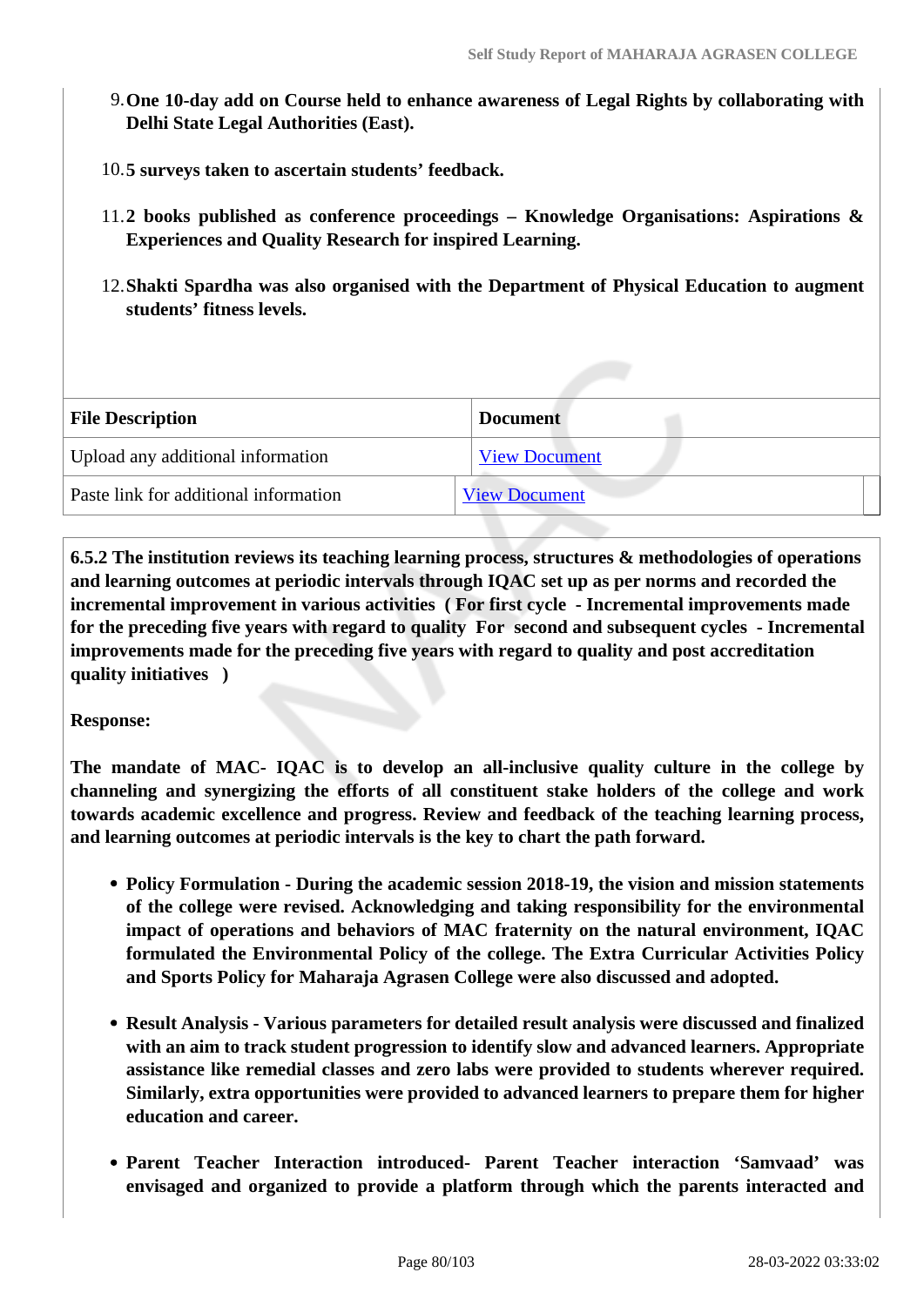9. **One 10-day add on Course held to enhance awareness of Legal Rights by collaborating with Delhi State Legal Authorities (East).**

10. **5 surveys taken to ascertain students' feedback.**

11. **2 books published as conference proceedings – Knowledge Organisations: Aspirations & Experiences and Quality Research for inspired Learning.**

12. **Shakti Spardha was also organised with the Department of Physical Education to augment students' fitness levels.**

| File Description | Document |
|---|---|
| Upload any additional information | View Document |
| Paste link for additional information | View Document |

**6.5.2 The institution reviews its teaching learning process, structures & methodologies of operations and learning outcomes at periodic intervals through IQAC set up as per norms and recorded the incremental improvement in various activities ( For first cycle - Incremental improvements made for the preceding five years with regard to quality For second and subsequent cycles - Incremental improvements made for the preceding five years with regard to quality and post accreditation quality initiatives )**

**Response:**

**The mandate of MAC- IQAC is to develop an all-inclusive quality culture in the college by channeling and synergizing the efforts of all constituent stake holders of the college and work towards academic excellence and progress. Review and feedback of the teaching learning process, and learning outcomes at periodic intervals is the key to chart the path forward.**

- **Policy Formulation - During the academic session 2018-19, the vision and mission statements of the college were revised. Acknowledging and taking responsibility for the environmental impact of operations and behaviors of MAC fraternity on the natural environment, IQAC formulated the Environmental Policy of the college. The Extra Curricular Activities Policy and Sports Policy for Maharaja Agrasen College were also discussed and adopted.**

- **Result Analysis - Various parameters for detailed result analysis were discussed and finalized with an aim to track student progression to identify slow and advanced learners. Appropriate assistance like remedial classes and zero labs were provided to students wherever required. Similarly, extra opportunities were provided to advanced learners to prepare them for higher education and career.**

- **Parent Teacher Interaction introduced- Parent Teacher interaction 'Samvaad' was envisaged and organized to provide a platform through which the parents interacted and**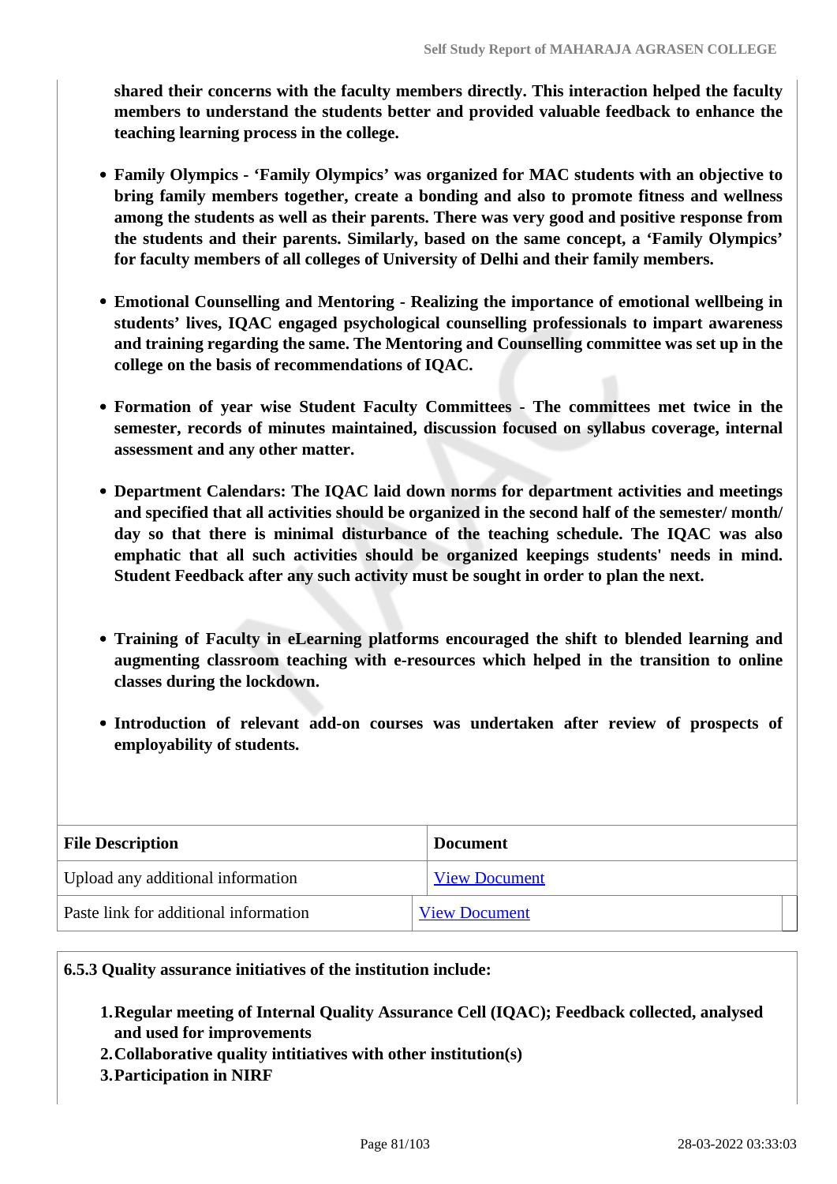**shared their concerns with the faculty members directly. This interaction helped the faculty members to understand the students better and provided valuable feedback to enhance the teaching learning process in the college.**

- **Family Olympics - 'Family Olympics' was organized for MAC students with an objective to bring family members together, create a bonding and also to promote fitness and wellness among the students as well as their parents. There was very good and positive response from the students and their parents. Similarly, based on the same concept, a 'Family Olympics' for faculty members of all colleges of University of Delhi and their family members.**

- **Emotional Counselling and Mentoring - Realizing the importance of emotional wellbeing in students' lives, IQAC engaged psychological counselling professionals to impart awareness and training regarding the same. The Mentoring and Counselling committee was set up in the college on the basis of recommendations of IQAC.**

- **Formation of year wise Student Faculty Committees - The committees met twice in the semester, records of minutes maintained, discussion focused on syllabus coverage, internal assessment and any other matter.**

- **Department Calendars: The IQAC laid down norms for department activities and meetings and specified that all activities should be organized in the second half of the semester/ month/ day so that there is minimal disturbance of the teaching schedule. The IQAC was also emphatic that all such activities should be organized keepings students' needs in mind. Student Feedback after any such activity must be sought in order to plan the next.**

- **Training of Faculty in eLearning platforms encouraged the shift to blended learning and augmenting classroom teaching with e-resources which helped in the transition to online classes during the lockdown.**

- **Introduction of relevant add-on courses was undertaken after review of prospects of employability of students.**

| File Description | Document |
|---|---|
| Upload any additional information | View Document |
| Paste link for additional information | View Document |

**6.5.3 Quality assurance initiatives of the institution include:**

1. **Regular meeting of Internal Quality Assurance Cell (IQAC); Feedback collected, analysed and used for improvements**
2. **Collaborative quality intitiatives with other institution(s)**
3. **Participation in NIRF**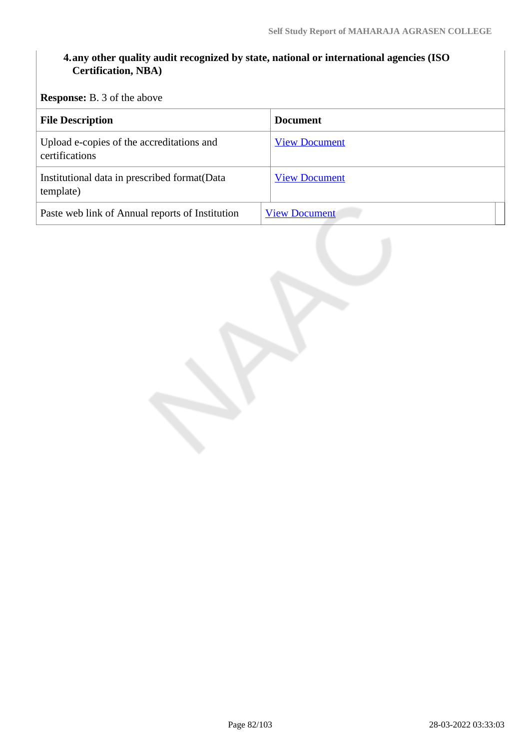4. **any other quality audit recognized by state, national or international agencies (ISO Certification, NBA)**

**Response:** B. 3 of the above

| File Description | Document |
|---|---|
| Upload e-copies of the accreditations and certifications | View Document |
| Institutional data in prescribed format(Data template) | View Document |
| Paste web link of Annual reports of Institution | View Document |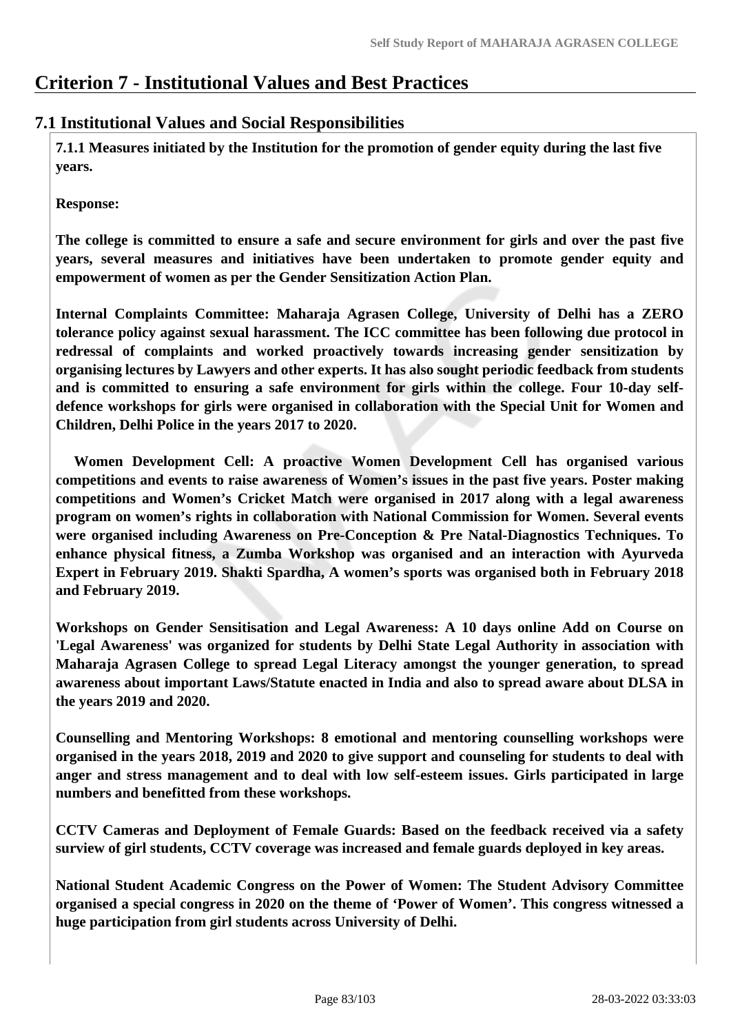# Criterion 7 - Institutional Values and Best Practices

## 7.1 Institutional Values and Social Responsibilities

**7.1.1 Measures initiated by the Institution for the promotion of gender equity during the last five years.**

**Response:**

**The college is committed to ensure a safe and secure environment for girls and over the past five years, several measures and initiatives have been undertaken to promote gender equity and empowerment of women as per the Gender Sensitization Action Plan.**

**Internal Complaints Committee: Maharaja Agrasen College, University of Delhi has a ZERO tolerance policy against sexual harassment. The ICC committee has been following due protocol in redressal of complaints and worked proactively towards increasing gender sensitization by organising lectures by Lawyers and other experts. It has also sought periodic feedback from students and is committed to ensuring a safe environment for girls within the college. Four 10-day self-defence workshops for girls were organised in collaboration with the Special Unit for Women and Children, Delhi Police in the years 2017 to 2020.**

**Women Development Cell: A proactive Women Development Cell has organised various competitions and events to raise awareness of Women's issues in the past five years. Poster making competitions and Women's Cricket Match were organised in 2017 along with a legal awareness program on women's rights in collaboration with National Commission for Women. Several events were organised including Awareness on Pre-Conception & Pre Natal-Diagnostics Techniques. To enhance physical fitness, a Zumba Workshop was organised and an interaction with Ayurveda Expert in February 2019. Shakti Spardha, A women's sports was organised both in February 2018 and February 2019.**

**Workshops on Gender Sensitisation and Legal Awareness: A 10 days online Add on Course on 'Legal Awareness' was organized for students by Delhi State Legal Authority in association with Maharaja Agrasen College to spread Legal Literacy amongst the younger generation, to spread awareness about important Laws/Statute enacted in India and also to spread aware about DLSA in the years 2019 and 2020.**

**Counselling and Mentoring Workshops: 8 emotional and mentoring counselling workshops were organised in the years 2018, 2019 and 2020 to give support and counseling for students to deal with anger and stress management and to deal with low self-esteem issues. Girls participated in large numbers and benefitted from these workshops.**

**CCTV Cameras and Deployment of Female Guards: Based on the feedback received via a safety surview of girl students, CCTV coverage was increased and female guards deployed in key areas.**

**National Student Academic Congress on the Power of Women: The Student Advisory Committee organised a special congress in 2020 on the theme of 'Power of Women'. This congress witnessed a huge participation from girl students across University of Delhi.**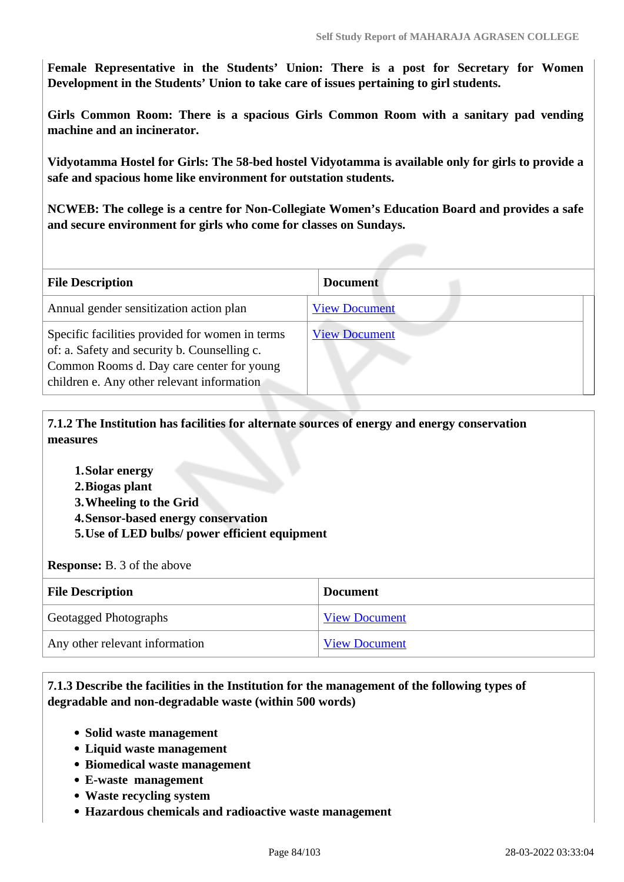**Female Representative in the Students' Union: There is a post for Secretary for Women Development in the Students' Union to take care of issues pertaining to girl students.**

**Girls Common Room: There is a spacious Girls Common Room with a sanitary pad vending machine and an incinerator.**

**Vidyotamma Hostel for Girls: The 58-bed hostel Vidyotamma is available only for girls to provide a safe and spacious home like environment for outstation students.**

**NCWEB: The college is a centre for Non-Collegiate Women's Education Board and provides a safe and secure environment for girls who come for classes on Sundays.**

| File Description | Document |
|---|---|
| Annual gender sensitization action plan | View Document |
| Specific facilities provided for women in terms of: a. Safety and security b. Counselling c. Common Rooms d. Day care center for young children e. Any other relevant information | View Document |

**7.1.2 The Institution has facilities for alternate sources of energy and energy conservation measures**

1. **Solar energy**
2. **Biogas plant**
3. **Wheeling to the Grid**
4. **Sensor-based energy conservation**
5. **Use of LED bulbs/ power efficient equipment**

**Response:** B. 3 of the above

| File Description | Document |
|---|---|
| Geotagged Photographs | View Document |
| Any other relevant information | View Document |

**7.1.3 Describe the facilities in the Institution for the management of the following types of degradable and non-degradable waste (within 500 words)**

- **Solid waste management**
- **Liquid waste management**
- **Biomedical waste management**
- **E-waste management**
- **Waste recycling system**
- **Hazardous chemicals and radioactive waste management**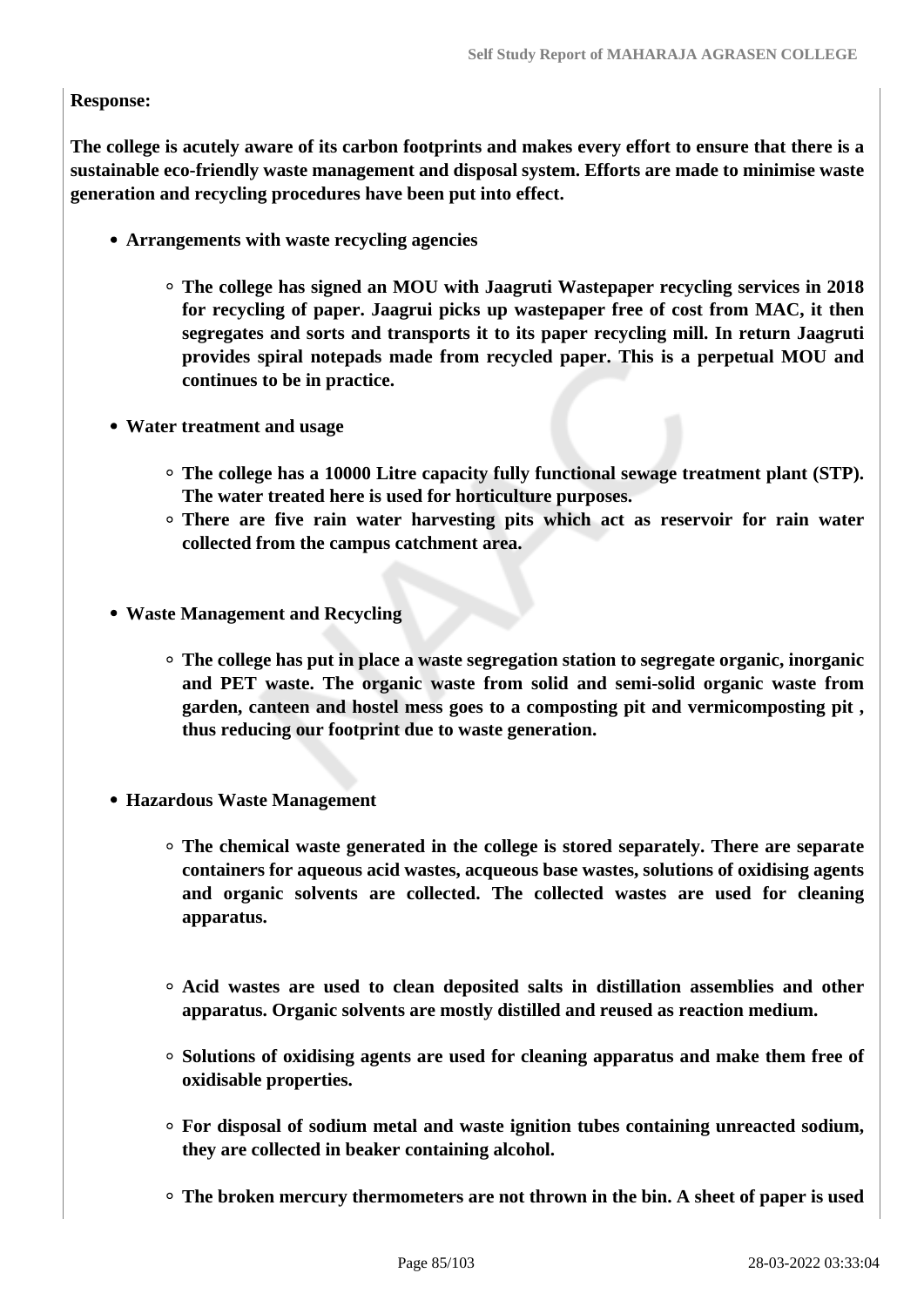**Response:**

**The college is acutely aware of its carbon footprints and makes every effort to ensure that there is a sustainable eco-friendly waste management and disposal system. Efforts are made to minimise waste generation and recycling procedures have been put into effect.**

- **Arrangements with waste recycling agencies**
    - **The college has signed an MOU with Jaagruti Wastepaper recycling services in 2018 for recycling of paper. Jaagrui picks up wastepaper free of cost from MAC, it then segregates and sorts and transports it to its paper recycling mill. In return Jaagruti provides spiral notepads made from recycled paper. This is a perpetual MOU and continues to be in practice.**

- **Water treatment and usage**
    - **The college has a 10000 Litre capacity fully functional sewage treatment plant (STP). The water treated here is used for horticulture purposes.**
    - **There are five rain water harvesting pits which act as reservoir for rain water collected from the campus catchment area.**

- **Waste Management and Recycling**
    - **The college has put in place a waste segregation station to segregate organic, inorganic and PET waste. The organic waste from solid and semi-solid organic waste from garden, canteen and hostel mess goes to a composting pit and vermicomposting pit , thus reducing our footprint due to waste generation.**

- **Hazardous Waste Management**
    - **The chemical waste generated in the college is stored separately. There are separate containers for aqueous acid wastes, acqueous base wastes, solutions of oxidising agents and organic solvents are collected. The collected wastes are used for cleaning apparatus.**
    - **Acid wastes are used to clean deposited salts in distillation assemblies and other apparatus. Organic solvents are mostly distilled and reused as reaction medium.**
    - **Solutions of oxidising agents are used for cleaning apparatus and make them free of oxidisable properties.**
    - **For disposal of sodium metal and waste ignition tubes containing unreacted sodium, they are collected in beaker containing alcohol.**
    - **The broken mercury thermometers are not thrown in the bin. A sheet of paper is used**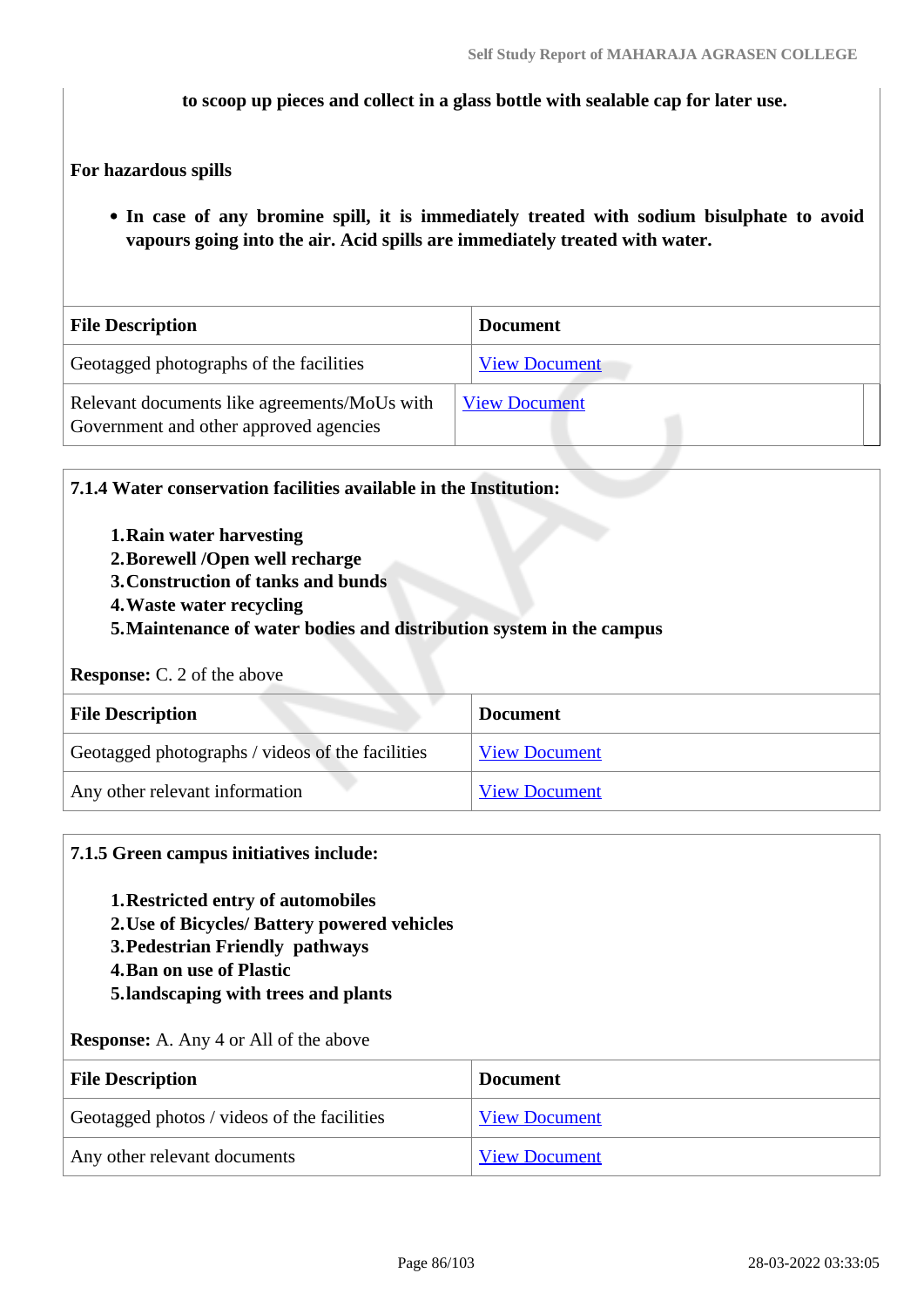**to scoop up pieces and collect in a glass bottle with sealable cap for later use.**

**For hazardous spills**

- **In case of any bromine spill, it is immediately treated with sodium bisulphate to avoid vapours going into the air. Acid spills are immediately treated with water.**

| File Description | Document |
|---|---|
| Geotagged photographs of the facilities | View Document |
| Relevant documents like agreements/MoUs with Government and other approved agencies | View Document |

**7.1.4 Water conservation facilities available in the Institution:**

1. **Rain water harvesting**
2. **Borewell /Open well recharge**
3. **Construction of tanks and bunds**
4. **Waste water recycling**
5. **Maintenance of water bodies and distribution system in the campus**

**Response:** C. 2 of the above

| File Description | Document |
|---|---|
| Geotagged photographs / videos of the facilities | View Document |
| Any other relevant information | View Document |

**7.1.5 Green campus initiatives include:**

1. **Restricted entry of automobiles**
2. **Use of Bicycles/ Battery powered vehicles**
3. **Pedestrian Friendly pathways**
4. **Ban on use of Plastic**
5. **landscaping with trees and plants**

**Response:** A. Any 4 or All of the above

| File Description | Document |
|---|---|
| Geotagged photos / videos of the facilities | View Document |
| Any other relevant documents | View Document |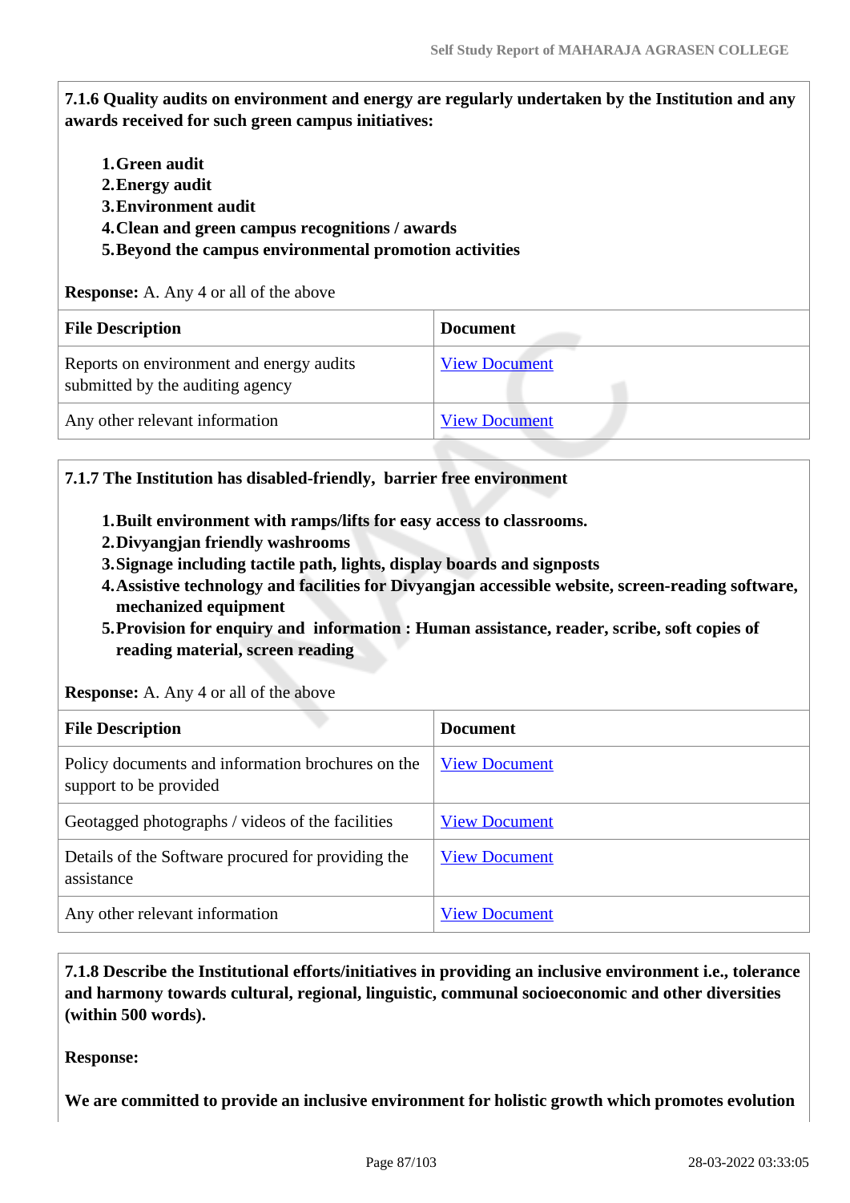**7.1.6 Quality audits on environment and energy are regularly undertaken by the Institution and any awards received for such green campus initiatives:**

1. **Green audit**
2. **Energy audit**
3. **Environment audit**
4. **Clean and green campus recognitions / awards**
5. **Beyond the campus environmental promotion activities**

**Response:** A. Any 4 or all of the above

| File Description | Document |
|---|---|
| Reports on environment and energy audits submitted by the auditing agency | View Document |
| Any other relevant information | View Document |

**7.1.7 The Institution has disabled-friendly, barrier free environment**

1. **Built environment with ramps/lifts for easy access to classrooms.**
2. **Divyangjan friendly washrooms**
3. **Signage including tactile path, lights, display boards and signposts**
4. **Assistive technology and facilities for Divyangjan accessible website, screen-reading software, mechanized equipment**
5. **Provision for enquiry and information : Human assistance, reader, scribe, soft copies of reading material, screen reading**

**Response:** A. Any 4 or all of the above

| File Description | Document |
|---|---|
| Policy documents and information brochures on the support to be provided | View Document |
| Geotagged photographs / videos of the facilities | View Document |
| Details of the Software procured for providing the assistance | View Document |
| Any other relevant information | View Document |

**7.1.8 Describe the Institutional efforts/initiatives in providing an inclusive environment i.e., tolerance and harmony towards cultural, regional, linguistic, communal socioeconomic and other diversities (within 500 words).**

**Response:**

**We are committed to provide an inclusive environment for holistic growth which promotes evolution**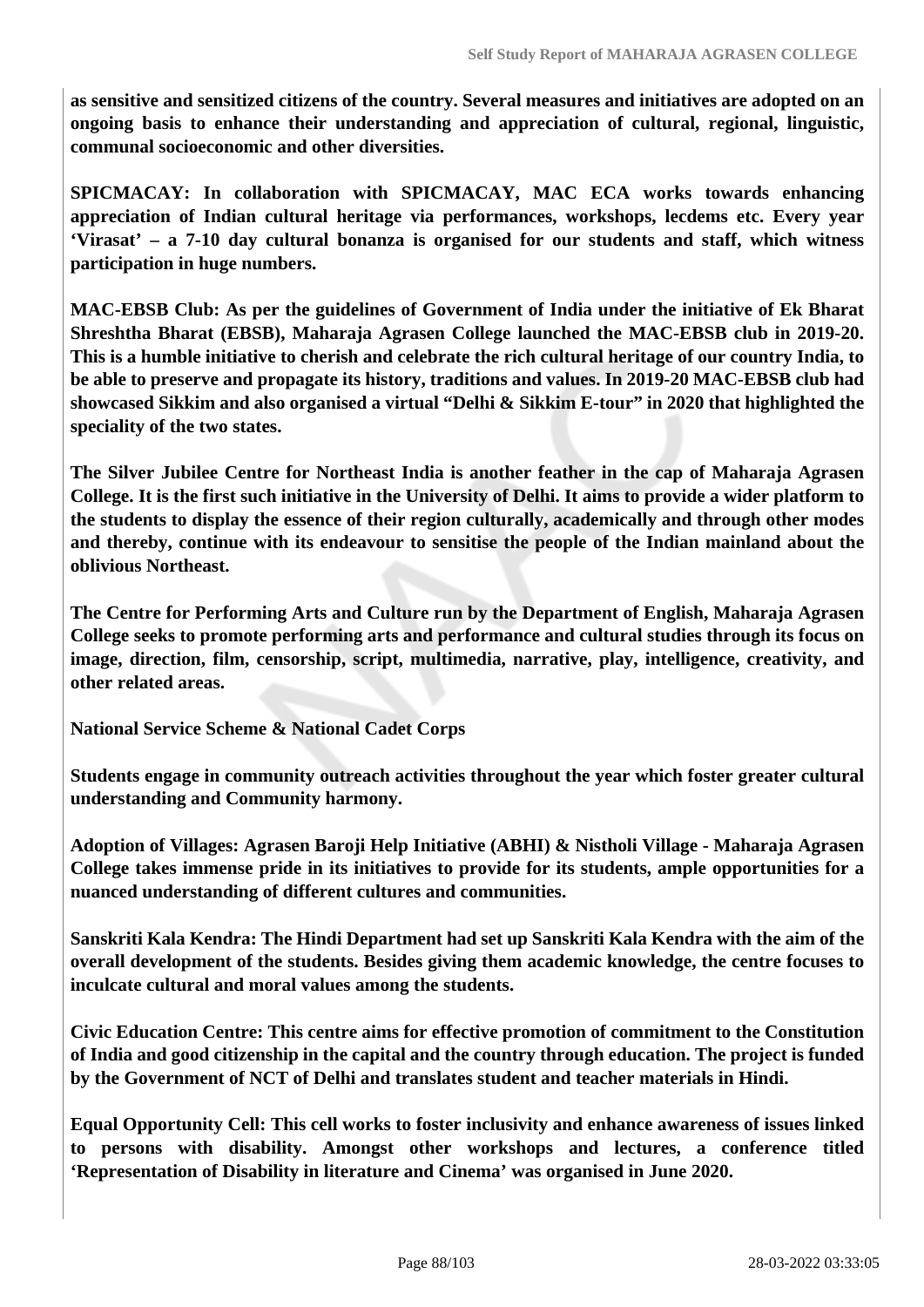**as sensitive and sensitized citizens of the country. Several measures and initiatives are adopted on an ongoing basis to enhance their understanding and appreciation of cultural, regional, linguistic, communal socioeconomic and other diversities.**

**SPICMACAY: In collaboration with SPICMACAY, MAC ECA works towards enhancing appreciation of Indian cultural heritage via performances, workshops, lecdems etc. Every year 'Virasat' – a 7-10 day cultural bonanza is organised for our students and staff, which witness participation in huge numbers.**

**MAC-EBSB Club: As per the guidelines of Government of India under the initiative of Ek Bharat Shreshtha Bharat (EBSB), Maharaja Agrasen College launched the MAC-EBSB club in 2019-20. This is a humble initiative to cherish and celebrate the rich cultural heritage of our country India, to be able to preserve and propagate its history, traditions and values. In 2019-20 MAC-EBSB club had showcased Sikkim and also organised a virtual "Delhi & Sikkim E-tour" in 2020 that highlighted the speciality of the two states.**

**The Silver Jubilee Centre for Northeast India is another feather in the cap of Maharaja Agrasen College. It is the first such initiative in the University of Delhi. It aims to provide a wider platform to the students to display the essence of their region culturally, academically and through other modes and thereby, continue with its endeavour to sensitise the people of the Indian mainland about the oblivious Northeast.**

**The Centre for Performing Arts and Culture run by the Department of English, Maharaja Agrasen College seeks to promote performing arts and performance and cultural studies through its focus on image, direction, film, censorship, script, multimedia, narrative, play, intelligence, creativity, and other related areas.**

**National Service Scheme & National Cadet Corps**

**Students engage in community outreach activities throughout the year which foster greater cultural understanding and Community harmony.**

**Adoption of Villages: Agrasen Baroji Help Initiative (ABHI) & Nistholi Village - Maharaja Agrasen College takes immense pride in its initiatives to provide for its students, ample opportunities for a nuanced understanding of different cultures and communities.**

**Sanskriti Kala Kendra: The Hindi Department had set up Sanskriti Kala Kendra with the aim of the overall development of the students. Besides giving them academic knowledge, the centre focuses to inculcate cultural and moral values among the students.**

**Civic Education Centre: This centre aims for effective promotion of commitment to the Constitution of India and good citizenship in the capital and the country through education. The project is funded by the Government of NCT of Delhi and translates student and teacher materials in Hindi.**

**Equal Opportunity Cell: This cell works to foster inclusivity and enhance awareness of issues linked to persons with disability. Amongst other workshops and lectures, a conference titled 'Representation of Disability in literature and Cinema' was organised in June 2020.**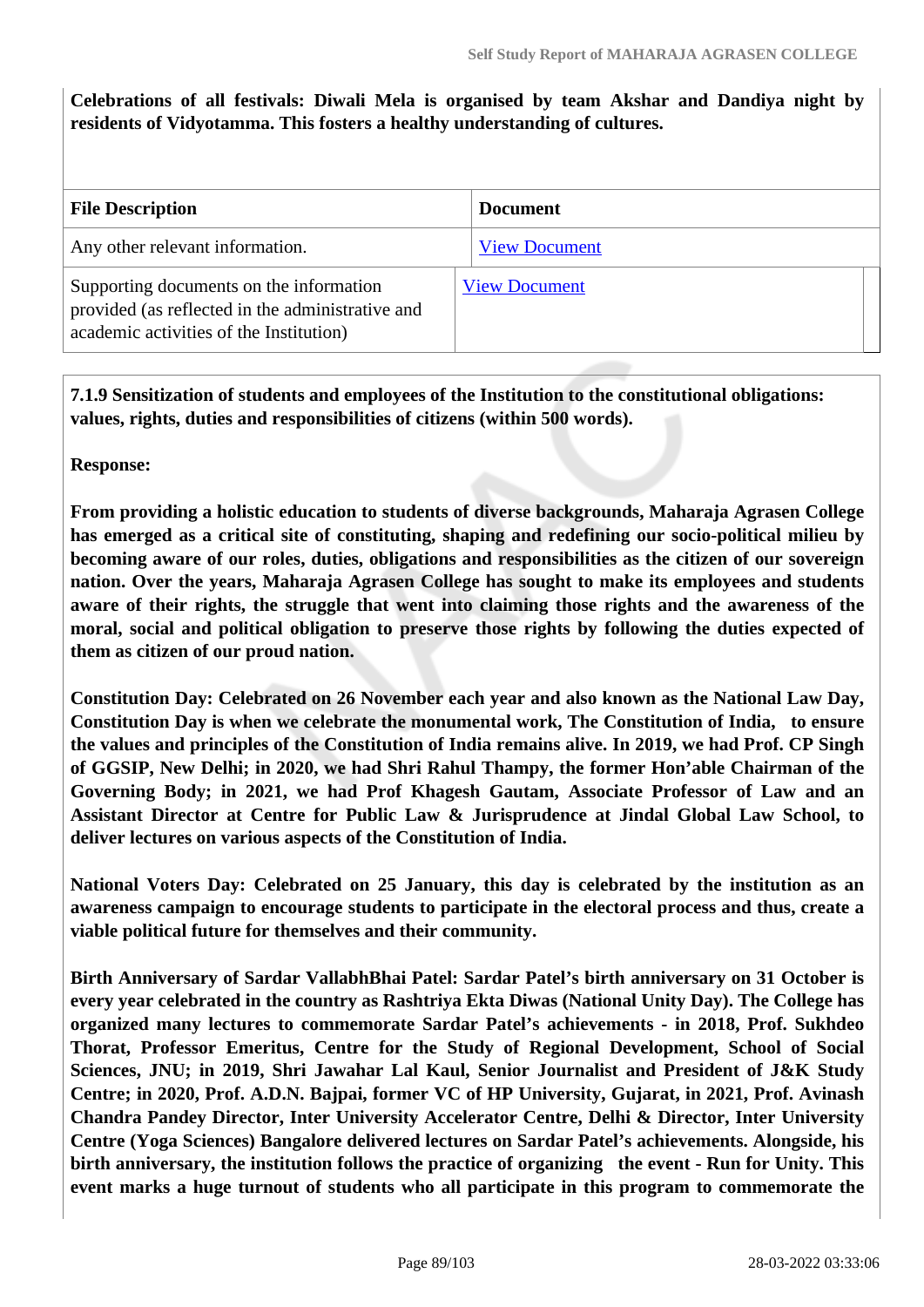**Celebrations of all festivals: Diwali Mela is organised by team Akshar and Dandiya night by residents of Vidyotamma. This fosters a healthy understanding of cultures.**

| File Description | Document |
|---|---|
| Any other relevant information. | View Document |
| Supporting documents on the information provided (as reflected in the administrative and academic activities of the Institution) | View Document |

**7.1.9 Sensitization of students and employees of the Institution to the constitutional obligations: values, rights, duties and responsibilities of citizens (within 500 words).**

**Response:**

**From providing a holistic education to students of diverse backgrounds, Maharaja Agrasen College has emerged as a critical site of constituting, shaping and redefining our socio-political milieu by becoming aware of our roles, duties, obligations and responsibilities as the citizen of our sovereign nation. Over the years, Maharaja Agrasen College has sought to make its employees and students aware of their rights, the struggle that went into claiming those rights and the awareness of the moral, social and political obligation to preserve those rights by following the duties expected of them as citizen of our proud nation.**

**Constitution Day: Celebrated on 26 November each year and also known as the National Law Day, Constitution Day is when we celebrate the monumental work, The Constitution of India, to ensure the values and principles of the Constitution of India remains alive. In 2019, we had Prof. CP Singh of GGSIP, New Delhi; in 2020, we had Shri Rahul Thampy, the former Hon'able Chairman of the Governing Body; in 2021, we had Prof Khagesh Gautam, Associate Professor of Law and an Assistant Director at Centre for Public Law & Jurisprudence at Jindal Global Law School, to deliver lectures on various aspects of the Constitution of India.**

**National Voters Day: Celebrated on 25 January, this day is celebrated by the institution as an awareness campaign to encourage students to participate in the electoral process and thus, create a viable political future for themselves and their community.**

**Birth Anniversary of Sardar VallabhBhai Patel: Sardar Patel's birth anniversary on 31 October is every year celebrated in the country as Rashtriya Ekta Diwas (National Unity Day). The College has organized many lectures to commemorate Sardar Patel's achievements - in 2018, Prof. Sukhdeo Thorat, Professor Emeritus, Centre for the Study of Regional Development, School of Social Sciences, JNU; in 2019, Shri Jawahar Lal Kaul, Senior Journalist and President of J&K Study Centre; in 2020, Prof. A.D.N. Bajpai, former VC of HP University, Gujarat, in 2021, Prof. Avinash Chandra Pandey Director, Inter University Accelerator Centre, Delhi & Director, Inter University Centre (Yoga Sciences) Bangalore delivered lectures on Sardar Patel's achievements. Alongside, his birth anniversary, the institution follows the practice of organizing the event - Run for Unity. This event marks a huge turnout of students who all participate in this program to commemorate the**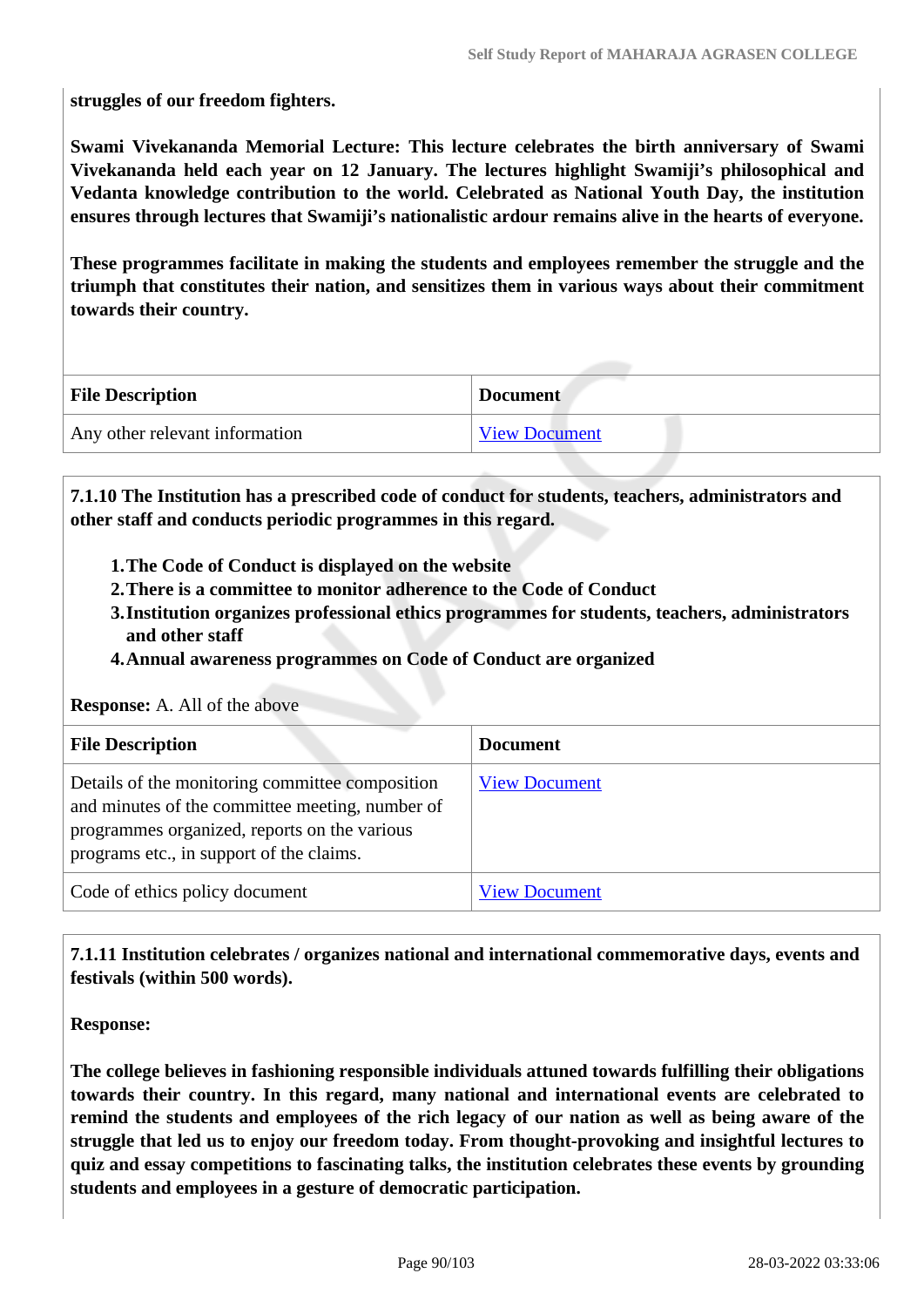**struggles of our freedom fighters.**

**Swami Vivekananda Memorial Lecture: This lecture celebrates the birth anniversary of Swami Vivekananda held each year on 12 January. The lectures highlight Swamiji's philosophical and Vedanta knowledge contribution to the world. Celebrated as National Youth Day, the institution ensures through lectures that Swamiji's nationalistic ardour remains alive in the hearts of everyone.**

**These programmes facilitate in making the students and employees remember the struggle and the triumph that constitutes their nation, and sensitizes them in various ways about their commitment towards their country.**

| File Description | Document |
|---|---|
| Any other relevant information | View Document |

**7.1.10 The Institution has a prescribed code of conduct for students, teachers, administrators and other staff and conducts periodic programmes in this regard.**

1. **The Code of Conduct is displayed on the website**
2. **There is a committee to monitor adherence to the Code of Conduct**
3. **Institution organizes professional ethics programmes for students, teachers, administrators and other staff**
4. **Annual awareness programmes on Code of Conduct are organized**

**Response:** A. All of the above

| File Description | Document |
|---|---|
| Details of the monitoring committee composition and minutes of the committee meeting, number of programmes organized, reports on the various programs etc., in support of the claims. | View Document |
| Code of ethics policy document | View Document |

**7.1.11 Institution celebrates / organizes national and international commemorative days, events and festivals (within 500 words).**

**Response:**

**The college believes in fashioning responsible individuals attuned towards fulfilling their obligations towards their country. In this regard, many national and international events are celebrated to remind the students and employees of the rich legacy of our nation as well as being aware of the struggle that led us to enjoy our freedom today. From thought-provoking and insightful lectures to quiz and essay competitions to fascinating talks, the institution celebrates these events by grounding students and employees in a gesture of democratic participation.**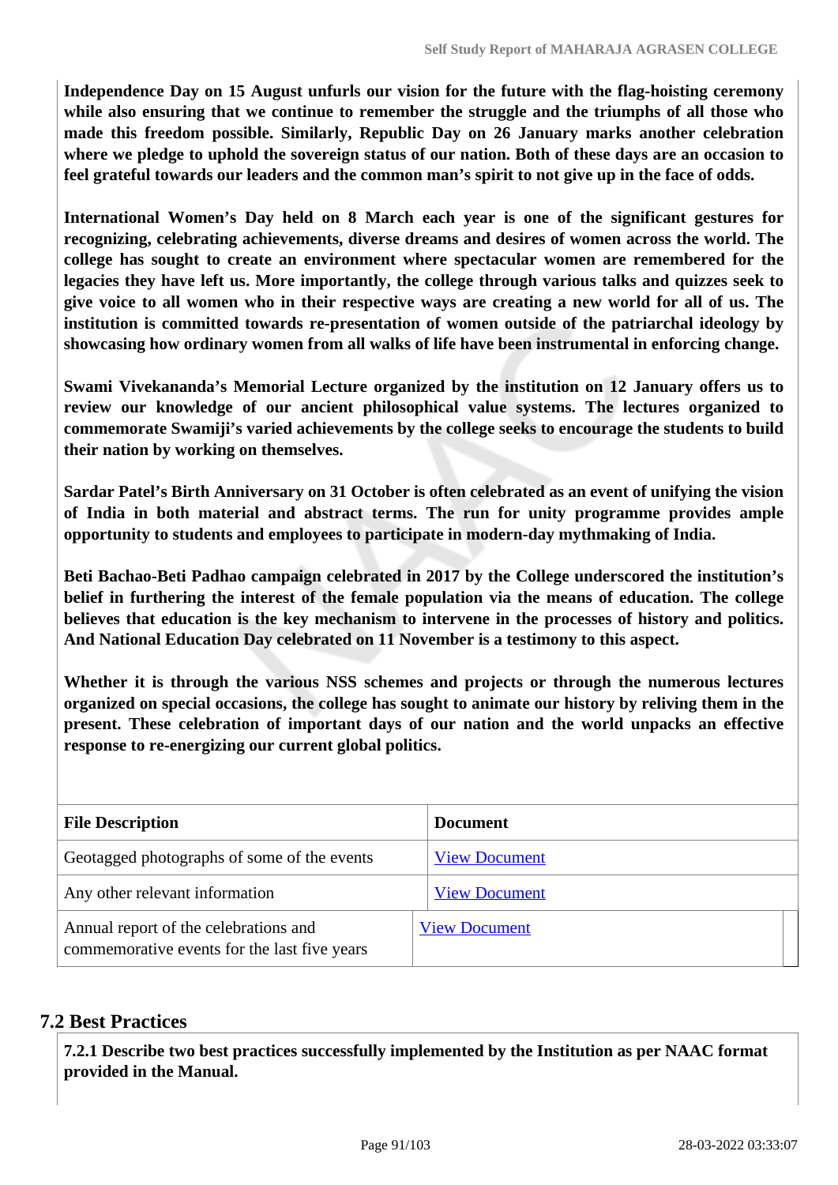**Independence Day on 15 August unfurls our vision for the future with the flag-hoisting ceremony while also ensuring that we continue to remember the struggle and the triumphs of all those who made this freedom possible. Similarly, Republic Day on 26 January marks another celebration where we pledge to uphold the sovereign status of our nation. Both of these days are an occasion to feel grateful towards our leaders and the common man's spirit to not give up in the face of odds.**

**International Women's Day held on 8 March each year is one of the significant gestures for recognizing, celebrating achievements, diverse dreams and desires of women across the world. The college has sought to create an environment where spectacular women are remembered for the legacies they have left us. More importantly, the college through various talks and quizzes seek to give voice to all women who in their respective ways are creating a new world for all of us. The institution is committed towards re-presentation of women outside of the patriarchal ideology by showcasing how ordinary women from all walks of life have been instrumental in enforcing change.**

**Swami Vivekananda's Memorial Lecture organized by the institution on 12 January offers us to review our knowledge of our ancient philosophical value systems. The lectures organized to commemorate Swamiji's varied achievements by the college seeks to encourage the students to build their nation by working on themselves.**

**Sardar Patel's Birth Anniversary on 31 October is often celebrated as an event of unifying the vision of India in both material and abstract terms. The run for unity programme provides ample opportunity to students and employees to participate in modern-day mythmaking of India.**

**Beti Bachao-Beti Padhao campaign celebrated in 2017 by the College underscored the institution's belief in furthering the interest of the female population via the means of education. The college believes that education is the key mechanism to intervene in the processes of history and politics. And National Education Day celebrated on 11 November is a testimony to this aspect.**

**Whether it is through the various NSS schemes and projects or through the numerous lectures organized on special occasions, the college has sought to animate our history by reliving them in the present. These celebration of important days of our nation and the world unpacks an effective response to re-energizing our current global politics.**

| File Description | Document |
|---|---|
| Geotagged photographs of some of the events | View Document |
| Any other relevant information | View Document |
| Annual report of the celebrations and commemorative events for the last five years | View Document |

## 7.2 Best Practices

**7.2.1 Describe two best practices successfully implemented by the Institution as per NAAC format provided in the Manual.**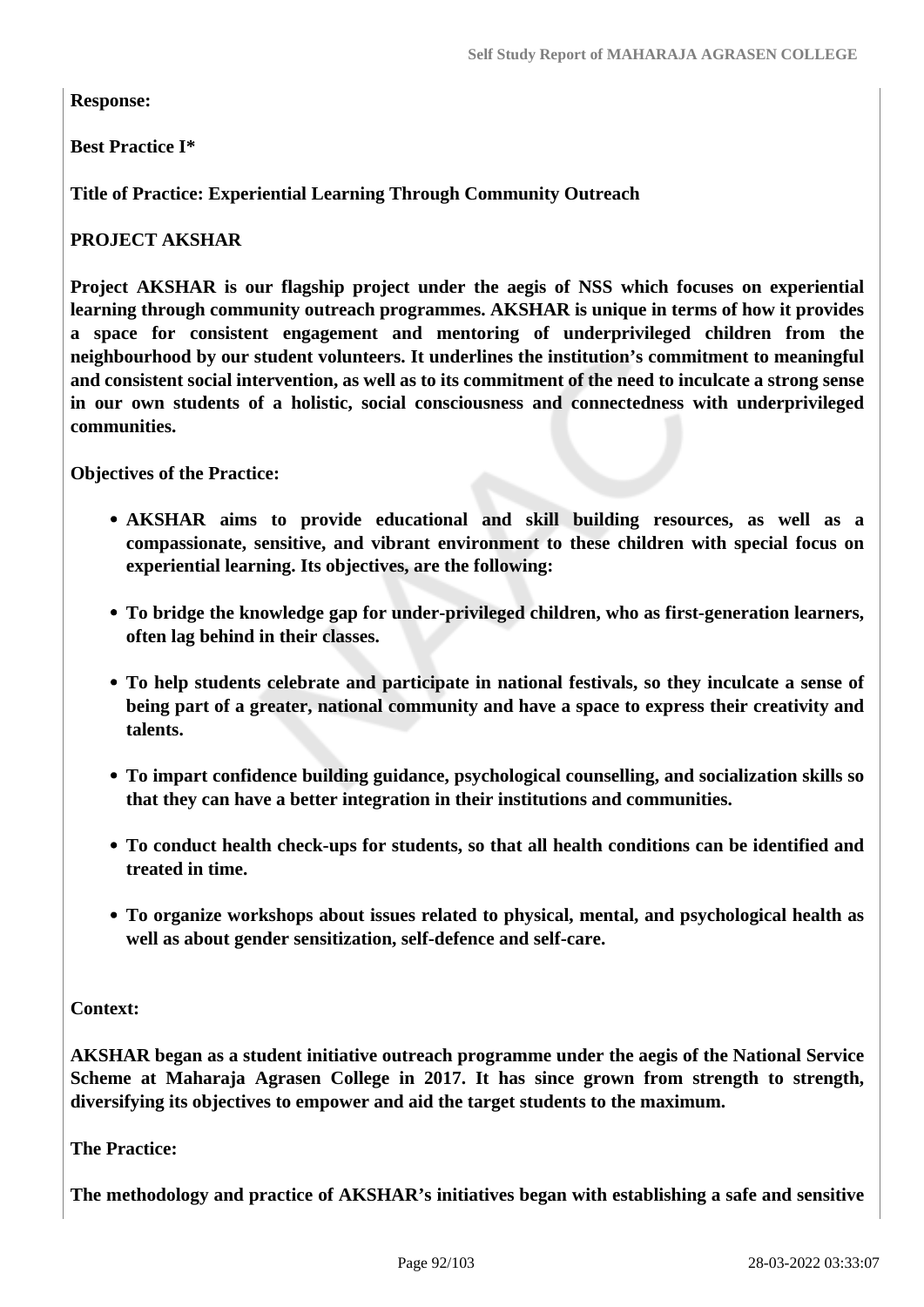**Response:**

**Best Practice I***

**Title of Practice: Experiential Learning Through Community Outreach**

**PROJECT AKSHAR**

**Project AKSHAR is our flagship project under the aegis of NSS which focuses on experiential learning through community outreach programmes. AKSHAR is unique in terms of how it provides a space for consistent engagement and mentoring of underprivileged children from the neighbourhood by our student volunteers. It underlines the institution's commitment to meaningful and consistent social intervention, as well as to its commitment of the need to inculcate a strong sense in our own students of a holistic, social consciousness and connectedness with underprivileged communities.**

**Objectives of the Practice:**

- **AKSHAR aims to provide educational and skill building resources, as well as a compassionate, sensitive, and vibrant environment to these children with special focus on experiential learning. Its objectives, are the following:**
- **To bridge the knowledge gap for under-privileged children, who as first-generation learners, often lag behind in their classes.**
- **To help students celebrate and participate in national festivals, so they inculcate a sense of being part of a greater, national community and have a space to express their creativity and talents.**
- **To impart confidence building guidance, psychological counselling, and socialization skills so that they can have a better integration in their institutions and communities.**
- **To conduct health check-ups for students, so that all health conditions can be identified and treated in time.**
- **To organize workshops about issues related to physical, mental, and psychological health as well as about gender sensitization, self-defence and self-care.**

**Context:**

**AKSHAR began as a student initiative outreach programme under the aegis of the National Service Scheme at Maharaja Agrasen College in 2017. It has since grown from strength to strength, diversifying its objectives to empower and aid the target students to the maximum.**

**The Practice:**

**The methodology and practice of AKSHAR's initiatives began with establishing a safe and sensitive**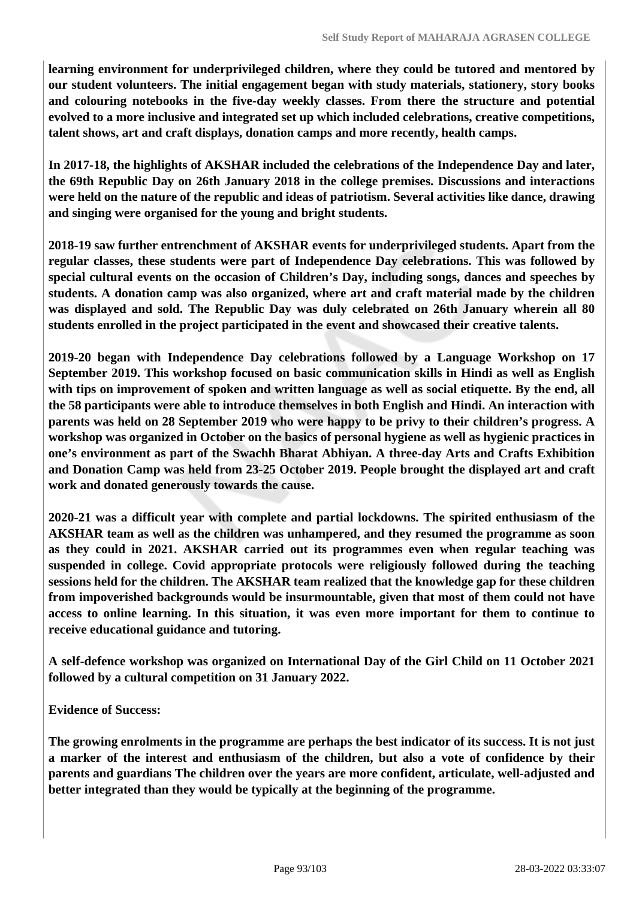**learning environment for underprivileged children, where they could be tutored and mentored by our student volunteers. The initial engagement began with study materials, stationery, story books and colouring notebooks in the five-day weekly classes. From there the structure and potential evolved to a more inclusive and integrated set up which included celebrations, creative competitions, talent shows, art and craft displays, donation camps and more recently, health camps.**

**In 2017-18, the highlights of AKSHAR included the celebrations of the Independence Day and later, the 69th Republic Day on 26th January 2018 in the college premises. Discussions and interactions were held on the nature of the republic and ideas of patriotism. Several activities like dance, drawing and singing were organised for the young and bright students.**

**2018-19 saw further entrenchment of AKSHAR events for underprivileged students. Apart from the regular classes, these students were part of Independence Day celebrations. This was followed by special cultural events on the occasion of Children's Day, including songs, dances and speeches by students. A donation camp was also organized, where art and craft material made by the children was displayed and sold. The Republic Day was duly celebrated on 26th January wherein all 80 students enrolled in the project participated in the event and showcased their creative talents.**

**2019-20 began with Independence Day celebrations followed by a Language Workshop on 17 September 2019. This workshop focused on basic communication skills in Hindi as well as English with tips on improvement of spoken and written language as well as social etiquette. By the end, all the 58 participants were able to introduce themselves in both English and Hindi. An interaction with parents was held on 28 September 2019 who were happy to be privy to their children's progress. A workshop was organized in October on the basics of personal hygiene as well as hygienic practices in one's environment as part of the Swachh Bharat Abhiyan. A three-day Arts and Crafts Exhibition and Donation Camp was held from 23-25 October 2019. People brought the displayed art and craft work and donated generously towards the cause.**

**2020-21 was a difficult year with complete and partial lockdowns. The spirited enthusiasm of the AKSHAR team as well as the children was unhampered, and they resumed the programme as soon as they could in 2021. AKSHAR carried out its programmes even when regular teaching was suspended in college. Covid appropriate protocols were religiously followed during the teaching sessions held for the children. The AKSHAR team realized that the knowledge gap for these children from impoverished backgrounds would be insurmountable, given that most of them could not have access to online learning. In this situation, it was even more important for them to continue to receive educational guidance and tutoring.**

**A self-defence workshop was organized on International Day of the Girl Child on 11 October 2021 followed by a cultural competition on 31 January 2022.**

**Evidence of Success:**

**The growing enrolments in the programme are perhaps the best indicator of its success. It is not just a marker of the interest and enthusiasm of the children, but also a vote of confidence by their parents and guardians The children over the years are more confident, articulate, well-adjusted and better integrated than they would be typically at the beginning of the programme.**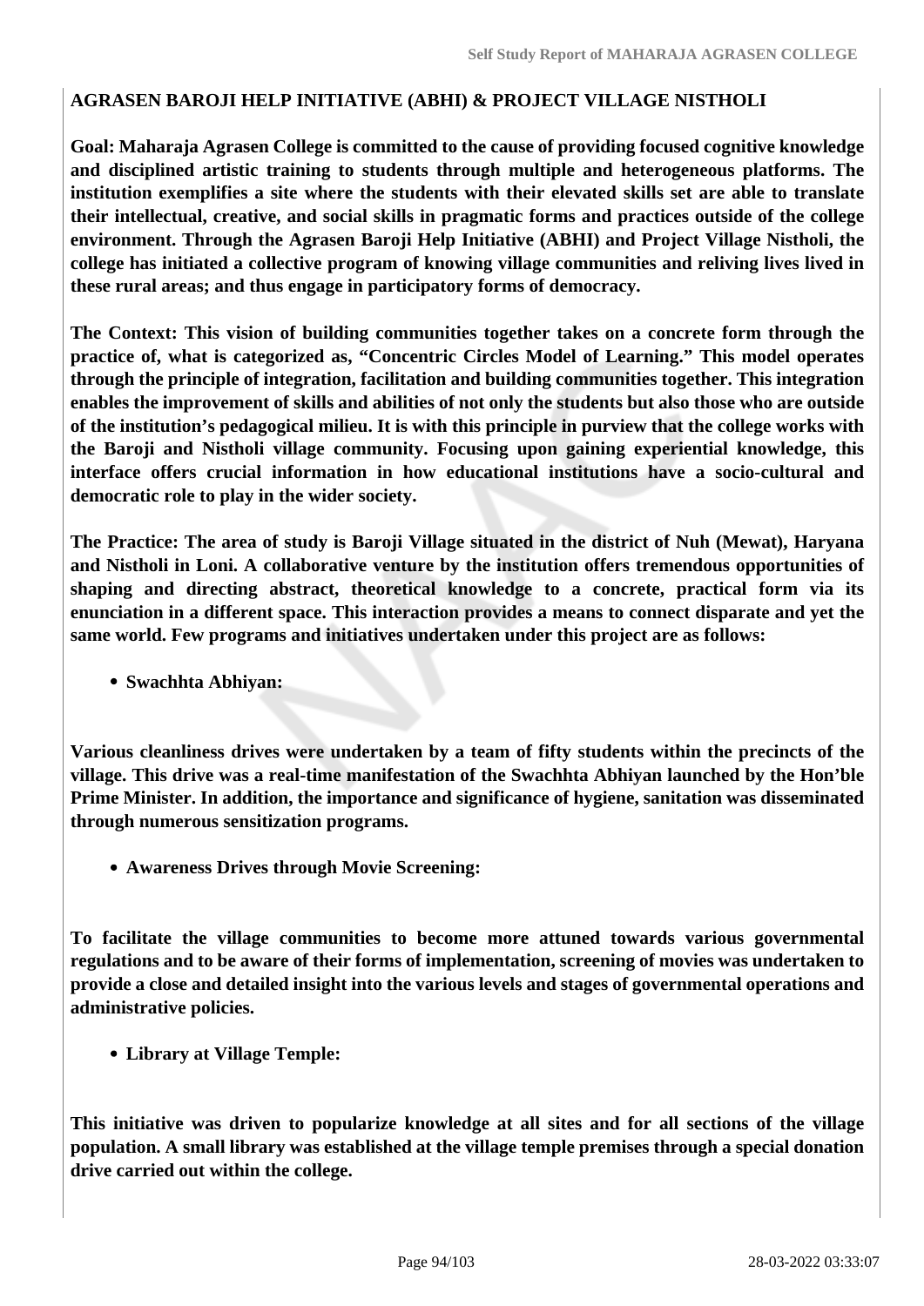**AGRASEN BAROJI HELP INITIATIVE (ABHI) & PROJECT VILLAGE NISTHOLI**

**Goal: Maharaja Agrasen College is committed to the cause of providing focused cognitive knowledge and disciplined artistic training to students through multiple and heterogeneous platforms. The institution exemplifies a site where the students with their elevated skills set are able to translate their intellectual, creative, and social skills in pragmatic forms and practices outside of the college environment. Through the Agrasen Baroji Help Initiative (ABHI) and Project Village Nistholi, the college has initiated a collective program of knowing village communities and reliving lives lived in these rural areas; and thus engage in participatory forms of democracy.**

**The Context: This vision of building communities together takes on a concrete form through the practice of, what is categorized as, "Concentric Circles Model of Learning." This model operates through the principle of integration, facilitation and building communities together. This integration enables the improvement of skills and abilities of not only the students but also those who are outside of the institution's pedagogical milieu. It is with this principle in purview that the college works with the Baroji and Nistholi village community. Focusing upon gaining experiential knowledge, this interface offers crucial information in how educational institutions have a socio-cultural and democratic role to play in the wider society.**

**The Practice: The area of study is Baroji Village situated in the district of Nuh (Mewat), Haryana and Nistholi in Loni. A collaborative venture by the institution offers tremendous opportunities of shaping and directing abstract, theoretical knowledge to a concrete, practical form via its enunciation in a different space. This interaction provides a means to connect disparate and yet the same world. Few programs and initiatives undertaken under this project are as follows:**

- **Swachhta Abhiyan:**

**Various cleanliness drives were undertaken by a team of fifty students within the precincts of the village. This drive was a real-time manifestation of the Swachhta Abhiyan launched by the Hon'ble Prime Minister. In addition, the importance and significance of hygiene, sanitation was disseminated through numerous sensitization programs.**

- **Awareness Drives through Movie Screening:**

**To facilitate the village communities to become more attuned towards various governmental regulations and to be aware of their forms of implementation, screening of movies was undertaken to provide a close and detailed insight into the various levels and stages of governmental operations and administrative policies.**

- **Library at Village Temple:**

**This initiative was driven to popularize knowledge at all sites and for all sections of the village population. A small library was established at the village temple premises through a special donation drive carried out within the college.**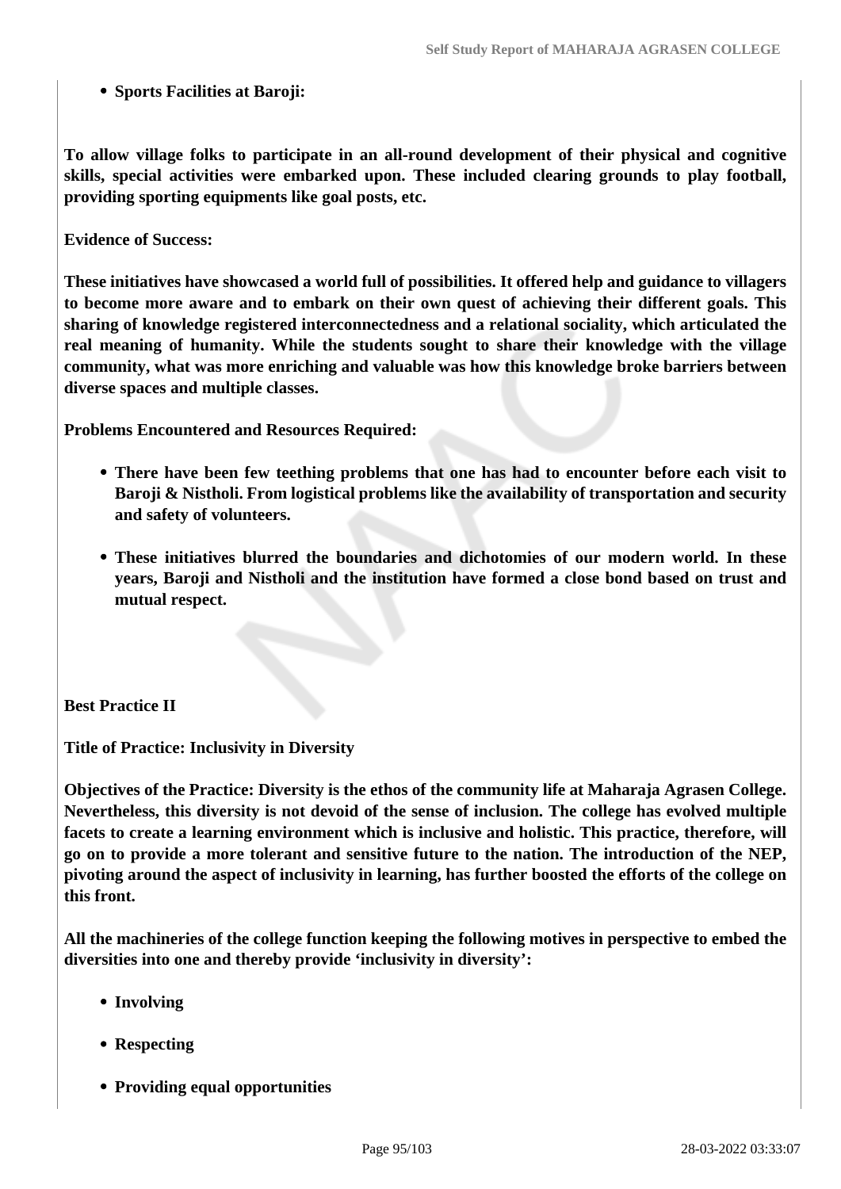- **Sports Facilities at Baroji:**

**To allow village folks to participate in an all-round development of their physical and cognitive skills, special activities were embarked upon. These included clearing grounds to play football, providing sporting equipments like goal posts, etc.**

**Evidence of Success:**

**These initiatives have showcased a world full of possibilities. It offered help and guidance to villagers to become more aware and to embark on their own quest of achieving their different goals. This sharing of knowledge registered interconnectedness and a relational sociality, which articulated the real meaning of humanity. While the students sought to share their knowledge with the village community, what was more enriching and valuable was how this knowledge broke barriers between diverse spaces and multiple classes.**

**Problems Encountered and Resources Required:**

- **There have been few teething problems that one has had to encounter before each visit to Baroji & Nistholi. From logistical problems like the availability of transportation and security and safety of volunteers.**
- **These initiatives blurred the boundaries and dichotomies of our modern world. In these years, Baroji and Nistholi and the institution have formed a close bond based on trust and mutual respect.**

**Best Practice II**

**Title of Practice: Inclusivity in Diversity**

**Objectives of the Practice: Diversity is the ethos of the community life at Maharaja Agrasen College. Nevertheless, this diversity is not devoid of the sense of inclusion. The college has evolved multiple facets to create a learning environment which is inclusive and holistic. This practice, therefore, will go on to provide a more tolerant and sensitive future to the nation. The introduction of the NEP, pivoting around the aspect of inclusivity in learning, has further boosted the efforts of the college on this front.**

**All the machineries of the college function keeping the following motives in perspective to embed the diversities into one and thereby provide 'inclusivity in diversity':**

- **Involving**
- **Respecting**
- **Providing equal opportunities**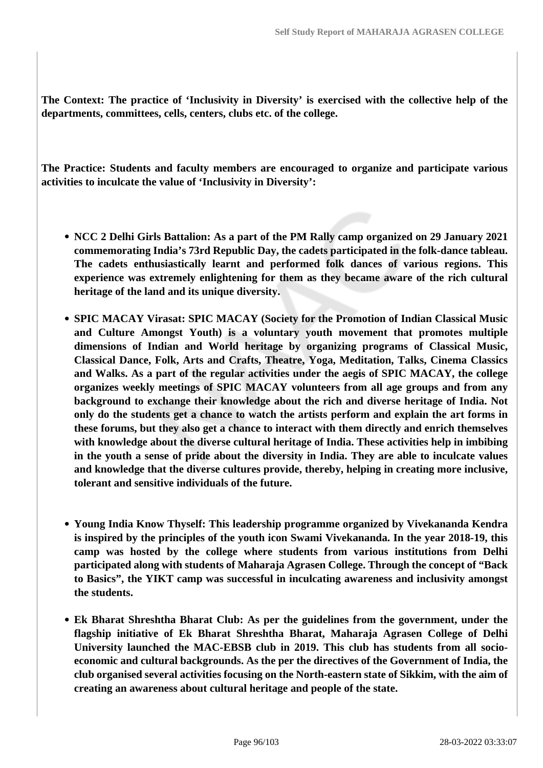**The Context: The practice of 'Inclusivity in Diversity' is exercised with the collective help of the departments, committees, cells, centers, clubs etc. of the college.**

**The Practice: Students and faculty members are encouraged to organize and participate various activities to inculcate the value of 'Inclusivity in Diversity':**

- **NCC 2 Delhi Girls Battalion: As a part of the PM Rally camp organized on 29 January 2021 commemorating India's 73rd Republic Day, the cadets participated in the folk-dance tableau. The cadets enthusiastically learnt and performed folk dances of various regions. This experience was extremely enlightening for them as they became aware of the rich cultural heritage of the land and its unique diversity.**
- **SPIC MACAY Virasat: SPIC MACAY (Society for the Promotion of Indian Classical Music and Culture Amongst Youth) is a voluntary youth movement that promotes multiple dimensions of Indian and World heritage by organizing programs of Classical Music, Classical Dance, Folk, Arts and Crafts, Theatre, Yoga, Meditation, Talks, Cinema Classics and Walks. As a part of the regular activities under the aegis of SPIC MACAY, the college organizes weekly meetings of SPIC MACAY volunteers from all age groups and from any background to exchange their knowledge about the rich and diverse heritage of India. Not only do the students get a chance to watch the artists perform and explain the art forms in these forums, but they also get a chance to interact with them directly and enrich themselves with knowledge about the diverse cultural heritage of India. These activities help in imbibing in the youth a sense of pride about the diversity in India. They are able to inculcate values and knowledge that the diverse cultures provide, thereby, helping in creating more inclusive, tolerant and sensitive individuals of the future.**
- **Young India Know Thyself: This leadership programme organized by Vivekananda Kendra is inspired by the principles of the youth icon Swami Vivekananda. In the year 2018-19, this camp was hosted by the college where students from various institutions from Delhi participated along with students of Maharaja Agrasen College. Through the concept of "Back to Basics", the YIKT camp was successful in inculcating awareness and inclusivity amongst the students.**
- **Ek Bharat Shreshtha Bharat Club: As per the guidelines from the government, under the flagship initiative of Ek Bharat Shreshtha Bharat, Maharaja Agrasen College of Delhi University launched the MAC-EBSB club in 2019. This club has students from all socio-economic and cultural backgrounds. As the per the directives of the Government of India, the club organised several activities focusing on the North-eastern state of Sikkim, with the aim of creating an awareness about cultural heritage and people of the state.**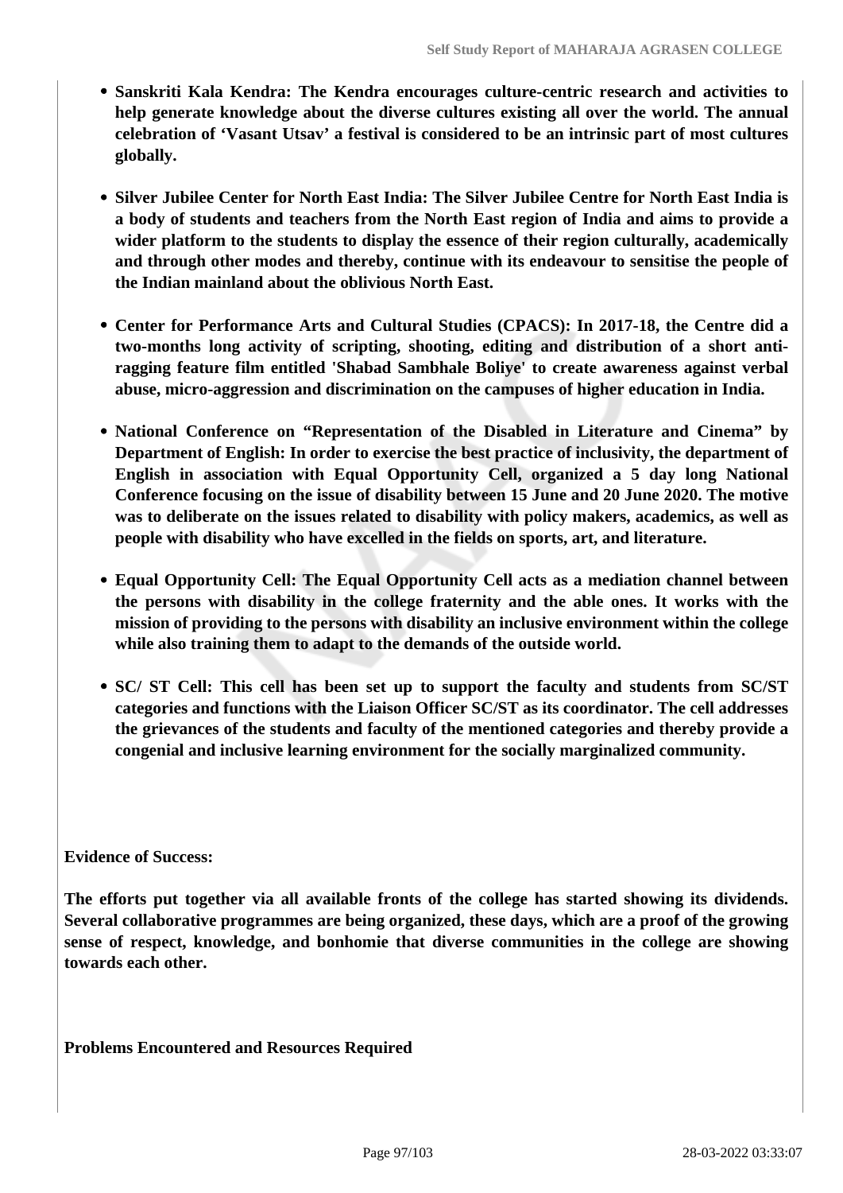- **Sanskriti Kala Kendra: The Kendra encourages culture-centric research and activities to help generate knowledge about the diverse cultures existing all over the world. The annual celebration of 'Vasant Utsav' a festival is considered to be an intrinsic part of most cultures globally.**

- **Silver Jubilee Center for North East India: The Silver Jubilee Centre for North East India is a body of students and teachers from the North East region of India and aims to provide a wider platform to the students to display the essence of their region culturally, academically and through other modes and thereby, continue with its endeavour to sensitise the people of the Indian mainland about the oblivious North East.**

- **Center for Performance Arts and Cultural Studies (CPACS): In 2017-18, the Centre did a two-months long activity of scripting, shooting, editing and distribution of a short anti-ragging feature film entitled 'Shabad Sambhale Boliye' to create awareness against verbal abuse, micro-aggression and discrimination on the campuses of higher education in India.**

- **National Conference on "Representation of the Disabled in Literature and Cinema" by Department of English: In order to exercise the best practice of inclusivity, the department of English in association with Equal Opportunity Cell, organized a 5 day long National Conference focusing on the issue of disability between 15 June and 20 June 2020. The motive was to deliberate on the issues related to disability with policy makers, academics, as well as people with disability who have excelled in the fields on sports, art, and literature.**

- **Equal Opportunity Cell: The Equal Opportunity Cell acts as a mediation channel between the persons with disability in the college fraternity and the able ones. It works with the mission of providing to the persons with disability an inclusive environment within the college while also training them to adapt to the demands of the outside world.**

- **SC/ ST Cell: This cell has been set up to support the faculty and students from SC/ST categories and functions with the Liaison Officer SC/ST as its coordinator. The cell addresses the grievances of the students and faculty of the mentioned categories and thereby provide a congenial and inclusive learning environment for the socially marginalized community.**

**Evidence of Success:**

**The efforts put together via all available fronts of the college has started showing its dividends. Several collaborative programmes are being organized, these days, which are a proof of the growing sense of respect, knowledge, and bonhomie that diverse communities in the college are showing towards each other.**

**Problems Encountered and Resources Required**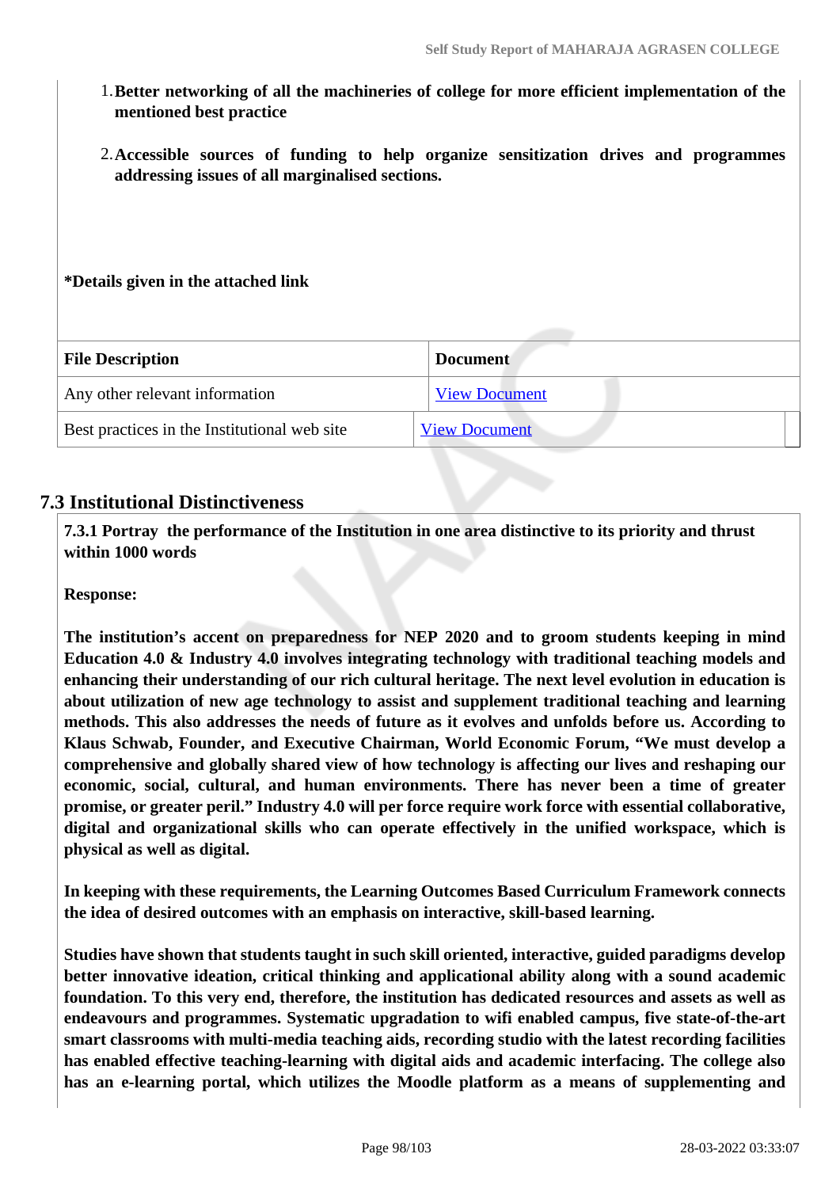1. **Better networking of all the machineries of college for more efficient implementation of the mentioned best practice**

2. **Accessible sources of funding to help organize sensitization drives and programmes addressing issues of all marginalised sections.**

**\*Details given in the attached link**

| File Description | Document |
|---|---|
| Any other relevant information | View Document |
| Best practices in the Institutional web site | View Document |

## 7.3 Institutional Distinctiveness

**7.3.1 Portray the performance of the Institution in one area distinctive to its priority and thrust within 1000 words**

**Response:**

**The institution's accent on preparedness for NEP 2020 and to groom students keeping in mind Education 4.0 & Industry 4.0 involves integrating technology with traditional teaching models and enhancing their understanding of our rich cultural heritage. The next level evolution in education is about utilization of new age technology to assist and supplement traditional teaching and learning methods. This also addresses the needs of future as it evolves and unfolds before us. According to Klaus Schwab, Founder, and Executive Chairman, World Economic Forum, "We must develop a comprehensive and globally shared view of how technology is affecting our lives and reshaping our economic, social, cultural, and human environments. There has never been a time of greater promise, or greater peril." Industry 4.0 will per force require work force with essential collaborative, digital and organizational skills who can operate effectively in the unified workspace, which is physical as well as digital.**

**In keeping with these requirements, the Learning Outcomes Based Curriculum Framework connects the idea of desired outcomes with an emphasis on interactive, skill-based learning.**

**Studies have shown that students taught in such skill oriented, interactive, guided paradigms develop better innovative ideation, critical thinking and applicational ability along with a sound academic foundation. To this very end, therefore, the institution has dedicated resources and assets as well as endeavours and programmes. Systematic upgradation to wifi enabled campus, five state-of-the-art smart classrooms with multi-media teaching aids, recording studio with the latest recording facilities has enabled effective teaching-learning with digital aids and academic interfacing. The college also has an e-learning portal, which utilizes the Moodle platform as a means of supplementing and**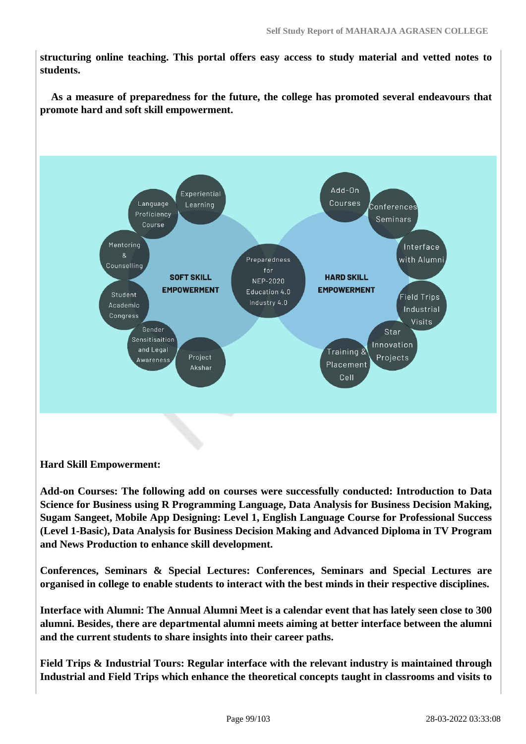**structuring online teaching. This portal offers easy access to study material and vetted notes to students.**

**As a measure of preparedness for the future, the college has promoted several endeavours that promote hard and soft skill empowerment.**

**Hard Skill Empowerment:**

**Add-on Courses: The following add on courses were successfully conducted: Introduction to Data Science for Business using R Programming Language, Data Analysis for Business Decision Making, Sugam Sangeet, Mobile App Designing: Level 1, English Language Course for Professional Success (Level 1-Basic), Data Analysis for Business Decision Making and Advanced Diploma in TV Program and News Production to enhance skill development.**

**Conferences, Seminars & Special Lectures: Conferences, Seminars and Special Lectures are organised in college to enable students to interact with the best minds in their respective disciplines.**

**Interface with Alumni: The Annual Alumni Meet is a calendar event that has lately seen close to 300 alumni. Besides, there are departmental alumni meets aiming at better interface between the alumni and the current students to share insights into their career paths.**

**Field Trips & Industrial Tours: Regular interface with the relevant industry is maintained through Industrial and Field Trips which enhance the theoretical concepts taught in classrooms and visits to**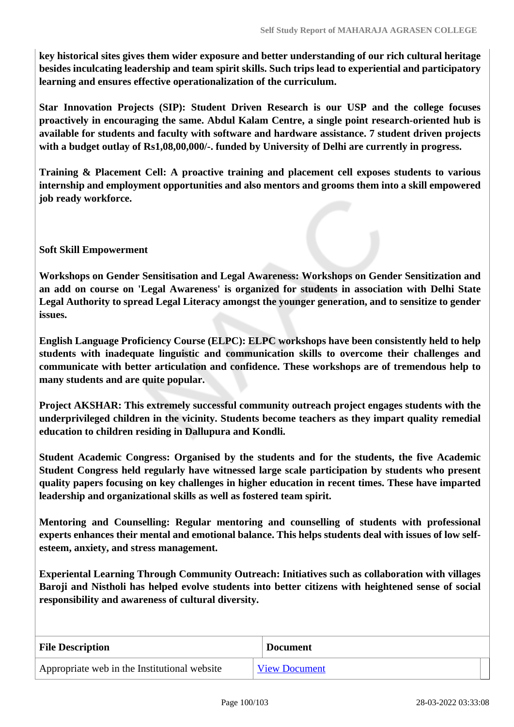**key historical sites gives them wider exposure and better understanding of our rich cultural heritage besides inculcating leadership and team spirit skills. Such trips lead to experiential and participatory learning and ensures effective operationalization of the curriculum.**

**Star Innovation Projects (SIP): Student Driven Research is our USP and the college focuses proactively in encouraging the same. Abdul Kalam Centre, a single point research-oriented hub is available for students and faculty with software and hardware assistance. 7 student driven projects with a budget outlay of Rs1,08,00,000/-. funded by University of Delhi are currently in progress.**

**Training & Placement Cell: A proactive training and placement cell exposes students to various internship and employment opportunities and also mentors and grooms them into a skill empowered job ready workforce.**

**Soft Skill Empowerment**

**Workshops on Gender Sensitisation and Legal Awareness: Workshops on Gender Sensitization and an add on course on 'Legal Awareness' is organized for students in association with Delhi State Legal Authority to spread Legal Literacy amongst the younger generation, and to sensitize to gender issues.**

**English Language Proficiency Course (ELPC): ELPC workshops have been consistently held to help students with inadequate linguistic and communication skills to overcome their challenges and communicate with better articulation and confidence. These workshops are of tremendous help to many students and are quite popular.**

**Project AKSHAR: This extremely successful community outreach project engages students with the underprivileged children in the vicinity. Students become teachers as they impart quality remedial education to children residing in Dallupura and Kondli.**

**Student Academic Congress: Organised by the students and for the students, the five Academic Student Congress held regularly have witnessed large scale participation by students who present quality papers focusing on key challenges in higher education in recent times. These have imparted leadership and organizational skills as well as fostered team spirit.**

**Mentoring and Counselling: Regular mentoring and counselling of students with professional experts enhances their mental and emotional balance. This helps students deal with issues of low self-esteem, anxiety, and stress management.**

**Experiental Learning Through Community Outreach: Initiatives such as collaboration with villages Baroji and Nistholi has helped evolve students into better citizens with heightened sense of social responsibility and awareness of cultural diversity.**

| File Description | Document |
|---|---|
| Appropriate web in the Institutional website | View Document |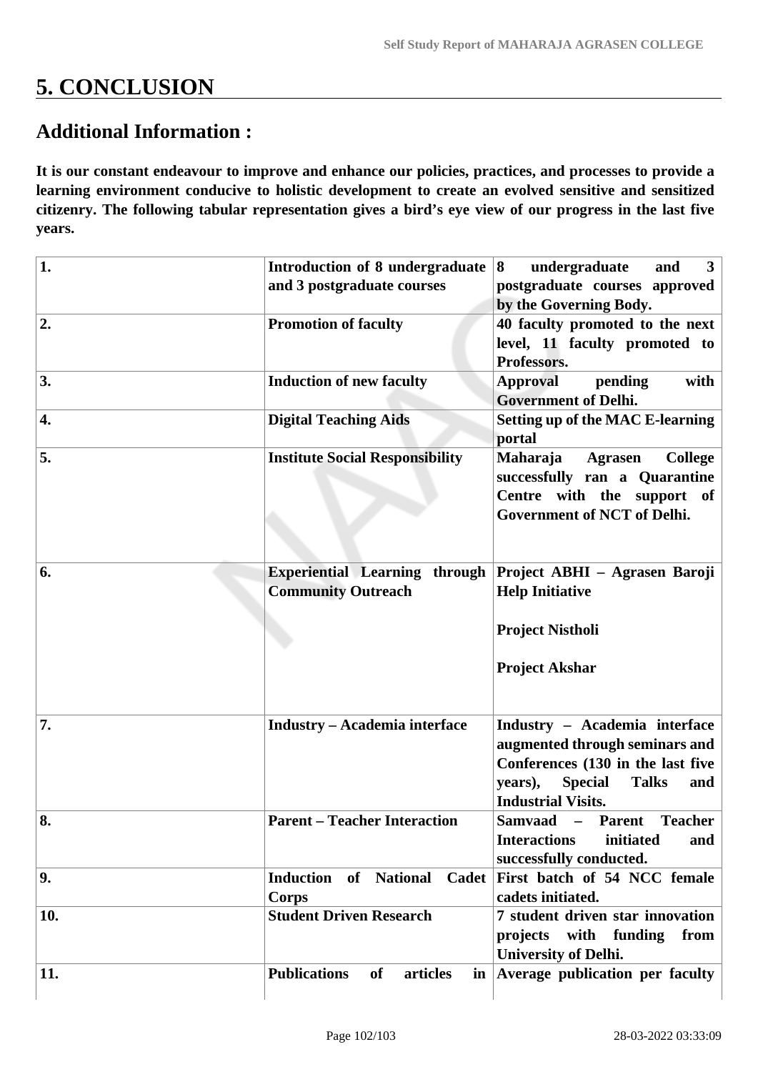# 5. CONCLUSION

## Additional Information :

**It is our constant endeavour to improve and enhance our policies, practices, and processes to provide a learning environment conducive to holistic development to create an evolved sensitive and sensitized citizenry. The following tabular representation gives a bird's eye view of our progress in the last five years.**

| | | |
|---|---|---|
| **1.** | **Introduction of 8 undergraduate and 3 postgraduate courses** | **8 undergraduate and 3 postgraduate courses approved by the Governing Body.** |
| **2.** | **Promotion of faculty** | **40 faculty promoted to the next level, 11 faculty promoted to Professors.** |
| **3.** | **Induction of new faculty** | **Approval pending with Government of Delhi.** |
| **4.** | **Digital Teaching Aids** | **Setting up of the MAC E-learning portal** |
| **5.** | **Institute Social Responsibility** | **Maharaja Agrasen College successfully ran a Quarantine Centre with the support of Government of NCT of Delhi.** |
| **6.** | **Experiential Learning through Community Outreach** | **Project ABHI – Agrasen Baroji Help Initiative**<br><br>**Project Nistholi**<br><br>**Project Akshar** |
| **7.** | **Industry – Academia interface** | **Industry – Academia interface augmented through seminars and Conferences (130 in the last five years), Special Talks and Industrial Visits.** |
| **8.** | **Parent – Teacher Interaction** | **Samvaad – Parent Teacher Interactions initiated and successfully conducted.** |
| **9.** | **Induction of National Cadet Corps** | **First batch of 54 NCC female cadets initiated.** |
| **10.** | **Student Driven Research** | **7 student driven star innovation projects with funding from University of Delhi.** |
| **11.** | **Publications of articles in** | **Average publication per faculty** |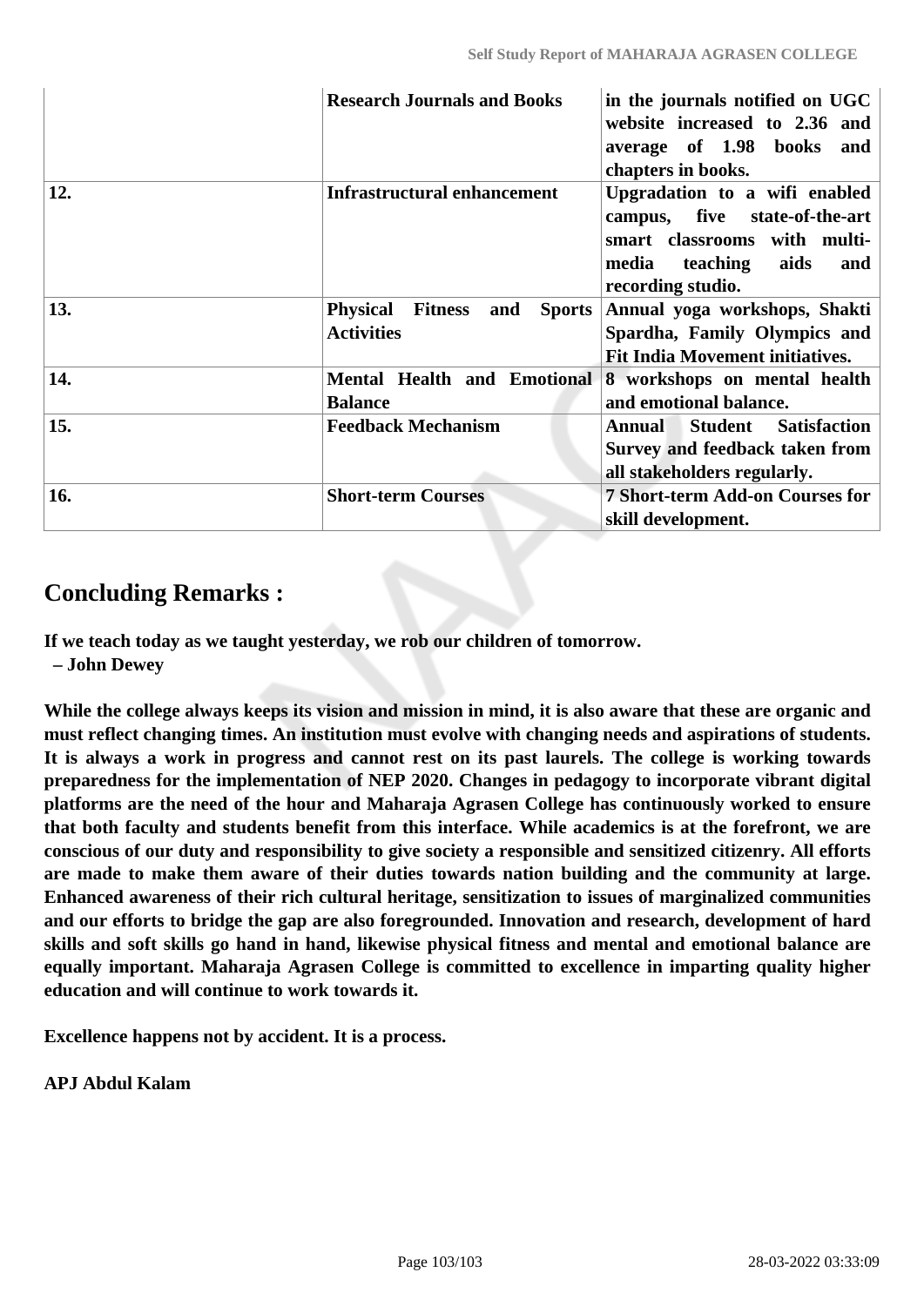| | | |
|---|---|---|
| | **Research Journals and Books** | **in the journals notified on UGC website increased to 2.36 and average of 1.98 books and chapters in books.** |
| **12.** | **Infrastructural enhancement** | **Upgradation to a wifi enabled campus, five state-of-the-art smart classrooms with multi-media teaching aids and recording studio.** |
| **13.** | **Physical Fitness and Sports Activities** | **Annual yoga workshops, Shakti Spardha, Family Olympics and Fit India Movement initiatives.** |
| **14.** | **Mental Health and Emotional Balance** | **8 workshops on mental health and emotional balance.** |
| **15.** | **Feedback Mechanism** | **Annual Student Satisfaction Survey and feedback taken from all stakeholders regularly.** |
| **16.** | **Short-term Courses** | **7 Short-term Add-on Courses for skill development.** |

## Concluding Remarks :

**If we teach today as we taught yesterday, we rob our children of tomorrow.**
**– John Dewey**

**While the college always keeps its vision and mission in mind, it is also aware that these are organic and must reflect changing times. An institution must evolve with changing needs and aspirations of students. It is always a work in progress and cannot rest on its past laurels. The college is working towards preparedness for the implementation of NEP 2020. Changes in pedagogy to incorporate vibrant digital platforms are the need of the hour and Maharaja Agrasen College has continuously worked to ensure that both faculty and students benefit from this interface. While academics is at the forefront, we are conscious of our duty and responsibility to give society a responsible and sensitized citizenry. All efforts are made to make them aware of their duties towards nation building and the community at large. Enhanced awareness of their rich cultural heritage, sensitization to issues of marginalized communities and our efforts to bridge the gap are also foregrounded. Innovation and research, development of hard skills and soft skills go hand in hand, likewise physical fitness and mental and emotional balance are equally important. Maharaja Agrasen College is committed to excellence in imparting quality higher education and will continue to work towards it.**

**Excellence happens not by accident. It is a process.**

**APJ Abdul Kalam**